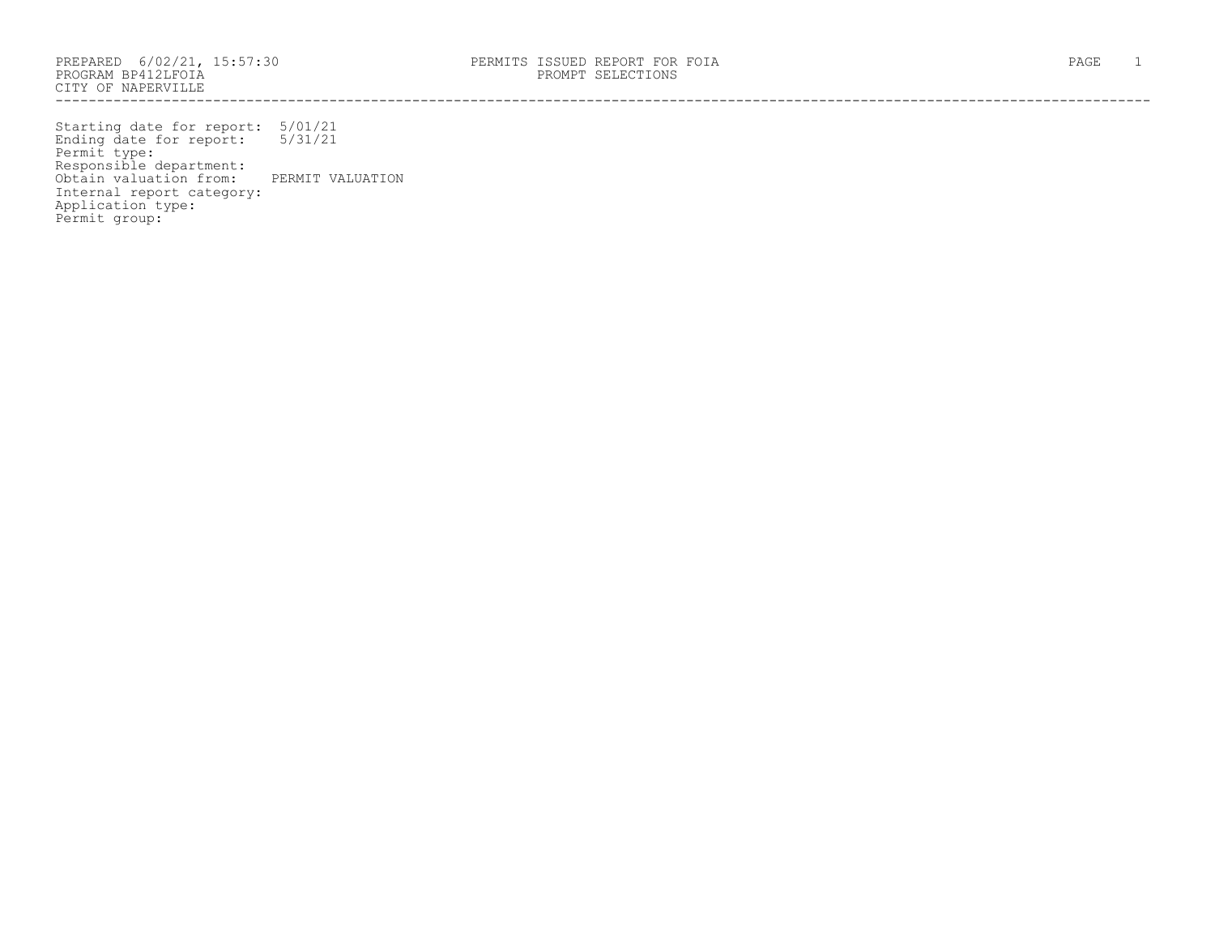PREPARED 6/02/21, 15:57:30
PROGRAM BP412LFOIA
CITY OF NAPERVILLE

# PERMITS ISSUED REPORT FOR FOIA

## PROMPT SELECTIONS

Starting date for report: 5/01/21
Ending date for report: 5/31/21
Permit type:
Responsible department:
Obtain valuation from: PERMIT VALUATION
Internal report category:
Application type:
Permit group: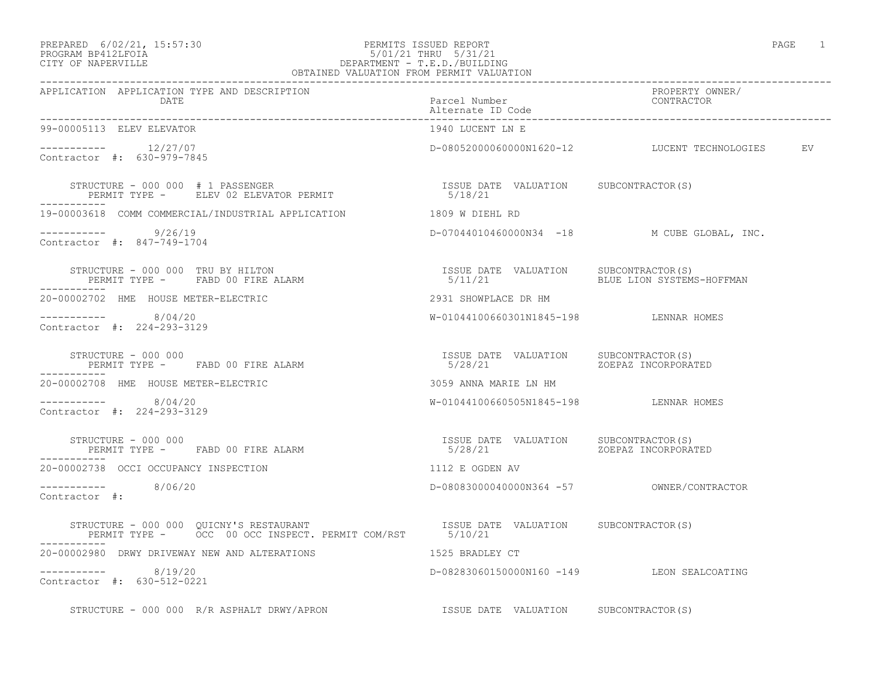PREPARED 6/02/21, 15:57:30
PROGRAM BP412LFOIA
CITY OF NAPERVILLE

PERMITS ISSUED REPORT
5/01/21 THRU 5/31/21
DEPARTMENT - T.E.D./BUILDING
OBTAINED VALUATION FROM PERMIT VALUATION

| APPLICATION | APPLICATION TYPE AND DESCRIPTION / DATE | Parcel Number / Alternate ID Code | PROPERTY OWNER/ CONTRACTOR |
|---|---|---|---|

```
99-00005113  ELEV ELEVATOR                                         1940 LUCENT LN E

-----------  12/27/07                                              D-08052000060000N1620-12        LUCENT TECHNOLOGIES      EV
Contractor #:  630-979-7845

     STRUCTURE - 000 000  # 1 PASSENGER                              ISSUE DATE  VALUATION    SUBCONTRACTOR(S)
       PERMIT TYPE -      ELEV 02 ELEVATOR PERMIT                     5/18/21
-----------
19-00003618  COMM COMMERCIAL/INDUSTRIAL APPLICATION                1809 W DIEHL RD

-----------  9/26/19                                               D-07044010460000N34  -18        M CUBE GLOBAL, INC.
Contractor #:  847-749-1704

     STRUCTURE - 000 000  TRU BY HILTON                              ISSUE DATE  VALUATION    SUBCONTRACTOR(S)
       PERMIT TYPE -      FABD 00 FIRE ALARM                          5/11/21                 BLUE LION SYSTEMS-HOFFMAN
-----------
20-00002702  HME  HOUSE METER-ELECTRIC                             2931 SHOWPLACE DR HM

-----------  8/04/20                                               W-01044100660301N1845-198       LENNAR HOMES
Contractor #:  224-293-3129

     STRUCTURE - 000 000                                             ISSUE DATE  VALUATION    SUBCONTRACTOR(S)
       PERMIT TYPE -      FABD 00 FIRE ALARM                          5/28/21                 ZOEPAZ INCORPORATED
-----------
20-00002708  HME  HOUSE METER-ELECTRIC                             3059 ANNA MARIE LN HM

-----------  8/04/20                                               W-01044100660505N1845-198       LENNAR HOMES
Contractor #:  224-293-3129

     STRUCTURE - 000 000                                             ISSUE DATE  VALUATION    SUBCONTRACTOR(S)
       PERMIT TYPE -      FABD 00 FIRE ALARM                          5/28/21                 ZOEPAZ INCORPORATED
-----------
20-00002738  OCCI OCCUPANCY INSPECTION                             1112 E OGDEN AV

-----------  8/06/20                                               D-08083000040000N364 -57        OWNER/CONTRACTOR
Contractor #:

     STRUCTURE - 000 000  QUICNY'S RESTAURANT                        ISSUE DATE  VALUATION    SUBCONTRACTOR(S)
       PERMIT TYPE -      OCC  00 OCC INSPECT. PERMIT COM/RST         5/10/21
-----------
20-00002980  DRWY DRIVEWAY NEW AND ALTERATIONS                     1525 BRADLEY CT

-----------  8/19/20                                               D-08283060150000N160 -149       LEON SEALCOATING
Contractor #:  630-512-0221

     STRUCTURE - 000 000  R/R ASPHALT DRWY/APRON                     ISSUE DATE  VALUATION    SUBCONTRACTOR(S)
```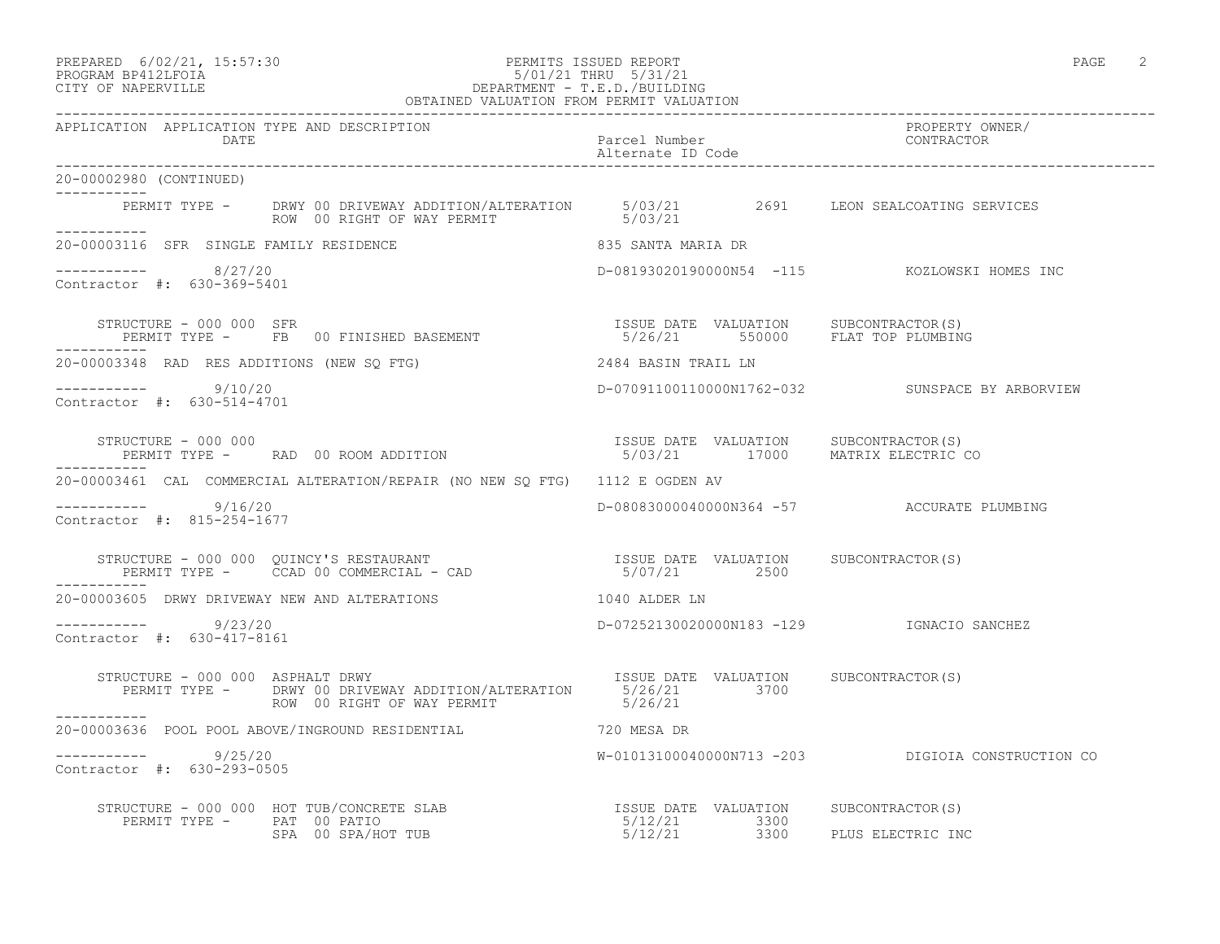PERMITS ISSUED REPORT
5/01/21 THRU 5/31/21
DEPARTMENT - T.E.D./BUILDING
OBTAINED VALUATION FROM PERMIT VALUATION

PREPARED 6/02/21, 15:57:30
PROGRAM BP412LFOIA
CITY OF NAPERVILLE

| APPLICATION | APPLICATION TYPE AND DESCRIPTION / DATE | Parcel Number / Alternate ID Code | PROPERTY OWNER/ CONTRACTOR |
|---|---|---|---|

**20-00002980 (CONTINUED)**

| PERMIT TYPE | | ISSUE DATE | VALUATION | SUBCONTRACTOR(S) |
|---|---|---|---|---|
| DRWY 00 DRIVEWAY ADDITION/ALTERATION | | 5/03/21 | 2691 | LEON SEALCOATING SERVICES |
| ROW 00 RIGHT OF WAY PERMIT | | 5/03/21 | | |

---

**20-00003116** SFR SINGLE FAMILY RESIDENCE — 835 SANTA MARIA DR
8/27/20 — D-08193020190000N54 -115 — KOZLOWSKI HOMES INC
Contractor #: 630-369-5401

STRUCTURE - 000 000 SFR

| PERMIT TYPE | ISSUE DATE | VALUATION | SUBCONTRACTOR(S) |
|---|---|---|---|
| FB 00 FINISHED BASEMENT | 5/26/21 | 550000 | FLAT TOP PLUMBING |

---

**20-00003348** RAD RES ADDITIONS (NEW SQ FTG) — 2484 BASIN TRAIL LN
9/10/20 — D-07091100110000N1762-032 — SUNSPACE BY ARBORVIEW
Contractor #: 630-514-4701

STRUCTURE - 000 000

| PERMIT TYPE | ISSUE DATE | VALUATION | SUBCONTRACTOR(S) |
|---|---|---|---|
| RAD 00 ROOM ADDITION | 5/03/21 | 17000 | MATRIX ELECTRIC CO |

---

**20-00003461** CAL COMMERCIAL ALTERATION/REPAIR (NO NEW SQ FTG) — 1112 E OGDEN AV
9/16/20 — D-08083000040000N364 -57 — ACCURATE PLUMBING
Contractor #: 815-254-1677

STRUCTURE - 000 000 QUINCY'S RESTAURANT

| PERMIT TYPE | ISSUE DATE | VALUATION | SUBCONTRACTOR(S) |
|---|---|---|---|
| CCAD 00 COMMERCIAL - CAD | 5/07/21 | 2500 | |

---

**20-00003605** DRWY DRIVEWAY NEW AND ALTERATIONS — 1040 ALDER LN
9/23/20 — D-07252130020000N183 -129 — IGNACIO SANCHEZ
Contractor #: 630-417-8161

STRUCTURE - 000 000 ASPHALT DRWY

| PERMIT TYPE | ISSUE DATE | VALUATION | SUBCONTRACTOR(S) |
|---|---|---|---|
| DRWY 00 DRIVEWAY ADDITION/ALTERATION | 5/26/21 | 3700 | |
| ROW 00 RIGHT OF WAY PERMIT | 5/26/21 | | |

---

**20-00003636** POOL POOL ABOVE/INGROUND RESIDENTIAL — 720 MESA DR
9/25/20 — W-01013100040000N713 -203 — DIGIOIA CONSTRUCTION CO
Contractor #: 630-293-0505

STRUCTURE - 000 000 HOT TUB/CONCRETE SLAB

| PERMIT TYPE | ISSUE DATE | VALUATION | SUBCONTRACTOR(S) |
|---|---|---|---|
| PAT 00 PATIO | 5/12/21 | 3300 | |
| SPA 00 SPA/HOT TUB | 5/12/21 | 3300 | PLUS ELECTRIC INC |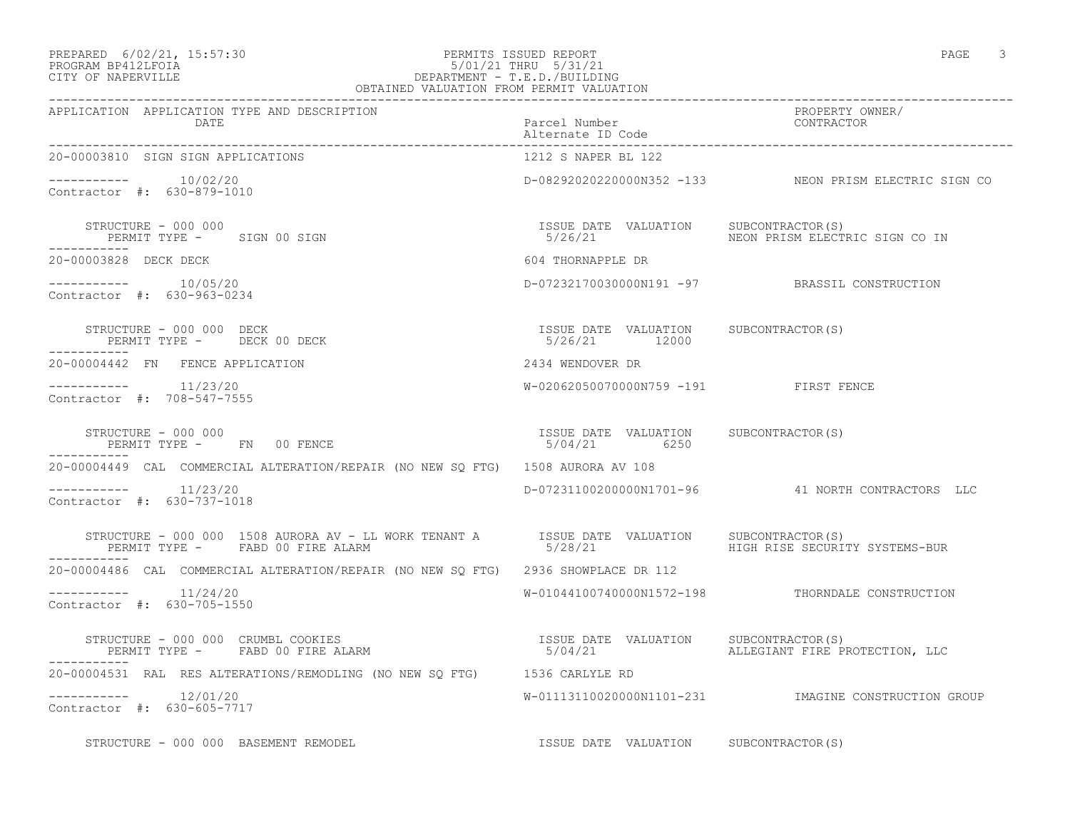PERMITS ISSUED REPORT
PROGRAM BP412LFOIA — 5/01/21 THRU 5/31/21
CITY OF NAPERVILLE — DEPARTMENT - T.E.D./BUILDING
OBTAINED VALUATION FROM PERMIT VALUATION

PREPARED 6/02/21, 15:57:30

| APPLICATION | APPLICATION TYPE AND DESCRIPTION / DATE | Parcel Number / Alternate ID Code | PROPERTY OWNER/ CONTRACTOR |
|---|---|---|---|
| 20-00003810 | SIGN SIGN APPLICATIONS | 1212 S NAPER BL 122 | |
| ----------- | 10/02/20 | D-08292020220000N352 -133 | NEON PRISM ELECTRIC SIGN CO |
| Contractor #: 630-879-1010 | | | |
| | STRUCTURE - 000 000 / PERMIT TYPE - SIGN 00 SIGN | ISSUE DATE 5/26/21 VALUATION | SUBCONTRACTOR(S) NEON PRISM ELECTRIC SIGN CO IN |
| 20-00003828 | DECK DECK | 604 THORNAPPLE DR | |
| ----------- | 10/05/20 | D-07232170030000N191 -97 | BRASSIL CONSTRUCTION |
| Contractor #: 630-963-0234 | | | |
| | STRUCTURE - 000 000 DECK / PERMIT TYPE - DECK 00 DECK | ISSUE DATE 5/26/21 VALUATION 12000 | SUBCONTRACTOR(S) |
| 20-00004442 | FN FENCE APPLICATION | 2434 WENDOVER DR | |
| ----------- | 11/23/20 | W-02062050070000N759 -191 | FIRST FENCE |
| Contractor #: 708-547-7555 | | | |
| | STRUCTURE - 000 000 / PERMIT TYPE - FN 00 FENCE | ISSUE DATE 5/04/21 VALUATION 6250 | SUBCONTRACTOR(S) |
| 20-00004449 | CAL COMMERCIAL ALTERATION/REPAIR (NO NEW SQ FTG) | 1508 AURORA AV 108 | |
| ----------- | 11/23/20 | D-07231100200000N1701-96 | 41 NORTH CONTRACTORS LLC |
| Contractor #: 630-737-1018 | | | |
| | STRUCTURE - 000 000 1508 AURORA AV - LL WORK TENANT A / PERMIT TYPE - FABD 00 FIRE ALARM | ISSUE DATE 5/28/21 VALUATION | SUBCONTRACTOR(S) HIGH RISE SECURITY SYSTEMS-BUR |
| 20-00004486 | CAL COMMERCIAL ALTERATION/REPAIR (NO NEW SQ FTG) | 2936 SHOWPLACE DR 112 | |
| ----------- | 11/24/20 | W-01044100740000N1572-198 | THORNDALE CONSTRUCTION |
| Contractor #: 630-705-1550 | | | |
| | STRUCTURE - 000 000 CRUMBL COOKIES / PERMIT TYPE - FABD 00 FIRE ALARM | ISSUE DATE 5/04/21 VALUATION | SUBCONTRACTOR(S) ALLEGIANT FIRE PROTECTION, LLC |
| 20-00004531 | RAL RES ALTERATIONS/REMODLING (NO NEW SQ FTG) | 1536 CARLYLE RD | |
| ----------- | 12/01/20 | W-01113110020000N1101-231 | IMAGINE CONSTRUCTION GROUP |
| Contractor #: 630-605-7717 | | | |
| | STRUCTURE - 000 000 BASEMENT REMODEL | ISSUE DATE VALUATION | SUBCONTRACTOR(S) |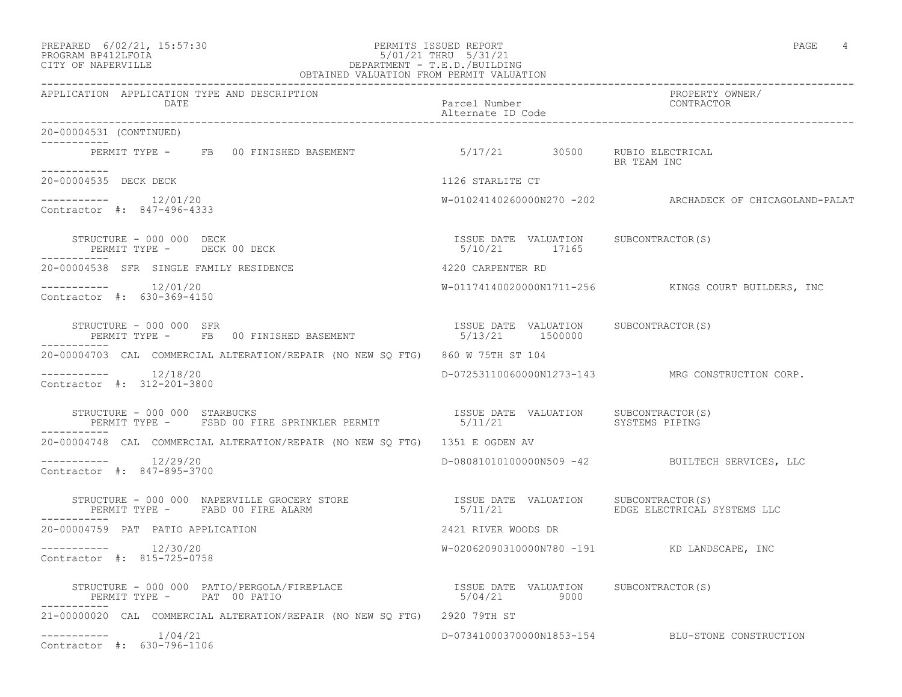PERMITS ISSUED REPORT
5/01/21 THRU 5/31/21
DEPARTMENT - T.E.D./BUILDING
OBTAINED VALUATION FROM PERMIT VALUATION

| APPLICATION | APPLICATION TYPE AND DESCRIPTION / DATE | Parcel Number / Alternate ID Code | PROPERTY OWNER/ CONTRACTOR |
|---|---|---|---|

20-00004531 (CONTINUED)

PERMIT TYPE - FB 00 FINISHED BASEMENT — 5/17/21 — 30500 — RUBIO ELECTRICAL, BR TEAM INC

---

**20-00004535 DECK DECK** — 1126 STARLITE CT

12/01/20 — W-01024140260000N270 -202 — ARCHADECK OF CHICAGOLAND-PALAT

Contractor #: 847-496-4333

| STRUCTURE | PERMIT TYPE | ISSUE DATE | VALUATION | SUBCONTRACTOR(S) |
|---|---|---|---|---|
| 000 000 DECK | DECK 00 DECK | 5/10/21 | 17165 | |

---

**20-00004538 SFR SINGLE FAMILY RESIDENCE** — 4220 CARPENTER RD

12/01/20 — W-01174140020000N1711-256 — KINGS COURT BUILDERS, INC

Contractor #: 630-369-4150

| STRUCTURE | PERMIT TYPE | ISSUE DATE | VALUATION | SUBCONTRACTOR(S) |
|---|---|---|---|---|
| 000 000 SFR | FB 00 FINISHED BASEMENT | 5/13/21 | 1500000 | |

---

**20-00004703 CAL COMMERCIAL ALTERATION/REPAIR (NO NEW SQ FTG)** — 860 W 75TH ST 104

12/18/20 — D-07253110060000N1273-143 — MRG CONSTRUCTION CORP.

Contractor #: 312-201-3800

| STRUCTURE | PERMIT TYPE | ISSUE DATE | VALUATION | SUBCONTRACTOR(S) |
|---|---|---|---|---|
| 000 000 STARBUCKS | FSBD 00 FIRE SPRINKLER PERMIT | 5/11/21 | | SYSTEMS PIPING |

---

**20-00004748 CAL COMMERCIAL ALTERATION/REPAIR (NO NEW SQ FTG)** — 1351 E OGDEN AV

12/29/20 — D-08081010100000N509 -42 — BUILTECH SERVICES, LLC

Contractor #: 847-895-3700

| STRUCTURE | PERMIT TYPE | ISSUE DATE | VALUATION | SUBCONTRACTOR(S) |
|---|---|---|---|---|
| 000 000 NAPERVILLE GROCERY STORE | FABD 00 FIRE ALARM | 5/11/21 | | EDGE ELECTRICAL SYSTEMS LLC |

---

**20-00004759 PAT PATIO APPLICATION** — 2421 RIVER WOODS DR

12/30/20 — W-02062090310000N780 -191 — KD LANDSCAPE, INC

Contractor #: 815-725-0758

| STRUCTURE | PERMIT TYPE | ISSUE DATE | VALUATION | SUBCONTRACTOR(S) |
|---|---|---|---|---|
| 000 000 PATIO/PERGOLA/FIREPLACE | PAT 00 PATIO | 5/04/21 | 9000 | |

---

**21-00000020 CAL COMMERCIAL ALTERATION/REPAIR (NO NEW SQ FTG)** — 2920 79TH ST

1/04/21 — D-07341000370000N1853-154 — BLU-STONE CONSTRUCTION

Contractor #: 630-796-1106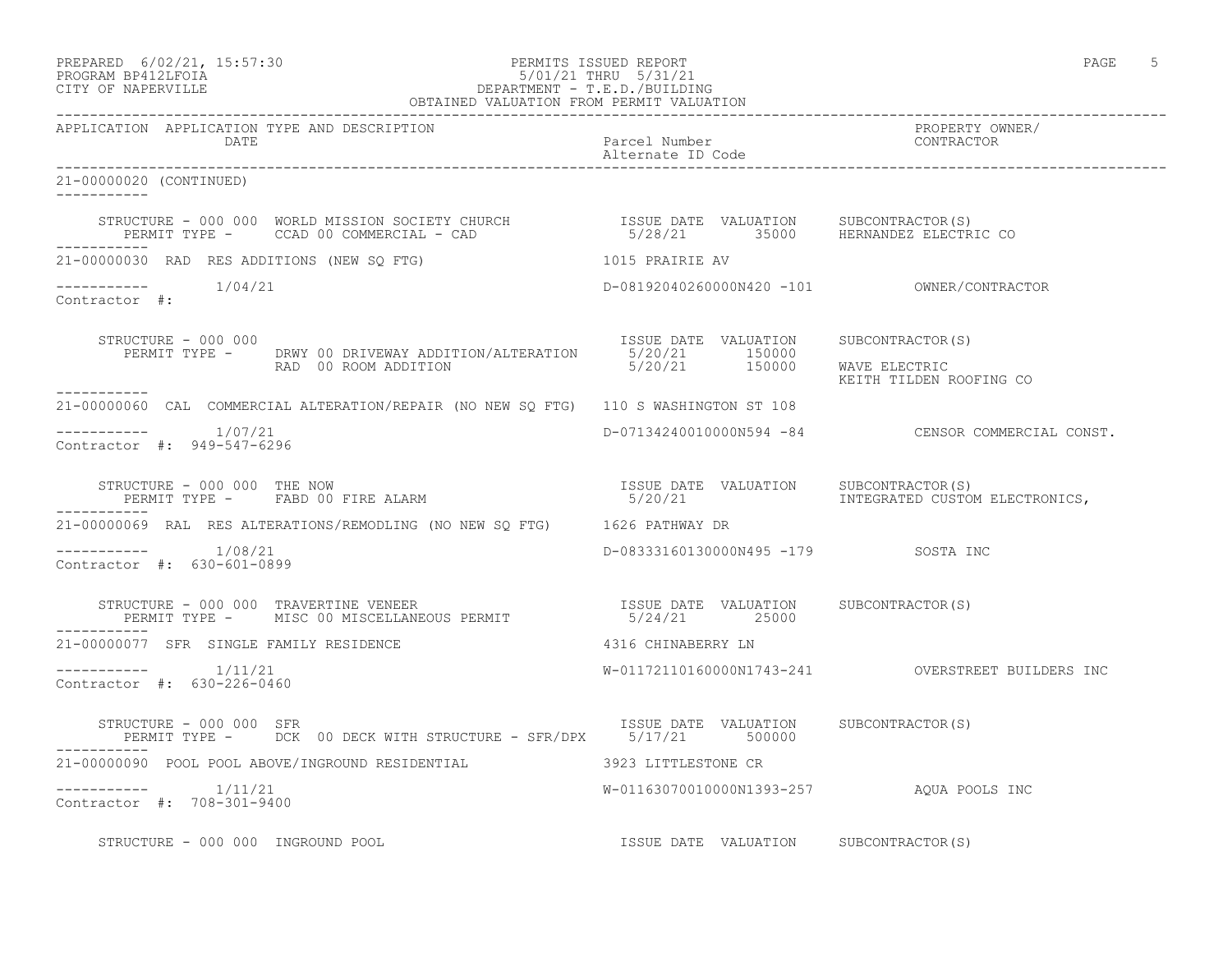PREPARED 6/02/21, 15:57:30 PERMITS ISSUED REPORT
PROGRAM BP412LFOIA 5/01/21 THRU 5/31/21
CITY OF NAPERVILLE DEPARTMENT - T.E.D./BUILDING
OBTAINED VALUATION FROM PERMIT VALUATION

| APPLICATION | APPLICATION TYPE AND DESCRIPTION DATE | Parcel Number Alternate ID Code | PROPERTY OWNER/ CONTRACTOR |
|---|---|---|---|

**21-00000020 (CONTINUED)**

STRUCTURE - 000 000 WORLD MISSION SOCIETY CHURCH
PERMIT TYPE - CCAD 00 COMMERCIAL - CAD

| ISSUE DATE | VALUATION | SUBCONTRACTOR(S) |
|---|---|---|
| 5/28/21 | 35000 | HERNANDEZ ELECTRIC CO |

---

**21-00000030** RAD RES ADDITIONS (NEW SQ FTG) — 1015 PRAIRIE AV
1/04/21 — D-08192040260000N420 -101 — OWNER/CONTRACTOR
Contractor #:

STRUCTURE - 000 000

| PERMIT TYPE | ISSUE DATE | VALUATION | SUBCONTRACTOR(S) |
|---|---|---|---|
| DRWY 00 DRIVEWAY ADDITION/ALTERATION | 5/20/21 | 150000 | |
| RAD 00 ROOM ADDITION | 5/20/21 | 150000 | WAVE ELECTRIC |
| | | | KEITH TILDEN ROOFING CO |

---

**21-00000060** CAL COMMERCIAL ALTERATION/REPAIR (NO NEW SQ FTG) — 110 S WASHINGTON ST 108
1/07/21 — D-07134240010000N594 -84 — CENSOR COMMERCIAL CONST.
Contractor #: 949-547-6296

STRUCTURE - 000 000 THE NOW
PERMIT TYPE - FABD 00 FIRE ALARM

| ISSUE DATE | VALUATION | SUBCONTRACTOR(S) |
|---|---|---|
| 5/20/21 | | INTEGRATED CUSTOM ELECTRONICS, |

---

**21-00000069** RAL RES ALTERATIONS/REMODLING (NO NEW SQ FTG) — 1626 PATHWAY DR
1/08/21 — D-08333160130000N495 -179 — SOSTA INC
Contractor #: 630-601-0899

STRUCTURE - 000 000 TRAVERTINE VENEER
PERMIT TYPE - MISC 00 MISCELLANEOUS PERMIT

| ISSUE DATE | VALUATION | SUBCONTRACTOR(S) |
|---|---|---|
| 5/24/21 | 25000 | |

---

**21-00000077** SFR SINGLE FAMILY RESIDENCE — 4316 CHINABERRY LN
1/11/21 — W-01172110160000N1743-241 — OVERSTREET BUILDERS INC
Contractor #: 630-226-0460

STRUCTURE - 000 000 SFR
PERMIT TYPE - DCK 00 DECK WITH STRUCTURE - SFR/DPX

| ISSUE DATE | VALUATION | SUBCONTRACTOR(S) |
|---|---|---|
| 5/17/21 | 500000 | |

---

**21-00000090** POOL POOL ABOVE/INGROUND RESIDENTIAL — 3923 LITTLESTONE CR
1/11/21 — W-01163070010000N1393-257 — AQUA POOLS INC
Contractor #: 708-301-9400

STRUCTURE - 000 000 INGROUND POOL

| ISSUE DATE | VALUATION | SUBCONTRACTOR(S) |
|---|---|---|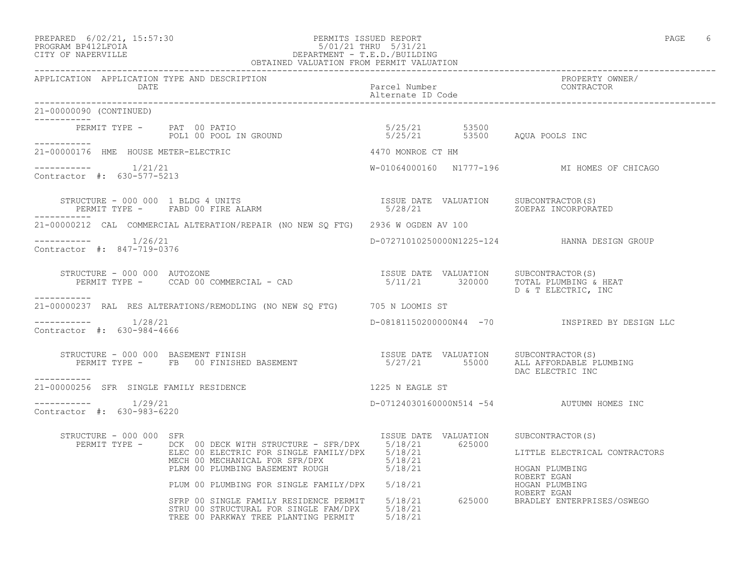PREPARED 6/02/21, 15:57:30
PROGRAM BP412LFOIA
CITY OF NAPERVILLE

PERMITS ISSUED REPORT
5/01/21 THRU 5/31/21
DEPARTMENT - T.E.D./BUILDING
OBTAINED VALUATION FROM PERMIT VALUATION

| APPLICATION | APPLICATION TYPE AND DESCRIPTION / DATE | Parcel Number / Alternate ID Code | PROPERTY OWNER/ CONTRACTOR |
|---|---|---|---|

**21-00000090 (CONTINUED)**

| PERMIT TYPE | DATE | VALUATION | SUBCONTRACTOR(S) |
|---|---|---|---|
| PAT 00 PATIO | 5/25/21 | 53500 | |
| POL1 00 POOL IN GROUND | 5/25/21 | 53500 | AQUA POOLS INC |

**21-00000176 HME HOUSE METER-ELECTRIC** — 4470 MONROE CT HM

1/21/21 — W-01064000160 N1777-196 — MI HOMES OF CHICAGO
Contractor #: 630-577-5213

STRUCTURE - 000 000 1 BLDG 4 UNITS

| PERMIT TYPE | ISSUE DATE | VALUATION | SUBCONTRACTOR(S) |
|---|---|---|---|
| FABD 00 FIRE ALARM | 5/28/21 | | ZOEPAZ INCORPORATED |

**21-00000212 CAL COMMERCIAL ALTERATION/REPAIR (NO NEW SQ FTG)** — 2936 W OGDEN AV 100

1/26/21 — D-07271010250000N1225-124 — HANNA DESIGN GROUP
Contractor #: 847-719-0376

STRUCTURE - 000 000 AUTOZONE

| PERMIT TYPE | ISSUE DATE | VALUATION | SUBCONTRACTOR(S) |
|---|---|---|---|
| CCAD 00 COMMERCIAL - CAD | 5/11/21 | 320000 | TOTAL PLUMBING & HEAT<br>D & T ELECTRIC, INC |

**21-00000237 RAL RES ALTERATIONS/REMODLING (NO NEW SQ FTG)** — 705 N LOOMIS ST

1/28/21 — D-08181150200000N44 -70 — INSPIRED BY DESIGN LLC
Contractor #: 630-984-4666

STRUCTURE - 000 000 BASEMENT FINISH

| PERMIT TYPE | ISSUE DATE | VALUATION | SUBCONTRACTOR(S) |
|---|---|---|---|
| FB 00 FINISHED BASEMENT | 5/27/21 | 55000 | ALL AFFORDABLE PLUMBING<br>DAC ELECTRIC INC |

**21-00000256 SFR SINGLE FAMILY RESIDENCE** — 1225 N EAGLE ST

1/29/21 — D-07124030160000N514 -54 — AUTUMN HOMES INC
Contractor #: 630-983-6220

STRUCTURE - 000 000 SFR

| PERMIT TYPE | ISSUE DATE | VALUATION | SUBCONTRACTOR(S) |
|---|---|---|---|
| DCK 00 DECK WITH STRUCTURE - SFR/DPX | 5/18/21 | 625000 | |
| ELEC 00 ELECTRIC FOR SINGLE FAMILY/DPX | 5/18/21 | | LITTLE ELECTRICAL CONTRACTORS |
| MECH 00 MECHANICAL FOR SFR/DPX | 5/18/21 | | |
| PLRM 00 PLUMBING BASEMENT ROUGH | 5/18/21 | | HOGAN PLUMBING<br>ROBERT EGAN |
| PLUM 00 PLUMBING FOR SINGLE FAMILY/DPX | 5/18/21 | | HOGAN PLUMBING<br>ROBERT EGAN |
| SFRP 00 SINGLE FAMILY RESIDENCE PERMIT | 5/18/21 | 625000 | BRADLEY ENTERPRISES/OSWEGO |
| STRU 00 STRUCTURAL FOR SINGLE FAM/DPX | 5/18/21 | | |
| TREE 00 PARKWAY TREE PLANTING PERMIT | 5/18/21 | | |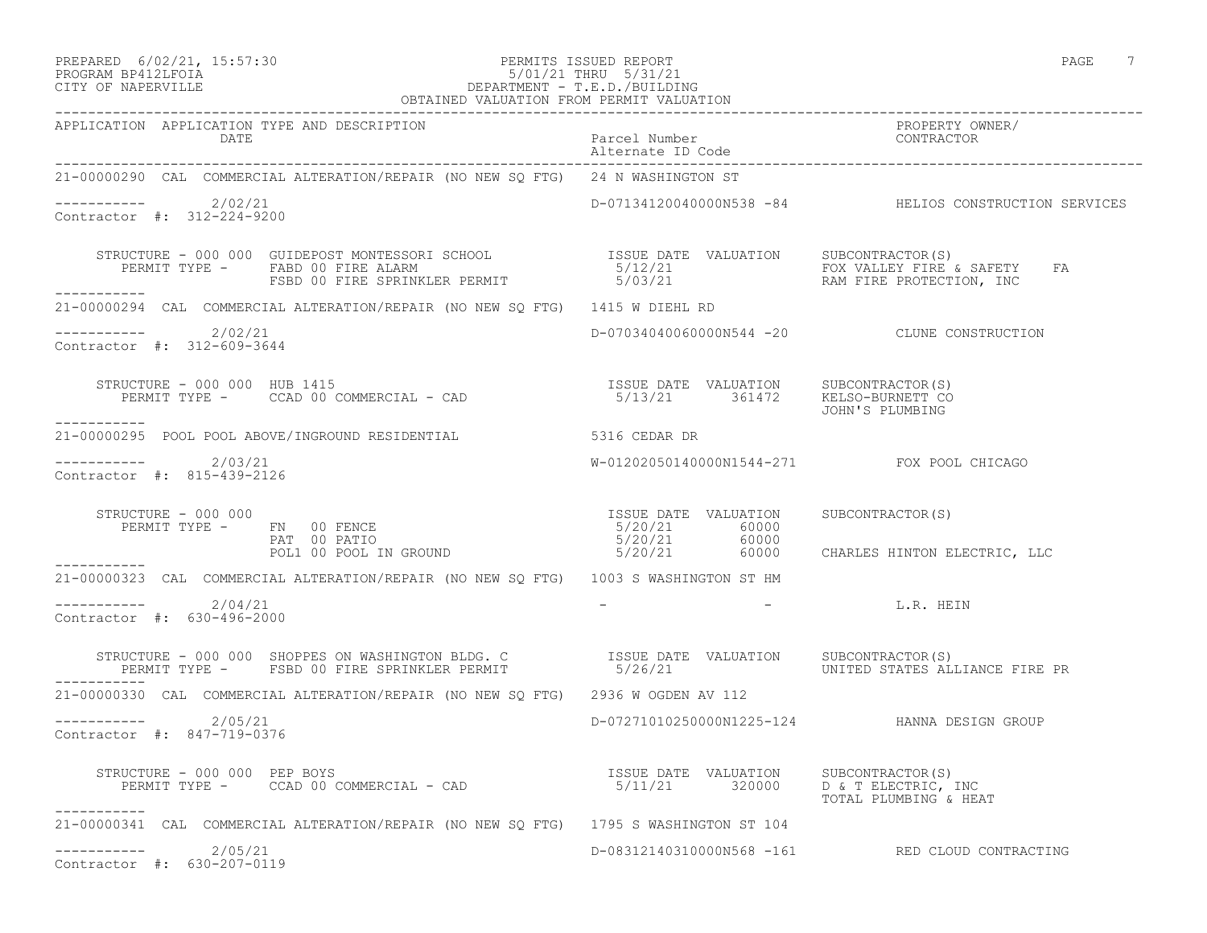PREPARED 6/02/21, 15:57:30
PROGRAM BP412LFOIA
CITY OF NAPERVILLE

PERMITS ISSUED REPORT
5/01/21 THRU 5/31/21
DEPARTMENT - T.E.D./BUILDING
OBTAINED VALUATION FROM PERMIT VALUATION

| APPLICATION | APPLICATION TYPE AND DESCRIPTION / DATE | Parcel Number / Alternate ID Code | PROPERTY OWNER/ CONTRACTOR |
|---|---|---|---|

**21-00000290** CAL COMMERCIAL ALTERATION/REPAIR (NO NEW SQ FTG) 24 N WASHINGTON ST

2/02/21 — D-07134120040000N538 -84 — HELIOS CONSTRUCTION SERVICES

Contractor #: 312-224-9200

STRUCTURE - 000 000 GUIDEPOST MONTESSORI SCHOOL

| PERMIT TYPE | ISSUE DATE | VALUATION | SUBCONTRACTOR(S) |
|---|---|---|---|
| FABD 00 FIRE ALARM | 5/12/21 | | FOX VALLEY FIRE & SAFETY FA |
| FSBD 00 FIRE SPRINKLER PERMIT | 5/03/21 | | RAM FIRE PROTECTION, INC |

**21-00000294** CAL COMMERCIAL ALTERATION/REPAIR (NO NEW SQ FTG) 1415 W DIEHL RD

2/02/21 — D-07034040060000N544 -20 — CLUNE CONSTRUCTION

Contractor #: 312-609-3644

STRUCTURE - 000 000 HUB 1415

| PERMIT TYPE | ISSUE DATE | VALUATION | SUBCONTRACTOR(S) |
|---|---|---|---|
| CCAD 00 COMMERCIAL - CAD | 5/13/21 | 361472 | KELSO-BURNETT CO |
| | | | JOHN'S PLUMBING |

**21-00000295** POOL POOL ABOVE/INGROUND RESIDENTIAL 5316 CEDAR DR

2/03/21 — W-01202050140000N1544-271 — FOX POOL CHICAGO

Contractor #: 815-439-2126

STRUCTURE - 000 000

| PERMIT TYPE | ISSUE DATE | VALUATION | SUBCONTRACTOR(S) |
|---|---|---|---|
| FN 00 FENCE | 5/20/21 | 60000 | |
| PAT 00 PATIO | 5/20/21 | 60000 | |
| POL1 00 POOL IN GROUND | 5/20/21 | 60000 | CHARLES HINTON ELECTRIC, LLC |

**21-00000323** CAL COMMERCIAL ALTERATION/REPAIR (NO NEW SQ FTG) 1003 S WASHINGTON ST HM

2/04/21 — - - — L.R. HEIN

Contractor #: 630-496-2000

STRUCTURE - 000 000 SHOPPES ON WASHINGTON BLDG. C

| PERMIT TYPE | ISSUE DATE | VALUATION | SUBCONTRACTOR(S) |
|---|---|---|---|
| FSBD 00 FIRE SPRINKLER PERMIT | 5/26/21 | | UNITED STATES ALLIANCE FIRE PR |

**21-00000330** CAL COMMERCIAL ALTERATION/REPAIR (NO NEW SQ FTG) 2936 W OGDEN AV 112

2/05/21 — D-07271010250000N1225-124 — HANNA DESIGN GROUP

Contractor #: 847-719-0376

STRUCTURE - 000 000 PEP BOYS

| PERMIT TYPE | ISSUE DATE | VALUATION | SUBCONTRACTOR(S) |
|---|---|---|---|
| CCAD 00 COMMERCIAL - CAD | 5/11/21 | 320000 | D & T ELECTRIC, INC |
| | | | TOTAL PLUMBING & HEAT |

**21-00000341** CAL COMMERCIAL ALTERATION/REPAIR (NO NEW SQ FTG) 1795 S WASHINGTON ST 104

2/05/21 — D-08312140310000N568 -161 — RED CLOUD CONTRACTING

Contractor #: 630-207-0119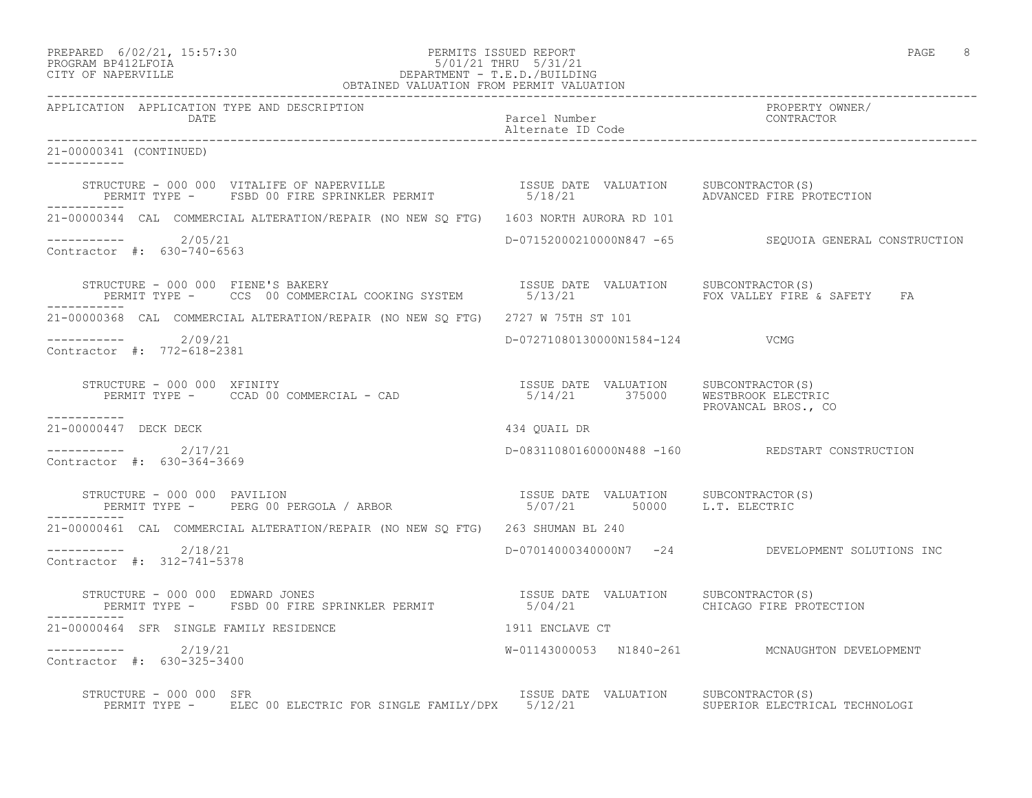PREPARED 6/02/21, 15:57:30 PERMITS ISSUED REPORT
PROGRAM BP412LFOIA 5/01/21 THRU 5/31/21
CITY OF NAPERVILLE DEPARTMENT - T.E.D./BUILDING
OBTAINED VALUATION FROM PERMIT VALUATION

| APPLICATION | APPLICATION TYPE AND DESCRIPTION / DATE | Parcel Number / Alternate ID Code | PROPERTY OWNER/ CONTRACTOR |
|---|---|---|---|

**21-00000341 (CONTINUED)**

STRUCTURE - 000 000 VITALIFE OF NAPERVILLE — ISSUE DATE 5/18/21 — VALUATION — SUBCONTRACTOR(S): ADVANCED FIRE PROTECTION
PERMIT TYPE - FSBD 00 FIRE SPRINKLER PERMIT

**21-00000344** CAL COMMERCIAL ALTERATION/REPAIR (NO NEW SQ FTG) — 1603 NORTH AURORA RD 101
2/05/21 — D-07152000210000N847 -65 — SEQUOIA GENERAL CONSTRUCTION
Contractor #: 630-740-6563

STRUCTURE - 000 000 FIENE'S BAKERY — ISSUE DATE 5/13/21 — VALUATION — SUBCONTRACTOR(S): FOX VALLEY FIRE & SAFETY FA
PERMIT TYPE - CCS 00 COMMERCIAL COOKING SYSTEM

**21-00000368** CAL COMMERCIAL ALTERATION/REPAIR (NO NEW SQ FTG) — 2727 W 75TH ST 101
2/09/21 — D-07271080130000N1584-124 — VCMG
Contractor #: 772-618-2381

STRUCTURE - 000 000 XFINITY — ISSUE DATE 5/14/21 — VALUATION 375000 — SUBCONTRACTOR(S): WESTBROOK ELECTRIC, PROVANCAL BROS., CO
PERMIT TYPE - CCAD 00 COMMERCIAL - CAD

**21-00000447** DECK DECK — 434 QUAIL DR
2/17/21 — D-08311080160000N488 -160 — REDSTART CONSTRUCTION
Contractor #: 630-364-3669

STRUCTURE - 000 000 PAVILION — ISSUE DATE 5/07/21 — VALUATION 50000 — SUBCONTRACTOR(S): L.T. ELECTRIC
PERMIT TYPE - PERG 00 PERGOLA / ARBOR

**21-00000461** CAL COMMERCIAL ALTERATION/REPAIR (NO NEW SQ FTG) — 263 SHUMAN BL 240
2/18/21 — D-07014000340000N7 -24 — DEVELOPMENT SOLUTIONS INC
Contractor #: 312-741-5378

STRUCTURE - 000 000 EDWARD JONES — ISSUE DATE 5/04/21 — VALUATION — SUBCONTRACTOR(S): CHICAGO FIRE PROTECTION
PERMIT TYPE - FSBD 00 FIRE SPRINKLER PERMIT

**21-00000464** SFR SINGLE FAMILY RESIDENCE — 1911 ENCLAVE CT
2/19/21 — W-01143000053 N1840-261 — MCNAUGHTON DEVELOPMENT
Contractor #: 630-325-3400

STRUCTURE - 000 000 SFR — ISSUE DATE 5/12/21 — VALUATION — SUBCONTRACTOR(S): SUPERIOR ELECTRICAL TECHNOLOGI
PERMIT TYPE - ELEC 00 ELECTRIC FOR SINGLE FAMILY/DPX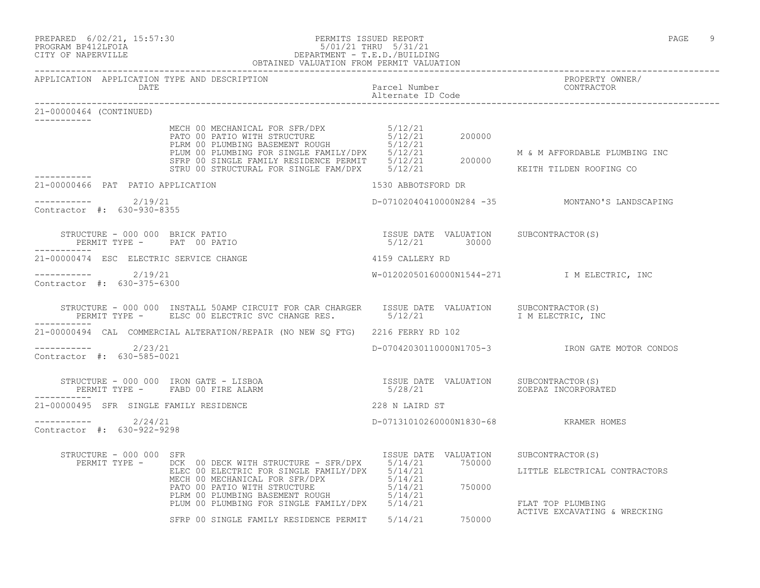PREPARED 6/02/21, 15:57:30 PERMITS ISSUED REPORT
PROGRAM BP412LFOIA 5/01/21 THRU 5/31/21
CITY OF NAPERVILLE DEPARTMENT - T.E.D./BUILDING
OBTAINED VALUATION FROM PERMIT VALUATION

| APPLICATION | APPLICATION TYPE AND DESCRIPTION DATE | Parcel Number Alternate ID Code | | PROPERTY OWNER/ CONTRACTOR |
|---|---|---|---|---|

**21-00000464 (CONTINUED)**

| | | | |
|---|---|---|---|
| MECH 00 MECHANICAL FOR SFR/DPX | 5/12/21 | | |
| PATO 00 PATIO WITH STRUCTURE | 5/12/21 | 200000 | |
| PLRM 00 PLUMBING BASEMENT ROUGH | 5/12/21 | | |
| PLUM 00 PLUMBING FOR SINGLE FAMILY/DPX | 5/12/21 | | M & M AFFORDABLE PLUMBING INC |
| SFRP 00 SINGLE FAMILY RESIDENCE PERMIT | 5/12/21 | 200000 | |
| STRU 00 STRUCTURAL FOR SINGLE FAM/DPX | 5/12/21 | | KEITH TILDEN ROOFING CO |

**21-00000466 PAT PATIO APPLICATION** — 1530 ABBOTSFORD DR

2/19/21 — D-07102040410000N284 -35 — MONTANO'S LANDSCAPING
Contractor #: 630-930-8355

| STRUCTURE - 000 000 BRICK PATIO | ISSUE DATE | VALUATION | SUBCONTRACTOR(S) |
|---|---|---|---|
| PERMIT TYPE - PAT 00 PATIO | 5/12/21 | 30000 | |

**21-00000474 ESC ELECTRIC SERVICE CHANGE** — 4159 CALLERY RD

2/19/21 — W-01202050160000N1544-271 — I M ELECTRIC, INC
Contractor #: 630-375-6300

| STRUCTURE - 000 000 INSTALL 50AMP CIRCUIT FOR CAR CHARGER | ISSUE DATE | VALUATION | SUBCONTRACTOR(S) |
|---|---|---|---|
| PERMIT TYPE - ELSC 00 ELECTRIC SVC CHANGE RES. | 5/12/21 | | I M ELECTRIC, INC |

**21-00000494 CAL COMMERCIAL ALTERATION/REPAIR (NO NEW SQ FTG)** — 2216 FERRY RD 102

2/23/21 — D-07042030110000N1705-3 — IRON GATE MOTOR CONDOS
Contractor #: 630-585-0021

| STRUCTURE - 000 000 IRON GATE - LISBOA | ISSUE DATE | VALUATION | SUBCONTRACTOR(S) |
|---|---|---|---|
| PERMIT TYPE - FABD 00 FIRE ALARM | 5/28/21 | | ZOEPAZ INCORPORATED |

**21-00000495 SFR SINGLE FAMILY RESIDENCE** — 228 N LAIRD ST

2/24/21 — D-07131010260000N1830-68 — KRAMER HOMES
Contractor #: 630-922-9298

| STRUCTURE - 000 000 SFR | ISSUE DATE | VALUATION | SUBCONTRACTOR(S) |
|---|---|---|---|
| PERMIT TYPE - DCK 00 DECK WITH STRUCTURE - SFR/DPX | 5/14/21 | 750000 | |
| ELEC 00 ELECTRIC FOR SINGLE FAMILY/DPX | 5/14/21 | | LITTLE ELECTRICAL CONTRACTORS |
| MECH 00 MECHANICAL FOR SFR/DPX | 5/14/21 | | |
| PATO 00 PATIO WITH STRUCTURE | 5/14/21 | 750000 | |
| PLRM 00 PLUMBING BASEMENT ROUGH | 5/14/21 | | |
| PLUM 00 PLUMBING FOR SINGLE FAMILY/DPX | 5/14/21 | | FLAT TOP PLUMBING<br>ACTIVE EXCAVATING & WRECKING |
| SFRP 00 SINGLE FAMILY RESIDENCE PERMIT | 5/14/21 | 750000 | |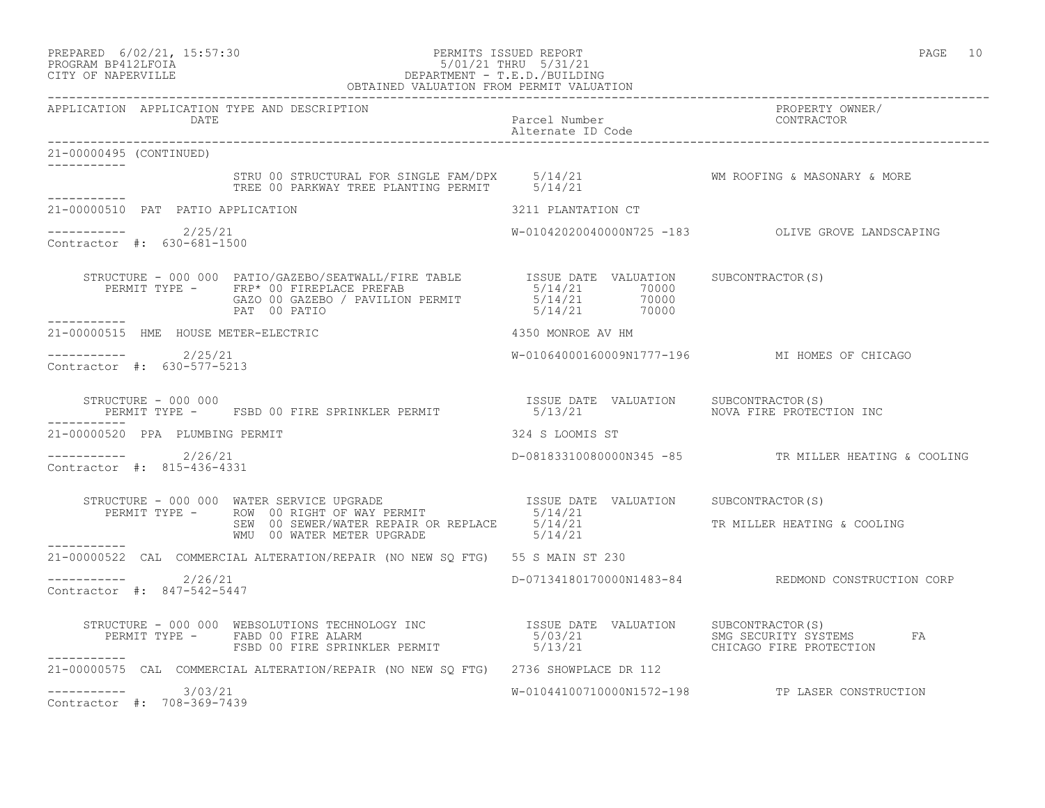PREPARED 6/02/21, 15:57:30 PERMITS ISSUED REPORT
PROGRAM BP412LFOIA 5/01/21 THRU 5/31/21
CITY OF NAPERVILLE DEPARTMENT - T.E.D./BUILDING
OBTAINED VALUATION FROM PERMIT VALUATION

| APPLICATION | APPLICATION TYPE AND DESCRIPTION / DATE | Parcel Number / Alternate ID Code | PROPERTY OWNER/ CONTRACTOR |
|---|---|---|---|

**21-00000495 (CONTINUED)**

| | | | |
|---|---|---|---|
| STRU 00 STRUCTURAL FOR SINGLE FAM/DPX | 5/14/21 | | WM ROOFING & MASONARY & MORE |
| TREE 00 PARKWAY TREE PLANTING PERMIT | 5/14/21 | | |

**21-00000510 PAT PATIO APPLICATION** — 3211 PLANTATION CT

2/25/21 — W-01042020040000N725 -183 — OLIVE GROVE LANDSCAPING
Contractor #: 630-681-1500

STRUCTURE - 000 000 PATIO/GAZEBO/SEATWALL/FIRE TABLE

| PERMIT TYPE | ISSUE DATE | VALUATION | SUBCONTRACTOR(S) |
|---|---|---|---|
| FRP* 00 FIREPLACE PREFAB | 5/14/21 | 70000 | |
| GAZO 00 GAZEBO / PAVILION PERMIT | 5/14/21 | 70000 | |
| PAT 00 PATIO | 5/14/21 | 70000 | |

**21-00000515 HME HOUSE METER-ELECTRIC** — 4350 MONROE AV HM

2/25/21 — W-01064000160009N1777-196 — MI HOMES OF CHICAGO
Contractor #: 630-577-5213

STRUCTURE - 000 000

| PERMIT TYPE | ISSUE DATE | VALUATION | SUBCONTRACTOR(S) |
|---|---|---|---|
| FSBD 00 FIRE SPRINKLER PERMIT | 5/13/21 | | NOVA FIRE PROTECTION INC |

**21-00000520 PPA PLUMBING PERMIT** — 324 S LOOMIS ST

2/26/21 — D-08183310080000N345 -85 — TR MILLER HEATING & COOLING
Contractor #: 815-436-4331

STRUCTURE - 000 000 WATER SERVICE UPGRADE

| PERMIT TYPE | ISSUE DATE | VALUATION | SUBCONTRACTOR(S) |
|---|---|---|---|
| ROW 00 RIGHT OF WAY PERMIT | 5/14/21 | | |
| SEW 00 SEWER/WATER REPAIR OR REPLACE | 5/14/21 | | TR MILLER HEATING & COOLING |
| WMU 00 WATER METER UPGRADE | 5/14/21 | | |

**21-00000522 CAL COMMERCIAL ALTERATION/REPAIR (NO NEW SQ FTG)** — 55 S MAIN ST 230

2/26/21 — D-07134180170000N1483-84 — REDMOND CONSTRUCTION CORP
Contractor #: 847-542-5447

STRUCTURE - 000 000 WEBSOLUTIONS TECHNOLOGY INC

| PERMIT TYPE | ISSUE DATE | VALUATION | SUBCONTRACTOR(S) |
|---|---|---|---|
| FABD 00 FIRE ALARM | 5/03/21 | | SMG SECURITY SYSTEMS FA |
| FSBD 00 FIRE SPRINKLER PERMIT | 5/13/21 | | CHICAGO FIRE PROTECTION |

**21-00000575 CAL COMMERCIAL ALTERATION/REPAIR (NO NEW SQ FTG)** — 2736 SHOWPLACE DR 112

3/03/21 — W-01044100710000N1572-198 — TP LASER CONSTRUCTION
Contractor #: 708-369-7439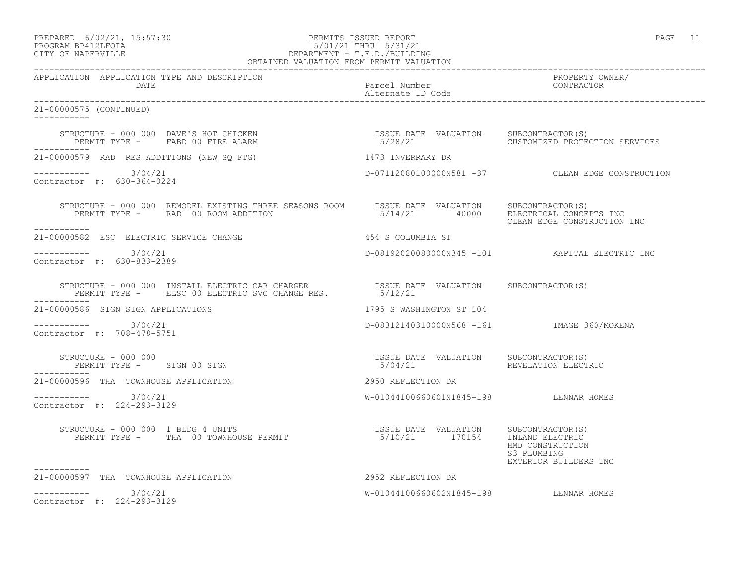PREPARED 6/02/21, 15:57:30
PROGRAM BP412LFOIA
CITY OF NAPERVILLE

PERMITS ISSUED REPORT
5/01/21 THRU 5/31/21
DEPARTMENT - T.E.D./BUILDING
OBTAINED VALUATION FROM PERMIT VALUATION

| APPLICATION | APPLICATION TYPE AND DESCRIPTION / DATE | Parcel Number / Alternate ID Code | PROPERTY OWNER/ CONTRACTOR |
|---|---|---|---|

**21-00000575 (CONTINUED)**

STRUCTURE - 000 000 DAVE'S HOT CHICKEN
PERMIT TYPE - FABD 00 FIRE ALARM
ISSUE DATE 5/28/21 VALUATION
SUBCONTRACTOR(S): CUSTOMIZED PROTECTION SERVICES

---

**21-00000579** RAD RES ADDITIONS (NEW SQ FTG) — 1473 INVERRARY DR
3/04/21 — D-07112080100000N581 -37 — CLEAN EDGE CONSTRUCTION
Contractor #: 630-364-0224

STRUCTURE - 000 000 REMODEL EXISTING THREE SEASONS ROOM
PERMIT TYPE - RAD 00 ROOM ADDITION
ISSUE DATE 5/14/21 VALUATION 40000
SUBCONTRACTOR(S): ELECTRICAL CONCEPTS INC; CLEAN EDGE CONSTRUCTION INC

---

**21-00000582** ESC ELECTRIC SERVICE CHANGE — 454 S COLUMBIA ST
3/04/21 — D-08192020080000N345 -101 — KAPITAL ELECTRIC INC
Contractor #: 630-833-2389

STRUCTURE - 000 000 INSTALL ELECTRIC CAR CHARGER
PERMIT TYPE - ELSC 00 ELECTRIC SVC CHANGE RES.
ISSUE DATE 5/12/21 VALUATION
SUBCONTRACTOR(S)

---

**21-00000586** SIGN SIGN APPLICATIONS — 1795 S WASHINGTON ST 104
3/04/21 — D-08312140310000N568 -161 — IMAGE 360/MOKENA
Contractor #: 708-478-5751

STRUCTURE - 000 000
PERMIT TYPE - SIGN 00 SIGN
ISSUE DATE 5/04/21 VALUATION
SUBCONTRACTOR(S): REVELATION ELECTRIC

---

**21-00000596** THA TOWNHOUSE APPLICATION — 2950 REFLECTION DR
3/04/21 — W-01044100660601N1845-198 — LENNAR HOMES
Contractor #: 224-293-3129

STRUCTURE - 000 000 1 BLDG 4 UNITS
PERMIT TYPE - THA 00 TOWNHOUSE PERMIT
ISSUE DATE 5/10/21 VALUATION 170154
SUBCONTRACTOR(S): INLAND ELECTRIC; HMD CONSTRUCTION; S3 PLUMBING; EXTERIOR BUILDERS INC

---

**21-00000597** THA TOWNHOUSE APPLICATION — 2952 REFLECTION DR
3/04/21 — W-01044100660602N1845-198 — LENNAR HOMES
Contractor #: 224-293-3129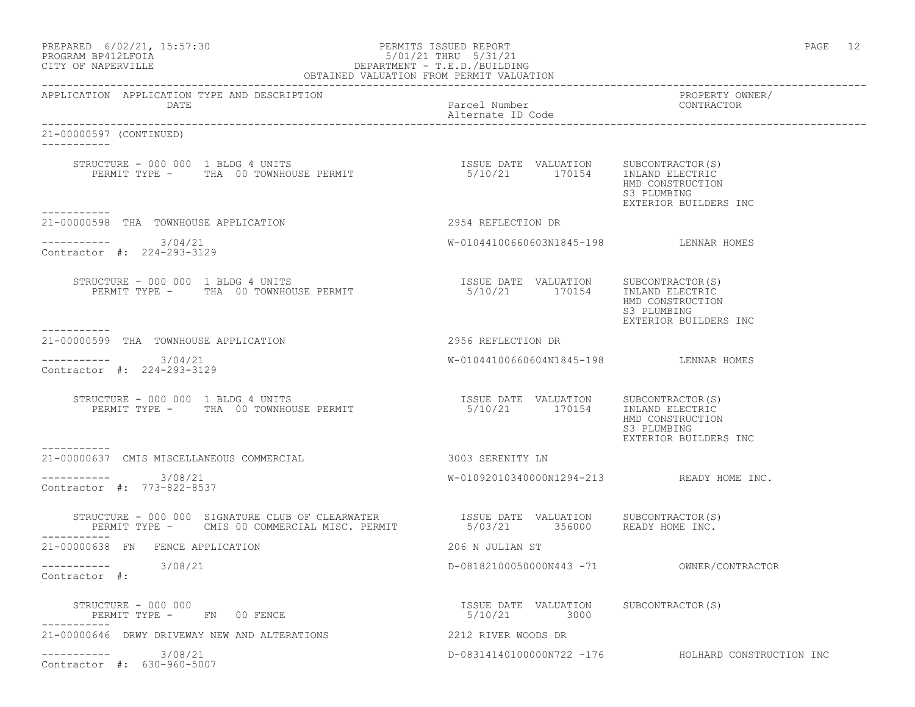PREPARED 6/02/21, 15:57:30 PERMITS ISSUED REPORT
PROGRAM BP412LFOIA 5/01/21 THRU 5/31/21
CITY OF NAPERVILLE DEPARTMENT - T.E.D./BUILDING
OBTAINED VALUATION FROM PERMIT VALUATION

| APPLICATION | APPLICATION TYPE AND DESCRIPTION / DATE | Parcel Number / Alternate ID Code | PROPERTY OWNER/ CONTRACTOR |
|---|---|---|---|

**21-00000597 (CONTINUED)**

STRUCTURE - 000 000 1 BLDG 4 UNITS
PERMIT TYPE - THA 00 TOWNHOUSE PERMIT
ISSUE DATE 5/10/21 VALUATION 170154
SUBCONTRACTOR(S): INLAND ELECTRIC, HMD CONSTRUCTION, S3 PLUMBING, EXTERIOR BUILDERS INC

---

**21-00000598** THA TOWNHOUSE APPLICATION — 2954 REFLECTION DR
3/04/21 — W-01044100660603N1845-198 — LENNAR HOMES
Contractor #: 224-293-3129

STRUCTURE - 000 000 1 BLDG 4 UNITS
PERMIT TYPE - THA 00 TOWNHOUSE PERMIT
ISSUE DATE 5/10/21 VALUATION 170154
SUBCONTRACTOR(S): INLAND ELECTRIC, HMD CONSTRUCTION, S3 PLUMBING, EXTERIOR BUILDERS INC

---

**21-00000599** THA TOWNHOUSE APPLICATION — 2956 REFLECTION DR
3/04/21 — W-01044100660604N1845-198 — LENNAR HOMES
Contractor #: 224-293-3129

STRUCTURE - 000 000 1 BLDG 4 UNITS
PERMIT TYPE - THA 00 TOWNHOUSE PERMIT
ISSUE DATE 5/10/21 VALUATION 170154
SUBCONTRACTOR(S): INLAND ELECTRIC, HMD CONSTRUCTION, S3 PLUMBING, EXTERIOR BUILDERS INC

---

**21-00000637** CMIS MISCELLANEOUS COMMERCIAL — 3003 SERENITY LN
3/08/21 — W-01092010340000N1294-213 — READY HOME INC.
Contractor #: 773-822-8537

STRUCTURE - 000 000 SIGNATURE CLUB OF CLEARWATER
PERMIT TYPE - CMIS 00 COMMERCIAL MISC. PERMIT
ISSUE DATE 5/03/21 VALUATION 356000
SUBCONTRACTOR(S): READY HOME INC.

---

**21-00000638** FN FENCE APPLICATION — 206 N JULIAN ST
3/08/21 — D-08182100050000N443 -71 — OWNER/CONTRACTOR
Contractor #:

STRUCTURE - 000 000
PERMIT TYPE - FN 00 FENCE
ISSUE DATE 5/10/21 VALUATION 3000
SUBCONTRACTOR(S)

---

**21-00000646** DRWY DRIVEWAY NEW AND ALTERATIONS — 2212 RIVER WOODS DR
3/08/21 — D-08314140100000N722 -176 — HOLHARD CONSTRUCTION INC
Contractor #: 630-960-5007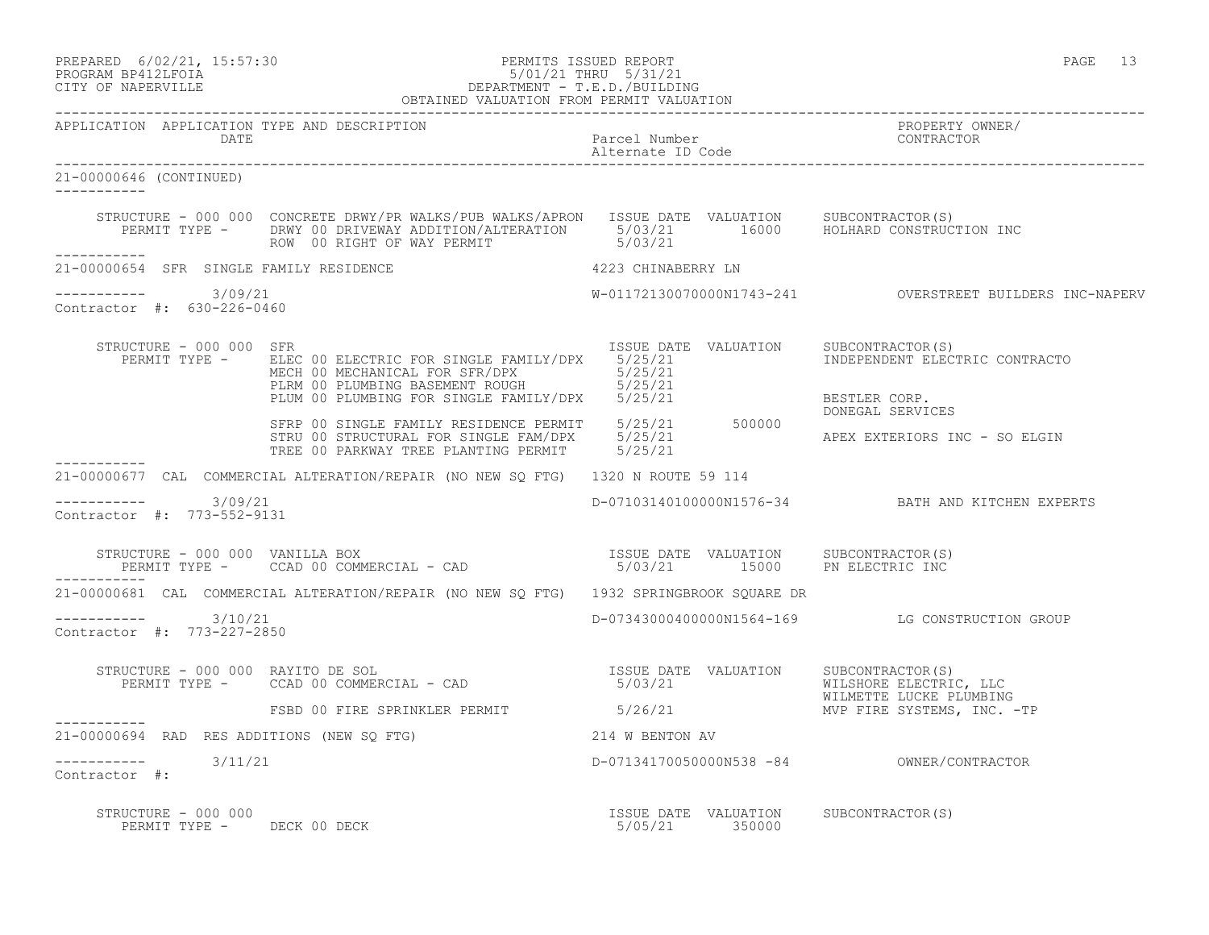APPLICATION APPLICATION TYPE AND DESCRIPTION DATE | Parcel Number Alternate ID Code | PROPERTY OWNER/ CONTRACTOR

21-00000646 (CONTINUED)

STRUCTURE - 000 000 CONCRETE DRWY/PR WALKS/PUB WALKS/APRON

| PERMIT TYPE | ISSUE DATE | VALUATION | SUBCONTRACTOR(S) |
|---|---|---|---|
| DRWY 00 DRIVEWAY ADDITION/ALTERATION | 5/03/21 | 16000 | HOLHARD CONSTRUCTION INC |
| ROW 00 RIGHT OF WAY PERMIT | 5/03/21 | | |

---

21-00000654 SFR SINGLE FAMILY RESIDENCE — 4223 CHINABERRY LN

3/09/21 — W-01172130070000N1743-241 — OVERSTREET BUILDERS INC-NAPERV

Contractor #: 630-226-0460

STRUCTURE - 000 000 SFR

| PERMIT TYPE | ISSUE DATE | VALUATION | SUBCONTRACTOR(S) |
|---|---|---|---|
| ELEC 00 ELECTRIC FOR SINGLE FAMILY/DPX | 5/25/21 | | INDEPENDENT ELECTRIC CONTRACTO |
| MECH 00 MECHANICAL FOR SFR/DPX | 5/25/21 | | |
| PLRM 00 PLUMBING BASEMENT ROUGH | 5/25/21 | | |
| PLUM 00 PLUMBING FOR SINGLE FAMILY/DPX | 5/25/21 | | BESTLER CORP. |
| | | | DONEGAL SERVICES |
| SFRP 00 SINGLE FAMILY RESIDENCE PERMIT | 5/25/21 | 500000 | |
| STRU 00 STRUCTURAL FOR SINGLE FAM/DPX | 5/25/21 | | APEX EXTERIORS INC - SO ELGIN |
| TREE 00 PARKWAY TREE PLANTING PERMIT | 5/25/21 | | |

---

21-00000677 CAL COMMERCIAL ALTERATION/REPAIR (NO NEW SQ FTG) — 1320 N ROUTE 59 114

3/09/21 — D-07103140100000N1576-34 — BATH AND KITCHEN EXPERTS

Contractor #: 773-552-9131

STRUCTURE - 000 000 VANILLA BOX

| PERMIT TYPE | ISSUE DATE | VALUATION | SUBCONTRACTOR(S) |
|---|---|---|---|
| CCAD 00 COMMERCIAL - CAD | 5/03/21 | 15000 | PN ELECTRIC INC |

---

21-00000681 CAL COMMERCIAL ALTERATION/REPAIR (NO NEW SQ FTG) — 1932 SPRINGBROOK SQUARE DR

3/10/21 — D-07343000400000N1564-169 — LG CONSTRUCTION GROUP

Contractor #: 773-227-2850

STRUCTURE - 000 000 RAYITO DE SOL

| PERMIT TYPE | ISSUE DATE | VALUATION | SUBCONTRACTOR(S) |
|---|---|---|---|
| CCAD 00 COMMERCIAL - CAD | 5/03/21 | | WILSHORE ELECTRIC, LLC |
| | | | WILMETTE LUCKE PLUMBING |
| FSBD 00 FIRE SPRINKLER PERMIT | 5/26/21 | | MVP FIRE SYSTEMS, INC. -TP |

---

21-00000694 RAD RES ADDITIONS (NEW SQ FTG) — 214 W BENTON AV

3/11/21 — D-07134170050000N538 -84 — OWNER/CONTRACTOR

Contractor #:

STRUCTURE - 000 000

| PERMIT TYPE | ISSUE DATE | VALUATION | SUBCONTRACTOR(S) |
|---|---|---|---|
| DECK 00 DECK | 5/05/21 | 350000 | |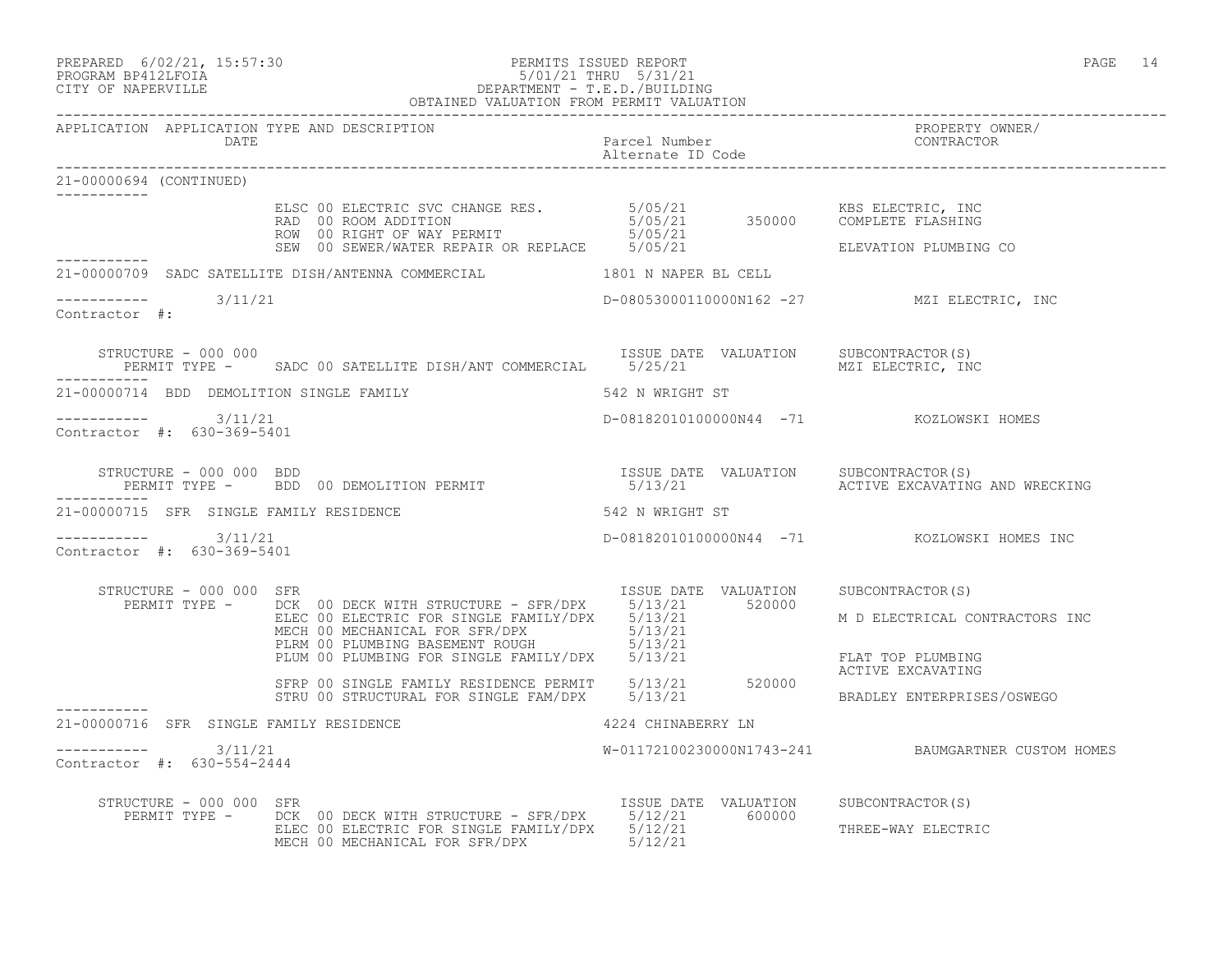PREPARED 6/02/21, 15:57:30 PERMITS ISSUED REPORT
PROGRAM BP412LFOIA 5/01/21 THRU 5/31/21
CITY OF NAPERVILLE DEPARTMENT - T.E.D./BUILDING
OBTAINED VALUATION FROM PERMIT VALUATION

| APPLICATION | APPLICATION TYPE AND DESCRIPTION DATE | Parcel Number Alternate ID Code | PROPERTY OWNER/ CONTRACTOR |
|---|---|---|---|

**21-00000694 (CONTINUED)**

| PERMIT TYPE | ISSUE DATE | VALUATION | SUBCONTRACTOR(S) |
|---|---|---|---|
| ELSC 00 ELECTRIC SVC CHANGE RES. | 5/05/21 | | KBS ELECTRIC, INC |
| RAD 00 ROOM ADDITION | 5/05/21 | 350000 | COMPLETE FLASHING |
| ROW 00 RIGHT OF WAY PERMIT | 5/05/21 | | |
| SEW 00 SEWER/WATER REPAIR OR REPLACE | 5/05/21 | | ELEVATION PLUMBING CO |

**21-00000709 SADC SATELLITE DISH/ANTENNA COMMERCIAL** — 1801 N NAPER BL CELL
3/11/21 — D-08053000110000N162 -27 — MZI ELECTRIC, INC
Contractor #:

STRUCTURE - 000 000

| PERMIT TYPE | ISSUE DATE | VALUATION | SUBCONTRACTOR(S) |
|---|---|---|---|
| SADC 00 SATELLITE DISH/ANT COMMERCIAL | 5/25/21 | | MZI ELECTRIC, INC |

**21-00000714 BDD DEMOLITION SINGLE FAMILY** — 542 N WRIGHT ST
3/11/21 — D-08182010100000N44 -71 — KOZLOWSKI HOMES
Contractor #: 630-369-5401

STRUCTURE - 000 000 BDD

| PERMIT TYPE | ISSUE DATE | VALUATION | SUBCONTRACTOR(S) |
|---|---|---|---|
| BDD 00 DEMOLITION PERMIT | 5/13/21 | | ACTIVE EXCAVATING AND WRECKING |

**21-00000715 SFR SINGLE FAMILY RESIDENCE** — 542 N WRIGHT ST
3/11/21 — D-08182010100000N44 -71 — KOZLOWSKI HOMES INC
Contractor #: 630-369-5401

STRUCTURE - 000 000 SFR

| PERMIT TYPE | ISSUE DATE | VALUATION | SUBCONTRACTOR(S) |
|---|---|---|---|
| DCK 00 DECK WITH STRUCTURE - SFR/DPX | 5/13/21 | 520000 | |
| ELEC 00 ELECTRIC FOR SINGLE FAMILY/DPX | 5/13/21 | | M D ELECTRICAL CONTRACTORS INC |
| MECH 00 MECHANICAL FOR SFR/DPX | 5/13/21 | | |
| PLRM 00 PLUMBING BASEMENT ROUGH | 5/13/21 | | |
| PLUM 00 PLUMBING FOR SINGLE FAMILY/DPX | 5/13/21 | | FLAT TOP PLUMBING |
| | | | ACTIVE EXCAVATING |
| SFRP 00 SINGLE FAMILY RESIDENCE PERMIT | 5/13/21 | 520000 | |
| STRU 00 STRUCTURAL FOR SINGLE FAM/DPX | 5/13/21 | | BRADLEY ENTERPRISES/OSWEGO |

**21-00000716 SFR SINGLE FAMILY RESIDENCE** — 4224 CHINABERRY LN
3/11/21 — W-01172100230000N1743-241 — BAUMGARTNER CUSTOM HOMES
Contractor #: 630-554-2444

STRUCTURE - 000 000 SFR

| PERMIT TYPE | ISSUE DATE | VALUATION | SUBCONTRACTOR(S) |
|---|---|---|---|
| DCK 00 DECK WITH STRUCTURE - SFR/DPX | 5/12/21 | 600000 | |
| ELEC 00 ELECTRIC FOR SINGLE FAMILY/DPX | 5/12/21 | | THREE-WAY ELECTRIC |
| MECH 00 MECHANICAL FOR SFR/DPX | 5/12/21 | | |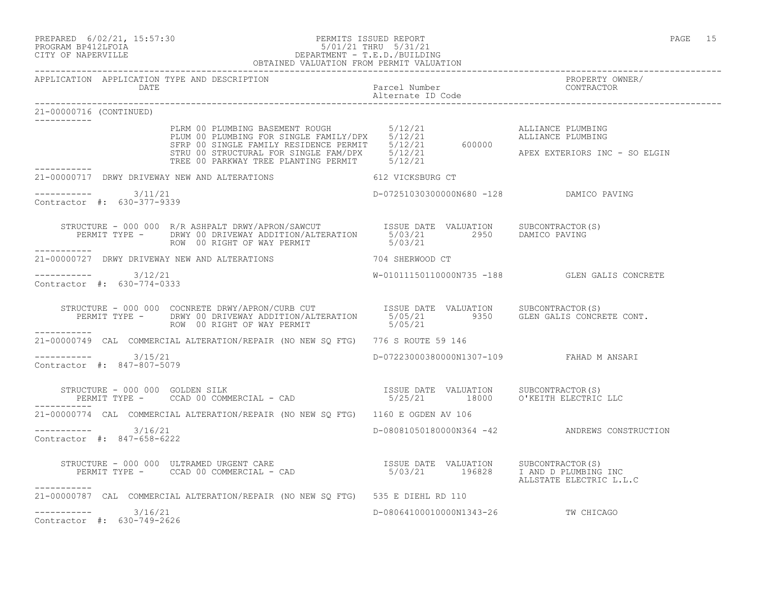PREPARED 6/02/21, 15:57:30 PERMITS ISSUED REPORT
PROGRAM BP412LFOIA 5/01/21 THRU 5/31/21
CITY OF NAPERVILLE DEPARTMENT - T.E.D./BUILDING
OBTAINED VALUATION FROM PERMIT VALUATION

```
APPLICATION  APPLICATION TYPE AND DESCRIPTION                                                     PROPERTY OWNER/
             DATE                                              Parcel Number                      CONTRACTOR
                                                               Alternate ID Code
-----------------------------------------------------------------------------------------------------------------------------------
21-00000716 (CONTINUED)
-----------
                 PLRM 00 PLUMBING BASEMENT ROUGH           5/12/21                    ALLIANCE PLUMBING
                 PLUM 00 PLUMBING FOR SINGLE FAMILY/DPX    5/12/21                    ALLIANCE PLUMBING
                 SFRP 00 SINGLE FAMILY RESIDENCE PERMIT    5/12/21      600000
                 STRU 00 STRUCTURAL FOR SINGLE FAM/DPX     5/12/21                    APEX EXTERIORS INC - SO ELGIN
                 TREE 00 PARKWAY TREE PLANTING PERMIT      5/12/21
-----------
21-00000717  DRWY DRIVEWAY NEW AND ALTERATIONS                 612 VICKSBURG CT

-----------     3/11/21                                        D-07251030300000N680 -128          DAMICO PAVING
Contractor #:  630-377-9339

    STRUCTURE - 000 000  R/R ASHPALT DRWY/APRON/SAWCUT           ISSUE DATE  VALUATION     SUBCONTRACTOR(S)
      PERMIT TYPE -      DRWY 00 DRIVEWAY ADDITION/ALTERATION    5/03/21         2950      DAMICO PAVING
                         ROW  00 RIGHT OF WAY PERMIT             5/03/21
-----------
21-00000727  DRWY DRIVEWAY NEW AND ALTERATIONS                 704 SHERWOOD CT

-----------     3/12/21                                        W-01011150110000N735 -188          GLEN GALIS CONCRETE
Contractor #:  630-774-0333

    STRUCTURE - 000 000  COCNRETE DRWY/APRON/CURB CUT            ISSUE DATE  VALUATION     SUBCONTRACTOR(S)
      PERMIT TYPE -      DRWY 00 DRIVEWAY ADDITION/ALTERATION    5/05/21         9350      GLEN GALIS CONCRETE CONT.
                         ROW  00 RIGHT OF WAY PERMIT             5/05/21
-----------
21-00000749  CAL  COMMERCIAL ALTERATION/REPAIR (NO NEW SQ FTG)  776 S ROUTE 59 146

-----------     3/15/21                                        D-07223000380000N1307-109          FAHAD M ANSARI
Contractor #:  847-807-5079

    STRUCTURE - 000 000  GOLDEN SILK                             ISSUE DATE  VALUATION     SUBCONTRACTOR(S)
      PERMIT TYPE -      CCAD 00 COMMERCIAL - CAD                5/25/21        18000      O'KEITH ELECTRIC LLC
-----------
21-00000774  CAL  COMMERCIAL ALTERATION/REPAIR (NO NEW SQ FTG)  1160 E OGDEN AV 106

-----------     3/16/21                                        D-08081050180000N364 -42           ANDREWS CONSTRUCTION
Contractor #:  847-658-6222

    STRUCTURE - 000 000  ULTRAMED URGENT CARE                    ISSUE DATE  VALUATION     SUBCONTRACTOR(S)
      PERMIT TYPE -      CCAD 00 COMMERCIAL - CAD                5/03/21       196828      I AND D PLUMBING INC
                                                                                           ALLSTATE ELECTRIC L.L.C
-----------
21-00000787  CAL  COMMERCIAL ALTERATION/REPAIR (NO NEW SQ FTG)  535 E DIEHL RD 110

-----------     3/16/21                                        D-08064100010000N1343-26           TW CHICAGO
Contractor #:  630-749-2626
```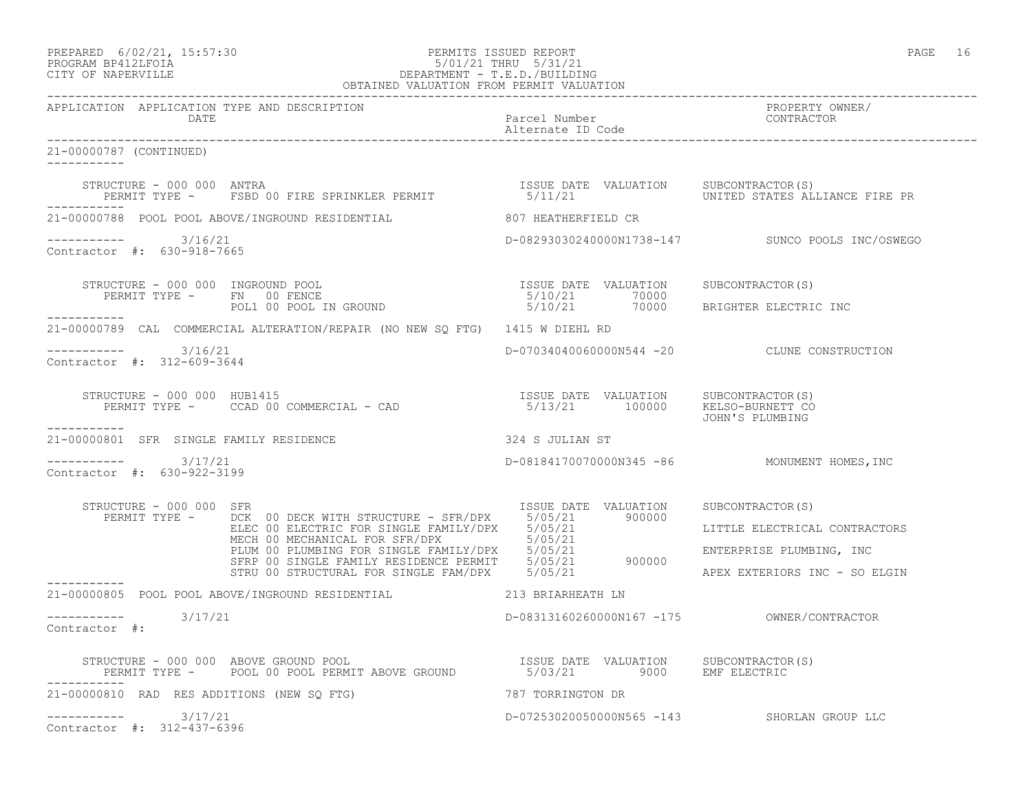PREPARED 6/02/21, 15:57:30
PROGRAM BP412LFOIA
CITY OF NAPERVILLE

PERMITS ISSUED REPORT
5/01/21 THRU 5/31/21
DEPARTMENT - T.E.D./BUILDING
OBTAINED VALUATION FROM PERMIT VALUATION

| APPLICATION | APPLICATION TYPE AND DESCRIPTION DATE | Parcel Number Alternate ID Code | PROPERTY OWNER/ CONTRACTOR |
|---|---|---|---|

21-00000787 (CONTINUED)

STRUCTURE - 000 000 ANTRA

| PERMIT TYPE | ISSUE DATE | VALUATION | SUBCONTRACTOR(S) |
|---|---|---|---|
| FSBD 00 FIRE SPRINKLER PERMIT | 5/11/21 | | UNITED STATES ALLIANCE FIRE PR |

---

21-00000788 POOL POOL ABOVE/INGROUND RESIDENTIAL — 807 HEATHERFIELD CR

3/16/21 — D-08293030240000N1738-147 — SUNCO POOLS INC/OSWEGO

Contractor #: 630-918-7665

STRUCTURE - 000 000 INGROUND POOL

| PERMIT TYPE | ISSUE DATE | VALUATION | SUBCONTRACTOR(S) |
|---|---|---|---|
| FN 00 FENCE | 5/10/21 | 70000 | |
| POL1 00 POOL IN GROUND | 5/10/21 | 70000 | BRIGHTER ELECTRIC INC |

---

21-00000789 CAL COMMERCIAL ALTERATION/REPAIR (NO NEW SQ FTG) — 1415 W DIEHL RD

3/16/21 — D-07034040060000N544 -20 — CLUNE CONSTRUCTION

Contractor #: 312-609-3644

STRUCTURE - 000 000 HUB1415

| PERMIT TYPE | ISSUE DATE | VALUATION | SUBCONTRACTOR(S) |
|---|---|---|---|
| CCAD 00 COMMERCIAL - CAD | 5/13/21 | 100000 | KELSO-BURNETT CO<br>JOHN'S PLUMBING |

---

21-00000801 SFR SINGLE FAMILY RESIDENCE — 324 S JULIAN ST

3/17/21 — D-08184170070000N345 -86 — MONUMENT HOMES,INC

Contractor #: 630-922-3199

STRUCTURE - 000 000 SFR

| PERMIT TYPE | ISSUE DATE | VALUATION | SUBCONTRACTOR(S) |
|---|---|---|---|
| DCK 00 DECK WITH STRUCTURE - SFR/DPX | 5/05/21 | 900000 | |
| ELEC 00 ELECTRIC FOR SINGLE FAMILY/DPX | 5/05/21 | | LITTLE ELECTRICAL CONTRACTORS |
| MECH 00 MECHANICAL FOR SFR/DPX | 5/05/21 | | |
| PLUM 00 PLUMBING FOR SINGLE FAMILY/DPX | 5/05/21 | | ENTERPRISE PLUMBING, INC |
| SFRP 00 SINGLE FAMILY RESIDENCE PERMIT | 5/05/21 | 900000 | |
| STRU 00 STRUCTURAL FOR SINGLE FAM/DPX | 5/05/21 | | APEX EXTERIORS INC - SO ELGIN |

---

21-00000805 POOL POOL ABOVE/INGROUND RESIDENTIAL — 213 BRIARHEATH LN

3/17/21 — D-08313160260000N167 -175 — OWNER/CONTRACTOR

Contractor #:

STRUCTURE - 000 000 ABOVE GROUND POOL

| PERMIT TYPE | ISSUE DATE | VALUATION | SUBCONTRACTOR(S) |
|---|---|---|---|
| POOL 00 POOL PERMIT ABOVE GROUND | 5/03/21 | 9000 | EMF ELECTRIC |

---

21-00000810 RAD RES ADDITIONS (NEW SQ FTG) — 787 TORRINGTON DR

3/17/21 — D-07253020050000N565 -143 — SHORLAN GROUP LLC

Contractor #: 312-437-6396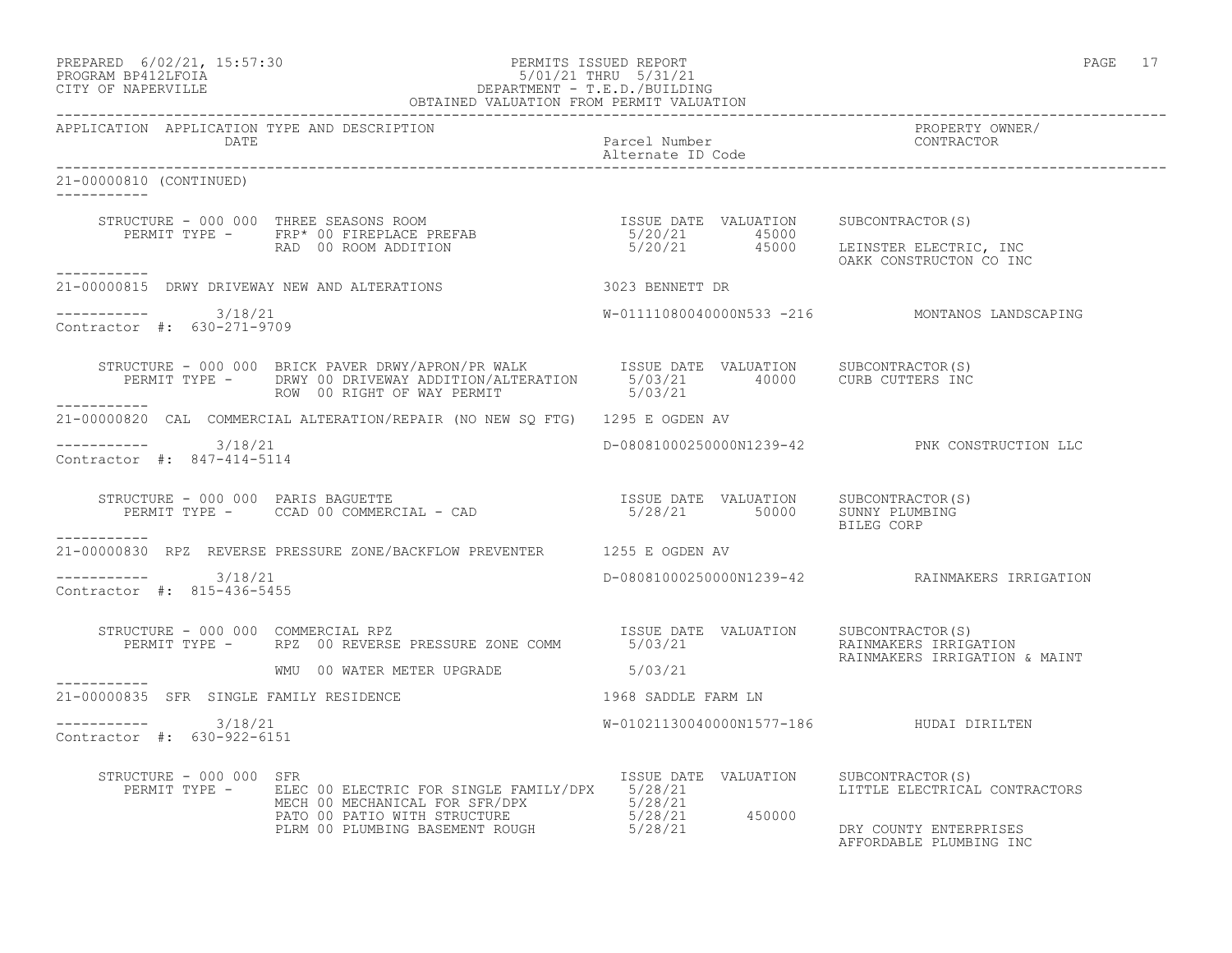PREPARED 6/02/21, 15:57:30 PERMITS ISSUED REPORT
PROGRAM BP412LFOIA 5/01/21 THRU 5/31/21
CITY OF NAPERVILLE DEPARTMENT - T.E.D./BUILDING
OBTAINED VALUATION FROM PERMIT VALUATION

| APPLICATION | APPLICATION TYPE AND DESCRIPTION DATE | Parcel Number Alternate ID Code | PROPERTY OWNER/ CONTRACTOR |
|---|---|---|---|

21-00000810 (CONTINUED)

STRUCTURE - 000 000 THREE SEASONS ROOM

| PERMIT TYPE | ISSUE DATE | VALUATION | SUBCONTRACTOR(S) |
|---|---|---|---|
| FRP* 00 FIREPLACE PREFAB | 5/20/21 | 45000 | |
| RAD 00 ROOM ADDITION | 5/20/21 | 45000 | LEINSTER ELECTRIC, INC |
| | | | OAKK CONSTRUCTON CO INC |

---

21-00000815 DRWY DRIVEWAY NEW AND ALTERATIONS — 3023 BENNETT DR

3/18/21 — W-01111080040000N533 -216 — MONTANOS LANDSCAPING

Contractor #: 630-271-9709

STRUCTURE - 000 000 BRICK PAVER DRWY/APRON/PR WALK

| PERMIT TYPE | ISSUE DATE | VALUATION | SUBCONTRACTOR(S) |
|---|---|---|---|
| DRWY 00 DRIVEWAY ADDITION/ALTERATION | 5/03/21 | 40000 | CURB CUTTERS INC |
| ROW 00 RIGHT OF WAY PERMIT | 5/03/21 | | |

---

21-00000820 CAL COMMERCIAL ALTERATION/REPAIR (NO NEW SQ FTG) — 1295 E OGDEN AV

3/18/21 — D-08081000250000N1239-42 — PNK CONSTRUCTION LLC

Contractor #: 847-414-5114

STRUCTURE - 000 000 PARIS BAGUETTE

| PERMIT TYPE | ISSUE DATE | VALUATION | SUBCONTRACTOR(S) |
|---|---|---|---|
| CCAD 00 COMMERCIAL - CAD | 5/28/21 | 50000 | SUNNY PLUMBING |
| | | | BILEG CORP |

---

21-00000830 RPZ REVERSE PRESSURE ZONE/BACKFLOW PREVENTER — 1255 E OGDEN AV

3/18/21 — D-08081000250000N1239-42 — RAINMAKERS IRRIGATION

Contractor #: 815-436-5455

STRUCTURE - 000 000 COMMERCIAL RPZ

| PERMIT TYPE | ISSUE DATE | VALUATION | SUBCONTRACTOR(S) |
|---|---|---|---|
| RPZ 00 REVERSE PRESSURE ZONE COMM | 5/03/21 | | RAINMAKERS IRRIGATION |
| | | | RAINMAKERS IRRIGATION & MAINT |
| WMU 00 WATER METER UPGRADE | 5/03/21 | | |

---

21-00000835 SFR SINGLE FAMILY RESIDENCE — 1968 SADDLE FARM LN

3/18/21 — W-01021130040000N1577-186 — HUDAI DIRILTEN

Contractor #: 630-922-6151

STRUCTURE - 000 000 SFR

| PERMIT TYPE | ISSUE DATE | VALUATION | SUBCONTRACTOR(S) |
|---|---|---|---|
| ELEC 00 ELECTRIC FOR SINGLE FAMILY/DPX | 5/28/21 | | LITTLE ELECTRICAL CONTRACTORS |
| MECH 00 MECHANICAL FOR SFR/DPX | 5/28/21 | | |
| PATO 00 PATIO WITH STRUCTURE | 5/28/21 | 450000 | |
| PLRM 00 PLUMBING BASEMENT ROUGH | 5/28/21 | | DRY COUNTY ENTERPRISES |
| | | | AFFORDABLE PLUMBING INC |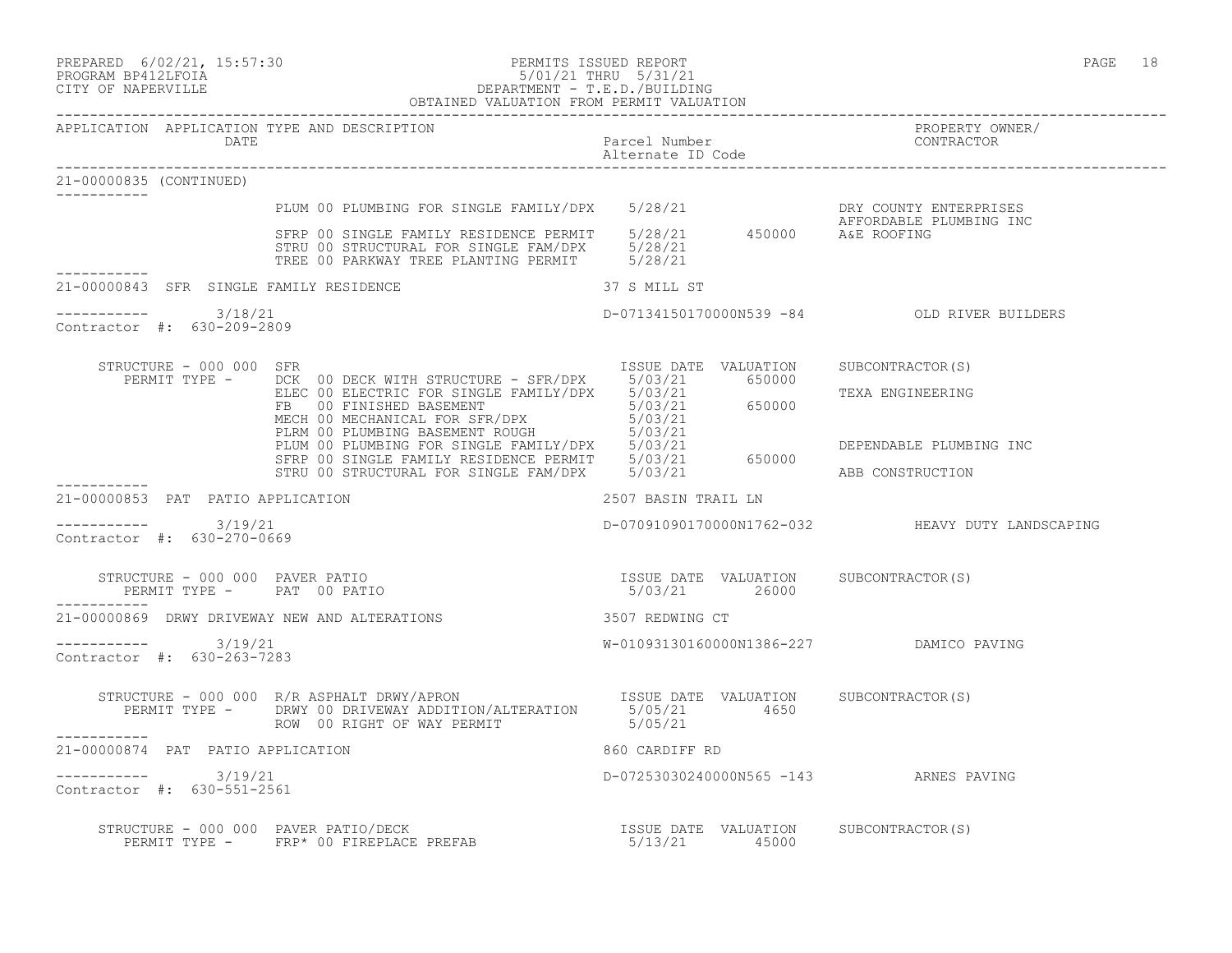PREPARED 6/02/21, 15:57:30 PERMITS ISSUED REPORT
PROGRAM BP412LFOIA 5/01/21 THRU 5/31/21
CITY OF NAPERVILLE DEPARTMENT - T.E.D./BUILDING
OBTAINED VALUATION FROM PERMIT VALUATION

| APPLICATION | APPLICATION TYPE AND DESCRIPTION / DATE | Parcel Number / Alternate ID Code | | PROPERTY OWNER/ CONTRACTOR |
|---|---|---|---|---|

**21-00000835 (CONTINUED)**

| PERMIT TYPE | ISSUE DATE | VALUATION | SUBCONTRACTOR(S) |
|---|---|---|---|
| PLUM 00 PLUMBING FOR SINGLE FAMILY/DPX | 5/28/21 | | DRY COUNTY ENTERPRISES |
| | | | AFFORDABLE PLUMBING INC |
| SFRP 00 SINGLE FAMILY RESIDENCE PERMIT | 5/28/21 | 450000 | A&E ROOFING |
| STRU 00 STRUCTURAL FOR SINGLE FAM/DPX | 5/28/21 | | |
| TREE 00 PARKWAY TREE PLANTING PERMIT | 5/28/21 | | |

**21-00000843 SFR SINGLE FAMILY RESIDENCE** — 37 S MILL ST

3/18/21 — D-07134150170000N539 -84 — OLD RIVER BUILDERS

Contractor #: 630-209-2809

STRUCTURE - 000 000 SFR

| PERMIT TYPE | ISSUE DATE | VALUATION | SUBCONTRACTOR(S) |
|---|---|---|---|
| DCK 00 DECK WITH STRUCTURE - SFR/DPX | 5/03/21 | 650000 | |
| ELEC 00 ELECTRIC FOR SINGLE FAMILY/DPX | 5/03/21 | | TEXA ENGINEERING |
| FB 00 FINISHED BASEMENT | 5/03/21 | 650000 | |
| MECH 00 MECHANICAL FOR SFR/DPX | 5/03/21 | | |
| PLRM 00 PLUMBING BASEMENT ROUGH | 5/03/21 | | |
| PLUM 00 PLUMBING FOR SINGLE FAMILY/DPX | 5/03/21 | | DEPENDABLE PLUMBING INC |
| SFRP 00 SINGLE FAMILY RESIDENCE PERMIT | 5/03/21 | 650000 | |
| STRU 00 STRUCTURAL FOR SINGLE FAM/DPX | 5/03/21 | | ABB CONSTRUCTION |

**21-00000853 PAT PATIO APPLICATION** — 2507 BASIN TRAIL LN

3/19/21 — D-07091090170000N1762-032 — HEAVY DUTY LANDSCAPING

Contractor #: 630-270-0669

STRUCTURE - 000 000 PAVER PATIO

| PERMIT TYPE | ISSUE DATE | VALUATION | SUBCONTRACTOR(S) |
|---|---|---|---|
| PAT 00 PATIO | 5/03/21 | 26000 | |

**21-00000869 DRWY DRIVEWAY NEW AND ALTERATIONS** — 3507 REDWING CT

3/19/21 — W-01093130160000N1386-227 — DAMICO PAVING

Contractor #: 630-263-7283

STRUCTURE - 000 000 R/R ASPHALT DRWY/APRON

| PERMIT TYPE | ISSUE DATE | VALUATION | SUBCONTRACTOR(S) |
|---|---|---|---|
| DRWY 00 DRIVEWAY ADDITION/ALTERATION | 5/05/21 | 4650 | |
| ROW 00 RIGHT OF WAY PERMIT | 5/05/21 | | |

**21-00000874 PAT PATIO APPLICATION** — 860 CARDIFF RD

3/19/21 — D-07253030240000N565 -143 — ARNES PAVING

Contractor #: 630-551-2561

STRUCTURE - 000 000 PAVER PATIO/DECK

| PERMIT TYPE | ISSUE DATE | VALUATION | SUBCONTRACTOR(S) |
|---|---|---|---|
| FRP* 00 FIREPLACE PREFAB | 5/13/21 | 45000 | |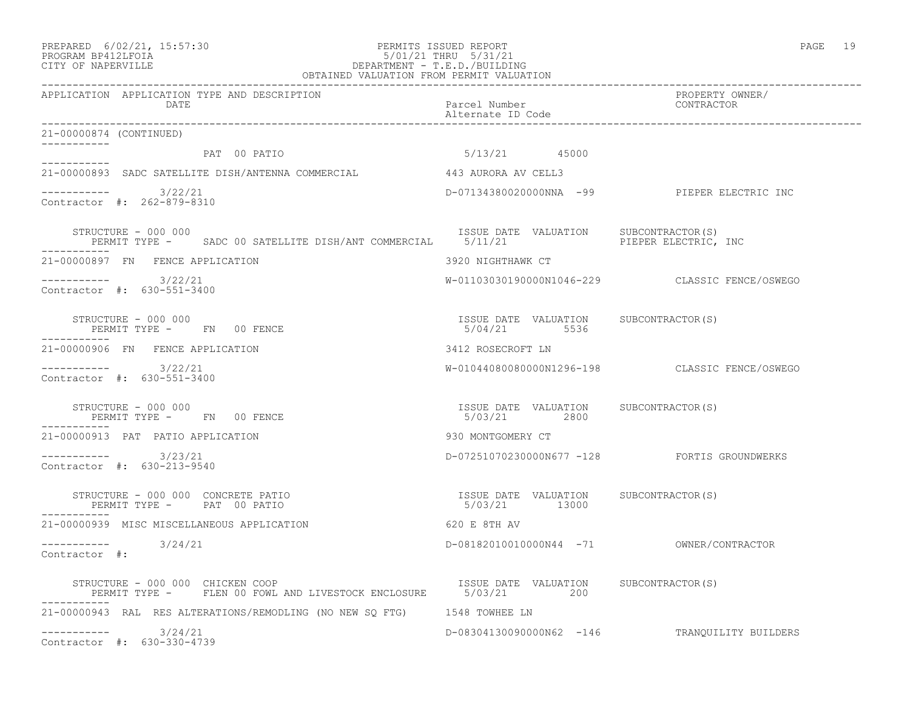PREPARED 6/02/21, 15:57:30
PROGRAM BP412LFOIA
CITY OF NAPERVILLE

PERMITS ISSUED REPORT
5/01/21 THRU 5/31/21
DEPARTMENT - T.E.D./BUILDING
OBTAINED VALUATION FROM PERMIT VALUATION

| APPLICATION | APPLICATION TYPE AND DESCRIPTION / DATE | Parcel Number / Alternate ID Code | PROPERTY OWNER / CONTRACTOR |
|---|---|---|---|

21-00000874 (CONTINUED)

PAT 00 PATIO — 5/13/21 — 45000

---

**21-00000893** SADC SATELLITE DISH/ANTENNA COMMERCIAL — 443 AURORA AV CELL3
3/22/21 — D-07134380020000NNA -99 — PIEPER ELECTRIC INC
Contractor #: 262-879-8310

STRUCTURE - 000 000
PERMIT TYPE - SADC 00 SATELLITE DISH/ANT COMMERCIAL — ISSUE DATE 5/11/21 — VALUATION — SUBCONTRACTOR(S) PIEPER ELECTRIC, INC

---

**21-00000897** FN FENCE APPLICATION — 3920 NIGHTHAWK CT
3/22/21 — W-01103030190000N1046-229 — CLASSIC FENCE/OSWEGO
Contractor #: 630-551-3400

STRUCTURE - 000 000
PERMIT TYPE - FN 00 FENCE — ISSUE DATE 5/04/21 — VALUATION 5536 — SUBCONTRACTOR(S)

---

**21-00000906** FN FENCE APPLICATION — 3412 ROSECROFT LN
3/22/21 — W-01044080080000N1296-198 — CLASSIC FENCE/OSWEGO
Contractor #: 630-551-3400

STRUCTURE - 000 000
PERMIT TYPE - FN 00 FENCE — ISSUE DATE 5/03/21 — VALUATION 2800 — SUBCONTRACTOR(S)

---

**21-00000913** PAT PATIO APPLICATION — 930 MONTGOMERY CT
3/23/21 — D-07251070230000N677 -128 — FORTIS GROUNDWERKS
Contractor #: 630-213-9540

STRUCTURE - 000 000 CONCRETE PATIO
PERMIT TYPE - PAT 00 PATIO — ISSUE DATE 5/03/21 — VALUATION 13000 — SUBCONTRACTOR(S)

---

**21-00000939** MISC MISCELLANEOUS APPLICATION — 620 E 8TH AV
3/24/21 — D-08182010010000N44 -71 — OWNER/CONTRACTOR
Contractor #:

STRUCTURE - 000 000 CHICKEN COOP
PERMIT TYPE - FLEN 00 FOWL AND LIVESTOCK ENCLOSURE — ISSUE DATE 5/03/21 — VALUATION 200 — SUBCONTRACTOR(S)

---

**21-00000943** RAL RES ALTERATIONS/REMODLING (NO NEW SQ FTG) — 1548 TOWHEE LN
3/24/21 — D-08304130090000N62 -146 — TRANQUILITY BUILDERS
Contractor #: 630-330-4739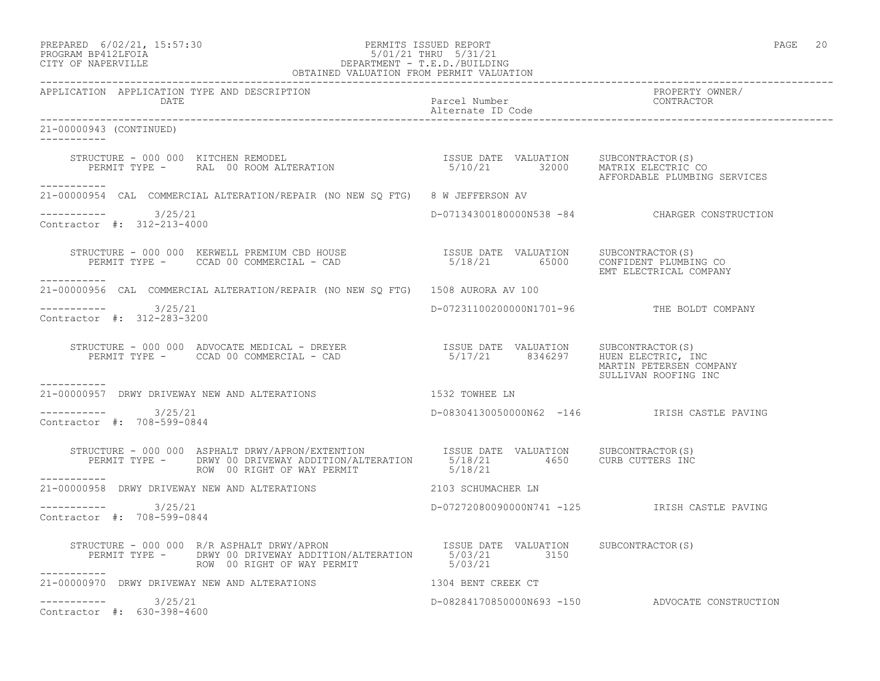APPLICATION APPLICATION TYPE AND DESCRIPTION | Parcel Number / Alternate ID Code | PROPERTY OWNER/ CONTRACTOR

DATE

21-00000943 (CONTINUED)

```
    STRUCTURE - 000 000  KITCHEN REMODEL                          ISSUE DATE  VALUATION     SUBCONTRACTOR(S)
       PERMIT TYPE -      RAL  00 ROOM ALTERATION                  5/10/21       32000      MATRIX ELECTRIC CO
                                                                                            AFFORDABLE PLUMBING SERVICES
-----------
21-00000954  CAL  COMMERCIAL ALTERATION/REPAIR (NO NEW SQ FTG)   8 W JEFFERSON AV

-----------       3/25/21                                        D-07134300180000N538 -84           CHARGER CONSTRUCTION
Contractor #:  312-213-4000

    STRUCTURE - 000 000  KERWELL PREMIUM CBD HOUSE                ISSUE DATE  VALUATION     SUBCONTRACTOR(S)
       PERMIT TYPE -      CCAD 00 COMMERCIAL - CAD                  5/18/21       65000      CONFIDENT PLUMBING CO
                                                                                            EMT ELECTRICAL COMPANY
-----------
21-00000956  CAL  COMMERCIAL ALTERATION/REPAIR (NO NEW SQ FTG)   1508 AURORA AV 100

-----------       3/25/21                                        D-07231100200000N1701-96           THE BOLDT COMPANY
Contractor #:  312-283-3200

    STRUCTURE - 000 000  ADVOCATE MEDICAL - DREYER               ISSUE DATE  VALUATION     SUBCONTRACTOR(S)
       PERMIT TYPE -      CCAD 00 COMMERCIAL - CAD                  5/17/21     8346297     HUEN ELECTRIC, INC
                                                                                            MARTIN PETERSEN COMPANY
                                                                                            SULLIVAN ROOFING INC
-----------
21-00000957  DRWY DRIVEWAY NEW AND ALTERATIONS                   1532 TOWHEE LN

-----------       3/25/21                                        D-08304130050000N62  -146          IRISH CASTLE PAVING
Contractor #:  708-599-0844

    STRUCTURE - 000 000  ASPHALT DRWY/APRON/EXTENTION            ISSUE DATE  VALUATION     SUBCONTRACTOR(S)
       PERMIT TYPE -      DRWY 00 DRIVEWAY ADDITION/ALTERATION     5/18/21        4650      CURB CUTTERS INC
                          ROW  00 RIGHT OF WAY PERMIT              5/18/21
-----------
21-00000958  DRWY DRIVEWAY NEW AND ALTERATIONS                   2103 SCHUMACHER LN

-----------       3/25/21                                        D-07272080090000N741 -125          IRISH CASTLE PAVING
Contractor #:  708-599-0844

    STRUCTURE - 000 000  R/R ASPHALT DRWY/APRON                   ISSUE DATE  VALUATION     SUBCONTRACTOR(S)
       PERMIT TYPE -      DRWY 00 DRIVEWAY ADDITION/ALTERATION     5/03/21        3150
                          ROW  00 RIGHT OF WAY PERMIT              5/03/21
-----------
21-00000970  DRWY DRIVEWAY NEW AND ALTERATIONS                   1304 BENT CREEK CT

-----------       3/25/21                                        D-08284170850000N693 -150          ADVOCATE CONSTRUCTION
Contractor #:  630-398-4600
```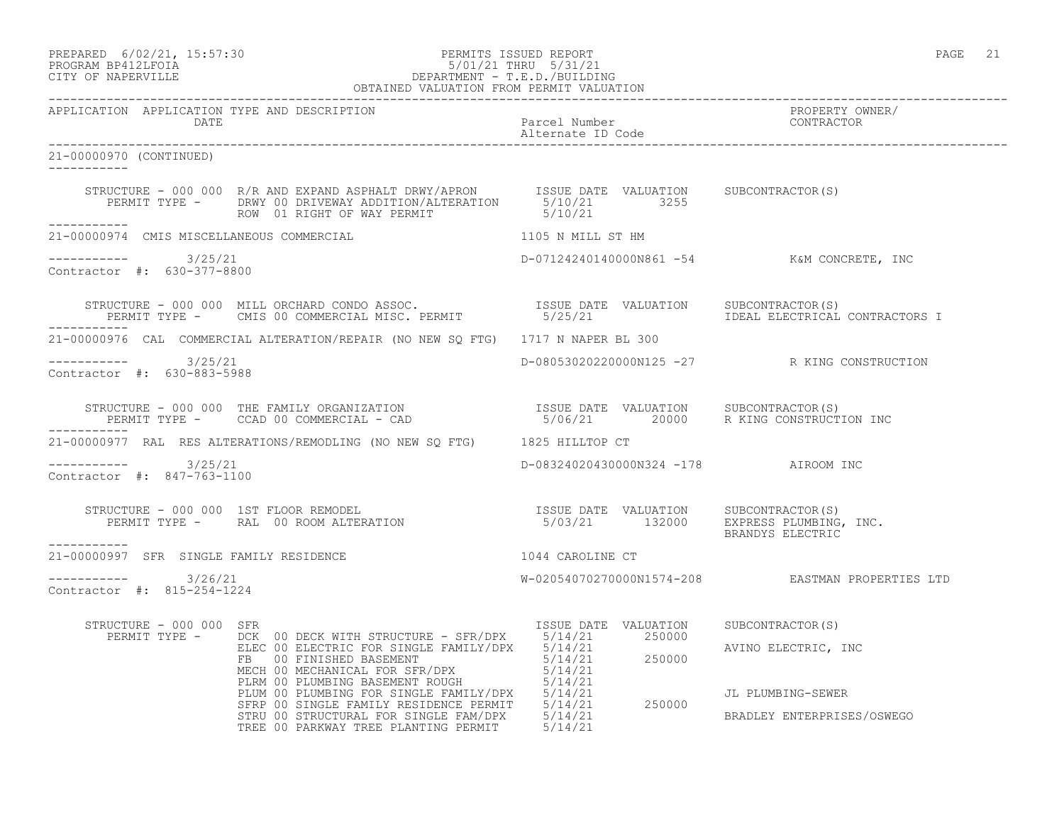PREPARED 6/02/21, 15:57:30 PERMITS ISSUED REPORT
PROGRAM BP412LFOIA 5/01/21 THRU 5/31/21
CITY OF NAPERVILLE DEPARTMENT - T.E.D./BUILDING
OBTAINED VALUATION FROM PERMIT VALUATION

| APPLICATION | APPLICATION TYPE AND DESCRIPTION / DATE | Parcel Number / Alternate ID Code | PROPERTY OWNER/ CONTRACTOR |
|---|---|---|---|

21-00000970 (CONTINUED)

STRUCTURE - 000 000 R/R AND EXPAND ASPHALT DRWY/APRON

| PERMIT TYPE | ISSUE DATE | VALUATION | SUBCONTRACTOR(S) |
|---|---|---|---|
| DRWY 00 DRIVEWAY ADDITION/ALTERATION | 5/10/21 | 3255 | |
| ROW 01 RIGHT OF WAY PERMIT | 5/10/21 | | |

21-00000974 CMIS MISCELLANEOUS COMMERCIAL — 1105 N MILL ST HM
3/25/21 — D-07124240140000N861 -54 — K&M CONCRETE, INC
Contractor #: 630-377-8800

STRUCTURE - 000 000 MILL ORCHARD CONDO ASSOC.

| PERMIT TYPE | ISSUE DATE | VALUATION | SUBCONTRACTOR(S) |
|---|---|---|---|
| CMIS 00 COMMERCIAL MISC. PERMIT | 5/25/21 | | IDEAL ELECTRICAL CONTRACTORS I |

21-00000976 CAL COMMERCIAL ALTERATION/REPAIR (NO NEW SQ FTG) — 1717 N NAPER BL 300
3/25/21 — D-08053020220000N125 -27 — R KING CONSTRUCTION
Contractor #: 630-883-5988

STRUCTURE - 000 000 THE FAMILY ORGANIZATION

| PERMIT TYPE | ISSUE DATE | VALUATION | SUBCONTRACTOR(S) |
|---|---|---|---|
| CCAD 00 COMMERCIAL - CAD | 5/06/21 | 20000 | R KING CONSTRUCTION INC |

21-00000977 RAL RES ALTERATIONS/REMODLING (NO NEW SQ FTG) — 1825 HILLTOP CT
3/25/21 — D-08324020430000N324 -178 — AIROOM INC
Contractor #: 847-763-1100

STRUCTURE - 000 000 1ST FLOOR REMODEL

| PERMIT TYPE | ISSUE DATE | VALUATION | SUBCONTRACTOR(S) |
|---|---|---|---|
| RAL 00 ROOM ALTERATION | 5/03/21 | 132000 | EXPRESS PLUMBING, INC. |
| | | | BRANDYS ELECTRIC |

21-00000997 SFR SINGLE FAMILY RESIDENCE — 1044 CAROLINE CT
3/26/21 — W-02054070270000N1574-208 — EASTMAN PROPERTIES LTD
Contractor #: 815-254-1224

STRUCTURE - 000 000 SFR

| PERMIT TYPE | ISSUE DATE | VALUATION | SUBCONTRACTOR(S) |
|---|---|---|---|
| DCK 00 DECK WITH STRUCTURE - SFR/DPX | 5/14/21 | 250000 | |
| ELEC 00 ELECTRIC FOR SINGLE FAMILY/DPX | 5/14/21 | | AVINO ELECTRIC, INC |
| FB 00 FINISHED BASEMENT | 5/14/21 | 250000 | |
| MECH 00 MECHANICAL FOR SFR/DPX | 5/14/21 | | |
| PLRM 00 PLUMBING BASEMENT ROUGH | 5/14/21 | | |
| PLUM 00 PLUMBING FOR SINGLE FAMILY/DPX | 5/14/21 | | JL PLUMBING-SEWER |
| SFRP 00 SINGLE FAMILY RESIDENCE PERMIT | 5/14/21 | 250000 | |
| STRU 00 STRUCTURAL FOR SINGLE FAM/DPX | 5/14/21 | | BRADLEY ENTERPRISES/OSWEGO |
| TREE 00 PARKWAY TREE PLANTING PERMIT | 5/14/21 | | |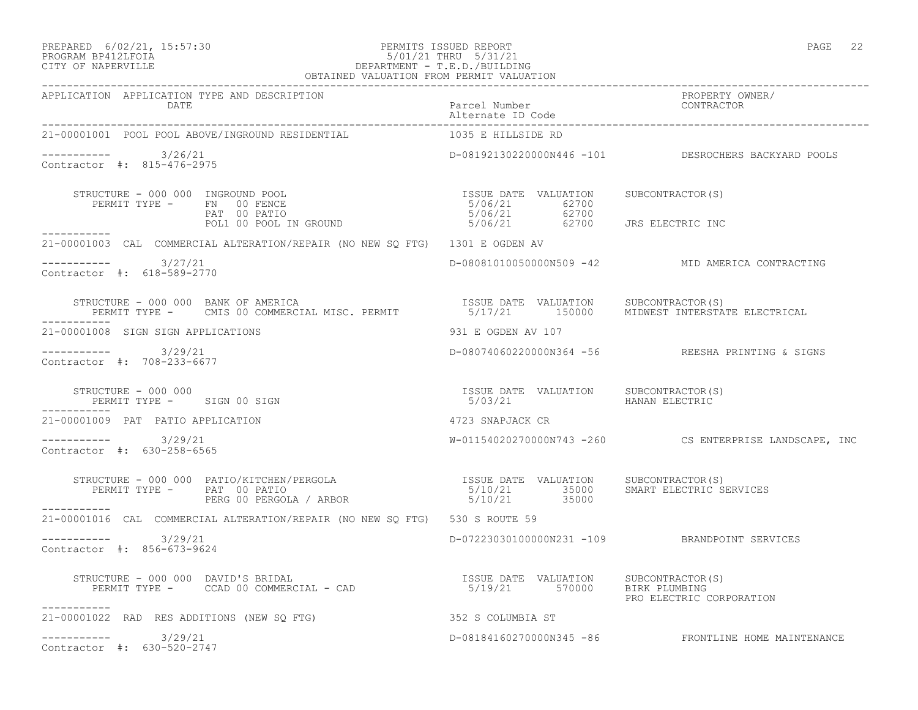PREPARED 6/02/21, 15:57:30 PERMITS ISSUED REPORT
PROGRAM BP412LFOIA 5/01/21 THRU 5/31/21
CITY OF NAPERVILLE DEPARTMENT - T.E.D./BUILDING
OBTAINED VALUATION FROM PERMIT VALUATION

| APPLICATION | APPLICATION TYPE AND DESCRIPTION DATE | Parcel Number / Alternate ID Code | PROPERTY OWNER/ CONTRACTOR |
|---|---|---|---|

**21-00001001** POOL POOL ABOVE/INGROUND RESIDENTIAL — 1035 E HILLSIDE RD

----------- 3/26/21 — D-08192130220000N446 -101 — DESROCHERS BACKYARD POOLS
Contractor #: 815-476-2975

STRUCTURE - 000 000 INGROUND POOL

| PERMIT TYPE | ISSUE DATE | VALUATION | SUBCONTRACTOR(S) |
|---|---|---|---|
| FN 00 FENCE | 5/06/21 | 62700 | |
| PAT 00 PATIO | 5/06/21 | 62700 | |
| POL1 00 POOL IN GROUND | 5/06/21 | 62700 | JRS ELECTRIC INC |

-----------

**21-00001003** CAL COMMERCIAL ALTERATION/REPAIR (NO NEW SQ FTG) — 1301 E OGDEN AV

----------- 3/27/21 — D-08081010050000N509 -42 — MID AMERICA CONTRACTING
Contractor #: 618-589-2770

STRUCTURE - 000 000 BANK OF AMERICA

| PERMIT TYPE | ISSUE DATE | VALUATION | SUBCONTRACTOR(S) |
|---|---|---|---|
| CMIS 00 COMMERCIAL MISC. PERMIT | 5/17/21 | 150000 | MIDWEST INTERSTATE ELECTRICAL |

-----------

**21-00001008** SIGN SIGN APPLICATIONS — 931 E OGDEN AV 107

----------- 3/29/21 — D-08074060220000N364 -56 — REESHA PRINTING & SIGNS
Contractor #: 708-233-6677

STRUCTURE - 000 000

| PERMIT TYPE | ISSUE DATE | VALUATION | SUBCONTRACTOR(S) |
|---|---|---|---|
| SIGN 00 SIGN | 5/03/21 | | HANAN ELECTRIC |

-----------

**21-00001009** PAT PATIO APPLICATION — 4723 SNAPJACK CR

----------- 3/29/21 — W-01154020270000N743 -260 — CS ENTERPRISE LANDSCAPE, INC
Contractor #: 630-258-6565

STRUCTURE - 000 000 PATIO/KITCHEN/PERGOLA

| PERMIT TYPE | ISSUE DATE | VALUATION | SUBCONTRACTOR(S) |
|---|---|---|---|
| PAT 00 PATIO | 5/10/21 | 35000 | SMART ELECTRIC SERVICES |
| PERG 00 PERGOLA / ARBOR | 5/10/21 | 35000 | |

-----------

**21-00001016** CAL COMMERCIAL ALTERATION/REPAIR (NO NEW SQ FTG) — 530 S ROUTE 59

----------- 3/29/21 — D-07223030100000N231 -109 — BRANDPOINT SERVICES
Contractor #: 856-673-9624

STRUCTURE - 000 000 DAVID'S BRIDAL

| PERMIT TYPE | ISSUE DATE | VALUATION | SUBCONTRACTOR(S) |
|---|---|---|---|
| CCAD 00 COMMERCIAL - CAD | 5/19/21 | 570000 | BIRK PLUMBING<br>PRO ELECTRIC CORPORATION |

-----------

**21-00001022** RAD RES ADDITIONS (NEW SQ FTG) — 352 S COLUMBIA ST

----------- 3/29/21 — D-08184160270000N345 -86 — FRONTLINE HOME MAINTENANCE
Contractor #: 630-520-2747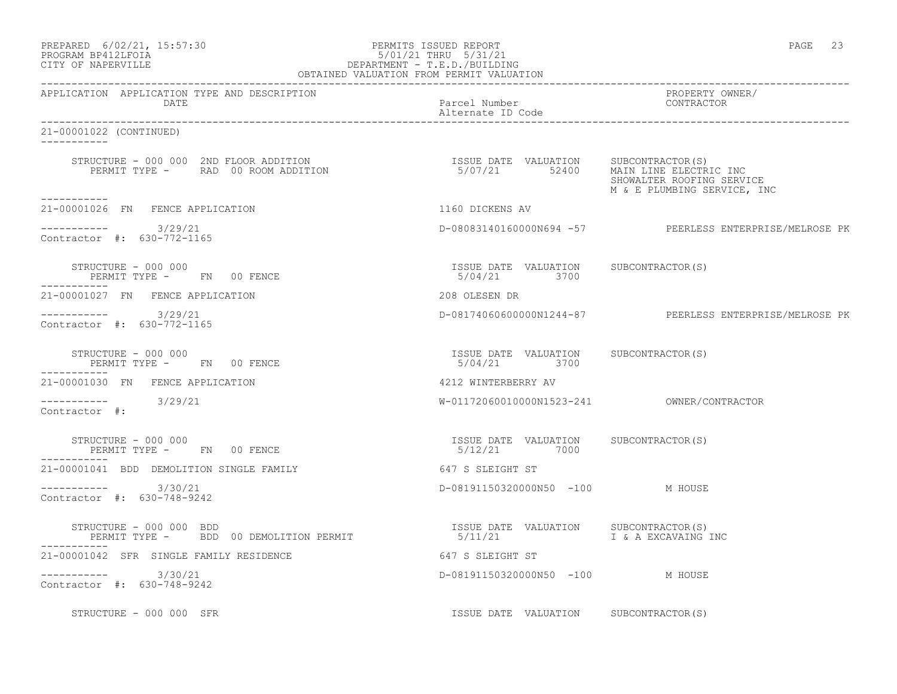PREPARED 6/02/21, 15:57:30
PROGRAM BP412LFOIA
CITY OF NAPERVILLE

PERMITS ISSUED REPORT
5/01/21 THRU 5/31/21
DEPARTMENT - T.E.D./BUILDING
OBTAINED VALUATION FROM PERMIT VALUATION

| APPLICATION | APPLICATION TYPE AND DESCRIPTION / DATE | Parcel Number / Alternate ID Code | PROPERTY OWNER/ CONTRACTOR |
|---|---|---|---|

**21-00001022 (CONTINUED)**

STRUCTURE - 000 000 2ND FLOOR ADDITION
PERMIT TYPE - RAD 00 ROOM ADDITION
ISSUE DATE 5/07/21 VALUATION 52400
SUBCONTRACTOR(S): MAIN LINE ELECTRIC INC; SHOWALTER ROOFING SERVICE; M & E PLUMBING SERVICE, INC

**21-00001026 FN FENCE APPLICATION** — 1160 DICKENS AV
3/29/21 — D-08083140160000N694 -57 — PEERLESS ENTERPRISE/MELROSE PK
Contractor #: 630-772-1165

STRUCTURE - 000 000
PERMIT TYPE - FN 00 FENCE
ISSUE DATE 5/04/21 VALUATION 3700
SUBCONTRACTOR(S):

**21-00001027 FN FENCE APPLICATION** — 208 OLESEN DR
3/29/21 — D-08174060600000N1244-87 — PEERLESS ENTERPRISE/MELROSE PK
Contractor #: 630-772-1165

STRUCTURE - 000 000
PERMIT TYPE - FN 00 FENCE
ISSUE DATE 5/04/21 VALUATION 3700
SUBCONTRACTOR(S):

**21-00001030 FN FENCE APPLICATION** — 4212 WINTERBERRY AV
3/29/21 — W-01172060010000N1523-241 — OWNER/CONTRACTOR
Contractor #:

STRUCTURE - 000 000
PERMIT TYPE - FN 00 FENCE
ISSUE DATE 5/12/21 VALUATION 7000
SUBCONTRACTOR(S):

**21-00001041 BDD DEMOLITION SINGLE FAMILY** — 647 S SLEIGHT ST
3/30/21 — D-08191150320000N50 -100 — M HOUSE
Contractor #: 630-748-9242

STRUCTURE - 000 000 BDD
PERMIT TYPE - BDD 00 DEMOLITION PERMIT
ISSUE DATE 5/11/21 VALUATION
SUBCONTRACTOR(S): I & A EXCAVAING INC

**21-00001042 SFR SINGLE FAMILY RESIDENCE** — 647 S SLEIGHT ST
3/30/21 — D-08191150320000N50 -100 — M HOUSE
Contractor #: 630-748-9242

STRUCTURE - 000 000 SFR
ISSUE DATE VALUATION SUBCONTRACTOR(S)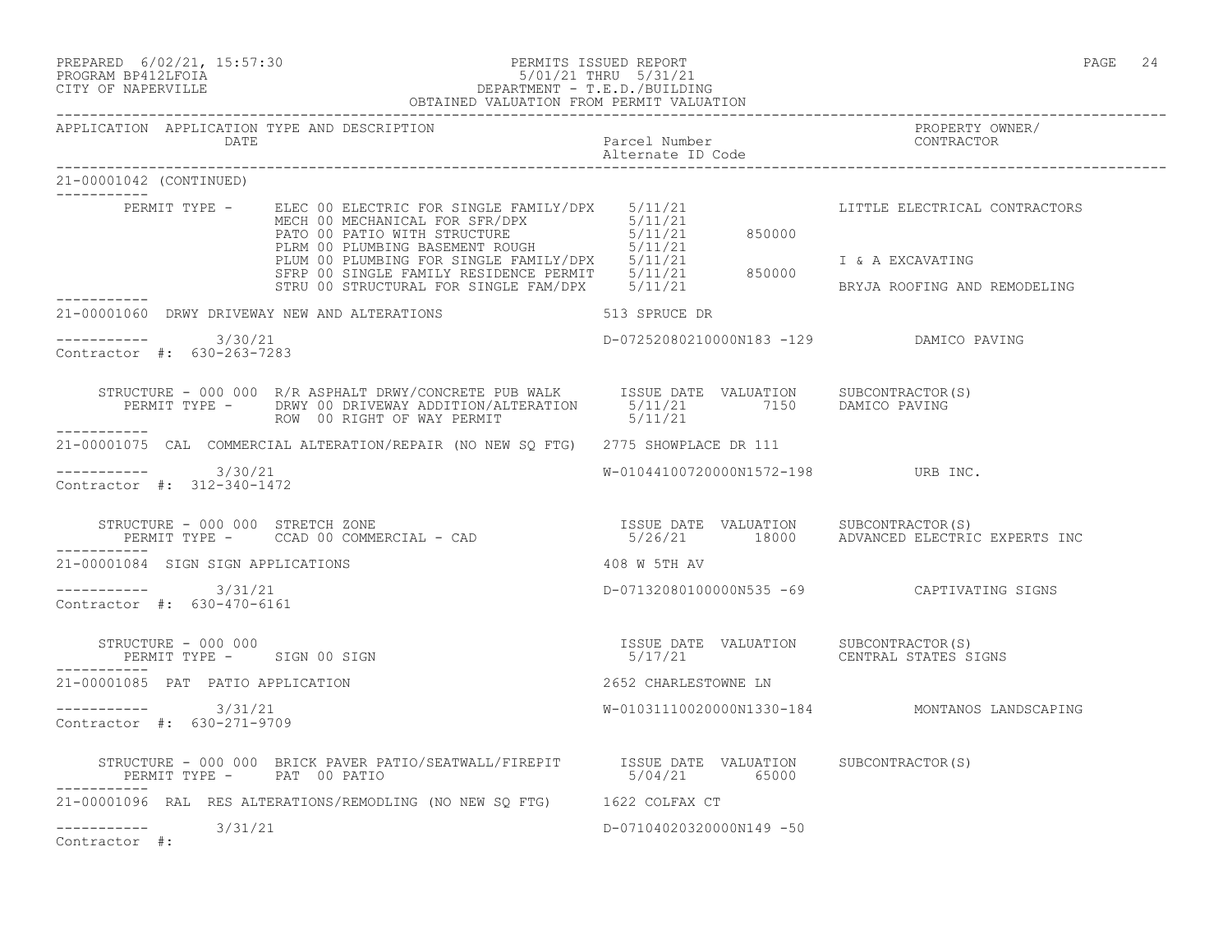PREPARED 6/02/21, 15:57:30 PERMITS ISSUED REPORT
PROGRAM BP412LFOIA 5/01/21 THRU 5/31/21
CITY OF NAPERVILLE DEPARTMENT - T.E.D./BUILDING
OBTAINED VALUATION FROM PERMIT VALUATION

```
APPLICATION  APPLICATION TYPE AND DESCRIPTION                                                          PROPERTY OWNER/
             DATE                                                    Parcel Number                      CONTRACTOR
                                                                     Alternate ID Code
-----------------------------------------------------------------------------------------------------------------------
21-00001042 (CONTINUED)
-----------
       PERMIT TYPE -    ELEC 00 ELECTRIC FOR SINGLE FAMILY/DPX    5/11/21                  LITTLE ELECTRICAL CONTRACTORS
                        MECH 00 MECHANICAL FOR SFR/DPX            5/11/21
                        PATO 00 PATIO WITH STRUCTURE              5/11/21      850000
                        PLRM 00 PLUMBING BASEMENT ROUGH           5/11/21
                        PLUM 00 PLUMBING FOR SINGLE FAMILY/DPX    5/11/21                  I & A EXCAVATING
                        SFRP 00 SINGLE FAMILY RESIDENCE PERMIT    5/11/21      850000
                        STRU 00 STRUCTURAL FOR SINGLE FAM/DPX     5/11/21                  BRYJA ROOFING AND REMODELING
-----------
21-00001060  DRWY DRIVEWAY NEW AND ALTERATIONS                  513 SPRUCE DR

-----------        3/30/21                                       D-07252080210000N183 -129          DAMICO PAVING
Contractor #:  630-263-7283

     STRUCTURE - 000 000  R/R ASPHALT DRWY/CONCRETE PUB WALK       ISSUE DATE  VALUATION    SUBCONTRACTOR(S)
        PERMIT TYPE -     DRWY 00 DRIVEWAY ADDITION/ALTERATION     5/11/21        7150     DAMICO PAVING
                          ROW  00 RIGHT OF WAY PERMIT              5/11/21
-----------
21-00001075  CAL  COMMERCIAL ALTERATION/REPAIR (NO NEW SQ FTG)  2775 SHOWPLACE DR 111

-----------        3/30/21                                       W-01044100720000N1572-198          URB INC.
Contractor #:  312-340-1472

     STRUCTURE - 000 000  STRETCH ZONE                             ISSUE DATE  VALUATION    SUBCONTRACTOR(S)
        PERMIT TYPE -     CCAD 00 COMMERCIAL - CAD                 5/26/21       18000     ADVANCED ELECTRIC EXPERTS INC
-----------
21-00001084  SIGN SIGN APPLICATIONS                              408 W 5TH AV

-----------        3/31/21                                       D-07132080100000N535 -69           CAPTIVATING SIGNS
Contractor #:  630-470-6161

     STRUCTURE - 000 000                                           ISSUE DATE  VALUATION    SUBCONTRACTOR(S)
        PERMIT TYPE -     SIGN 00 SIGN                             5/17/21                 CENTRAL STATES SIGNS
-----------
21-00001085  PAT  PATIO APPLICATION                              2652 CHARLESTOWNE LN

-----------        3/31/21                                       W-01031110020000N1330-184          MONTANOS LANDSCAPING
Contractor #:  630-271-9709

     STRUCTURE - 000 000  BRICK PAVER PATIO/SEATWALL/FIREPIT       ISSUE DATE  VALUATION    SUBCONTRACTOR(S)
        PERMIT TYPE -     PAT  00 PATIO                            5/04/21       65000
-----------
21-00001096  RAL  RES ALTERATIONS/REMODLING (NO NEW SQ FTG)      1622 COLFAX CT

-----------        3/31/21                                       D-07104020320000N149 -50
Contractor #:
```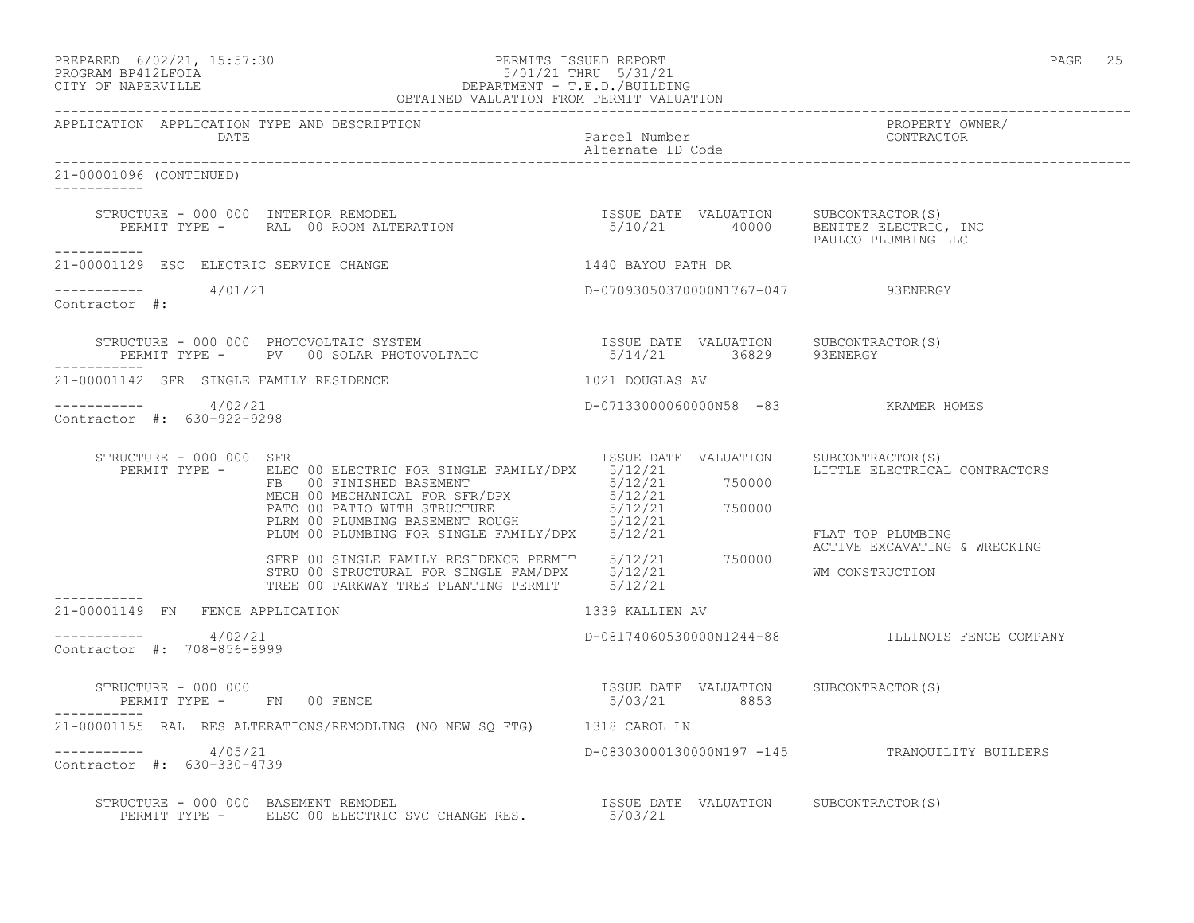PREPARED 6/02/21, 15:57:30 PERMITS ISSUED REPORT
PROGRAM BP412LFOIA 5/01/21 THRU 5/31/21
CITY OF NAPERVILLE DEPARTMENT - T.E.D./BUILDING
OBTAINED VALUATION FROM PERMIT VALUATION

| APPLICATION | APPLICATION TYPE AND DESCRIPTION DATE | Parcel Number Alternate ID Code | PROPERTY OWNER/ CONTRACTOR |
|---|---|---|---|

**21-00001096 (CONTINUED)**

| STRUCTURE / PERMIT TYPE | ISSUE DATE | VALUATION | SUBCONTRACTOR(S) |
|---|---|---|---|
| STRUCTURE - 000 000 INTERIOR REMODEL | | | |
| PERMIT TYPE - RAL 00 ROOM ALTERATION | 5/10/21 | 40000 | BENITEZ ELECTRIC, INC |
| | | | PAULCO PLUMBING LLC |

**21-00001129 ESC ELECTRIC SERVICE CHANGE** — 1440 BAYOU PATH DR

4/01/21 — D-07093050370000N1767-047 — 93ENERGY

Contractor #:

| STRUCTURE / PERMIT TYPE | ISSUE DATE | VALUATION | SUBCONTRACTOR(S) |
|---|---|---|---|
| STRUCTURE - 000 000 PHOTOVOLTAIC SYSTEM | | | |
| PERMIT TYPE - PV 00 SOLAR PHOTOVOLTAIC | 5/14/21 | 36829 | 93ENERGY |

**21-00001142 SFR SINGLE FAMILY RESIDENCE** — 1021 DOUGLAS AV

4/02/21 — D-07133000060000N58 -83 — KRAMER HOMES

Contractor #: 630-922-9298

| STRUCTURE / PERMIT TYPE | ISSUE DATE | VALUATION | SUBCONTRACTOR(S) |
|---|---|---|---|
| STRUCTURE - 000 000 SFR | | | |
| PERMIT TYPE - ELEC 00 ELECTRIC FOR SINGLE FAMILY/DPX | 5/12/21 | | LITTLE ELECTRICAL CONTRACTORS |
| FB 00 FINISHED BASEMENT | 5/12/21 | 750000 | |
| MECH 00 MECHANICAL FOR SFR/DPX | 5/12/21 | | |
| PATO 00 PATIO WITH STRUCTURE | 5/12/21 | 750000 | |
| PLRM 00 PLUMBING BASEMENT ROUGH | 5/12/21 | | |
| PLUM 00 PLUMBING FOR SINGLE FAMILY/DPX | 5/12/21 | | FLAT TOP PLUMBING |
| | | | ACTIVE EXCAVATING & WRECKING |
| SFRP 00 SINGLE FAMILY RESIDENCE PERMIT | 5/12/21 | 750000 | |
| STRU 00 STRUCTURAL FOR SINGLE FAM/DPX | 5/12/21 | | WM CONSTRUCTION |
| TREE 00 PARKWAY TREE PLANTING PERMIT | 5/12/21 | | |

**21-00001149 FN FENCE APPLICATION** — 1339 KALLIEN AV

4/02/21 — D-08174060530000N1244-88 — ILLINOIS FENCE COMPANY

Contractor #: 708-856-8999

| STRUCTURE / PERMIT TYPE | ISSUE DATE | VALUATION | SUBCONTRACTOR(S) |
|---|---|---|---|
| STRUCTURE - 000 000 | | | |
| PERMIT TYPE - FN 00 FENCE | 5/03/21 | 8853 | |

**21-00001155 RAL RES ALTERATIONS/REMODLING (NO NEW SQ FTG)** — 1318 CAROL LN

4/05/21 — D-08303000130000N197 -145 — TRANQUILITY BUILDERS

Contractor #: 630-330-4739

| STRUCTURE / PERMIT TYPE | ISSUE DATE | VALUATION | SUBCONTRACTOR(S) |
|---|---|---|---|
| STRUCTURE - 000 000 BASEMENT REMODEL | | | |
| PERMIT TYPE - ELSC 00 ELECTRIC SVC CHANGE RES. | 5/03/21 | | |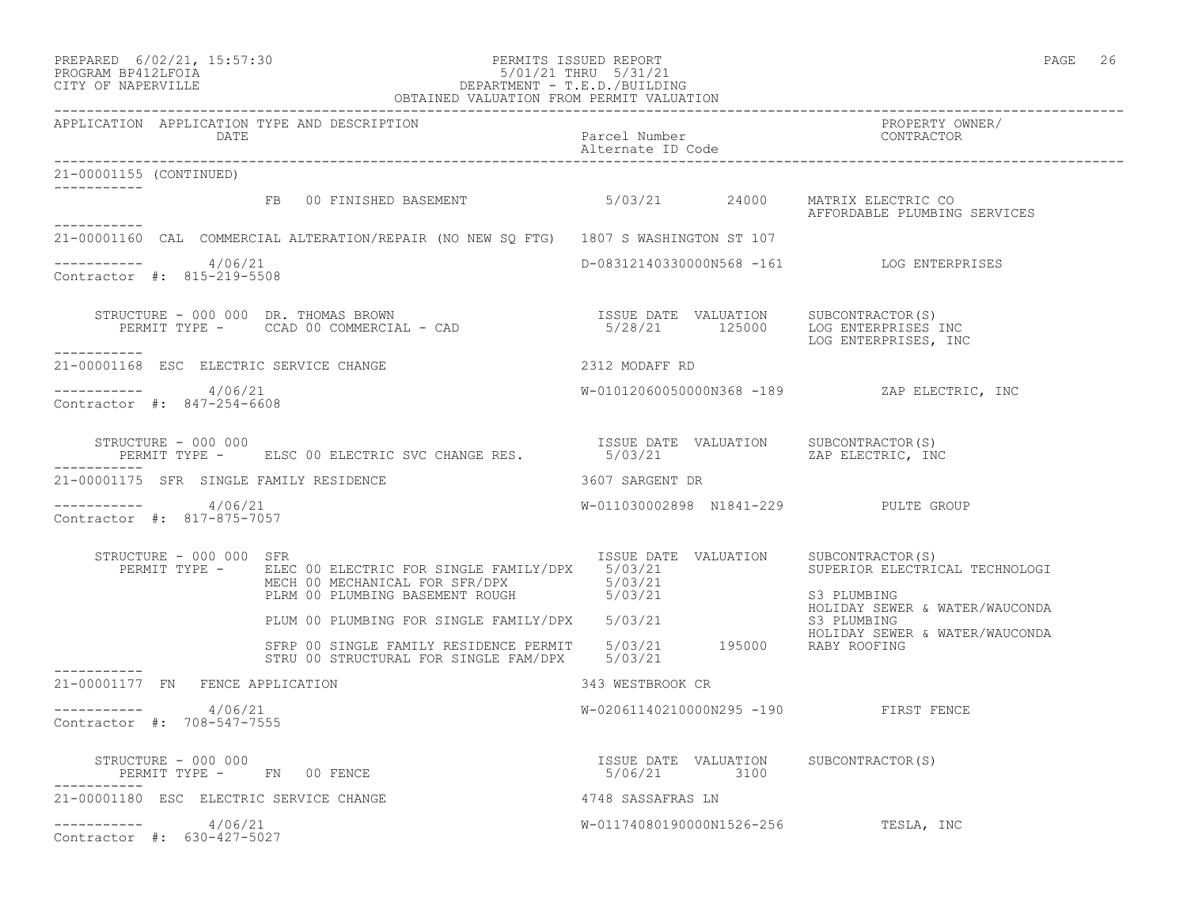PERMITS ISSUED REPORT
5/01/21 THRU 5/31/21
DEPARTMENT - T.E.D./BUILDING
OBTAINED VALUATION FROM PERMIT VALUATION

PREPARED 6/02/21, 15:57:30
PROGRAM BP412LFOIA
CITY OF NAPERVILLE

| APPLICATION | APPLICATION TYPE AND DESCRIPTION / DATE | Parcel Number / Alternate ID Code | PROPERTY OWNER/ CONTRACTOR |
|---|---|---|---|

21-00001155 (CONTINUED)

FB 00 FINISHED BASEMENT — 5/03/21 — 24000 — MATRIX ELECTRIC CO; AFFORDABLE PLUMBING SERVICES

---

21-00001160 CAL COMMERCIAL ALTERATION/REPAIR (NO NEW SQ FTG) 1807 S WASHINGTON ST 107

4/06/21 — D-08312140330000N568 -161 — LOG ENTERPRISES

Contractor #: 815-219-5508

STRUCTURE - 000 000 DR. THOMAS BROWN

| PERMIT TYPE | ISSUE DATE | VALUATION | SUBCONTRACTOR(S) |
|---|---|---|---|
| CCAD 00 COMMERCIAL - CAD | 5/28/21 | 125000 | LOG ENTERPRISES INC; LOG ENTERPRISES, INC |

---

21-00001168 ESC ELECTRIC SERVICE CHANGE 2312 MODAFF RD

4/06/21 — W-01012060050000N368 -189 — ZAP ELECTRIC, INC

Contractor #: 847-254-6608

STRUCTURE - 000 000

| PERMIT TYPE | ISSUE DATE | VALUATION | SUBCONTRACTOR(S) |
|---|---|---|---|
| ELSC 00 ELECTRIC SVC CHANGE RES. | 5/03/21 | | ZAP ELECTRIC, INC |

---

21-00001175 SFR SINGLE FAMILY RESIDENCE 3607 SARGENT DR

4/06/21 — W-011030002898 N1841-229 — PULTE GROUP

Contractor #: 817-875-7057

STRUCTURE - 000 000 SFR

| PERMIT TYPE | ISSUE DATE | VALUATION | SUBCONTRACTOR(S) |
|---|---|---|---|
| ELEC 00 ELECTRIC FOR SINGLE FAMILY/DPX | 5/03/21 | | SUPERIOR ELECTRICAL TECHNOLOGI |
| MECH 00 MECHANICAL FOR SFR/DPX | 5/03/21 | | |
| PLRM 00 PLUMBING BASEMENT ROUGH | 5/03/21 | | S3 PLUMBING; HOLIDAY SEWER & WATER/WAUCONDA |
| PLUM 00 PLUMBING FOR SINGLE FAMILY/DPX | 5/03/21 | | S3 PLUMBING; HOLIDAY SEWER & WATER/WAUCONDA |
| SFRP 00 SINGLE FAMILY RESIDENCE PERMIT | 5/03/21 | 195000 | RABY ROOFING |
| STRU 00 STRUCTURAL FOR SINGLE FAM/DPX | 5/03/21 | | |

---

21-00001177 FN FENCE APPLICATION 343 WESTBROOK CR

4/06/21 — W-02061140210000N295 -190 — FIRST FENCE

Contractor #: 708-547-7555

STRUCTURE - 000 000

| PERMIT TYPE | ISSUE DATE | VALUATION | SUBCONTRACTOR(S) |
|---|---|---|---|
| FN 00 FENCE | 5/06/21 | 3100 | |

---

21-00001180 ESC ELECTRIC SERVICE CHANGE 4748 SASSAFRAS LN

4/06/21 — W-01174080190000N1526-256 — TESLA, INC

Contractor #: 630-427-5027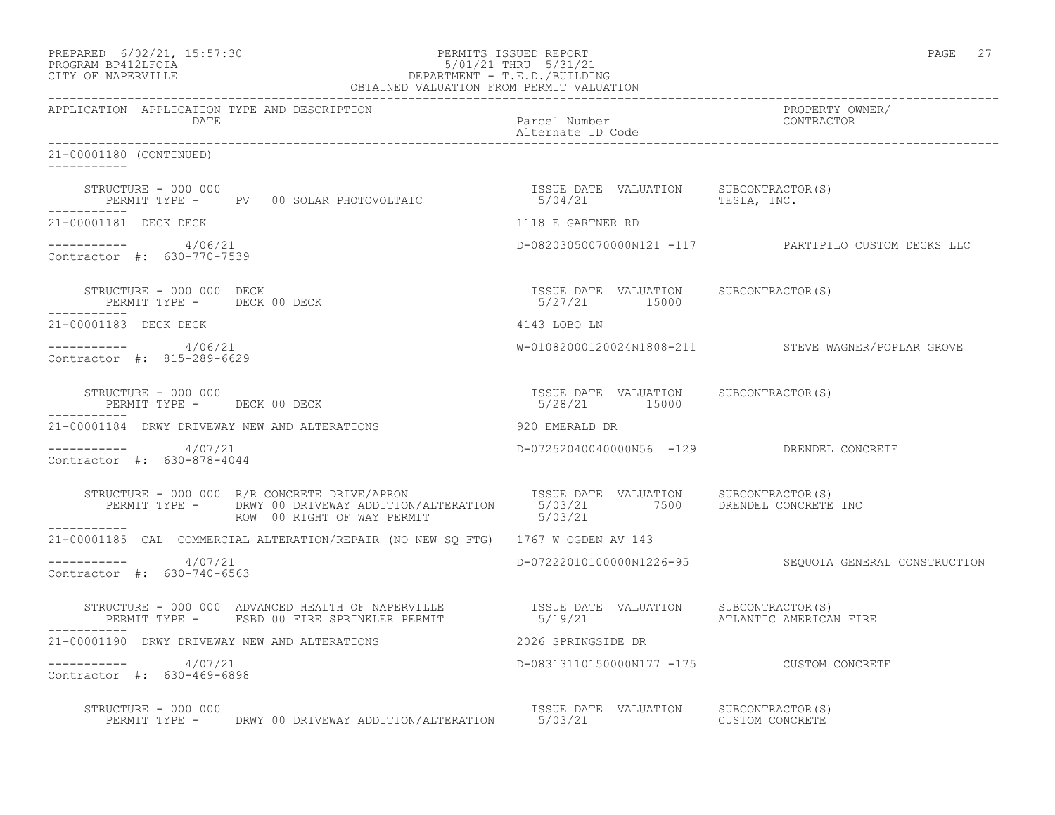PREPARED 6/02/21, 15:57:30
PROGRAM BP412LFOIA
CITY OF NAPERVILLE

PERMITS ISSUED REPORT
5/01/21 THRU 5/31/21
DEPARTMENT - T.E.D./BUILDING
OBTAINED VALUATION FROM PERMIT VALUATION

| APPLICATION | APPLICATION TYPE AND DESCRIPTION / DATE | Parcel Number / Alternate ID Code | PROPERTY OWNER/ CONTRACTOR |
|---|---|---|---|

21-00001180 (CONTINUED)

STRUCTURE - 000 000
PERMIT TYPE - PV 00 SOLAR PHOTOVOLTAIC — ISSUE DATE 5/04/21 — VALUATION — SUBCONTRACTOR(S) TESLA, INC.

---

21-00001181 DECK DECK — 1118 E GARTNER RD
4/06/21 — D-08203050070000N121 -117 — PARTIPILO CUSTOM DECKS LLC
Contractor #: 630-770-7539

STRUCTURE - 000 000 DECK
PERMIT TYPE - DECK 00 DECK — ISSUE DATE 5/27/21 — VALUATION 15000 — SUBCONTRACTOR(S)

---

21-00001183 DECK DECK — 4143 LOBO LN
4/06/21 — W-01082000120024N1808-211 — STEVE WAGNER/POPLAR GROVE
Contractor #: 815-289-6629

STRUCTURE - 000 000
PERMIT TYPE - DECK 00 DECK — ISSUE DATE 5/28/21 — VALUATION 15000 — SUBCONTRACTOR(S)

---

21-00001184 DRWY DRIVEWAY NEW AND ALTERATIONS — 920 EMERALD DR
4/07/21 — D-07252040040000N56 -129 — DRENDEL CONCRETE
Contractor #: 630-878-4044

STRUCTURE - 000 000 R/R CONCRETE DRIVE/APRON
PERMIT TYPE - DRWY 00 DRIVEWAY ADDITION/ALTERATION — ISSUE DATE 5/03/21 — VALUATION 7500 — SUBCONTRACTOR(S) DRENDEL CONCRETE INC
ROW 00 RIGHT OF WAY PERMIT — 5/03/21

---

21-00001185 CAL COMMERCIAL ALTERATION/REPAIR (NO NEW SQ FTG) — 1767 W OGDEN AV 143
4/07/21 — D-07222010100000N1226-95 — SEQUOIA GENERAL CONSTRUCTION
Contractor #: 630-740-6563

STRUCTURE - 000 000 ADVANCED HEALTH OF NAPERVILLE
PERMIT TYPE - FSBD 00 FIRE SPRINKLER PERMIT — ISSUE DATE 5/19/21 — VALUATION — SUBCONTRACTOR(S) ATLANTIC AMERICAN FIRE

---

21-00001190 DRWY DRIVEWAY NEW AND ALTERATIONS — 2026 SPRINGSIDE DR
4/07/21 — D-08313110150000N177 -175 — CUSTOM CONCRETE
Contractor #: 630-469-6898

STRUCTURE - 000 000
PERMIT TYPE - DRWY 00 DRIVEWAY ADDITION/ALTERATION — ISSUE DATE 5/03/21 — VALUATION — SUBCONTRACTOR(S) CUSTOM CONCRETE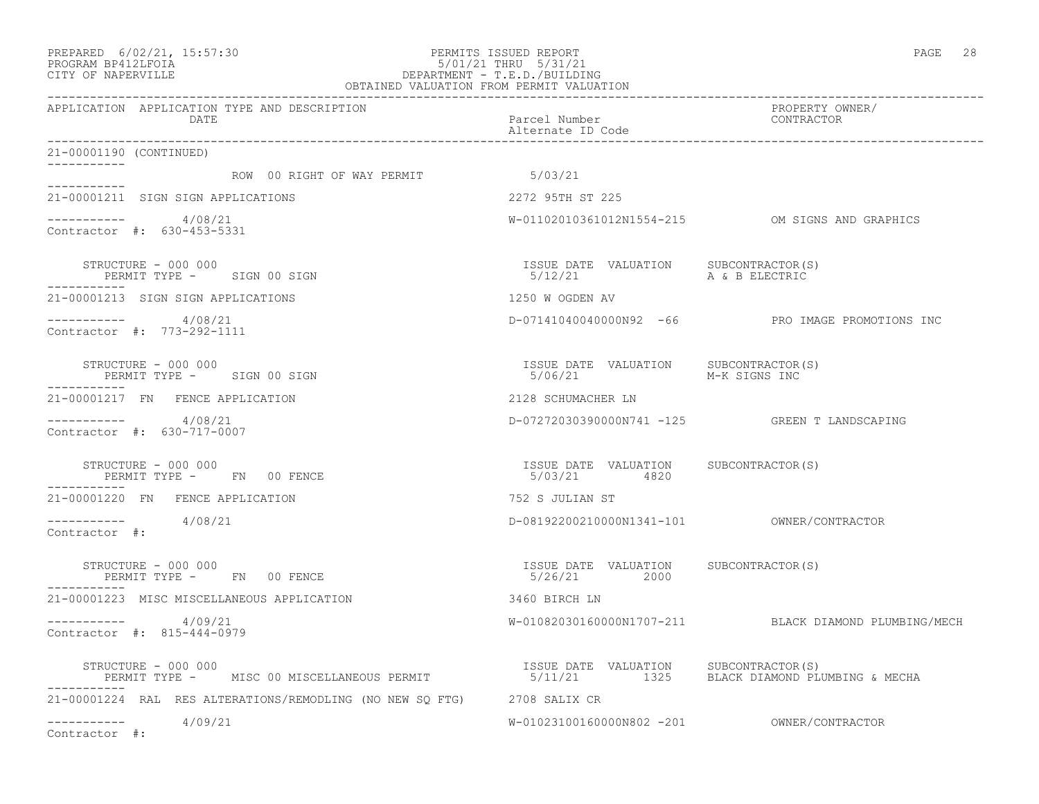PREPARED 6/02/21, 15:57:30
PROGRAM BP412LFOIA
CITY OF NAPERVILLE

PERMITS ISSUED REPORT
5/01/21 THRU 5/31/21
DEPARTMENT - T.E.D./BUILDING
OBTAINED VALUATION FROM PERMIT VALUATION

| APPLICATION | APPLICATION TYPE AND DESCRIPTION / DATE | Parcel Number / Alternate ID Code | PROPERTY OWNER/ CONTRACTOR |
|---|---|---|---|

21-00001190 (CONTINUED)

ROW 00 RIGHT OF WAY PERMIT 5/03/21

---

**21-00001211** SIGN SIGN APPLICATIONS — 2272 95TH ST 225
4/08/21 — W-01102010361012N1554-215 — OM SIGNS AND GRAPHICS
Contractor #: 630-453-5331

| STRUCTURE - 000 000 | ISSUE DATE | VALUATION | SUBCONTRACTOR(S) |
|---|---|---|---|
| PERMIT TYPE - SIGN 00 SIGN | 5/12/21 | | A & B ELECTRIC |

---

**21-00001213** SIGN SIGN APPLICATIONS — 1250 W OGDEN AV
4/08/21 — D-07141040040000N92 -66 — PRO IMAGE PROMOTIONS INC
Contractor #: 773-292-1111

| STRUCTURE - 000 000 | ISSUE DATE | VALUATION | SUBCONTRACTOR(S) |
|---|---|---|---|
| PERMIT TYPE - SIGN 00 SIGN | 5/06/21 | | M-K SIGNS INC |

---

**21-00001217** FN FENCE APPLICATION — 2128 SCHUMACHER LN
4/08/21 — D-07272030390000N741 -125 — GREEN T LANDSCAPING
Contractor #: 630-717-0007

| STRUCTURE - 000 000 | ISSUE DATE | VALUATION | SUBCONTRACTOR(S) |
|---|---|---|---|
| PERMIT TYPE - FN 00 FENCE | 5/03/21 | 4820 | |

---

**21-00001220** FN FENCE APPLICATION — 752 S JULIAN ST
4/08/21 — D-08192200210000N1341-101 — OWNER/CONTRACTOR
Contractor #:

| STRUCTURE - 000 000 | ISSUE DATE | VALUATION | SUBCONTRACTOR(S) |
|---|---|---|---|
| PERMIT TYPE - FN 00 FENCE | 5/26/21 | 2000 | |

---

**21-00001223** MISC MISCELLANEOUS APPLICATION — 3460 BIRCH LN
4/09/21 — W-01082030160000N1707-211 — BLACK DIAMOND PLUMBING/MECH
Contractor #: 815-444-0979

| STRUCTURE - 000 000 | ISSUE DATE | VALUATION | SUBCONTRACTOR(S) |
|---|---|---|---|
| PERMIT TYPE - MISC 00 MISCELLANEOUS PERMIT | 5/11/21 | 1325 | BLACK DIAMOND PLUMBING & MECHA |

---

**21-00001224** RAL RES ALTERATIONS/REMODLING (NO NEW SQ FTG) — 2708 SALIX CR
4/09/21 — W-01023100160000N802 -201 — OWNER/CONTRACTOR
Contractor #: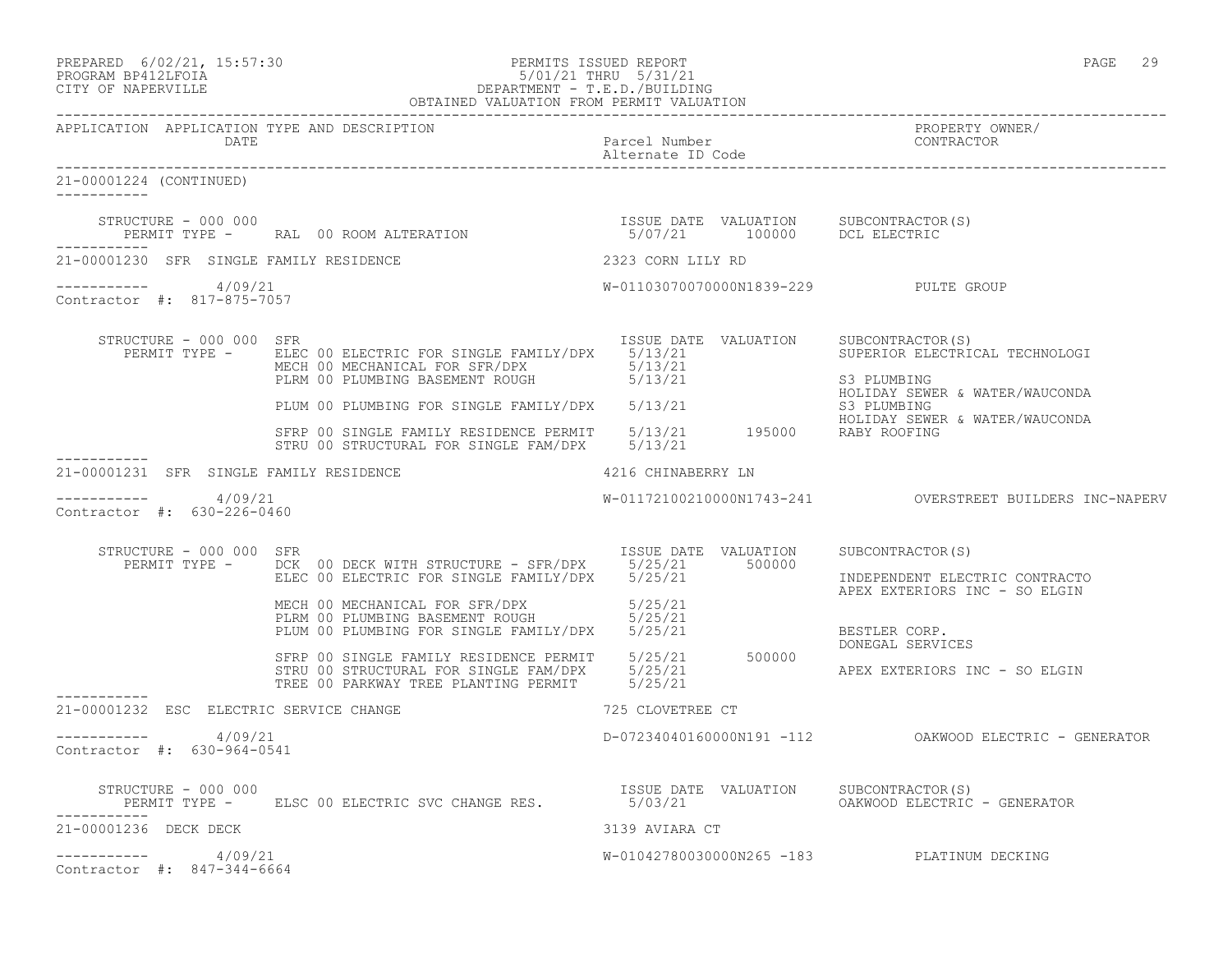PREPARED 6/02/21, 15:57:30 PERMITS ISSUED REPORT
PROGRAM BP412LFOIA 5/01/21 THRU 5/31/21
CITY OF NAPERVILLE DEPARTMENT - T.E.D./BUILDING
OBTAINED VALUATION FROM PERMIT VALUATION

| APPLICATION | APPLICATION TYPE AND DESCRIPTION DATE | Parcel Number Alternate ID Code | PROPERTY OWNER/ CONTRACTOR |
|---|---|---|---|

21-00001224 (CONTINUED)

| STRUCTURE - 000 000 | | ISSUE DATE | VALUATION | SUBCONTRACTOR(S) |
|---|---|---|---|---|
| PERMIT TYPE - | RAL 00 ROOM ALTERATION | 5/07/21 | 100000 | DCL ELECTRIC |

21-00001230 SFR SINGLE FAMILY RESIDENCE — 2323 CORN LILY RD

4/09/21 — W-01103070070000N1839-229 — PULTE GROUP
Contractor #: 817-875-7057

| STRUCTURE - 000 000 SFR | | ISSUE DATE | VALUATION | SUBCONTRACTOR(S) |
|---|---|---|---|---|
| PERMIT TYPE - | ELEC 00 ELECTRIC FOR SINGLE FAMILY/DPX | 5/13/21 | | SUPERIOR ELECTRICAL TECHNOLOGI |
| | MECH 00 MECHANICAL FOR SFR/DPX | 5/13/21 | | |
| | PLRM 00 PLUMBING BASEMENT ROUGH | 5/13/21 | | S3 PLUMBING<br>HOLIDAY SEWER & WATER/WAUCONDA |
| | PLUM 00 PLUMBING FOR SINGLE FAMILY/DPX | 5/13/21 | | S3 PLUMBING<br>HOLIDAY SEWER & WATER/WAUCONDA |
| | SFRP 00 SINGLE FAMILY RESIDENCE PERMIT | 5/13/21 | 195000 | RABY ROOFING |
| | STRU 00 STRUCTURAL FOR SINGLE FAM/DPX | 5/13/21 | | |

21-00001231 SFR SINGLE FAMILY RESIDENCE — 4216 CHINABERRY LN

4/09/21 — W-01172100210000N1743-241 — OVERSTREET BUILDERS INC-NAPERV
Contractor #: 630-226-0460

| STRUCTURE - 000 000 SFR | | ISSUE DATE | VALUATION | SUBCONTRACTOR(S) |
|---|---|---|---|---|
| PERMIT TYPE - | DCK 00 DECK WITH STRUCTURE - SFR/DPX | 5/25/21 | 500000 | |
| | ELEC 00 ELECTRIC FOR SINGLE FAMILY/DPX | 5/25/21 | | INDEPENDENT ELECTRIC CONTRACTO<br>APEX EXTERIORS INC - SO ELGIN |
| | MECH 00 MECHANICAL FOR SFR/DPX | 5/25/21 | | |
| | PLRM 00 PLUMBING BASEMENT ROUGH | 5/25/21 | | |
| | PLUM 00 PLUMBING FOR SINGLE FAMILY/DPX | 5/25/21 | | BESTLER CORP.<br>DONEGAL SERVICES |
| | SFRP 00 SINGLE FAMILY RESIDENCE PERMIT | 5/25/21 | 500000 | |
| | STRU 00 STRUCTURAL FOR SINGLE FAM/DPX | 5/25/21 | | APEX EXTERIORS INC - SO ELGIN |
| | TREE 00 PARKWAY TREE PLANTING PERMIT | 5/25/21 | | |

21-00001232 ESC ELECTRIC SERVICE CHANGE — 725 CLOVETREE CT

4/09/21 — D-07234040160000N191 -112 — OAKWOOD ELECTRIC - GENERATOR
Contractor #: 630-964-0541

| STRUCTURE - 000 000 | | ISSUE DATE | VALUATION | SUBCONTRACTOR(S) |
|---|---|---|---|---|
| PERMIT TYPE - | ELSC 00 ELECTRIC SVC CHANGE RES. | 5/03/21 | | OAKWOOD ELECTRIC - GENERATOR |

21-00001236 DECK DECK — 3139 AVIARA CT

4/09/21 — W-01042780030000N265 -183 — PLATINUM DECKING
Contractor #: 847-344-6664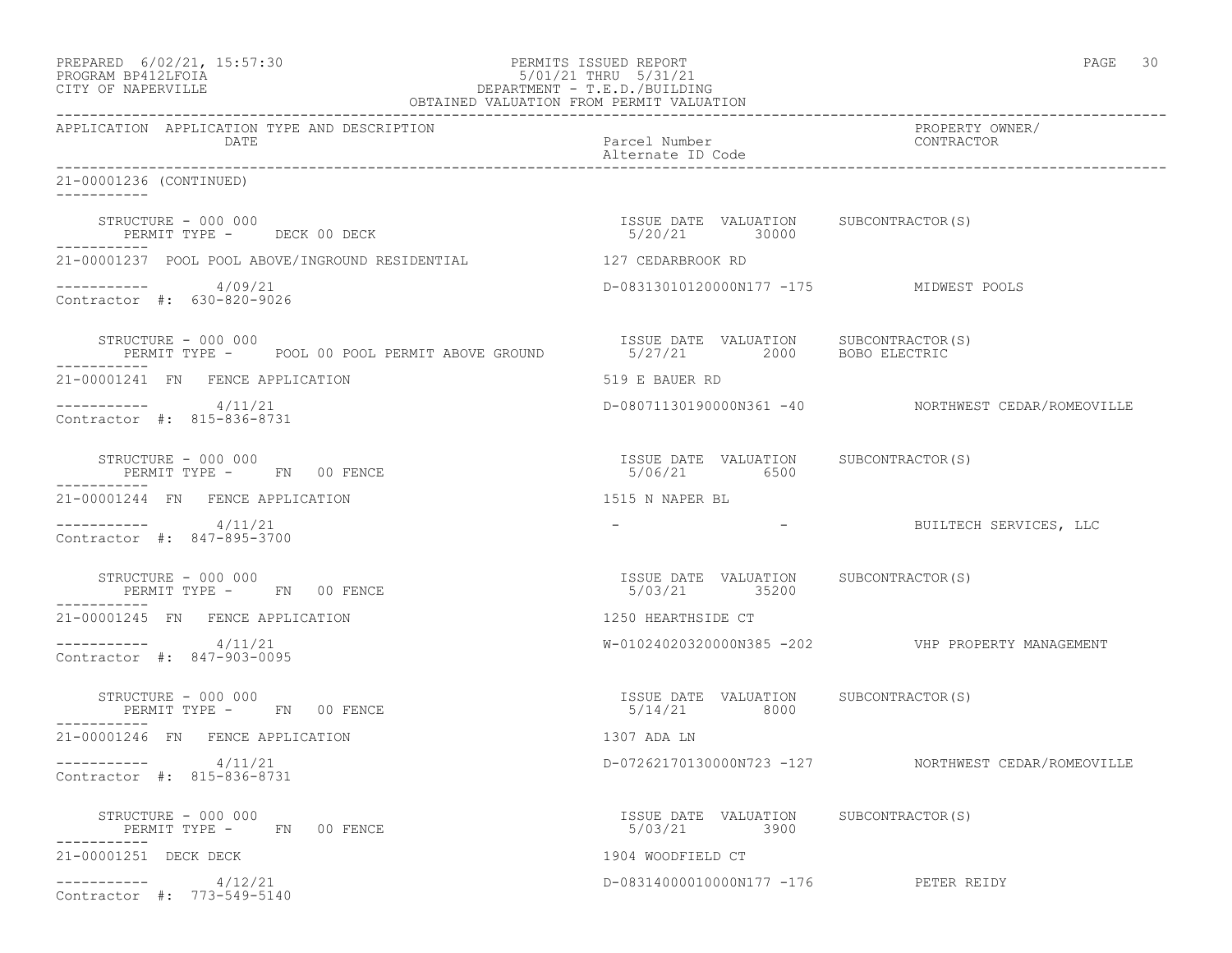PREPARED 6/02/21, 15:57:30
PROGRAM BP412LFOIA
CITY OF NAPERVILLE

PERMITS ISSUED REPORT
5/01/21 THRU 5/31/21
DEPARTMENT - T.E.D./BUILDING
OBTAINED VALUATION FROM PERMIT VALUATION

| APPLICATION | APPLICATION TYPE AND DESCRIPTION DATE | Parcel Number / Alternate ID Code | PROPERTY OWNER/ CONTRACTOR |
|---|---|---|---|

**21-00001236 (CONTINUED)**

STRUCTURE - 000 000
PERMIT TYPE - DECK 00 DECK
ISSUE DATE 5/20/21 VALUATION 30000 SUBCONTRACTOR(S)

---

**21-00001237 POOL POOL ABOVE/INGROUND RESIDENTIAL** — 127 CEDARBROOK RD

4/09/21 — D-08313010120000N177 -175 — MIDWEST POOLS
Contractor #: 630-820-9026

STRUCTURE - 000 000
PERMIT TYPE - POOL 00 POOL PERMIT ABOVE GROUND
ISSUE DATE 5/27/21 VALUATION 2000 SUBCONTRACTOR(S) BOBO ELECTRIC

---

**21-00001241 FN FENCE APPLICATION** — 519 E BAUER RD

4/11/21 — D-08071130190000N361 -40 — NORTHWEST CEDAR/ROMEOVILLE
Contractor #: 815-836-8731

STRUCTURE - 000 000
PERMIT TYPE - FN 00 FENCE
ISSUE DATE 5/06/21 VALUATION 6500 SUBCONTRACTOR(S)

---

**21-00001244 FN FENCE APPLICATION** — 1515 N NAPER BL

4/11/21 — - - — BUILTECH SERVICES, LLC
Contractor #: 847-895-3700

STRUCTURE - 000 000
PERMIT TYPE - FN 00 FENCE
ISSUE DATE 5/03/21 VALUATION 35200 SUBCONTRACTOR(S)

---

**21-00001245 FN FENCE APPLICATION** — 1250 HEARTHSIDE CT

4/11/21 — W-01024020320000N385 -202 — VHP PROPERTY MANAGEMENT
Contractor #: 847-903-0095

STRUCTURE - 000 000
PERMIT TYPE - FN 00 FENCE
ISSUE DATE 5/14/21 VALUATION 8000 SUBCONTRACTOR(S)

---

**21-00001246 FN FENCE APPLICATION** — 1307 ADA LN

4/11/21 — D-07262170130000N723 -127 — NORTHWEST CEDAR/ROMEOVILLE
Contractor #: 815-836-8731

STRUCTURE - 000 000
PERMIT TYPE - FN 00 FENCE
ISSUE DATE 5/03/21 VALUATION 3900 SUBCONTRACTOR(S)

---

**21-00001251 DECK DECK** — 1904 WOODFIELD CT

4/12/21 — D-08314000010000N177 -176 — PETER REIDY
Contractor #: 773-549-5140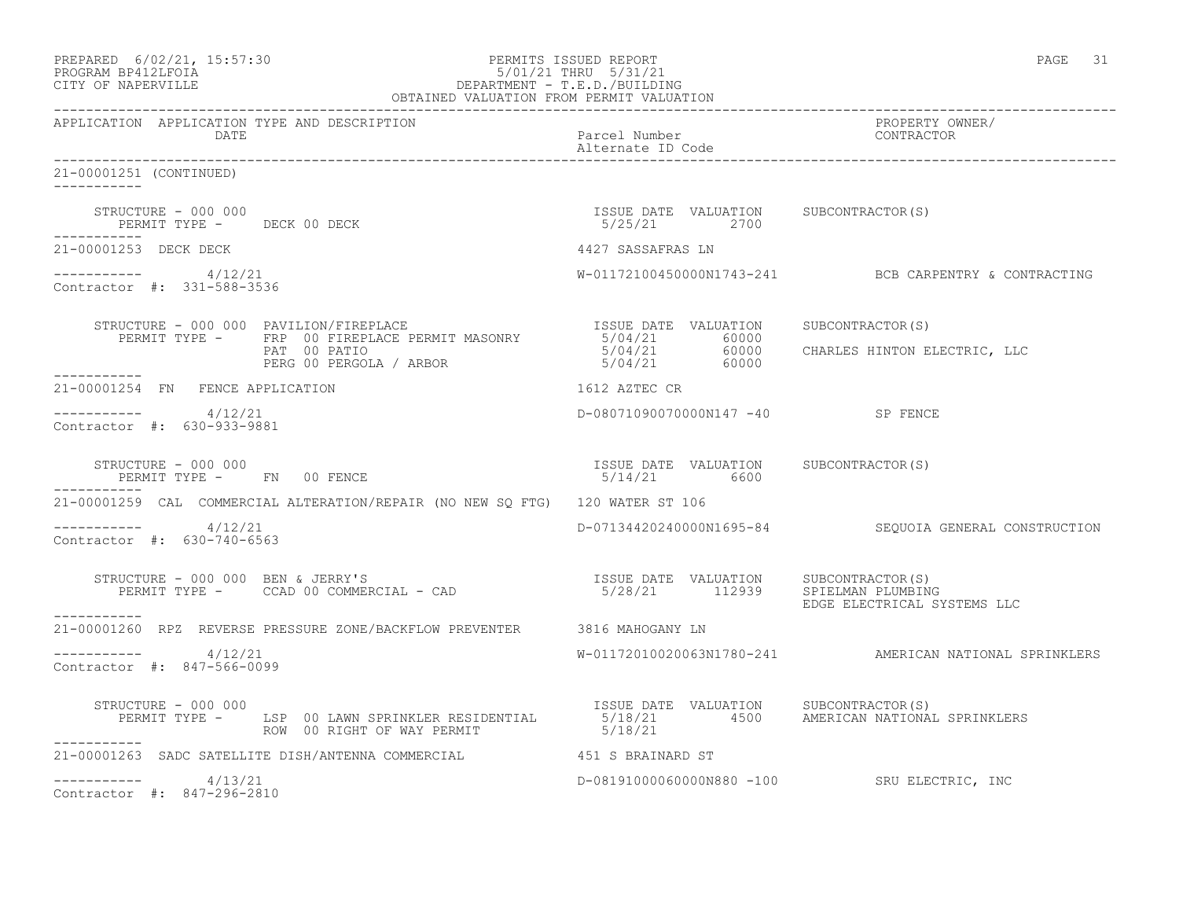PREPARED 6/02/21, 15:57:30 PERMITS ISSUED REPORT
PROGRAM BP412LFOIA 5/01/21 THRU 5/31/21
CITY OF NAPERVILLE DEPARTMENT - T.E.D./BUILDING
OBTAINED VALUATION FROM PERMIT VALUATION

| APPLICATION | APPLICATION TYPE AND DESCRIPTION DATE | Parcel Number / Alternate ID Code | PROPERTY OWNER/ CONTRACTOR |
|---|---|---|---|

21-00001251 (CONTINUED)

STRUCTURE - 000 000
PERMIT TYPE - DECK 00 DECK

| ISSUE DATE | VALUATION | SUBCONTRACTOR(S) |
|---|---|---|
| 5/25/21 | 2700 | |

21-00001253 DECK DECK — 4427 SASSAFRAS LN
4/12/21 — W-01172100450000N1743-241 — BCB CARPENTRY & CONTRACTING
Contractor #: 331-588-3536

STRUCTURE - 000 000 PAVILION/FIREPLACE

| PERMIT TYPE | ISSUE DATE | VALUATION | SUBCONTRACTOR(S) |
|---|---|---|---|
| FRP 00 FIREPLACE PERMIT MASONRY | 5/04/21 | 60000 | |
| PAT 00 PATIO | 5/04/21 | 60000 | CHARLES HINTON ELECTRIC, LLC |
| PERG 00 PERGOLA / ARBOR | 5/04/21 | 60000 | |

21-00001254 FN FENCE APPLICATION — 1612 AZTEC CR
4/12/21 — D-08071090070000N147 -40 — SP FENCE
Contractor #: 630-933-9881

STRUCTURE - 000 000
PERMIT TYPE - FN 00 FENCE

| ISSUE DATE | VALUATION | SUBCONTRACTOR(S) |
|---|---|---|
| 5/14/21 | 6600 | |

21-00001259 CAL COMMERCIAL ALTERATION/REPAIR (NO NEW SQ FTG) — 120 WATER ST 106
4/12/21 — D-07134420240000N1695-84 — SEQUOIA GENERAL CONSTRUCTION
Contractor #: 630-740-6563

STRUCTURE - 000 000 BEN & JERRY'S
PERMIT TYPE - CCAD 00 COMMERCIAL - CAD

| ISSUE DATE | VALUATION | SUBCONTRACTOR(S) |
|---|---|---|
| 5/28/21 | 112939 | SPIELMAN PLUMBING |
| | | EDGE ELECTRICAL SYSTEMS LLC |

21-00001260 RPZ REVERSE PRESSURE ZONE/BACKFLOW PREVENTER — 3816 MAHOGANY LN
4/12/21 — W-01172010020063N1780-241 — AMERICAN NATIONAL SPRINKLERS
Contractor #: 847-566-0099

STRUCTURE - 000 000

| PERMIT TYPE | ISSUE DATE | VALUATION | SUBCONTRACTOR(S) |
|---|---|---|---|
| LSP 00 LAWN SPRINKLER RESIDENTIAL | 5/18/21 | 4500 | AMERICAN NATIONAL SPRINKLERS |
| ROW 00 RIGHT OF WAY PERMIT | 5/18/21 | | |

21-00001263 SADC SATELLITE DISH/ANTENNA COMMERCIAL — 451 S BRAINARD ST
4/13/21 — D-08191000060000N880 -100 — SRU ELECTRIC, INC
Contractor #: 847-296-2810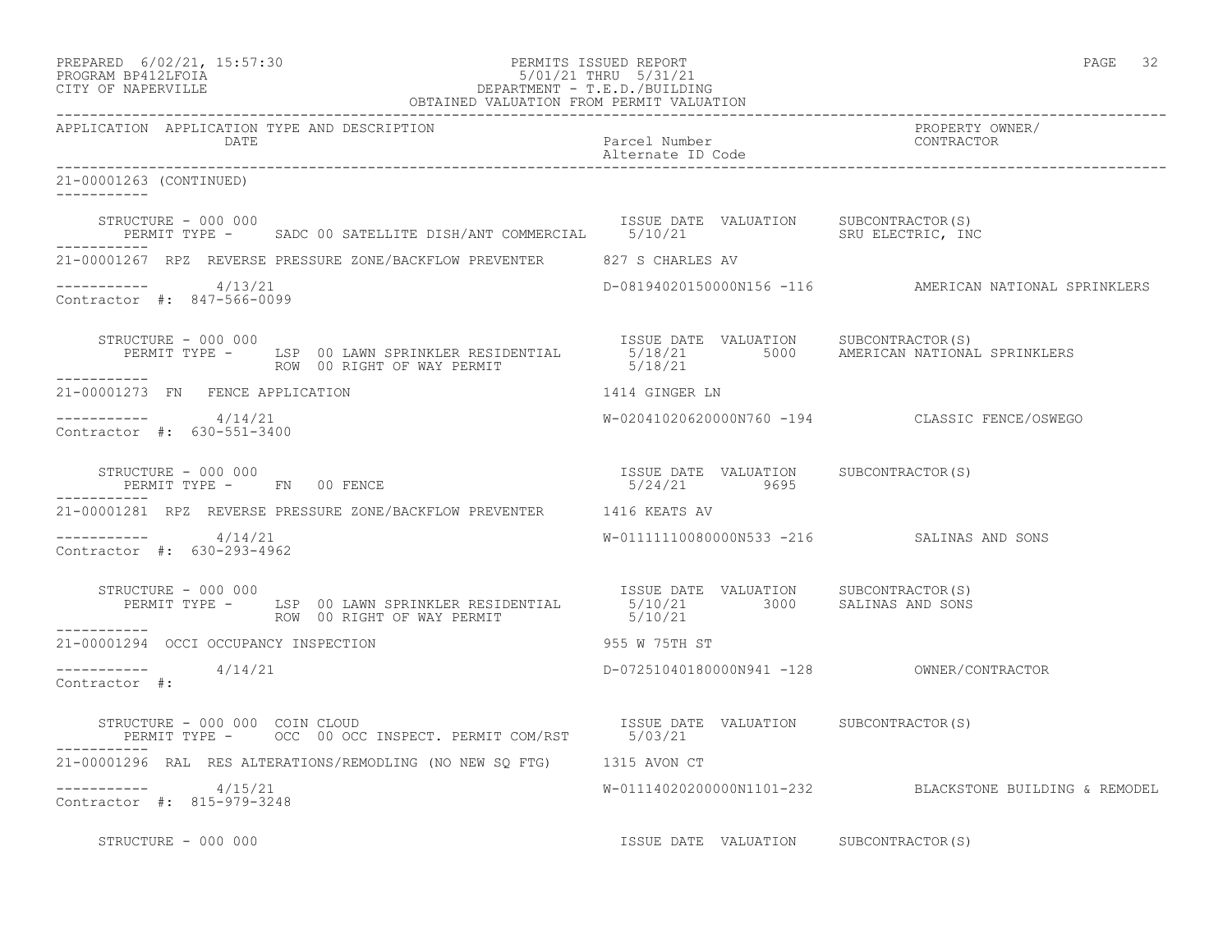APPLICATION APPLICATION TYPE AND DESCRIPTION | Parcel Number / Alternate ID Code | PROPERTY OWNER/ CONTRACTOR
DATE

21-00001263 (CONTINUED)

```
    STRUCTURE - 000 000                                            ISSUE DATE  VALUATION     SUBCONTRACTOR(S)
       PERMIT TYPE -     SADC 00 SATELLITE DISH/ANT COMMERCIAL     5/10/21                   SRU ELECTRIC, INC
-----------
21-00001267  RPZ  REVERSE PRESSURE ZONE/BACKFLOW PREVENTER      827 S CHARLES AV

-----------       4/13/21                                      D-08194020150000N156 -116          AMERICAN NATIONAL SPRINKLERS
Contractor #:  847-566-0099

    STRUCTURE - 000 000                                            ISSUE DATE  VALUATION     SUBCONTRACTOR(S)
       PERMIT TYPE -     LSP  00 LAWN SPRINKLER RESIDENTIAL        5/18/21        5000     AMERICAN NATIONAL SPRINKLERS
                         ROW  00 RIGHT OF WAY PERMIT               5/18/21
-----------
21-00001273  FN   FENCE APPLICATION                                1414 GINGER LN

-----------       4/14/21                                      W-02041020620000N760 -194          CLASSIC FENCE/OSWEGO
Contractor #:  630-551-3400

    STRUCTURE - 000 000                                            ISSUE DATE  VALUATION     SUBCONTRACTOR(S)
       PERMIT TYPE -     FN   00 FENCE                              5/24/21        9695
-----------
21-00001281  RPZ  REVERSE PRESSURE ZONE/BACKFLOW PREVENTER      1416 KEATS AV

-----------       4/14/21                                      W-01111110080000N533 -216          SALINAS AND SONS
Contractor #:  630-293-4962

    STRUCTURE - 000 000                                            ISSUE DATE  VALUATION     SUBCONTRACTOR(S)
       PERMIT TYPE -     LSP  00 LAWN SPRINKLER RESIDENTIAL        5/10/21        3000     SALINAS AND SONS
                         ROW  00 RIGHT OF WAY PERMIT               5/10/21
-----------
21-00001294  OCCI OCCUPANCY INSPECTION                             955 W 75TH ST

-----------       4/14/21                                      D-07251040180000N941 -128          OWNER/CONTRACTOR
Contractor #:

    STRUCTURE - 000 000  COIN CLOUD                                ISSUE DATE  VALUATION     SUBCONTRACTOR(S)
       PERMIT TYPE -     OCC  00 OCC INSPECT. PERMIT COM/RST       5/03/21
-----------
21-00001296  RAL  RES ALTERATIONS/REMODLING (NO NEW SQ FTG)      1315 AVON CT

-----------       4/15/21                                      W-01114020200000N1101-232          BLACKSTONE BUILDING & REMODEL
Contractor #:  815-979-3248

    STRUCTURE - 000 000                                            ISSUE DATE  VALUATION     SUBCONTRACTOR(S)
```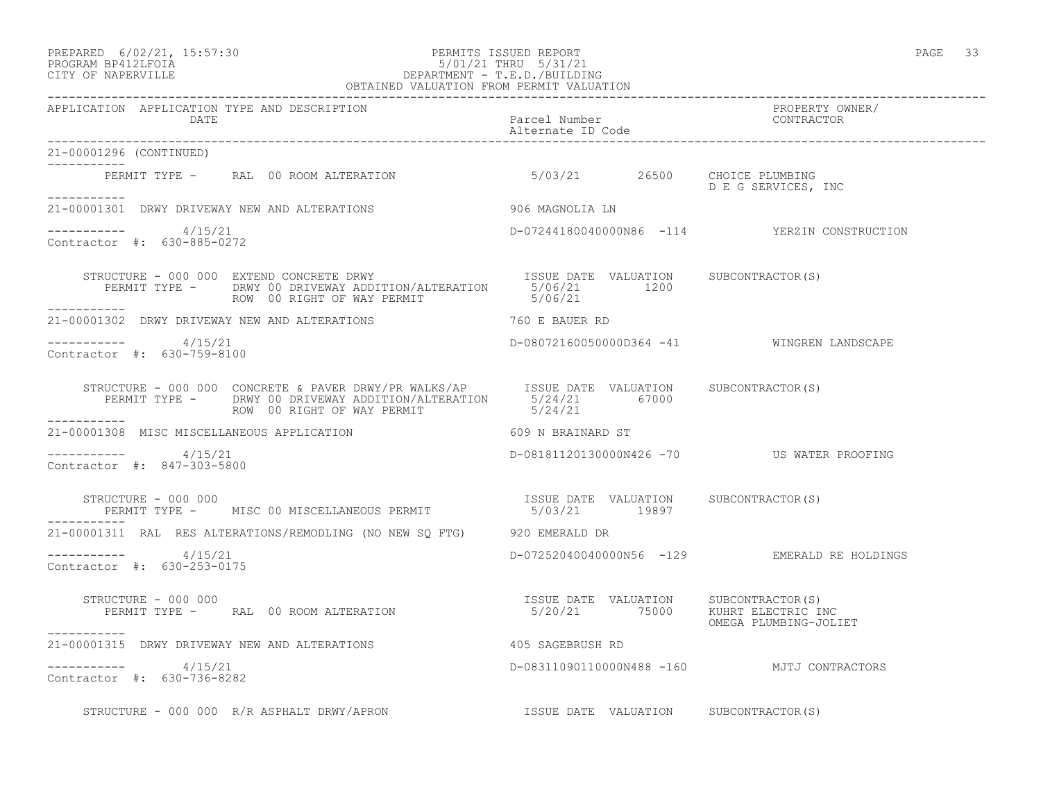PREPARED 6/02/21, 15:57:30 PERMITS ISSUED REPORT
PROGRAM BP412LFOIA 5/01/21 THRU 5/31/21
CITY OF NAPERVILLE DEPARTMENT - T.E.D./BUILDING
OBTAINED VALUATION FROM PERMIT VALUATION

| APPLICATION | APPLICATION TYPE AND DESCRIPTION / DATE | Parcel Number / Alternate ID Code | PROPERTY OWNER/ CONTRACTOR |
|---|---|---|---|

**21-00001296 (CONTINUED)**

PERMIT TYPE - RAL 00 ROOM ALTERATION — 5/03/21 — 26500 — CHOICE PLUMBING; D E G SERVICES, INC

---

**21-00001301** DRWY DRIVEWAY NEW AND ALTERATIONS — 906 MAGNOLIA LN

4/15/21 — D-07244180040000N86 -114 — YERZIN CONSTRUCTION
Contractor #: 630-885-0272

STRUCTURE - 000 000 EXTEND CONCRETE DRWY

| PERMIT TYPE | ISSUE DATE | VALUATION | SUBCONTRACTOR(S) |
|---|---|---|---|
| DRWY 00 DRIVEWAY ADDITION/ALTERATION | 5/06/21 | 1200 | |
| ROW 00 RIGHT OF WAY PERMIT | 5/06/21 | | |

---

**21-00001302** DRWY DRIVEWAY NEW AND ALTERATIONS — 760 E BAUER RD

4/15/21 — D-08072160050000D364 -41 — WINGREN LANDSCAPE
Contractor #: 630-759-8100

STRUCTURE - 000 000 CONCRETE & PAVER DRWY/PR WALKS/AP

| PERMIT TYPE | ISSUE DATE | VALUATION | SUBCONTRACTOR(S) |
|---|---|---|---|
| DRWY 00 DRIVEWAY ADDITION/ALTERATION | 5/24/21 | 67000 | |
| ROW 00 RIGHT OF WAY PERMIT | 5/24/21 | | |

---

**21-00001308** MISC MISCELLANEOUS APPLICATION — 609 N BRAINARD ST

4/15/21 — D-08181120130000N426 -70 — US WATER PROOFING
Contractor #: 847-303-5800

STRUCTURE - 000 000

| PERMIT TYPE | ISSUE DATE | VALUATION | SUBCONTRACTOR(S) |
|---|---|---|---|
| MISC 00 MISCELLANEOUS PERMIT | 5/03/21 | 19897 | |

---

**21-00001311** RAL RES ALTERATIONS/REMODLING (NO NEW SQ FTG) — 920 EMERALD DR

4/15/21 — D-07252040040000N56 -129 — EMERALD RE HOLDINGS
Contractor #: 630-253-0175

STRUCTURE - 000 000

| PERMIT TYPE | ISSUE DATE | VALUATION | SUBCONTRACTOR(S) |
|---|---|---|---|
| RAL 00 ROOM ALTERATION | 5/20/21 | 75000 | KUHRT ELECTRIC INC; OMEGA PLUMBING-JOLIET |

---

**21-00001315** DRWY DRIVEWAY NEW AND ALTERATIONS — 405 SAGEBRUSH RD

4/15/21 — D-08311090110000N488 -160 — MJTJ CONTRACTORS
Contractor #: 630-736-8282

STRUCTURE - 000 000 R/R ASPHALT DRWY/APRON — ISSUE DATE VALUATION SUBCONTRACTOR(S)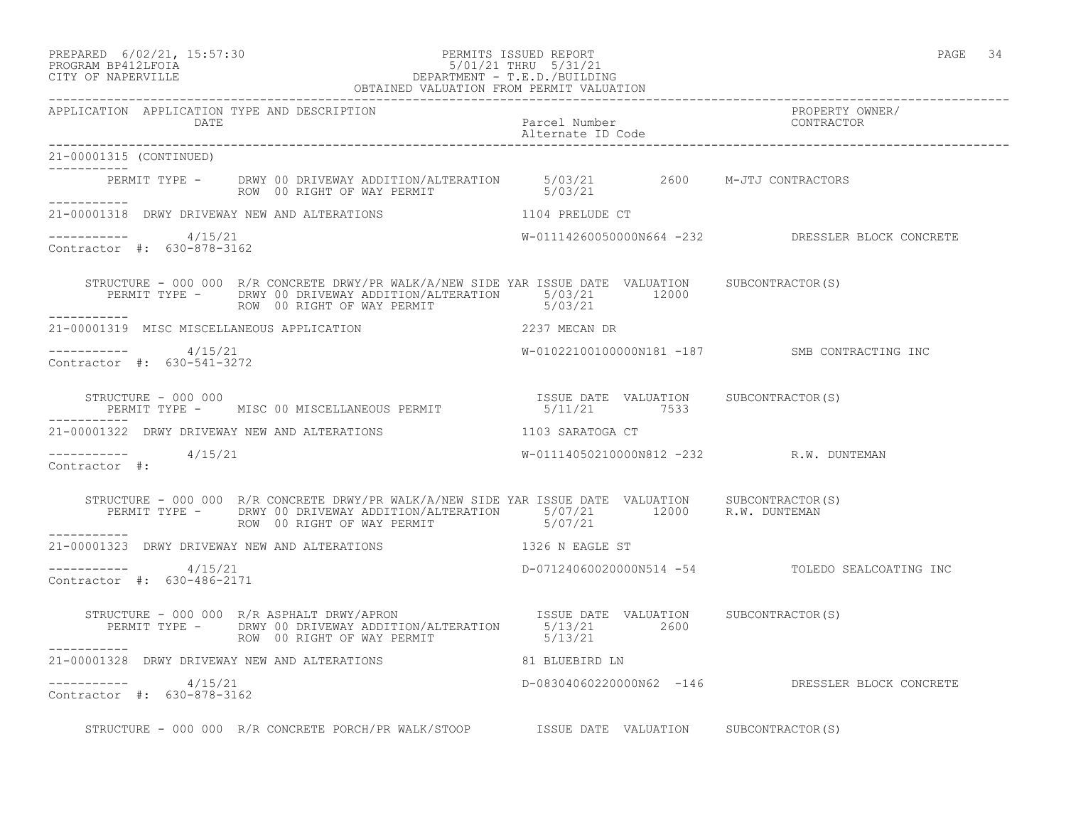APPLICATION APPLICATION TYPE AND DESCRIPTION DATE | Parcel Number Alternate ID Code | PROPERTY OWNER/ CONTRACTOR

21-00001315 (CONTINUED)

```
        PERMIT TYPE -     DRWY 00 DRIVEWAY ADDITION/ALTERATION      5/03/21         2600     M-JTJ CONTRACTORS
                          ROW  00 RIGHT OF WAY PERMIT               5/03/21
-----------
21-00001318  DRWY DRIVEWAY NEW AND ALTERATIONS                     1104 PRELUDE CT

-----------       4/15/21                                          W-01114260050000N664 -232           DRESSLER BLOCK CONCRETE
Contractor #:  630-878-3162

     STRUCTURE - 000 000  R/R CONCRETE DRWY/PR WALK/A/NEW SIDE YAR ISSUE DATE  VALUATION     SUBCONTRACTOR(S)
        PERMIT TYPE -     DRWY 00 DRIVEWAY ADDITION/ALTERATION      5/03/21        12000
                          ROW  00 RIGHT OF WAY PERMIT               5/03/21
-----------
21-00001319  MISC MISCELLANEOUS APPLICATION                        2237 MECAN DR

-----------       4/15/21                                          W-01022100100000N181 -187           SMB CONTRACTING INC
Contractor #:  630-541-3272

     STRUCTURE - 000 000                                           ISSUE DATE  VALUATION     SUBCONTRACTOR(S)
        PERMIT TYPE -     MISC 00 MISCELLANEOUS PERMIT              5/11/21         7533
-----------
21-00001322  DRWY DRIVEWAY NEW AND ALTERATIONS                     1103 SARATOGA CT

-----------       4/15/21                                          W-01114050210000N812 -232           R.W. DUNTEMAN
Contractor #:

     STRUCTURE - 000 000  R/R CONCRETE DRWY/PR WALK/A/NEW SIDE YAR ISSUE DATE  VALUATION     SUBCONTRACTOR(S)
        PERMIT TYPE -     DRWY 00 DRIVEWAY ADDITION/ALTERATION      5/07/21        12000     R.W. DUNTEMAN
                          ROW  00 RIGHT OF WAY PERMIT               5/07/21
-----------
21-00001323  DRWY DRIVEWAY NEW AND ALTERATIONS                     1326 N EAGLE ST

-----------       4/15/21                                          D-07124060020000N514 -54            TOLEDO SEALCOATING INC
Contractor #:  630-486-2171

     STRUCTURE - 000 000  R/R ASPHALT DRWY/APRON                   ISSUE DATE  VALUATION     SUBCONTRACTOR(S)
        PERMIT TYPE -     DRWY 00 DRIVEWAY ADDITION/ALTERATION      5/13/21         2600
                          ROW  00 RIGHT OF WAY PERMIT               5/13/21
-----------
21-00001328  DRWY DRIVEWAY NEW AND ALTERATIONS                     81 BLUEBIRD LN

-----------       4/15/21                                          D-08304060220000N62  -146           DRESSLER BLOCK CONCRETE
Contractor #:  630-878-3162

     STRUCTURE - 000 000  R/R CONCRETE PORCH/PR WALK/STOOP         ISSUE DATE  VALUATION     SUBCONTRACTOR(S)
```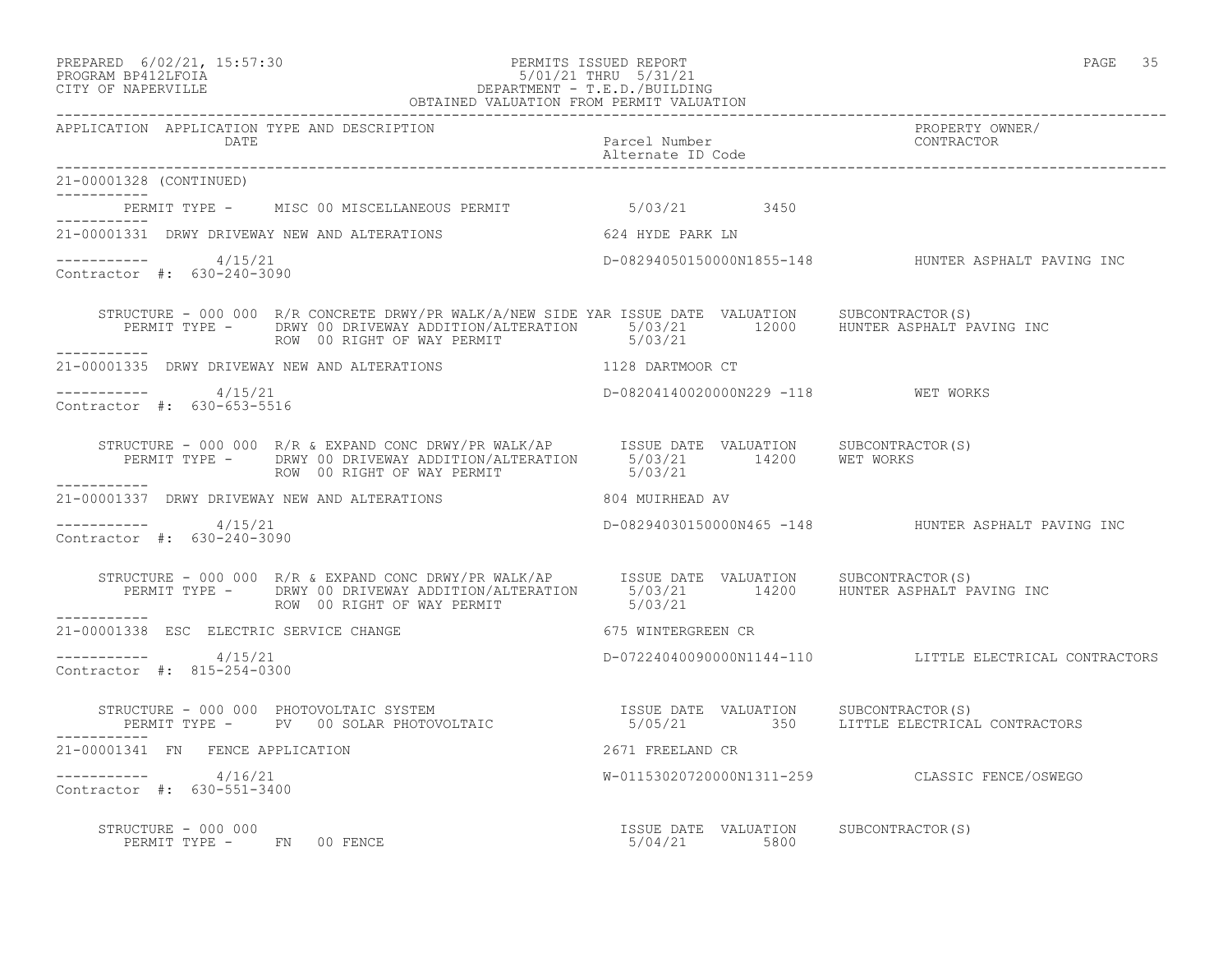PERMITS ISSUED REPORT
5/01/21 THRU 5/31/21
DEPARTMENT - T.E.D./BUILDING
OBTAINED VALUATION FROM PERMIT VALUATION

PREPARED 6/02/21, 15:57:30
PROGRAM BP412LFOIA
CITY OF NAPERVILLE

| APPLICATION | APPLICATION TYPE AND DESCRIPTION / DATE | Parcel Number / Alternate ID Code | PROPERTY OWNER/ CONTRACTOR |
|---|---|---|---|

21-00001328 (CONTINUED)

PERMIT TYPE - MISC 00 MISCELLANEOUS PERMIT 5/03/21 3450

---

21-00001331 DRWY DRIVEWAY NEW AND ALTERATIONS — 624 HYDE PARK LN

4/15/21 — D-08294050150000N1855-148 — HUNTER ASPHALT PAVING INC

Contractor #: 630-240-3090

STRUCTURE - 000 000 R/R CONCRETE DRWY/PR WALK/A/NEW SIDE YAR

| PERMIT TYPE | ISSUE DATE | VALUATION | SUBCONTRACTOR(S) |
|---|---|---|---|
| DRWY 00 DRIVEWAY ADDITION/ALTERATION | 5/03/21 | 12000 | HUNTER ASPHALT PAVING INC |
| ROW 00 RIGHT OF WAY PERMIT | 5/03/21 | | |

---

21-00001335 DRWY DRIVEWAY NEW AND ALTERATIONS — 1128 DARTMOOR CT

4/15/21 — D-08204140020000N229 -118 — WET WORKS

Contractor #: 630-653-5516

STRUCTURE - 000 000 R/R & EXPAND CONC DRWY/PR WALK/AP

| PERMIT TYPE | ISSUE DATE | VALUATION | SUBCONTRACTOR(S) |
|---|---|---|---|
| DRWY 00 DRIVEWAY ADDITION/ALTERATION | 5/03/21 | 14200 | WET WORKS |
| ROW 00 RIGHT OF WAY PERMIT | 5/03/21 | | |

---

21-00001337 DRWY DRIVEWAY NEW AND ALTERATIONS — 804 MUIRHEAD AV

4/15/21 — D-08294030150000N465 -148 — HUNTER ASPHALT PAVING INC

Contractor #: 630-240-3090

STRUCTURE - 000 000 R/R & EXPAND CONC DRWY/PR WALK/AP

| PERMIT TYPE | ISSUE DATE | VALUATION | SUBCONTRACTOR(S) |
|---|---|---|---|
| DRWY 00 DRIVEWAY ADDITION/ALTERATION | 5/03/21 | 14200 | HUNTER ASPHALT PAVING INC |
| ROW 00 RIGHT OF WAY PERMIT | 5/03/21 | | |

---

21-00001338 ESC ELECTRIC SERVICE CHANGE — 675 WINTERGREEN CR

4/15/21 — D-07224040090000N1144-110 — LITTLE ELECTRICAL CONTRACTORS

Contractor #: 815-254-0300

STRUCTURE - 000 000 PHOTOVOLTAIC SYSTEM

| PERMIT TYPE | ISSUE DATE | VALUATION | SUBCONTRACTOR(S) |
|---|---|---|---|
| PV 00 SOLAR PHOTOVOLTAIC | 5/05/21 | 350 | LITTLE ELECTRICAL CONTRACTORS |

---

21-00001341 FN FENCE APPLICATION — 2671 FREELAND CR

4/16/21 — W-01153020720000N1311-259 — CLASSIC FENCE/OSWEGO

Contractor #: 630-551-3400

STRUCTURE - 000 000

| PERMIT TYPE | ISSUE DATE | VALUATION | SUBCONTRACTOR(S) |
|---|---|---|---|
| FN 00 FENCE | 5/04/21 | 5800 | |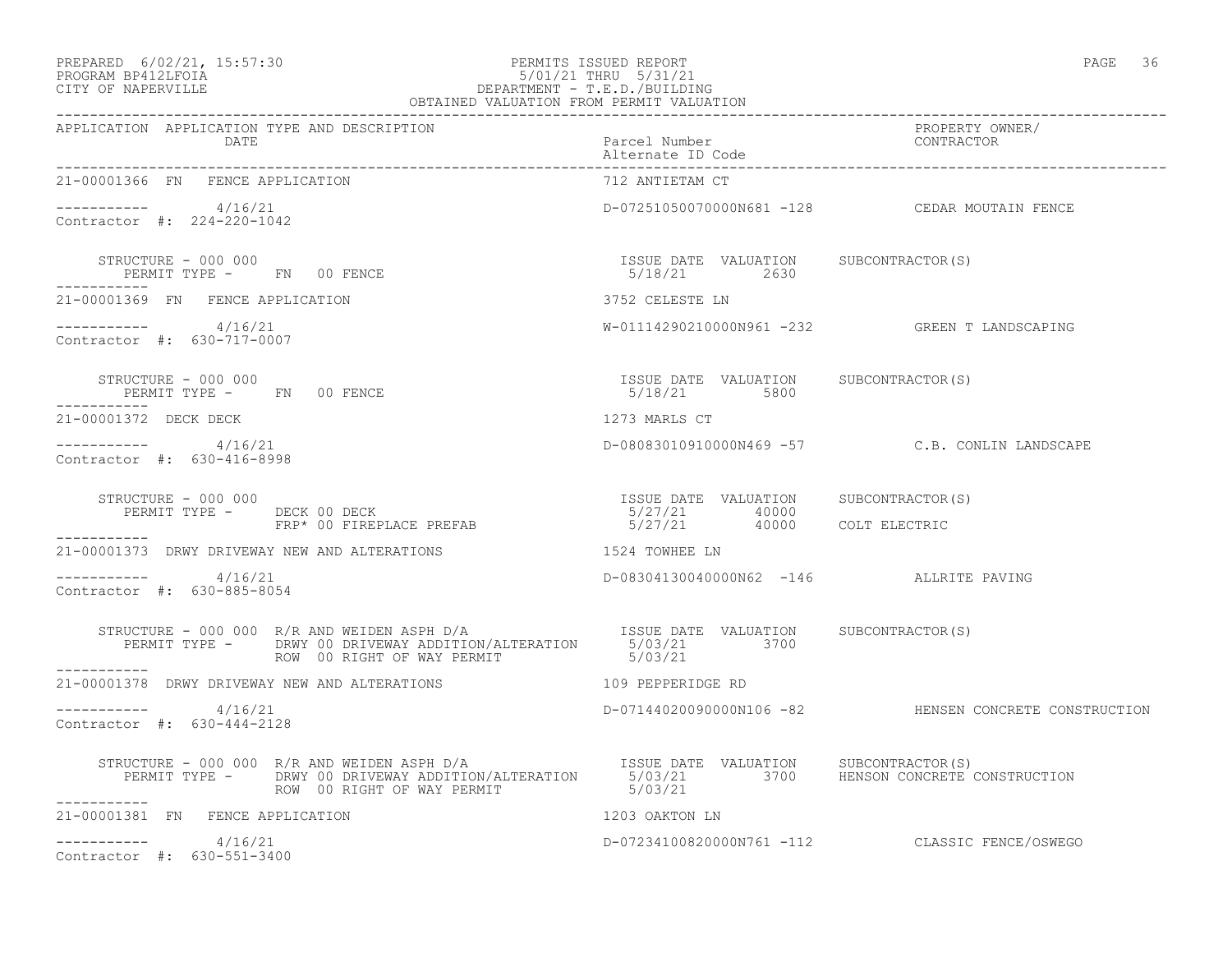PREPARED 6/02/21, 15:57:30 PERMITS ISSUED REPORT
PROGRAM BP412LFOIA 5/01/21 THRU 5/31/21
CITY OF NAPERVILLE DEPARTMENT - T.E.D./BUILDING
OBTAINED VALUATION FROM PERMIT VALUATION

| APPLICATION | APPLICATION TYPE AND DESCRIPTION / DATE | Parcel Number / Alternate ID Code | PROPERTY OWNER/ CONTRACTOR |
|---|---|---|---|
| 21-00001366 | FN FENCE APPLICATION | 712 ANTIETAM CT | |
| ----------- | 4/16/21 | D-07251050070000N681 -128 | CEDAR MOUTAIN FENCE |
| Contractor #: 224-220-1042 | | | |
| STRUCTURE - 000 000 | PERMIT TYPE - FN 00 FENCE | ISSUE DATE 5/18/21 VALUATION 2630 | SUBCONTRACTOR(S) |
| 21-00001369 | FN FENCE APPLICATION | 3752 CELESTE LN | |
| ----------- | 4/16/21 | W-01114290210000N961 -232 | GREEN T LANDSCAPING |
| Contractor #: 630-717-0007 | | | |
| STRUCTURE - 000 000 | PERMIT TYPE - FN 00 FENCE | ISSUE DATE 5/18/21 VALUATION 5800 | SUBCONTRACTOR(S) |
| 21-00001372 | DECK DECK | 1273 MARLS CT | |
| ----------- | 4/16/21 | D-08083010910000N469 -57 | C.B. CONLIN LANDSCAPE |
| Contractor #: 630-416-8998 | | | |
| STRUCTURE - 000 000 | PERMIT TYPE - DECK 00 DECK | ISSUE DATE 5/27/21 VALUATION 40000 | SUBCONTRACTOR(S) |
| | FRP* 00 FIREPLACE PREFAB | 5/27/21 40000 | COLT ELECTRIC |
| 21-00001373 | DRWY DRIVEWAY NEW AND ALTERATIONS | 1524 TOWHEE LN | |
| ----------- | 4/16/21 | D-08304130040000N62 -146 | ALLRITE PAVING |
| Contractor #: 630-885-8054 | | | |
| STRUCTURE - 000 000 R/R AND WEIDEN ASPH D/A | PERMIT TYPE - DRWY 00 DRIVEWAY ADDITION/ALTERATION | ISSUE DATE 5/03/21 VALUATION 3700 | SUBCONTRACTOR(S) |
| | ROW 00 RIGHT OF WAY PERMIT | 5/03/21 | |
| 21-00001378 | DRWY DRIVEWAY NEW AND ALTERATIONS | 109 PEPPERIDGE RD | |
| ----------- | 4/16/21 | D-07144020090000N106 -82 | HENSEN CONCRETE CONSTRUCTION |
| Contractor #: 630-444-2128 | | | |
| STRUCTURE - 000 000 R/R AND WEIDEN ASPH D/A | PERMIT TYPE - DRWY 00 DRIVEWAY ADDITION/ALTERATION | ISSUE DATE 5/03/21 VALUATION 3700 | SUBCONTRACTOR(S) HENSON CONCRETE CONSTRUCTION |
| | ROW 00 RIGHT OF WAY PERMIT | 5/03/21 | |
| 21-00001381 | FN FENCE APPLICATION | 1203 OAKTON LN | |
| ----------- | 4/16/21 | D-07234100820000N761 -112 | CLASSIC FENCE/OSWEGO |
| Contractor #: 630-551-3400 | | | |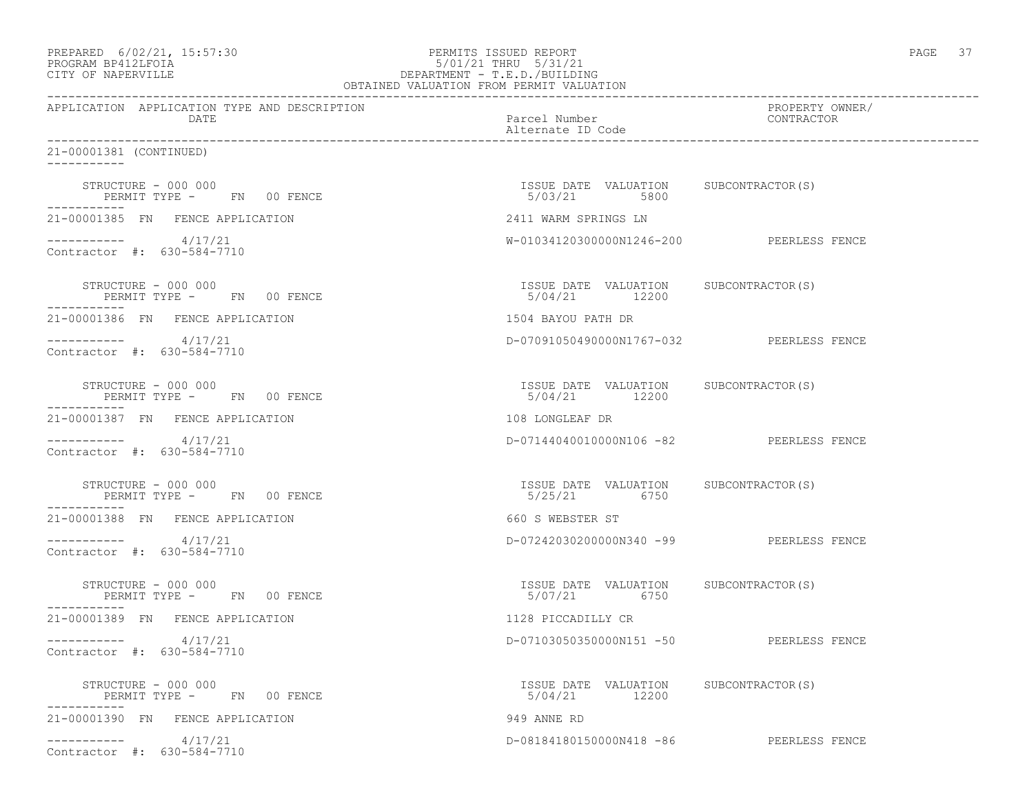PREPARED 6/02/21, 15:57:30 PERMITS ISSUED REPORT
PROGRAM BP412LFOIA 5/01/21 THRU 5/31/21
CITY OF NAPERVILLE DEPARTMENT - T.E.D./BUILDING
OBTAINED VALUATION FROM PERMIT VALUATION

| APPLICATION | APPLICATION TYPE AND DESCRIPTION DATE | Parcel Number Alternate ID Code | PROPERTY OWNER/ CONTRACTOR |
|---|---|---|---|

21-00001381 (CONTINUED)

STRUCTURE - 000 000 — PERMIT TYPE - FN 00 FENCE — ISSUE DATE 5/03/21 — VALUATION 5800 — SUBCONTRACTOR(S)

21-00001385 FN FENCE APPLICATION — 2411 WARM SPRINGS LN
4/17/21 — W-01034120300000N1246-200 — PEERLESS FENCE
Contractor #: 630-584-7710

STRUCTURE - 000 000 — PERMIT TYPE - FN 00 FENCE — ISSUE DATE 5/04/21 — VALUATION 12200 — SUBCONTRACTOR(S)

21-00001386 FN FENCE APPLICATION — 1504 BAYOU PATH DR
4/17/21 — D-07091050490000N1767-032 — PEERLESS FENCE
Contractor #: 630-584-7710

STRUCTURE - 000 000 — PERMIT TYPE - FN 00 FENCE — ISSUE DATE 5/04/21 — VALUATION 12200 — SUBCONTRACTOR(S)

21-00001387 FN FENCE APPLICATION — 108 LONGLEAF DR
4/17/21 — D-07144040010000N106 -82 — PEERLESS FENCE
Contractor #: 630-584-7710

STRUCTURE - 000 000 — PERMIT TYPE - FN 00 FENCE — ISSUE DATE 5/25/21 — VALUATION 6750 — SUBCONTRACTOR(S)

21-00001388 FN FENCE APPLICATION — 660 S WEBSTER ST
4/17/21 — D-07242030200000N340 -99 — PEERLESS FENCE
Contractor #: 630-584-7710

STRUCTURE - 000 000 — PERMIT TYPE - FN 00 FENCE — ISSUE DATE 5/07/21 — VALUATION 6750 — SUBCONTRACTOR(S)

21-00001389 FN FENCE APPLICATION — 1128 PICCADILLY CR
4/17/21 — D-07103050350000N151 -50 — PEERLESS FENCE
Contractor #: 630-584-7710

STRUCTURE - 000 000 — PERMIT TYPE - FN 00 FENCE — ISSUE DATE 5/04/21 — VALUATION 12200 — SUBCONTRACTOR(S)

21-00001390 FN FENCE APPLICATION — 949 ANNE RD
4/17/21 — D-08184180150000N418 -86 — PEERLESS FENCE
Contractor #: 630-584-7710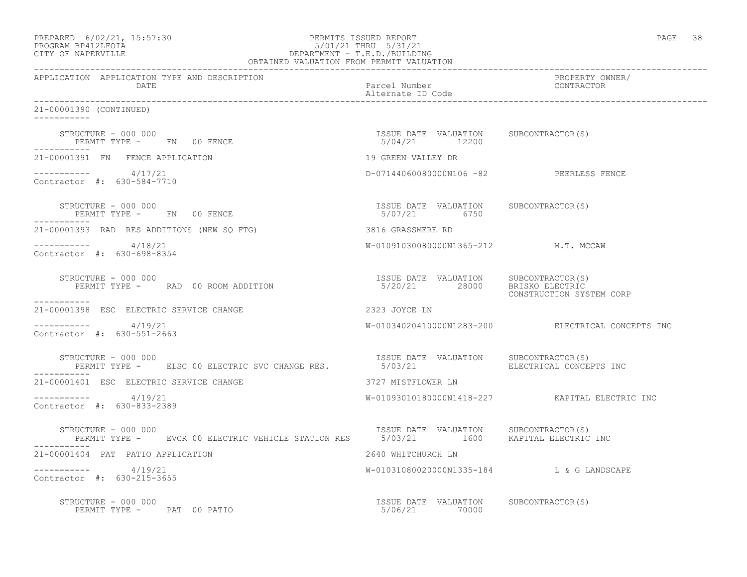PREPARED 6/02/21, 15:57:30 PERMITS ISSUED REPORT
PROGRAM BP412LFOIA 5/01/21 THRU 5/31/21
CITY OF NAPERVILLE DEPARTMENT - T.E.D./BUILDING
OBTAINED VALUATION FROM PERMIT VALUATION

| APPLICATION | APPLICATION TYPE AND DESCRIPTION DATE | Parcel Number Alternate ID Code | PROPERTY OWNER/ CONTRACTOR |
|---|---|---|---|

21-00001390 (CONTINUED)

STRUCTURE - 000 000 | ISSUE DATE 5/04/21 | VALUATION 12200 | SUBCONTRACTOR(S)
PERMIT TYPE - FN 00 FENCE

21-00001391 FN FENCE APPLICATION — 19 GREEN VALLEY DR
4/17/21 — D-07144060080000N106 -82 — PEERLESS FENCE
Contractor #: 630-584-7710

STRUCTURE - 000 000 | ISSUE DATE 5/07/21 | VALUATION 6750 | SUBCONTRACTOR(S)
PERMIT TYPE - FN 00 FENCE

21-00001393 RAD RES ADDITIONS (NEW SQ FTG) — 3816 GRASSMERE RD
4/18/21 — W-01091030080000N1365-212 — M.T. MCCAW
Contractor #: 630-698-8354

STRUCTURE - 000 000 | ISSUE DATE 5/20/21 | VALUATION 28000 | SUBCONTRACTOR(S) BRISKO ELECTRIC, CONSTRUCTION SYSTEM CORP
PERMIT TYPE - RAD 00 ROOM ADDITION

21-00001398 ESC ELECTRIC SERVICE CHANGE — 2323 JOYCE LN
4/19/21 — W-01034020410000N1283-200 — ELECTRICAL CONCEPTS INC
Contractor #: 630-551-2663

STRUCTURE - 000 000 | ISSUE DATE 5/03/21 | VALUATION | SUBCONTRACTOR(S) ELECTRICAL CONCEPTS INC
PERMIT TYPE - ELSC 00 ELECTRIC SVC CHANGE RES.

21-00001401 ESC ELECTRIC SERVICE CHANGE — 3727 MISTFLOWER LN
4/19/21 — W-01093010180000N1418-227 — KAPITAL ELECTRIC INC
Contractor #: 630-833-2389

STRUCTURE - 000 000 | ISSUE DATE 5/03/21 | VALUATION 1600 | SUBCONTRACTOR(S) KAPITAL ELECTRIC INC
PERMIT TYPE - EVCR 00 ELECTRIC VEHICLE STATION RES

21-00001404 PAT PATIO APPLICATION — 2640 WHITCHURCH LN
4/19/21 — W-01031080020000N1335-184 — L & G LANDSCAPE
Contractor #: 630-215-3655

STRUCTURE - 000 000 | ISSUE DATE 5/06/21 | VALUATION 70000 | SUBCONTRACTOR(S)
PERMIT TYPE - PAT 00 PATIO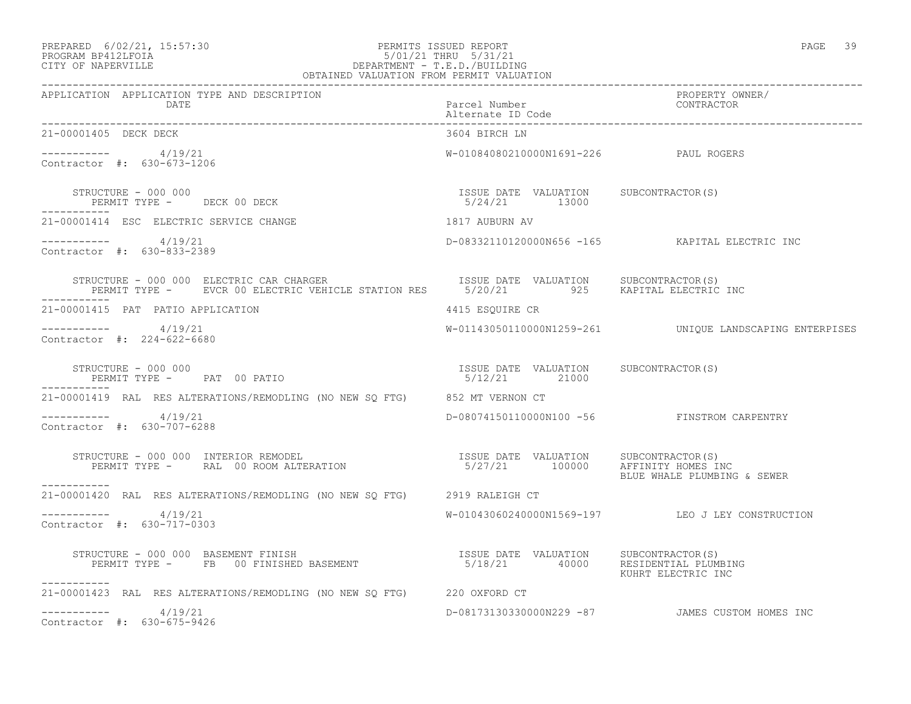PREPARED 6/02/21, 15:57:30
PROGRAM BP412LFOIA
CITY OF NAPERVILLE

PERMITS ISSUED REPORT
5/01/21 THRU 5/31/21
DEPARTMENT - T.E.D./BUILDING
OBTAINED VALUATION FROM PERMIT VALUATION

| APPLICATION APPLICATION TYPE AND DESCRIPTION DATE | Parcel Number Alternate ID Code | PROPERTY OWNER/ CONTRACTOR |
|---|---|---|
| 21-00001405 DECK DECK | 3604 BIRCH LN | |
| ----------- 4/19/21 Contractor #: 630-673-1206 | W-01084080210000N1691-226 | PAUL ROGERS |
| STRUCTURE - 000 000 PERMIT TYPE - DECK 00 DECK | ISSUE DATE 5/24/21 VALUATION 13000 | SUBCONTRACTOR(S) |
| 21-00001414 ESC ELECTRIC SERVICE CHANGE | 1817 AUBURN AV | |
| ----------- 4/19/21 Contractor #: 630-833-2389 | D-08332110120000N656 -165 | KAPITAL ELECTRIC INC |
| STRUCTURE - 000 000 ELECTRIC CAR CHARGER PERMIT TYPE - EVCR 00 ELECTRIC VEHICLE STATION RES | ISSUE DATE 5/20/21 VALUATION 925 | SUBCONTRACTOR(S) KAPITAL ELECTRIC INC |
| 21-00001415 PAT PATIO APPLICATION | 4415 ESQUIRE CR | |
| ----------- 4/19/21 Contractor #: 224-622-6680 | W-01143050110000N1259-261 | UNIQUE LANDSCAPING ENTERPISES |
| STRUCTURE - 000 000 PERMIT TYPE - PAT 00 PATIO | ISSUE DATE 5/12/21 VALUATION 21000 | SUBCONTRACTOR(S) |
| 21-00001419 RAL RES ALTERATIONS/REMODLING (NO NEW SQ FTG) | 852 MT VERNON CT | |
| ----------- 4/19/21 Contractor #: 630-707-6288 | D-08074150110000N100 -56 | FINSTROM CARPENTRY |
| STRUCTURE - 000 000 INTERIOR REMODEL PERMIT TYPE - RAL 00 ROOM ALTERATION | ISSUE DATE 5/27/21 VALUATION 100000 | SUBCONTRACTOR(S) AFFINITY HOMES INC BLUE WHALE PLUMBING & SEWER |
| 21-00001420 RAL RES ALTERATIONS/REMODLING (NO NEW SQ FTG) | 2919 RALEIGH CT | |
| ----------- 4/19/21 Contractor #: 630-717-0303 | W-01043060240000N1569-197 | LEO J LEY CONSTRUCTION |
| STRUCTURE - 000 000 BASEMENT FINISH PERMIT TYPE - FB 00 FINISHED BASEMENT | ISSUE DATE 5/18/21 VALUATION 40000 | SUBCONTRACTOR(S) RESIDENTIAL PLUMBING KUHRT ELECTRIC INC |
| 21-00001423 RAL RES ALTERATIONS/REMODLING (NO NEW SQ FTG) | 220 OXFORD CT | |
| ----------- 4/19/21 Contractor #: 630-675-9426 | D-08173130330000N229 -87 | JAMES CUSTOM HOMES INC |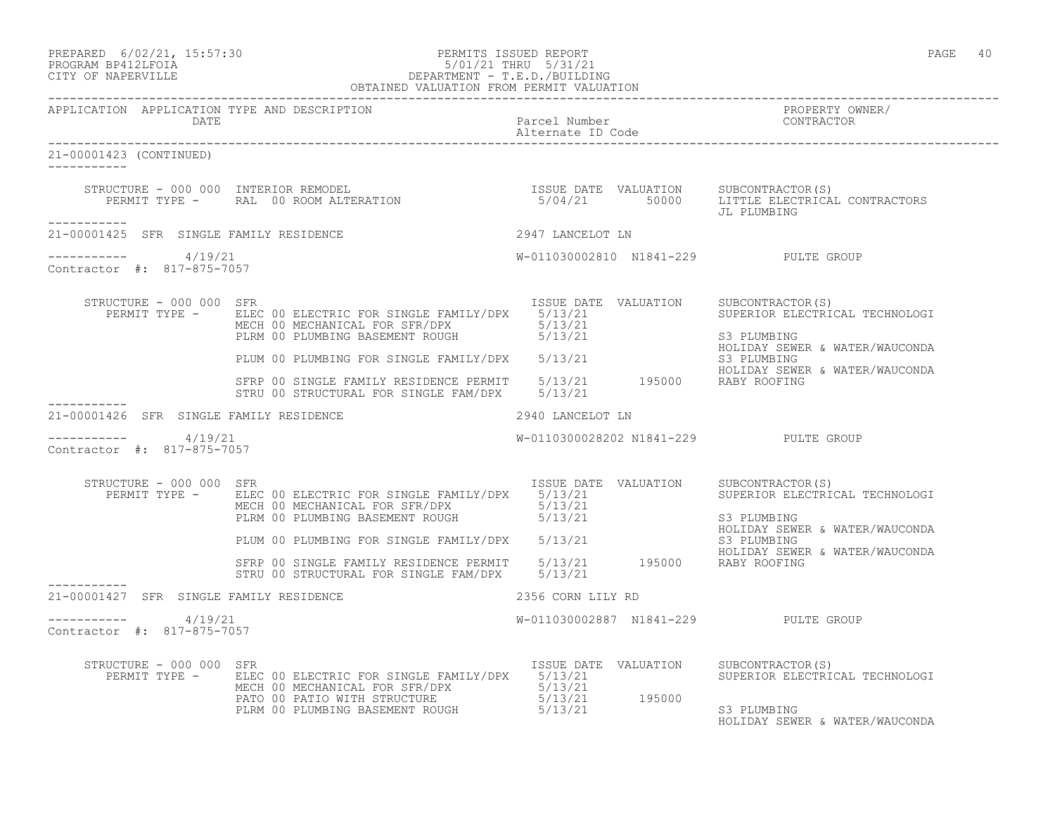PREPARED 6/02/21, 15:57:30
PROGRAM BP412LFOIA
CITY OF NAPERVILLE

PERMITS ISSUED REPORT
5/01/21 THRU 5/31/21
DEPARTMENT - T.E.D./BUILDING
OBTAINED VALUATION FROM PERMIT VALUATION

| APPLICATION | APPLICATION TYPE AND DESCRIPTION / DATE | Parcel Number / Alternate ID Code | PROPERTY OWNER/ CONTRACTOR |
|---|---|---|---|

**21-00001423 (CONTINUED)**

STRUCTURE - 000 000 INTERIOR REMODEL

| PERMIT TYPE | ISSUE DATE | VALUATION | SUBCONTRACTOR(S) |
|---|---|---|---|
| RAL 00 ROOM ALTERATION | 5/04/21 | 50000 | LITTLE ELECTRICAL CONTRACTORS; JL PLUMBING |

**21-00001425 SFR SINGLE FAMILY RESIDENCE** — 2947 LANCELOT LN

4/19/21 — W-011030002810 N1841-229 — PULTE GROUP

Contractor #: 817-875-7057

STRUCTURE - 000 000 SFR

| PERMIT TYPE | ISSUE DATE | VALUATION | SUBCONTRACTOR(S) |
|---|---|---|---|
| ELEC 00 ELECTRIC FOR SINGLE FAMILY/DPX | 5/13/21 | | SUPERIOR ELECTRICAL TECHNOLOGI |
| MECH 00 MECHANICAL FOR SFR/DPX | 5/13/21 | | |
| PLRM 00 PLUMBING BASEMENT ROUGH | 5/13/21 | | S3 PLUMBING; HOLIDAY SEWER & WATER/WAUCONDA |
| PLUM 00 PLUMBING FOR SINGLE FAMILY/DPX | 5/13/21 | | S3 PLUMBING; HOLIDAY SEWER & WATER/WAUCONDA |
| SFRP 00 SINGLE FAMILY RESIDENCE PERMIT | 5/13/21 | 195000 | RABY ROOFING |
| STRU 00 STRUCTURAL FOR SINGLE FAM/DPX | 5/13/21 | | |

**21-00001426 SFR SINGLE FAMILY RESIDENCE** — 2940 LANCELOT LN

4/19/21 — W-0110300028202 N1841-229 — PULTE GROUP

Contractor #: 817-875-7057

STRUCTURE - 000 000 SFR

| PERMIT TYPE | ISSUE DATE | VALUATION | SUBCONTRACTOR(S) |
|---|---|---|---|
| ELEC 00 ELECTRIC FOR SINGLE FAMILY/DPX | 5/13/21 | | SUPERIOR ELECTRICAL TECHNOLOGI |
| MECH 00 MECHANICAL FOR SFR/DPX | 5/13/21 | | |
| PLRM 00 PLUMBING BASEMENT ROUGH | 5/13/21 | | S3 PLUMBING; HOLIDAY SEWER & WATER/WAUCONDA |
| PLUM 00 PLUMBING FOR SINGLE FAMILY/DPX | 5/13/21 | | S3 PLUMBING; HOLIDAY SEWER & WATER/WAUCONDA |
| SFRP 00 SINGLE FAMILY RESIDENCE PERMIT | 5/13/21 | 195000 | RABY ROOFING |
| STRU 00 STRUCTURAL FOR SINGLE FAM/DPX | 5/13/21 | | |

**21-00001427 SFR SINGLE FAMILY RESIDENCE** — 2356 CORN LILY RD

4/19/21 — W-011030002887 N1841-229 — PULTE GROUP

Contractor #: 817-875-7057

STRUCTURE - 000 000 SFR

| PERMIT TYPE | ISSUE DATE | VALUATION | SUBCONTRACTOR(S) |
|---|---|---|---|
| ELEC 00 ELECTRIC FOR SINGLE FAMILY/DPX | 5/13/21 | | SUPERIOR ELECTRICAL TECHNOLOGI |
| MECH 00 MECHANICAL FOR SFR/DPX | 5/13/21 | | |
| PATO 00 PATIO WITH STRUCTURE | 5/13/21 | 195000 | |
| PLRM 00 PLUMBING BASEMENT ROUGH | 5/13/21 | | S3 PLUMBING; HOLIDAY SEWER & WATER/WAUCONDA |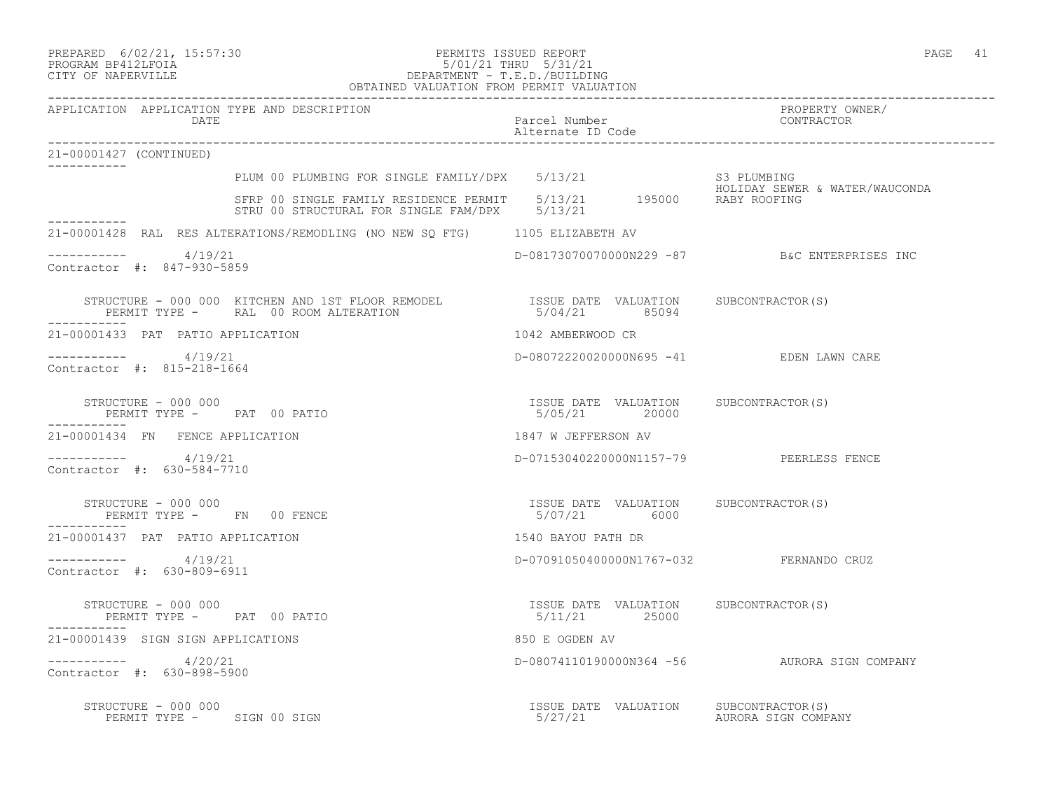21-00001427 (CONTINUED)

| | | | |
|---|---|---|---|
| PLUM 00 PLUMBING FOR SINGLE FAMILY/DPX | 5/13/21 | | S3 PLUMBING |
| | | | HOLIDAY SEWER & WATER/WAUCONDA |
| SFRP 00 SINGLE FAMILY RESIDENCE PERMIT | 5/13/21 | 195000 | RABY ROOFING |
| STRU 00 STRUCTURAL FOR SINGLE FAM/DPX | 5/13/21 | | |

21-00001428 RAL RES ALTERATIONS/REMODLING (NO NEW SQ FTG) 1105 ELIZABETH AV

4/19/21 D-08173070070000N229 -87 B&C ENTERPRISES INC

Contractor #: 847-930-5859

| STRUCTURE - 000 000 KITCHEN AND 1ST FLOOR REMODEL | ISSUE DATE | VALUATION | SUBCONTRACTOR(S) |
|---|---|---|---|
| PERMIT TYPE - RAL 00 ROOM ALTERATION | 5/04/21 | 85094 | |

21-00001433 PAT PATIO APPLICATION 1042 AMBERWOOD CR

4/19/21 D-08072220020000N695 -41 EDEN LAWN CARE

Contractor #: 815-218-1664

| STRUCTURE - 000 000 | ISSUE DATE | VALUATION | SUBCONTRACTOR(S) |
|---|---|---|---|
| PERMIT TYPE - PAT 00 PATIO | 5/05/21 | 20000 | |

21-00001434 FN FENCE APPLICATION 1847 W JEFFERSON AV

4/19/21 D-07153040220000N1157-79 PEERLESS FENCE

Contractor #: 630-584-7710

| STRUCTURE - 000 000 | ISSUE DATE | VALUATION | SUBCONTRACTOR(S) |
|---|---|---|---|
| PERMIT TYPE - FN 00 FENCE | 5/07/21 | 6000 | |

21-00001437 PAT PATIO APPLICATION 1540 BAYOU PATH DR

4/19/21 D-07091050400000N1767-032 FERNANDO CRUZ

Contractor #: 630-809-6911

| STRUCTURE - 000 000 | ISSUE DATE | VALUATION | SUBCONTRACTOR(S) |
|---|---|---|---|
| PERMIT TYPE - PAT 00 PATIO | 5/11/21 | 25000 | |

21-00001439 SIGN SIGN APPLICATIONS 850 E OGDEN AV

4/20/21 D-08074110190000N364 -56 AURORA SIGN COMPANY

Contractor #: 630-898-5900

| STRUCTURE - 000 000 | ISSUE DATE | VALUATION | SUBCONTRACTOR(S) |
|---|---|---|---|
| PERMIT TYPE - SIGN 00 SIGN | 5/27/21 | | AURORA SIGN COMPANY |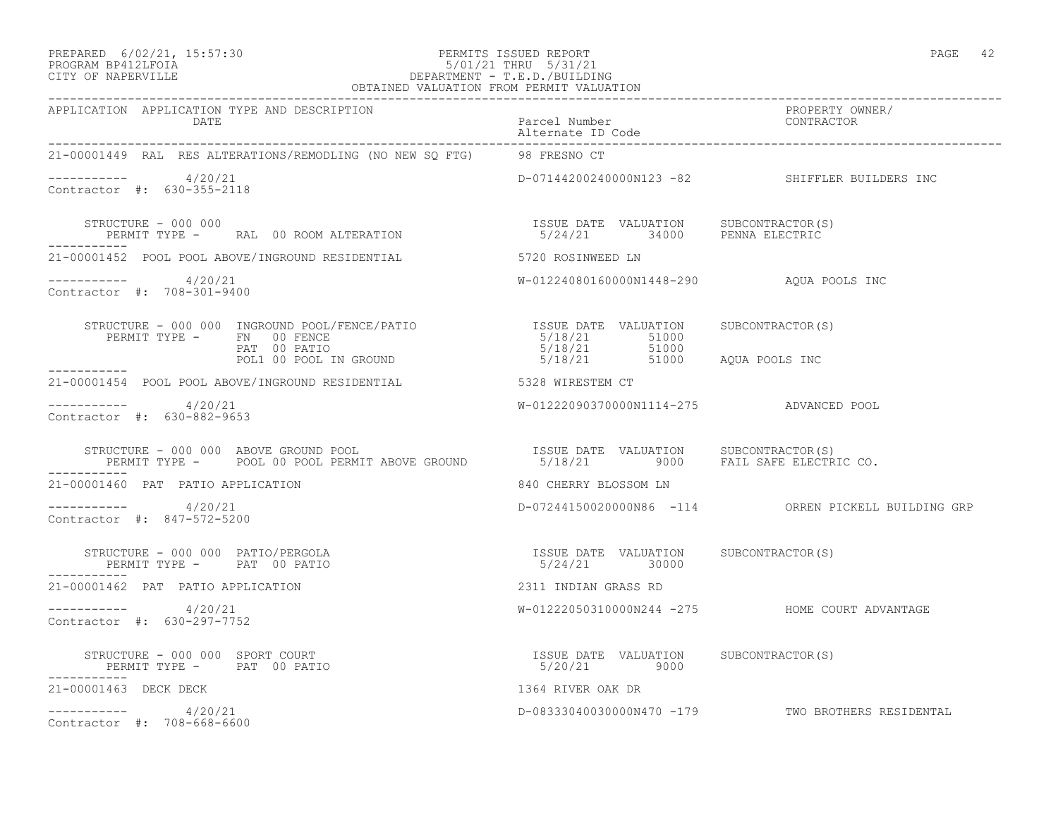PREPARED 6/02/21, 15:57:30 PERMITS ISSUED REPORT
PROGRAM BP412LFOIA 5/01/21 THRU 5/31/21
CITY OF NAPERVILLE DEPARTMENT - T.E.D./BUILDING
OBTAINED VALUATION FROM PERMIT VALUATION

| APPLICATION | APPLICATION TYPE AND DESCRIPTION / DATE | Parcel Number / Alternate ID Code | PROPERTY OWNER/ CONTRACTOR |
|---|---|---|---|
| 21-00001449 | RAL RES ALTERATIONS/REMODLING (NO NEW SQ FTG) | 98 FRESNO CT | |
| ----------- | 4/20/21 | D-07144200240000N123 -82 | SHIFFLER BUILDERS INC |
| Contractor #: 630-355-2118 | | | |

STRUCTURE - 000 000
PERMIT TYPE - RAL 00 ROOM ALTERATION

| ISSUE DATE | VALUATION | SUBCONTRACTOR(S) |
|---|---|---|
| 5/24/21 | 34000 | PENNA ELECTRIC |

| APPLICATION | APPLICATION TYPE AND DESCRIPTION / DATE | Parcel Number / Alternate ID Code | PROPERTY OWNER/ CONTRACTOR |
|---|---|---|---|
| 21-00001452 | POOL POOL ABOVE/INGROUND RESIDENTIAL | 5720 ROSINWEED LN | |
| ----------- | 4/20/21 | W-01224080160000N1448-290 | AQUA POOLS INC |
| Contractor #: 708-301-9400 | | | |

STRUCTURE - 000 000 INGROUND POOL/FENCE/PATIO

| PERMIT TYPE | ISSUE DATE | VALUATION | SUBCONTRACTOR(S) |
|---|---|---|---|
| FN 00 FENCE | 5/18/21 | 51000 | |
| PAT 00 PATIO | 5/18/21 | 51000 | |
| POL1 00 POOL IN GROUND | 5/18/21 | 51000 | AQUA POOLS INC |

| APPLICATION | APPLICATION TYPE AND DESCRIPTION / DATE | Parcel Number / Alternate ID Code | PROPERTY OWNER/ CONTRACTOR |
|---|---|---|---|
| 21-00001454 | POOL POOL ABOVE/INGROUND RESIDENTIAL | 5328 WIRESTEM CT | |
| ----------- | 4/20/21 | W-01222090370000N1114-275 | ADVANCED POOL |
| Contractor #: 630-882-9653 | | | |

STRUCTURE - 000 000 ABOVE GROUND POOL
PERMIT TYPE - POOL 00 POOL PERMIT ABOVE GROUND

| ISSUE DATE | VALUATION | SUBCONTRACTOR(S) |
|---|---|---|
| 5/18/21 | 9000 | FAIL SAFE ELECTRIC CO. |

| APPLICATION | APPLICATION TYPE AND DESCRIPTION / DATE | Parcel Number / Alternate ID Code | PROPERTY OWNER/ CONTRACTOR |
|---|---|---|---|
| 21-00001460 | PAT PATIO APPLICATION | 840 CHERRY BLOSSOM LN | |
| ----------- | 4/20/21 | D-07244150020000N86 -114 | ORREN PICKELL BUILDING GRP |
| Contractor #: 847-572-5200 | | | |

STRUCTURE - 000 000 PATIO/PERGOLA
PERMIT TYPE - PAT 00 PATIO

| ISSUE DATE | VALUATION | SUBCONTRACTOR(S) |
|---|---|---|
| 5/24/21 | 30000 | |

| APPLICATION | APPLICATION TYPE AND DESCRIPTION / DATE | Parcel Number / Alternate ID Code | PROPERTY OWNER/ CONTRACTOR |
|---|---|---|---|
| 21-00001462 | PAT PATIO APPLICATION | 2311 INDIAN GRASS RD | |
| ----------- | 4/20/21 | W-01222050310000N244 -275 | HOME COURT ADVANTAGE |
| Contractor #: 630-297-7752 | | | |

STRUCTURE - 000 000 SPORT COURT
PERMIT TYPE - PAT 00 PATIO

| ISSUE DATE | VALUATION | SUBCONTRACTOR(S) |
|---|---|---|
| 5/20/21 | 9000 | |

| APPLICATION | APPLICATION TYPE AND DESCRIPTION / DATE | Parcel Number / Alternate ID Code | PROPERTY OWNER/ CONTRACTOR |
|---|---|---|---|
| 21-00001463 | DECK DECK | 1364 RIVER OAK DR | |
| ----------- | 4/20/21 | D-08333040030000N470 -179 | TWO BROTHERS RESIDENTAL |
| Contractor #: 708-668-6600 | | | |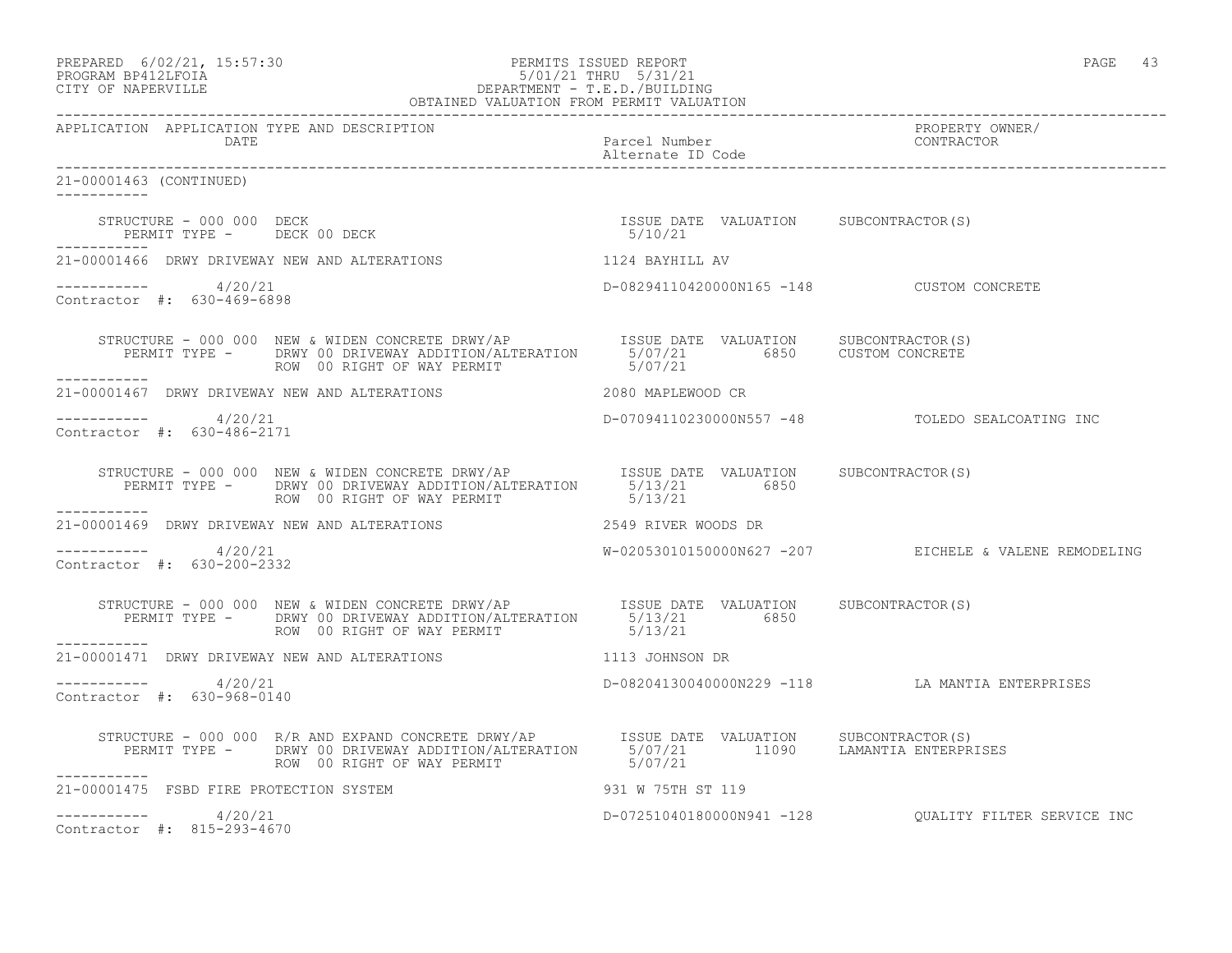APPLICATION APPLICATION TYPE AND DESCRIPTION DATE | Parcel Number Alternate ID Code | PROPERTY OWNER/ CONTRACTOR

21-00001463 (CONTINUED)

```
    STRUCTURE - 000 000  DECK                                          ISSUE DATE  VALUATION     SUBCONTRACTOR(S)
       PERMIT TYPE -     DECK 00 DECK                                   5/10/21
-----------
21-00001466  DRWY DRIVEWAY NEW AND ALTERATIONS                        1124 BAYHILL AV

-----------       4/20/21                                              D-08294110420000N165 -148           CUSTOM CONCRETE
Contractor #:  630-469-6898

    STRUCTURE - 000 000  NEW & WIDEN CONCRETE DRWY/AP                  ISSUE DATE  VALUATION     SUBCONTRACTOR(S)
       PERMIT TYPE -     DRWY 00 DRIVEWAY ADDITION/ALTERATION           5/07/21        6850      CUSTOM CONCRETE
                         ROW  00 RIGHT OF WAY PERMIT                    5/07/21
-----------
21-00001467  DRWY DRIVEWAY NEW AND ALTERATIONS                        2080 MAPLEWOOD CR

-----------       4/20/21                                              D-07094110230000N557 -48            TOLEDO SEALCOATING INC
Contractor #:  630-486-2171

    STRUCTURE - 000 000  NEW & WIDEN CONCRETE DRWY/AP                  ISSUE DATE  VALUATION     SUBCONTRACTOR(S)
       PERMIT TYPE -     DRWY 00 DRIVEWAY ADDITION/ALTERATION           5/13/21        6850
                         ROW  00 RIGHT OF WAY PERMIT                    5/13/21
-----------
21-00001469  DRWY DRIVEWAY NEW AND ALTERATIONS                        2549 RIVER WOODS DR

-----------       4/20/21                                              W-02053010150000N627 -207           EICHELE & VALENE REMODELING
Contractor #:  630-200-2332

    STRUCTURE - 000 000  NEW & WIDEN CONCRETE DRWY/AP                  ISSUE DATE  VALUATION     SUBCONTRACTOR(S)
       PERMIT TYPE -     DRWY 00 DRIVEWAY ADDITION/ALTERATION           5/13/21        6850
                         ROW  00 RIGHT OF WAY PERMIT                    5/13/21
-----------
21-00001471  DRWY DRIVEWAY NEW AND ALTERATIONS                        1113 JOHNSON DR

-----------       4/20/21                                              D-08204130040000N229 -118           LA MANTIA ENTERPRISES
Contractor #:  630-968-0140

    STRUCTURE - 000 000  R/R AND EXPAND CONCRETE DRWY/AP               ISSUE DATE  VALUATION     SUBCONTRACTOR(S)
       PERMIT TYPE -     DRWY 00 DRIVEWAY ADDITION/ALTERATION           5/07/21       11090      LAMANTIA ENTERPRISES
                         ROW  00 RIGHT OF WAY PERMIT                    5/07/21
-----------
21-00001475  FSBD FIRE PROTECTION SYSTEM                              931 W 75TH ST 119

-----------       4/20/21                                              D-07251040180000N941 -128           QUALITY FILTER SERVICE INC
Contractor #:  815-293-4670
```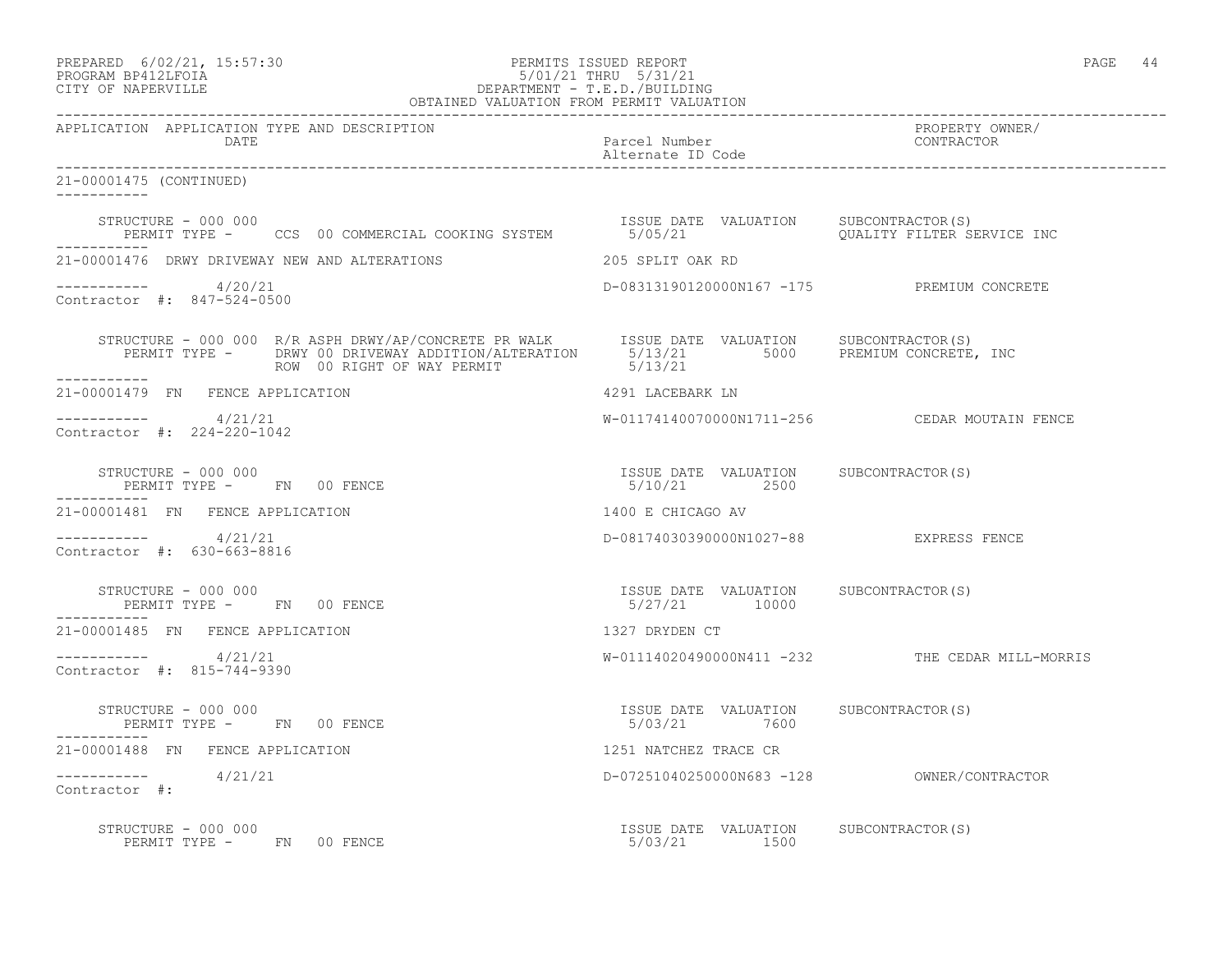PREPARED 6/02/21, 15:57:30
PROGRAM BP412LFOIA
CITY OF NAPERVILLE

PERMITS ISSUED REPORT
5/01/21 THRU 5/31/21
DEPARTMENT - T.E.D./BUILDING
OBTAINED VALUATION FROM PERMIT VALUATION

| APPLICATION | APPLICATION TYPE AND DESCRIPTION DATE | Parcel Number Alternate ID Code | PROPERTY OWNER/ CONTRACTOR |
|---|---|---|---|

21-00001475 (CONTINUED)

STRUCTURE - 000 000 — ISSUE DATE VALUATION SUBCONTRACTOR(S)
PERMIT TYPE - CCS 00 COMMERCIAL COOKING SYSTEM — 5/05/21 — QUALITY FILTER SERVICE INC

---

21-00001476 DRWY DRIVEWAY NEW AND ALTERATIONS — 205 SPLIT OAK RD
4/20/21 — D-08313190120000N167 -175 — PREMIUM CONCRETE
Contractor #: 847-524-0500

STRUCTURE - 000 000 R/R ASPH DRWY/AP/CONCRETE PR WALK — ISSUE DATE VALUATION SUBCONTRACTOR(S)
PERMIT TYPE - DRWY 00 DRIVEWAY ADDITION/ALTERATION — 5/13/21 — 5000 — PREMIUM CONCRETE, INC
ROW 00 RIGHT OF WAY PERMIT — 5/13/21

---

21-00001479 FN FENCE APPLICATION — 4291 LACEBARK LN
4/21/21 — W-01174140070000N1711-256 — CEDAR MOUTAIN FENCE
Contractor #: 224-220-1042

STRUCTURE - 000 000 — ISSUE DATE VALUATION SUBCONTRACTOR(S)
PERMIT TYPE - FN 00 FENCE — 5/10/21 — 2500

---

21-00001481 FN FENCE APPLICATION — 1400 E CHICAGO AV
4/21/21 — D-08174030390000N1027-88 — EXPRESS FENCE
Contractor #: 630-663-8816

STRUCTURE - 000 000 — ISSUE DATE VALUATION SUBCONTRACTOR(S)
PERMIT TYPE - FN 00 FENCE — 5/27/21 — 10000

---

21-00001485 FN FENCE APPLICATION — 1327 DRYDEN CT
4/21/21 — W-01114020490000N411 -232 — THE CEDAR MILL-MORRIS
Contractor #: 815-744-9390

STRUCTURE - 000 000 — ISSUE DATE VALUATION SUBCONTRACTOR(S)
PERMIT TYPE - FN 00 FENCE — 5/03/21 — 7600

---

21-00001488 FN FENCE APPLICATION — 1251 NATCHEZ TRACE CR
4/21/21 — D-07251040250000N683 -128 — OWNER/CONTRACTOR
Contractor #:

STRUCTURE - 000 000 — ISSUE DATE VALUATION SUBCONTRACTOR(S)
PERMIT TYPE - FN 00 FENCE — 5/03/21 — 1500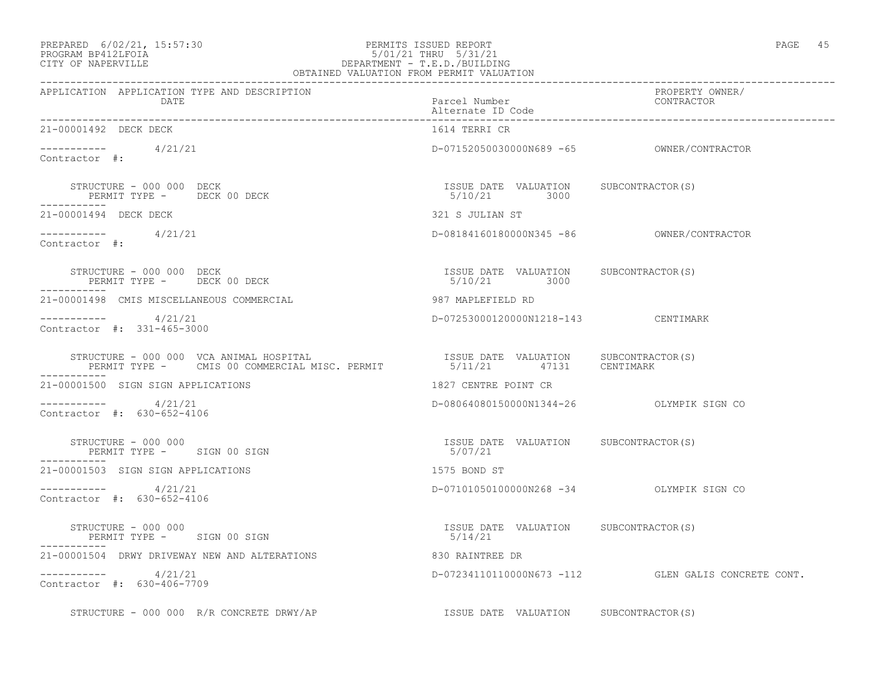PREPARED 6/02/21, 15:57:30
PROGRAM BP412LFOIA
CITY OF NAPERVILLE

PERMITS ISSUED REPORT
5/01/21 THRU 5/31/21
DEPARTMENT - T.E.D./BUILDING
OBTAINED VALUATION FROM PERMIT VALUATION

| APPLICATION | APPLICATION TYPE AND DESCRIPTION / DATE | Parcel Number / Alternate ID Code | PROPERTY OWNER/ CONTRACTOR |
|---|---|---|---|
| 21-00001492 | DECK DECK | 1614 TERRI CR | |
| ----------- | 4/21/21 | D-07152050030000N689 -65 | OWNER/CONTRACTOR |
| Contractor #: | | | |
| | STRUCTURE - 000 000 DECK / PERMIT TYPE - DECK 00 DECK | ISSUE DATE 5/10/21 VALUATION 3000 | SUBCONTRACTOR(S) |
| 21-00001494 | DECK DECK | 321 S JULIAN ST | |
| ----------- | 4/21/21 | D-08184160180000N345 -86 | OWNER/CONTRACTOR |
| Contractor #: | | | |
| | STRUCTURE - 000 000 DECK / PERMIT TYPE - DECK 00 DECK | ISSUE DATE 5/10/21 VALUATION 3000 | SUBCONTRACTOR(S) |
| 21-00001498 | CMIS MISCELLANEOUS COMMERCIAL | 987 MAPLEFIELD RD | |
| ----------- | 4/21/21 | D-07253000120000N1218-143 | CENTIMARK |
| Contractor #: 331-465-3000 | | | |
| | STRUCTURE - 000 000 VCA ANIMAL HOSPITAL / PERMIT TYPE - CMIS 00 COMMERCIAL MISC. PERMIT | ISSUE DATE 5/11/21 VALUATION 47131 | SUBCONTRACTOR(S) CENTIMARK |
| 21-00001500 | SIGN SIGN APPLICATIONS | 1827 CENTRE POINT CR | |
| ----------- | 4/21/21 | D-08064080150000N1344-26 | OLYMPIK SIGN CO |
| Contractor #: 630-652-4106 | | | |
| | STRUCTURE - 000 000 / PERMIT TYPE - SIGN 00 SIGN | ISSUE DATE 5/07/21 VALUATION | SUBCONTRACTOR(S) |
| 21-00001503 | SIGN SIGN APPLICATIONS | 1575 BOND ST | |
| ----------- | 4/21/21 | D-07101050100000N268 -34 | OLYMPIK SIGN CO |
| Contractor #: 630-652-4106 | | | |
| | STRUCTURE - 000 000 / PERMIT TYPE - SIGN 00 SIGN | ISSUE DATE 5/14/21 VALUATION | SUBCONTRACTOR(S) |
| 21-00001504 | DRWY DRIVEWAY NEW AND ALTERATIONS | 830 RAINTREE DR | |
| ----------- | 4/21/21 | D-07234110110000N673 -112 | GLEN GALIS CONCRETE CONT. |
| Contractor #: 630-406-7709 | | | |
| | STRUCTURE - 000 000 R/R CONCRETE DRWY/AP | ISSUE DATE VALUATION | SUBCONTRACTOR(S) |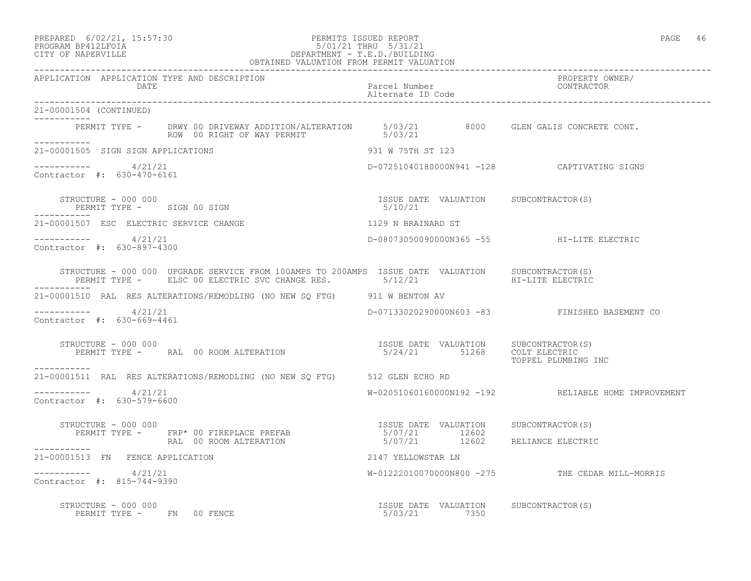PERMITS ISSUED REPORT
5/01/21 THRU 5/31/21
DEPARTMENT - T.E.D./BUILDING
OBTAINED VALUATION FROM PERMIT VALUATION

PREPARED 6/02/21, 15:57:30
PROGRAM BP412LFOIA
CITY OF NAPERVILLE

| APPLICATION | APPLICATION TYPE AND DESCRIPTION / DATE | Parcel Number / Alternate ID Code | PROPERTY OWNER/ CONTRACTOR |
|---|---|---|---|

21-00001504 (CONTINUED)

PERMIT TYPE - DRWY 00 DRIVEWAY ADDITION/ALTERATION 5/03/21 8000 GLEN GALIS CONCRETE CONT.
ROW 00 RIGHT OF WAY PERMIT 5/03/21

---

21-00001505 SIGN SIGN APPLICATIONS — 931 W 75TH ST 123

4/21/21 — D-07251040180000N941 -128 — CAPTIVATING SIGNS
Contractor #: 630-470-6161

| STRUCTURE - 000 000 | ISSUE DATE | VALUATION | SUBCONTRACTOR(S) |
|---|---|---|---|
| PERMIT TYPE - SIGN 00 SIGN | 5/10/21 | | |

---

21-00001507 ESC ELECTRIC SERVICE CHANGE — 1129 N BRAINARD ST

4/21/21 — D-08073050090000N365 -55 — HI-LITE ELECTRIC
Contractor #: 630-897-4300

| STRUCTURE - 000 000 UPGRADE SERVICE FROM 100AMPS TO 200AMPS | ISSUE DATE | VALUATION | SUBCONTRACTOR(S) |
|---|---|---|---|
| PERMIT TYPE - ELSC 00 ELECTRIC SVC CHANGE RES. | 5/12/21 | | HI-LITE ELECTRIC |

---

21-00001510 RAL RES ALTERATIONS/REMODLING (NO NEW SQ FTG) — 911 W BENTON AV

4/21/21 — D-07133020290000N603 -83 — FINISHED BASEMENT CO
Contractor #: 630-669-4461

| STRUCTURE - 000 000 | ISSUE DATE | VALUATION | SUBCONTRACTOR(S) |
|---|---|---|---|
| PERMIT TYPE - RAL 00 ROOM ALTERATION | 5/24/21 | 51268 | COLT ELECTRIC |
| | | | TOPPEL PLUMBING INC |

---

21-00001511 RAL RES ALTERATIONS/REMODLING (NO NEW SQ FTG) — 512 GLEN ECHO RD

4/21/21 — W-02051060160000N192 -192 — RELIABLE HOME IMPROVEMENT
Contractor #: 630-579-6600

| STRUCTURE - 000 000 | ISSUE DATE | VALUATION | SUBCONTRACTOR(S) |
|---|---|---|---|
| PERMIT TYPE - FRP* 00 FIREPLACE PREFAB | 5/07/21 | 12602 | |
| RAL 00 ROOM ALTERATION | 5/07/21 | 12602 | RELIANCE ELECTRIC |

---

21-00001513 FN FENCE APPLICATION — 2147 YELLOWSTAR LN

4/21/21 — W-01222010070000N800 -275 — THE CEDAR MILL-MORRIS
Contractor #: 815-744-9390

| STRUCTURE - 000 000 | ISSUE DATE | VALUATION | SUBCONTRACTOR(S) |
|---|---|---|---|
| PERMIT TYPE - FN 00 FENCE | 5/03/21 | 7350 | |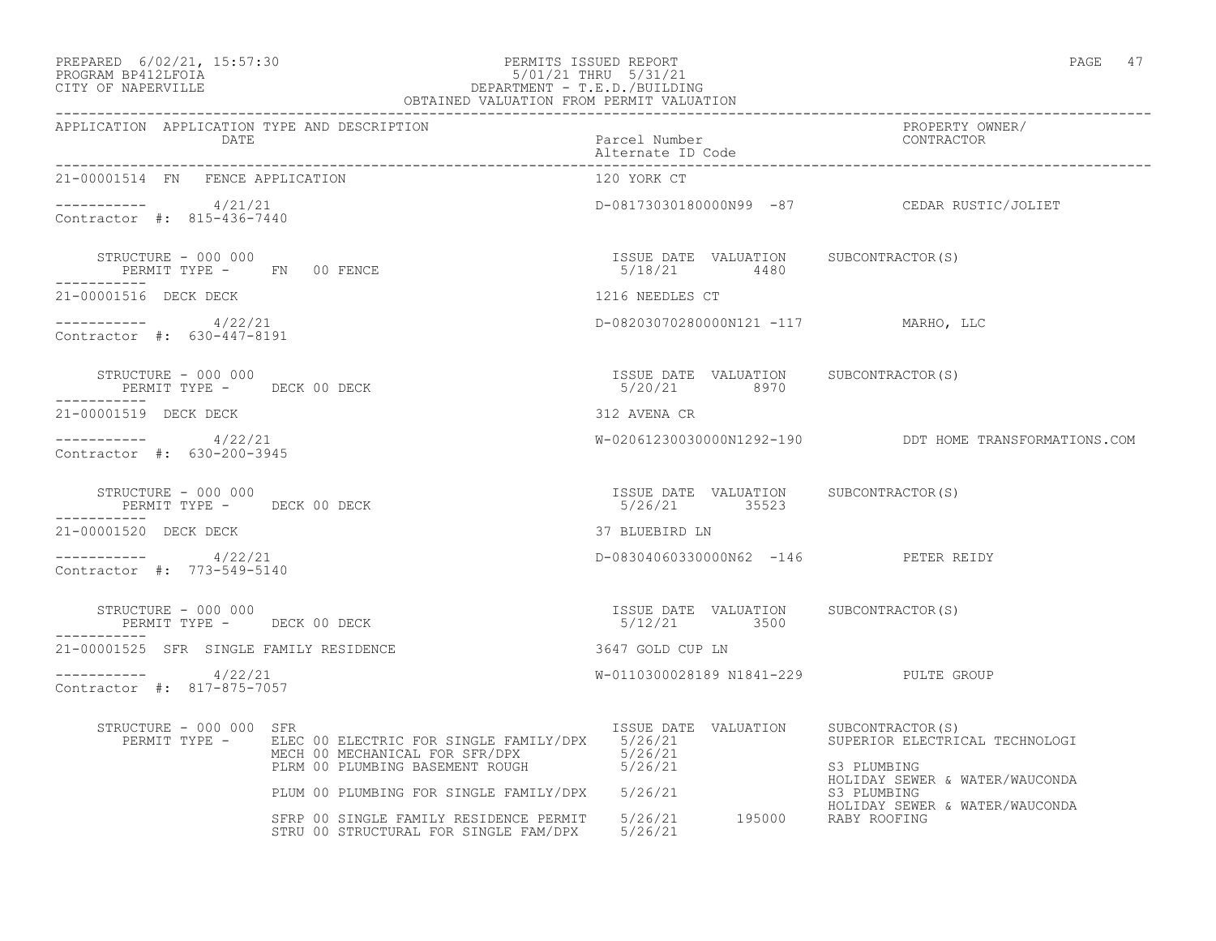PREPARED 6/02/21, 15:57:30 PERMITS ISSUED REPORT
PROGRAM BP412LFOIA 5/01/21 THRU 5/31/21
CITY OF NAPERVILLE DEPARTMENT - T.E.D./BUILDING
OBTAINED VALUATION FROM PERMIT VALUATION

| APPLICATION APPLICATION TYPE AND DESCRIPTION DATE | Parcel Number Alternate ID Code | PROPERTY OWNER/ CONTRACTOR |
|---|---|---|
| 21-00001514 FN FENCE APPLICATION | 120 YORK CT | |
| ----------- 4/21/21 Contractor #: 815-436-7440 | D-08173030180000N99 -87 | CEDAR RUSTIC/JOLIET |
| STRUCTURE - 000 000 PERMIT TYPE - FN 00 FENCE | ISSUE DATE 5/18/21 VALUATION 4480 | SUBCONTRACTOR(S) |
| 21-00001516 DECK DECK | 1216 NEEDLES CT | |
| ----------- 4/22/21 Contractor #: 630-447-8191 | D-08203070280000N121 -117 | MARHO, LLC |
| STRUCTURE - 000 000 PERMIT TYPE - DECK 00 DECK | ISSUE DATE 5/20/21 VALUATION 8970 | SUBCONTRACTOR(S) |
| 21-00001519 DECK DECK | 312 AVENA CR | |
| ----------- 4/22/21 Contractor #: 630-200-3945 | W-02061230030000N1292-190 | DDT HOME TRANSFORMATIONS.COM |
| STRUCTURE - 000 000 PERMIT TYPE - DECK 00 DECK | ISSUE DATE 5/26/21 VALUATION 35523 | SUBCONTRACTOR(S) |
| 21-00001520 DECK DECK | 37 BLUEBIRD LN | |
| ----------- 4/22/21 Contractor #: 773-549-5140 | D-08304060330000N62 -146 | PETER REIDY |
| STRUCTURE - 000 000 PERMIT TYPE - DECK 00 DECK | ISSUE DATE 5/12/21 VALUATION 3500 | SUBCONTRACTOR(S) |
| 21-00001525 SFR SINGLE FAMILY RESIDENCE | 3647 GOLD CUP LN | |
| ----------- 4/22/21 Contractor #: 817-875-7057 | W-0110300028189 N1841-229 | PULTE GROUP |

STRUCTURE - 000 000 SFR

| PERMIT TYPE | ISSUE DATE | VALUATION | SUBCONTRACTOR(S) |
|---|---|---|---|
| ELEC 00 ELECTRIC FOR SINGLE FAMILY/DPX | 5/26/21 | | SUPERIOR ELECTRICAL TECHNOLOGI |
| MECH 00 MECHANICAL FOR SFR/DPX | 5/26/21 | | |
| PLRM 00 PLUMBING BASEMENT ROUGH | 5/26/21 | | S3 PLUMBING<br>HOLIDAY SEWER & WATER/WAUCONDA |
| PLUM 00 PLUMBING FOR SINGLE FAMILY/DPX | 5/26/21 | | S3 PLUMBING<br>HOLIDAY SEWER & WATER/WAUCONDA |
| SFRP 00 SINGLE FAMILY RESIDENCE PERMIT | 5/26/21 | 195000 | RABY ROOFING |
| STRU 00 STRUCTURAL FOR SINGLE FAM/DPX | 5/26/21 | | |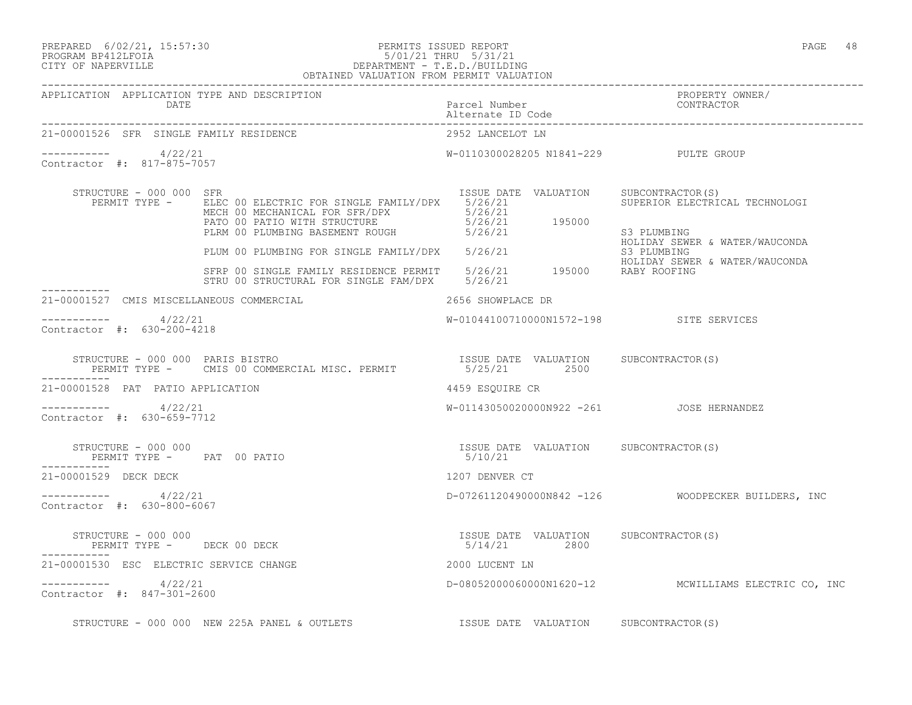PREPARED 6/02/21, 15:57:30
PROGRAM BP412LFOIA
CITY OF NAPERVILLE

PERMITS ISSUED REPORT
5/01/21 THRU 5/31/21
DEPARTMENT - T.E.D./BUILDING
OBTAINED VALUATION FROM PERMIT VALUATION

| APPLICATION | APPLICATION TYPE AND DESCRIPTION / DATE | Parcel Number / Alternate ID Code | PROPERTY OWNER/ CONTRACTOR |
|---|---|---|---|

**21-00001526 SFR SINGLE FAMILY RESIDENCE** — 2952 LANCELOT LN

----------- 4/22/21 — W-0110300028205 N1841-229 — PULTE GROUP
Contractor #: 817-875-7057

STRUCTURE - 000 000 SFR

| PERMIT TYPE | ISSUE DATE | VALUATION | SUBCONTRACTOR(S) |
|---|---|---|---|
| ELEC 00 ELECTRIC FOR SINGLE FAMILY/DPX | 5/26/21 | | SUPERIOR ELECTRICAL TECHNOLOGI |
| MECH 00 MECHANICAL FOR SFR/DPX | 5/26/21 | | |
| PATO 00 PATIO WITH STRUCTURE | 5/26/21 | 195000 | |
| PLRM 00 PLUMBING BASEMENT ROUGH | 5/26/21 | | S3 PLUMBING; HOLIDAY SEWER & WATER/WAUCONDA |
| PLUM 00 PLUMBING FOR SINGLE FAMILY/DPX | 5/26/21 | | S3 PLUMBING; HOLIDAY SEWER & WATER/WAUCONDA |
| SFRP 00 SINGLE FAMILY RESIDENCE PERMIT | 5/26/21 | 195000 | RABY ROOFING |
| STRU 00 STRUCTURAL FOR SINGLE FAM/DPX | 5/26/21 | | |

**21-00001527 CMIS MISCELLANEOUS COMMERCIAL** — 2656 SHOWPLACE DR

----------- 4/22/21 — W-01044100710000N1572-198 — SITE SERVICES
Contractor #: 630-200-4218

STRUCTURE - 000 000 PARIS BISTRO

| PERMIT TYPE | ISSUE DATE | VALUATION | SUBCONTRACTOR(S) |
|---|---|---|---|
| CMIS 00 COMMERCIAL MISC. PERMIT | 5/25/21 | 2500 | |

**21-00001528 PAT PATIO APPLICATION** — 4459 ESQUIRE CR

----------- 4/22/21 — W-01143050020000N922 -261 — JOSE HERNANDEZ
Contractor #: 630-659-7712

STRUCTURE - 000 000

| PERMIT TYPE | ISSUE DATE | VALUATION | SUBCONTRACTOR(S) |
|---|---|---|---|
| PAT 00 PATIO | 5/10/21 | | |

**21-00001529 DECK DECK** — 1207 DENVER CT

----------- 4/22/21 — D-07261120490000N842 -126 — WOODPECKER BUILDERS, INC
Contractor #: 630-800-6067

STRUCTURE - 000 000

| PERMIT TYPE | ISSUE DATE | VALUATION | SUBCONTRACTOR(S) |
|---|---|---|---|
| DECK 00 DECK | 5/14/21 | 2800 | |

**21-00001530 ESC ELECTRIC SERVICE CHANGE** — 2000 LUCENT LN

----------- 4/22/21 — D-08052000060000N1620-12 — MCWILLIAMS ELECTRIC CO, INC
Contractor #: 847-301-2600

STRUCTURE - 000 000 NEW 225A PANEL & OUTLETS — ISSUE DATE VALUATION SUBCONTRACTOR(S)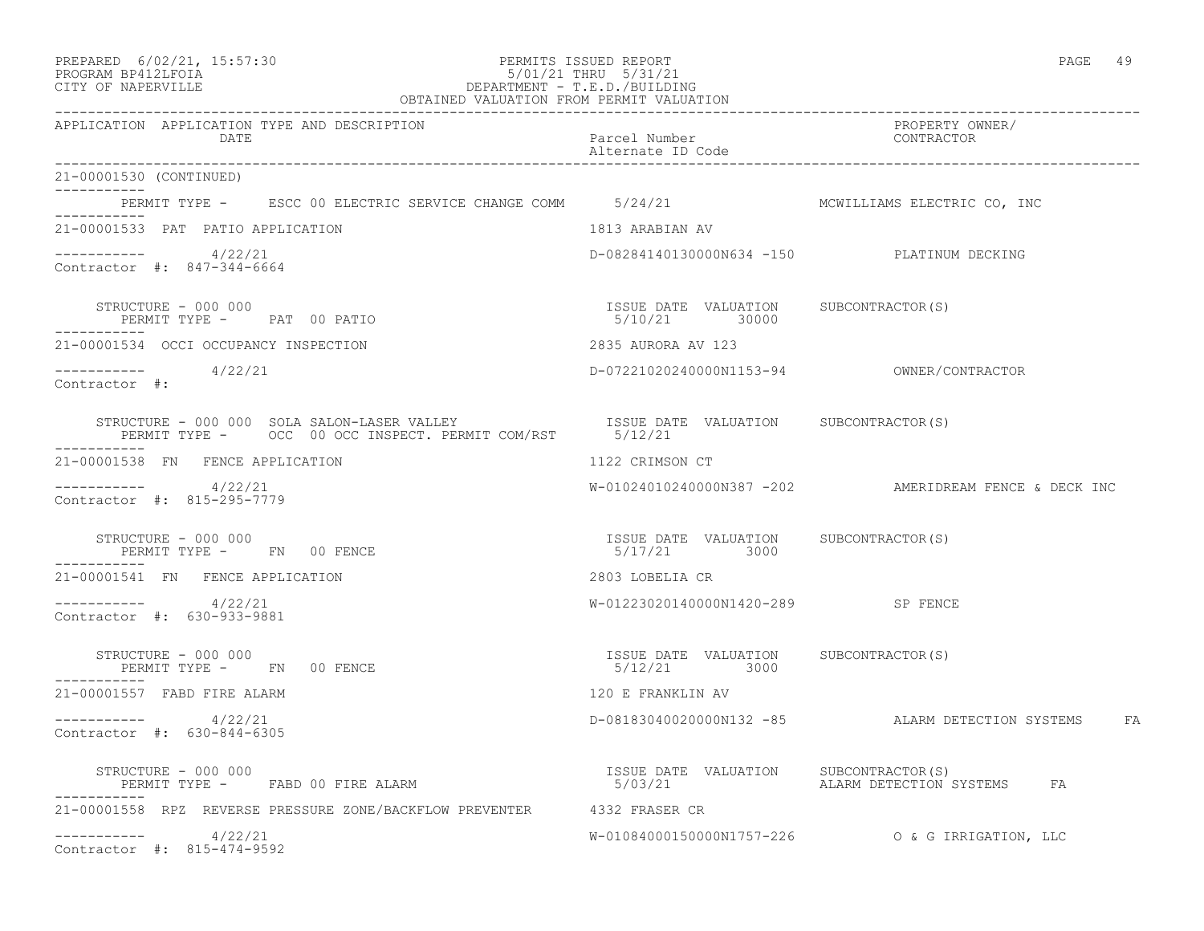PREPARED 6/02/21, 15:57:30
PROGRAM BP412LFOIA
CITY OF NAPERVILLE

PERMITS ISSUED REPORT
5/01/21 THRU 5/31/21
DEPARTMENT - T.E.D./BUILDING
OBTAINED VALUATION FROM PERMIT VALUATION

| APPLICATION | APPLICATION TYPE AND DESCRIPTION DATE | Parcel Number Alternate ID Code | PROPERTY OWNER/ CONTRACTOR |
|---|---|---|---|

21-00001530 (CONTINUED)

PERMIT TYPE - ESCC 00 ELECTRIC SERVICE CHANGE COMM 5/24/21 MCWILLIAMS ELECTRIC CO, INC

21-00001533 PAT PATIO APPLICATION — 1813 ARABIAN AV

4/22/21 — D-08284140130000N634 -150 — PLATINUM DECKING
Contractor #: 847-344-6664

STRUCTURE - 000 000 — ISSUE DATE 5/10/21 — VALUATION 30000 — SUBCONTRACTOR(S)
PERMIT TYPE - PAT 00 PATIO

21-00001534 OCCI OCCUPANCY INSPECTION — 2835 AURORA AV 123

4/22/21 — D-07221020240000N1153-94 — OWNER/CONTRACTOR
Contractor #:

STRUCTURE - 000 000 SOLA SALON-LASER VALLEY — ISSUE DATE 5/12/21 — VALUATION — SUBCONTRACTOR(S)
PERMIT TYPE - OCC 00 OCC INSPECT. PERMIT COM/RST

21-00001538 FN FENCE APPLICATION — 1122 CRIMSON CT

4/22/21 — W-01024010240000N387 -202 — AMERIDREAM FENCE & DECK INC
Contractor #: 815-295-7779

STRUCTURE - 000 000 — ISSUE DATE 5/17/21 — VALUATION 3000 — SUBCONTRACTOR(S)
PERMIT TYPE - FN 00 FENCE

21-00001541 FN FENCE APPLICATION — 2803 LOBELIA CR

4/22/21 — W-01223020140000N1420-289 — SP FENCE
Contractor #: 630-933-9881

STRUCTURE - 000 000 — ISSUE DATE 5/12/21 — VALUATION 3000 — SUBCONTRACTOR(S)
PERMIT TYPE - FN 00 FENCE

21-00001557 FABD FIRE ALARM — 120 E FRANKLIN AV

4/22/21 — D-08183040020000N132 -85 — ALARM DETECTION SYSTEMS FA
Contractor #: 630-844-6305

STRUCTURE - 000 000 — ISSUE DATE 5/03/21 — VALUATION — SUBCONTRACTOR(S) ALARM DETECTION SYSTEMS FA
PERMIT TYPE - FABD 00 FIRE ALARM

21-00001558 RPZ REVERSE PRESSURE ZONE/BACKFLOW PREVENTER — 4332 FRASER CR

4/22/21 — W-01084000150000N1757-226 — O & G IRRIGATION, LLC
Contractor #: 815-474-9592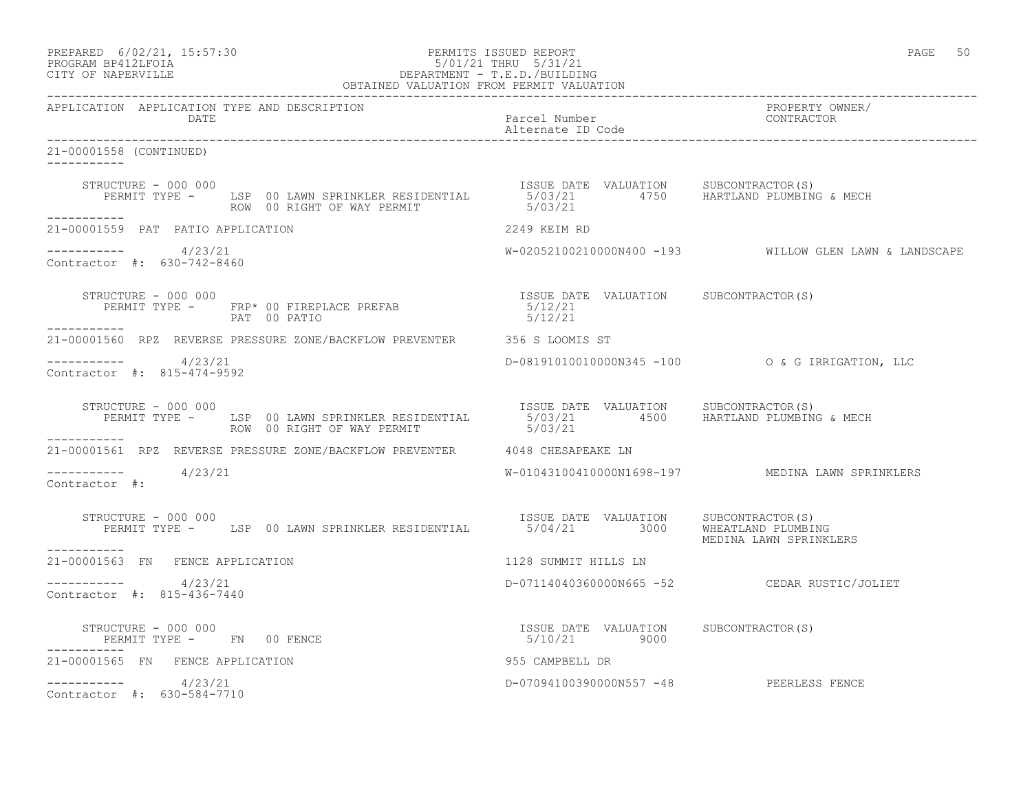PREPARED 6/02/21, 15:57:30 PERMITS ISSUED REPORT
PROGRAM BP412LFOIA 5/01/21 THRU 5/31/21
CITY OF NAPERVILLE DEPARTMENT - T.E.D./BUILDING
OBTAINED VALUATION FROM PERMIT VALUATION

| APPLICATION | APPLICATION TYPE AND DESCRIPTION DATE | Parcel Number / Alternate ID Code | PROPERTY OWNER/ CONTRACTOR |
|---|---|---|---|

21-00001558 (CONTINUED)

STRUCTURE - 000 000
PERMIT TYPE - LSP 00 LAWN SPRINKLER RESIDENTIAL — ISSUE DATE 5/03/21 — VALUATION 4750 — SUBCONTRACTOR(S): HARTLAND PLUMBING & MECH
ROW 00 RIGHT OF WAY PERMIT — 5/03/21

21-00001559 PAT PATIO APPLICATION — 2249 KEIM RD
4/23/21 — W-02052100210000N400 -193 — WILLOW GLEN LAWN & LANDSCAPE
Contractor #: 630-742-8460

STRUCTURE - 000 000
PERMIT TYPE - FRP* 00 FIREPLACE PREFAB — ISSUE DATE 5/12/21
PAT 00 PATIO — 5/12/21

21-00001560 RPZ REVERSE PRESSURE ZONE/BACKFLOW PREVENTER — 356 S LOOMIS ST
4/23/21 — D-08191010010000N345 -100 — O & G IRRIGATION, LLC
Contractor #: 815-474-9592

STRUCTURE - 000 000
PERMIT TYPE - LSP 00 LAWN SPRINKLER RESIDENTIAL — ISSUE DATE 5/03/21 — VALUATION 4500 — SUBCONTRACTOR(S): HARTLAND PLUMBING & MECH
ROW 00 RIGHT OF WAY PERMIT — 5/03/21

21-00001561 RPZ REVERSE PRESSURE ZONE/BACKFLOW PREVENTER — 4048 CHESAPEAKE LN
4/23/21 — W-01043100410000N1698-197 — MEDINA LAWN SPRINKLERS
Contractor #:

STRUCTURE - 000 000
PERMIT TYPE - LSP 00 LAWN SPRINKLER RESIDENTIAL — ISSUE DATE 5/04/21 — VALUATION 3000 — SUBCONTRACTOR(S): WHEATLAND PLUMBING; MEDINA LAWN SPRINKLERS

21-00001563 FN FENCE APPLICATION — 1128 SUMMIT HILLS LN
4/23/21 — D-07114040360000N665 -52 — CEDAR RUSTIC/JOLIET
Contractor #: 815-436-7440

STRUCTURE - 000 000
PERMIT TYPE - FN 00 FENCE — ISSUE DATE 5/10/21 — VALUATION 9000 — SUBCONTRACTOR(S)

21-00001565 FN FENCE APPLICATION — 955 CAMPBELL DR
4/23/21 — D-07094100390000N557 -48 — PEERLESS FENCE
Contractor #: 630-584-7710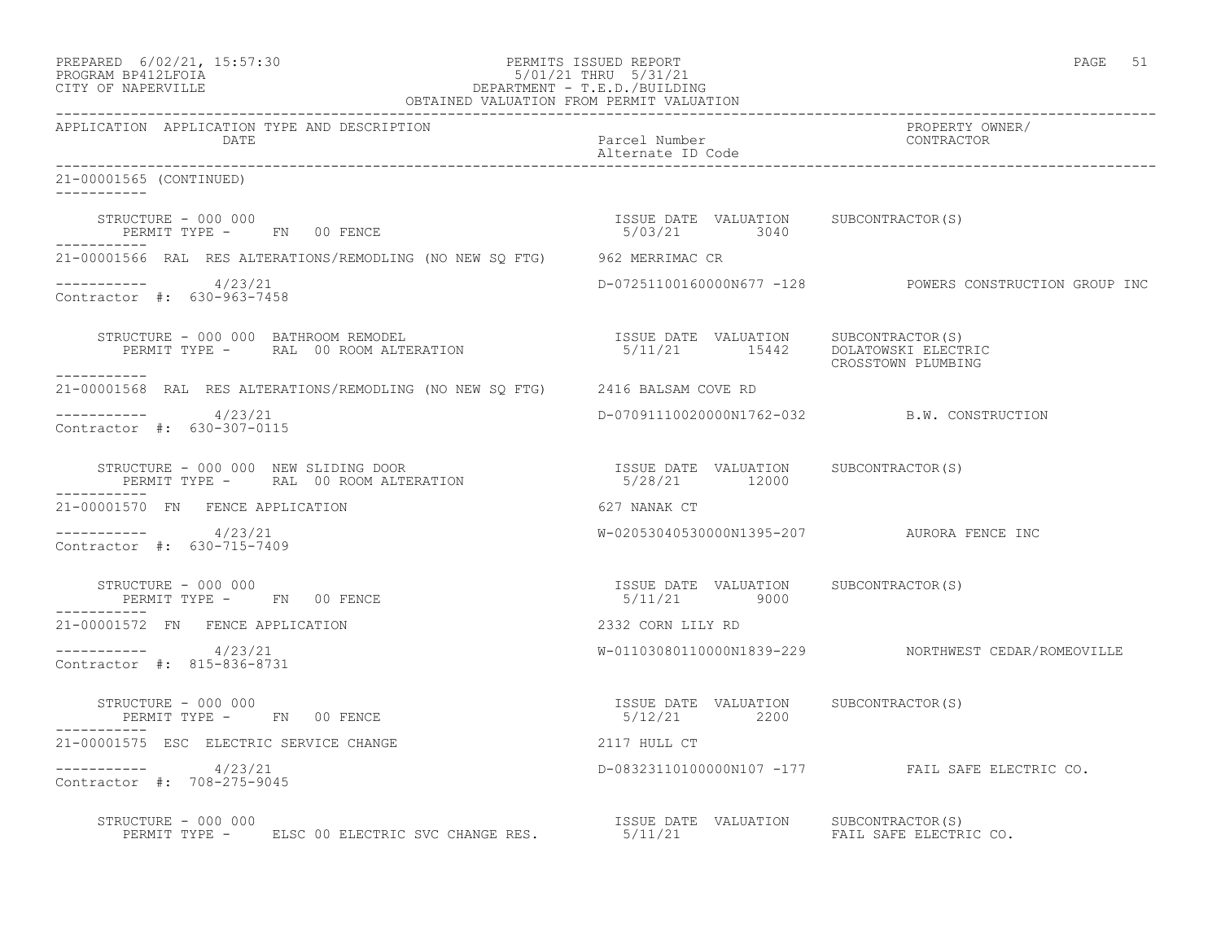PREPARED 6/02/21, 15:57:30
PROGRAM BP412LFOIA
CITY OF NAPERVILLE

PERMITS ISSUED REPORT
5/01/21 THRU 5/31/21
DEPARTMENT - T.E.D./BUILDING
OBTAINED VALUATION FROM PERMIT VALUATION

| APPLICATION | APPLICATION TYPE AND DESCRIPTION / DATE | Parcel Number / Alternate ID Code | PROPERTY OWNER/ CONTRACTOR |
|---|---|---|---|

```
21-00001565 (CONTINUED)
-----------

    STRUCTURE - 000 000                                          ISSUE DATE  VALUATION     SUBCONTRACTOR(S)
      PERMIT TYPE -     FN  00 FENCE                              5/03/21         3040
-----------
21-00001566  RAL  RES ALTERATIONS/REMODLING (NO NEW SQ FTG)      962 MERRIMAC CR

-----------       4/23/21                                        D-07251100160000N677 -128          POWERS CONSTRUCTION GROUP INC
Contractor  #:  630-963-7458

    STRUCTURE - 000 000  BATHROOM REMODEL                        ISSUE DATE  VALUATION     SUBCONTRACTOR(S)
      PERMIT TYPE -     RAL  00 ROOM ALTERATION                   5/11/21        15442     DOLATOWSKI ELECTRIC
                                                                                           CROSSTOWN PLUMBING
-----------
21-00001568  RAL  RES ALTERATIONS/REMODLING (NO NEW SQ FTG)      2416 BALSAM COVE RD

-----------       4/23/21                                        D-07091110020000N1762-032          B.W. CONSTRUCTION
Contractor  #:  630-307-0115

    STRUCTURE - 000 000  NEW SLIDING DOOR                        ISSUE DATE  VALUATION     SUBCONTRACTOR(S)
      PERMIT TYPE -     RAL  00 ROOM ALTERATION                   5/28/21        12000
-----------
21-00001570  FN   FENCE APPLICATION                              627 NANAK CT

-----------       4/23/21                                        W-02053040530000N1395-207          AURORA FENCE INC
Contractor  #:  630-715-7409

    STRUCTURE - 000 000                                          ISSUE DATE  VALUATION     SUBCONTRACTOR(S)
      PERMIT TYPE -     FN  00 FENCE                              5/11/21         9000
-----------
21-00001572  FN   FENCE APPLICATION                              2332 CORN LILY RD

-----------       4/23/21                                        W-01103080110000N1839-229          NORTHWEST CEDAR/ROMEOVILLE
Contractor  #:  815-836-8731

    STRUCTURE - 000 000                                          ISSUE DATE  VALUATION     SUBCONTRACTOR(S)
      PERMIT TYPE -     FN  00 FENCE                              5/12/21         2200
-----------
21-00001575  ESC  ELECTRIC SERVICE CHANGE                        2117 HULL CT

-----------       4/23/21                                        D-08323110100000N107 -177          FAIL SAFE ELECTRIC CO.
Contractor  #:  708-275-9045

    STRUCTURE - 000 000                                          ISSUE DATE  VALUATION     SUBCONTRACTOR(S)
      PERMIT TYPE -     ELSC 00 ELECTRIC SVC CHANGE RES.          5/11/21                  FAIL SAFE ELECTRIC CO.
```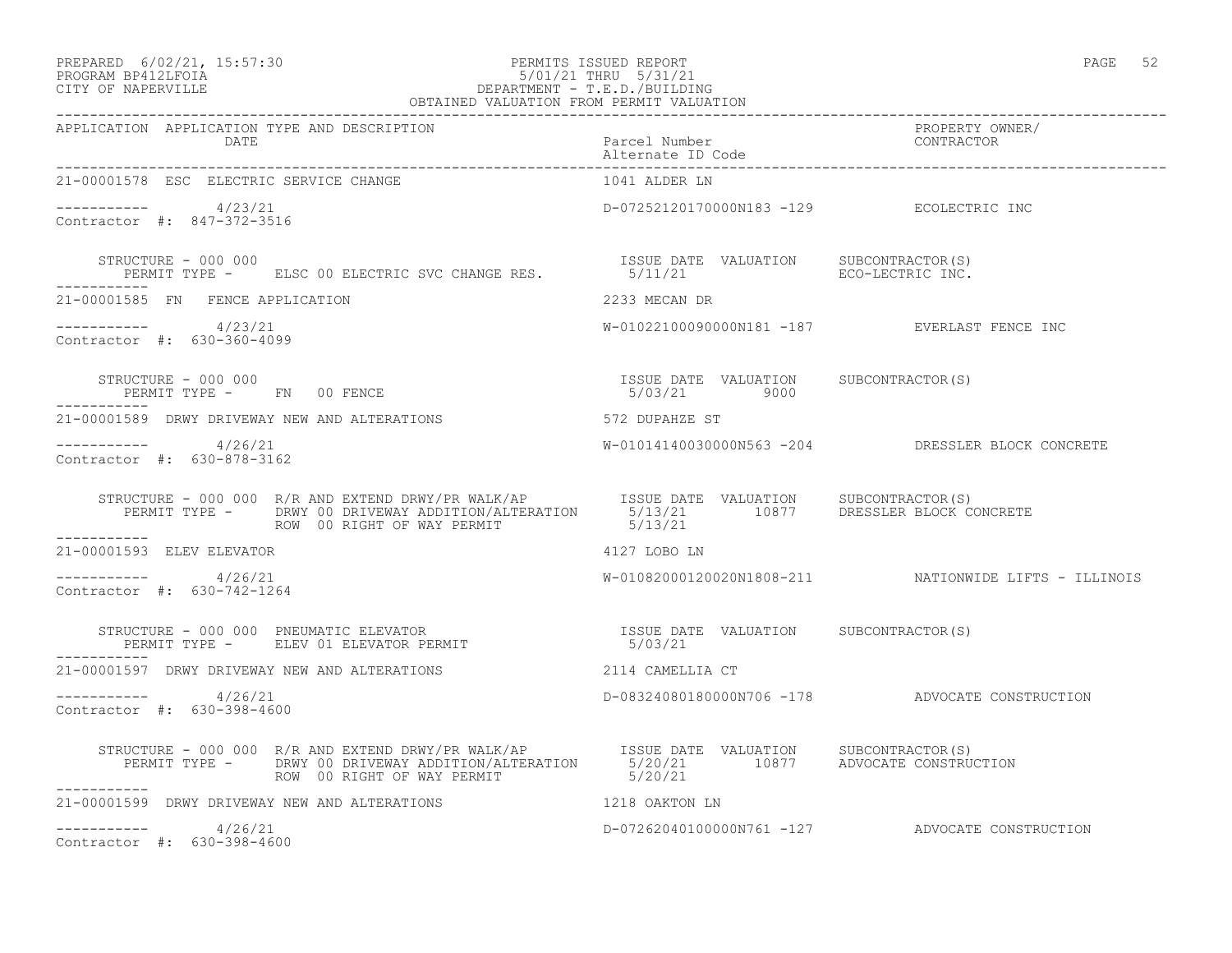APPLICATION APPLICATION TYPE AND DESCRIPTION DATE | Parcel Number / Alternate ID Code | PROPERTY OWNER/ CONTRACTOR

---

21-00001578 ESC ELECTRIC SERVICE CHANGE — 1041 ALDER LN

----------- 4/23/21 — D-07252120170000N183 -129 — ECOLECTRIC INC

Contractor #: 847-372-3516

| STRUCTURE - 000 000 | ISSUE DATE | VALUATION | SUBCONTRACTOR(S) |
|---|---|---|---|
| PERMIT TYPE - ELSC 00 ELECTRIC SVC CHANGE RES. | 5/11/21 | | ECO-LECTRIC INC. |

---

21-00001585 FN FENCE APPLICATION — 2233 MECAN DR

----------- 4/23/21 — W-01022100090000N181 -187 — EVERLAST FENCE INC

Contractor #: 630-360-4099

| STRUCTURE - 000 000 | ISSUE DATE | VALUATION | SUBCONTRACTOR(S) |
|---|---|---|---|
| PERMIT TYPE - FN 00 FENCE | 5/03/21 | 9000 | |

---

21-00001589 DRWY DRIVEWAY NEW AND ALTERATIONS — 572 DUPAHZE ST

----------- 4/26/21 — W-01014140030000N563 -204 — DRESSLER BLOCK CONCRETE

Contractor #: 630-878-3162

| STRUCTURE - 000 000 R/R AND EXTEND DRWY/PR WALK/AP | ISSUE DATE | VALUATION | SUBCONTRACTOR(S) |
|---|---|---|---|
| PERMIT TYPE - DRWY 00 DRIVEWAY ADDITION/ALTERATION | 5/13/21 | 10877 | DRESSLER BLOCK CONCRETE |
| ROW 00 RIGHT OF WAY PERMIT | 5/13/21 | | |

---

21-00001593 ELEV ELEVATOR — 4127 LOBO LN

----------- 4/26/21 — W-01082000120020N1808-211 — NATIONWIDE LIFTS - ILLINOIS

Contractor #: 630-742-1264

| STRUCTURE - 000 000 PNEUMATIC ELEVATOR | ISSUE DATE | VALUATION | SUBCONTRACTOR(S) |
|---|---|---|---|
| PERMIT TYPE - ELEV 01 ELEVATOR PERMIT | 5/03/21 | | |

---

21-00001597 DRWY DRIVEWAY NEW AND ALTERATIONS — 2114 CAMELLIA CT

----------- 4/26/21 — D-08324080180000N706 -178 — ADVOCATE CONSTRUCTION

Contractor #: 630-398-4600

| STRUCTURE - 000 000 R/R AND EXTEND DRWY/PR WALK/AP | ISSUE DATE | VALUATION | SUBCONTRACTOR(S) |
|---|---|---|---|
| PERMIT TYPE - DRWY 00 DRIVEWAY ADDITION/ALTERATION | 5/20/21 | 10877 | ADVOCATE CONSTRUCTION |
| ROW 00 RIGHT OF WAY PERMIT | 5/20/21 | | |

---

21-00001599 DRWY DRIVEWAY NEW AND ALTERATIONS — 1218 OAKTON LN

----------- 4/26/21 — D-07262040100000N761 -127 — ADVOCATE CONSTRUCTION

Contractor #: 630-398-4600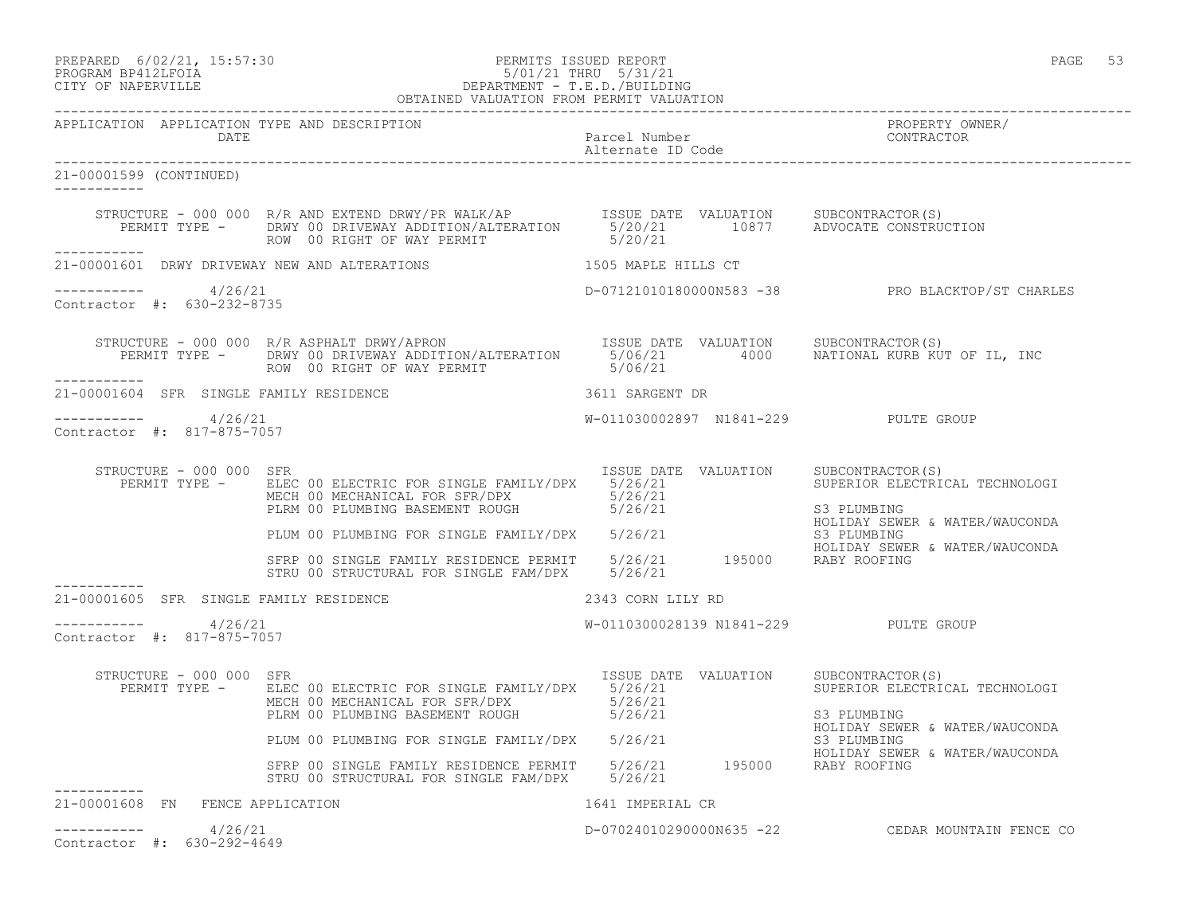PREPARED 6/02/21, 15:57:30 PERMITS ISSUED REPORT
PROGRAM BP412LFOIA 5/01/21 THRU 5/31/21
CITY OF NAPERVILLE DEPARTMENT - T.E.D./BUILDING
OBTAINED VALUATION FROM PERMIT VALUATION

| APPLICATION | APPLICATION TYPE AND DESCRIPTION DATE | Parcel Number Alternate ID Code | PROPERTY OWNER/ CONTRACTOR |
|---|---|---|---|

**21-00001599 (CONTINUED)**

STRUCTURE - 000 000 R/R AND EXTEND DRWY/PR WALK/AP

| PERMIT TYPE | ISSUE DATE | VALUATION | SUBCONTRACTOR(S) |
|---|---|---|---|
| DRWY 00 DRIVEWAY ADDITION/ALTERATION | 5/20/21 | 10877 | ADVOCATE CONSTRUCTION |
| ROW 00 RIGHT OF WAY PERMIT | 5/20/21 | | |

---

**21-00001601 DRWY DRIVEWAY NEW AND ALTERATIONS** — 1505 MAPLE HILLS CT

4/26/21 — D-07121010180000N583 -38 — PRO BLACKTOP/ST CHARLES

Contractor #: 630-232-8735

STRUCTURE - 000 000 R/R ASPHALT DRWY/APRON

| PERMIT TYPE | ISSUE DATE | VALUATION | SUBCONTRACTOR(S) |
|---|---|---|---|
| DRWY 00 DRIVEWAY ADDITION/ALTERATION | 5/06/21 | 4000 | NATIONAL KURB KUT OF IL, INC |
| ROW 00 RIGHT OF WAY PERMIT | 5/06/21 | | |

---

**21-00001604 SFR SINGLE FAMILY RESIDENCE** — 3611 SARGENT DR

4/26/21 — W-011030002897 N1841-229 — PULTE GROUP

Contractor #: 817-875-7057

STRUCTURE - 000 000 SFR

| PERMIT TYPE | ISSUE DATE | VALUATION | SUBCONTRACTOR(S) |
|---|---|---|---|
| ELEC 00 ELECTRIC FOR SINGLE FAMILY/DPX | 5/26/21 | | SUPERIOR ELECTRICAL TECHNOLOGI |
| MECH 00 MECHANICAL FOR SFR/DPX | 5/26/21 | | |
| PLRM 00 PLUMBING BASEMENT ROUGH | 5/26/21 | | S3 PLUMBING; HOLIDAY SEWER & WATER/WAUCONDA |
| PLUM 00 PLUMBING FOR SINGLE FAMILY/DPX | 5/26/21 | | S3 PLUMBING; HOLIDAY SEWER & WATER/WAUCONDA |
| SFRP 00 SINGLE FAMILY RESIDENCE PERMIT | 5/26/21 | 195000 | RABY ROOFING |
| STRU 00 STRUCTURAL FOR SINGLE FAM/DPX | 5/26/21 | | |

---

**21-00001605 SFR SINGLE FAMILY RESIDENCE** — 2343 CORN LILY RD

4/26/21 — W-0110300028139 N1841-229 — PULTE GROUP

Contractor #: 817-875-7057

STRUCTURE - 000 000 SFR

| PERMIT TYPE | ISSUE DATE | VALUATION | SUBCONTRACTOR(S) |
|---|---|---|---|
| ELEC 00 ELECTRIC FOR SINGLE FAMILY/DPX | 5/26/21 | | SUPERIOR ELECTRICAL TECHNOLOGI |
| MECH 00 MECHANICAL FOR SFR/DPX | 5/26/21 | | |
| PLRM 00 PLUMBING BASEMENT ROUGH | 5/26/21 | | S3 PLUMBING; HOLIDAY SEWER & WATER/WAUCONDA |
| PLUM 00 PLUMBING FOR SINGLE FAMILY/DPX | 5/26/21 | | S3 PLUMBING; HOLIDAY SEWER & WATER/WAUCONDA |
| SFRP 00 SINGLE FAMILY RESIDENCE PERMIT | 5/26/21 | 195000 | RABY ROOFING |
| STRU 00 STRUCTURAL FOR SINGLE FAM/DPX | 5/26/21 | | |

---

**21-00001608 FN FENCE APPLICATION** — 1641 IMPERIAL CR

4/26/21 — D-07024010290000N635 -22 — CEDAR MOUNTAIN FENCE CO

Contractor #: 630-292-4649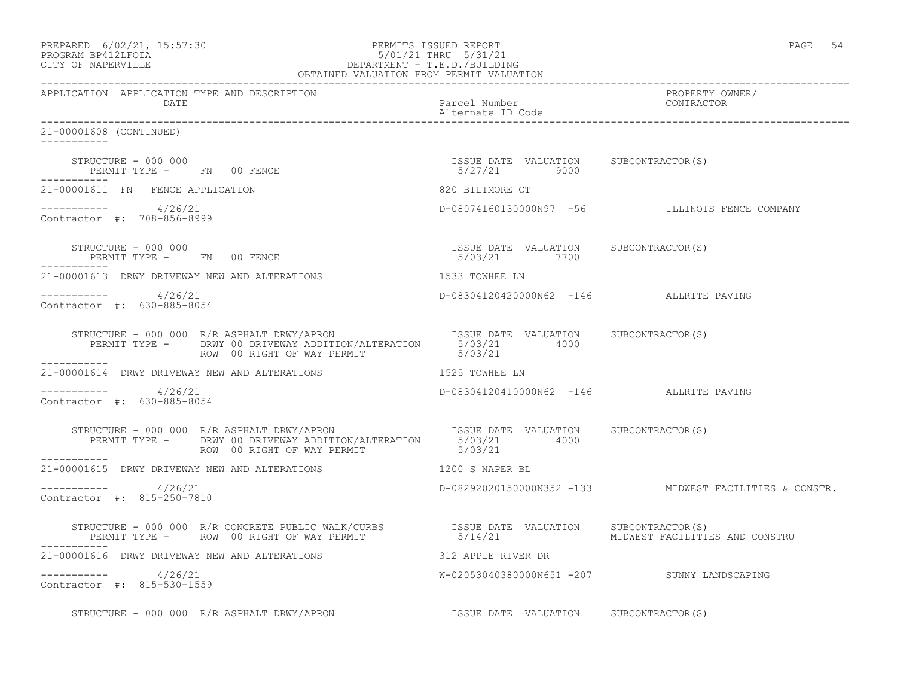```
21-00001608 (CONTINUED)
-----------

    STRUCTURE - 000 000                                            ISSUE DATE  VALUATION     SUBCONTRACTOR(S)
       PERMIT TYPE -     FN  00 FENCE                               5/27/21         9000
-----------
21-00001611  FN   FENCE APPLICATION                                820 BILTMORE CT

-----------       4/26/21                                          D-08074160130000N97  -56            ILLINOIS FENCE COMPANY
Contractor #:  708-856-8999

    STRUCTURE - 000 000                                            ISSUE DATE  VALUATION     SUBCONTRACTOR(S)
       PERMIT TYPE -     FN  00 FENCE                               5/03/21         7700
-----------
21-00001613  DRWY DRIVEWAY NEW AND ALTERATIONS                     1533 TOWHEE LN

-----------       4/26/21                                          D-08304120420000N62  -146           ALLRITE PAVING
Contractor #:  630-885-8054

    STRUCTURE - 000 000  R/R ASPHALT DRWY/APRON                    ISSUE DATE  VALUATION     SUBCONTRACTOR(S)
       PERMIT TYPE -     DRWY 00 DRIVEWAY ADDITION/ALTERATION       5/03/21         4000
                         ROW  00 RIGHT OF WAY PERMIT                5/03/21
-----------
21-00001614  DRWY DRIVEWAY NEW AND ALTERATIONS                     1525 TOWHEE LN

-----------       4/26/21                                          D-08304120410000N62  -146           ALLRITE PAVING
Contractor #:  630-885-8054

    STRUCTURE - 000 000  R/R ASPHALT DRWY/APRON                    ISSUE DATE  VALUATION     SUBCONTRACTOR(S)
       PERMIT TYPE -     DRWY 00 DRIVEWAY ADDITION/ALTERATION       5/03/21         4000
                         ROW  00 RIGHT OF WAY PERMIT                5/03/21
-----------
21-00001615  DRWY DRIVEWAY NEW AND ALTERATIONS                     1200 S NAPER BL

-----------       4/26/21                                          D-08292020150000N352 -133           MIDWEST FACILITIES & CONSTR.
Contractor #:  815-250-7810

    STRUCTURE - 000 000  R/R CONCRETE PUBLIC WALK/CURBS            ISSUE DATE  VALUATION     SUBCONTRACTOR(S)
       PERMIT TYPE -     ROW  00 RIGHT OF WAY PERMIT                5/14/21                  MIDWEST FACILITIES AND CONSTRU
-----------
21-00001616  DRWY DRIVEWAY NEW AND ALTERATIONS                     312 APPLE RIVER DR

-----------       4/26/21                                          W-02053040380000N651 -207           SUNNY LANDSCAPING
Contractor #:  815-530-1559

    STRUCTURE - 000 000  R/R ASPHALT DRWY/APRON                    ISSUE DATE  VALUATION     SUBCONTRACTOR(S)
```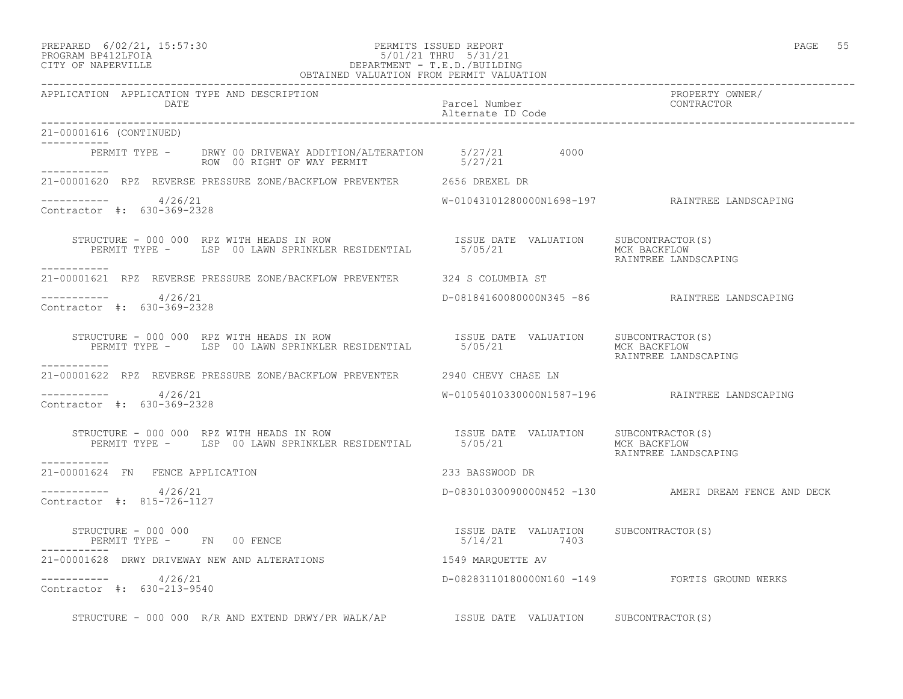PERMITS ISSUED REPORT
5/01/21 THRU 5/31/21
DEPARTMENT - T.E.D./BUILDING
OBTAINED VALUATION FROM PERMIT VALUATION

PREPARED 6/02/21, 15:57:30
PROGRAM BP412LFOIA
CITY OF NAPERVILLE

```
APPLICATION  APPLICATION TYPE AND DESCRIPTION                                                     PROPERTY OWNER/
             DATE                                              Parcel Number                       CONTRACTOR
                                                               Alternate ID Code

21-00001616 (CONTINUED)
-----------
        PERMIT TYPE -     DRWY 00 DRIVEWAY ADDITION/ALTERATION    5/27/21         4000
                          ROW  00 RIGHT OF WAY PERMIT             5/27/21
-----------
21-00001620  RPZ  REVERSE PRESSURE ZONE/BACKFLOW PREVENTER       2656 DREXEL DR

-----------     4/26/21                                         W-01043101280000N1698-197          RAINTREE LANDSCAPING
Contractor #:  630-369-2328

     STRUCTURE - 000 000  RPZ WITH HEADS IN ROW                   ISSUE DATE  VALUATION     SUBCONTRACTOR(S)
        PERMIT TYPE -     LSP  00 LAWN SPRINKLER RESIDENTIAL       5/05/21                  MCK BACKFLOW
                                                                                            RAINTREE LANDSCAPING
-----------
21-00001621  RPZ  REVERSE PRESSURE ZONE/BACKFLOW PREVENTER       324 S COLUMBIA ST

-----------     4/26/21                                         D-08184160080000N345 -86           RAINTREE LANDSCAPING
Contractor #:  630-369-2328

     STRUCTURE - 000 000  RPZ WITH HEADS IN ROW                   ISSUE DATE  VALUATION     SUBCONTRACTOR(S)
        PERMIT TYPE -     LSP  00 LAWN SPRINKLER RESIDENTIAL       5/05/21                  MCK BACKFLOW
                                                                                            RAINTREE LANDSCAPING
-----------
21-00001622  RPZ  REVERSE PRESSURE ZONE/BACKFLOW PREVENTER       2940 CHEVY CHASE LN

-----------     4/26/21                                         W-01054010330000N1587-196          RAINTREE LANDSCAPING
Contractor #:  630-369-2328

     STRUCTURE - 000 000  RPZ WITH HEADS IN ROW                   ISSUE DATE  VALUATION     SUBCONTRACTOR(S)
        PERMIT TYPE -     LSP  00 LAWN SPRINKLER RESIDENTIAL       5/05/21                  MCK BACKFLOW
                                                                                            RAINTREE LANDSCAPING
-----------
21-00001624  FN   FENCE APPLICATION                              233 BASSWOOD DR

-----------     4/26/21                                         D-08301030090000N452 -130          AMERI DREAM FENCE AND DECK
Contractor #:  815-726-1127

     STRUCTURE - 000 000                                          ISSUE DATE  VALUATION     SUBCONTRACTOR(S)
        PERMIT TYPE -     FN   00 FENCE                            5/14/21        7403
-----------
21-00001628  DRWY DRIVEWAY NEW AND ALTERATIONS                   1549 MARQUETTE AV

-----------     4/26/21                                         D-08283110180000N160 -149          FORTIS GROUND WERKS
Contractor #:  630-213-9540

     STRUCTURE - 000 000  R/R AND EXTEND DRWY/PR WALK/AP          ISSUE DATE  VALUATION     SUBCONTRACTOR(S)
```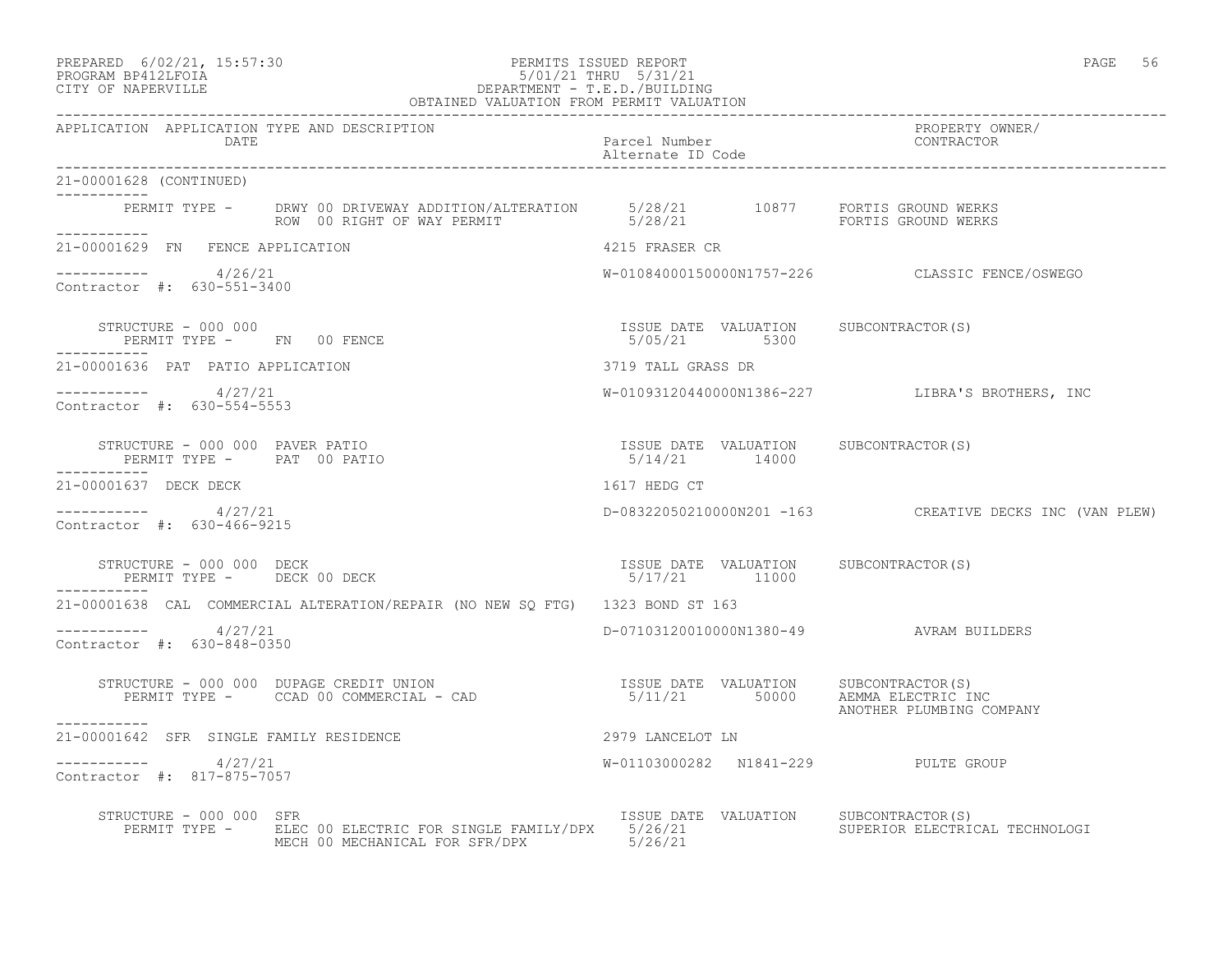PREPARED 6/02/21, 15:57:30
PROGRAM BP412LFOIA
CITY OF NAPERVILLE

PERMITS ISSUED REPORT
5/01/21 THRU 5/31/21
DEPARTMENT - T.E.D./BUILDING
OBTAINED VALUATION FROM PERMIT VALUATION

| APPLICATION | APPLICATION TYPE AND DESCRIPTION / DATE | Parcel Number / Alternate ID Code | PROPERTY OWNER/ CONTRACTOR |
|---|---|---|---|

**21-00001628 (CONTINUED)**

PERMIT TYPE - DRWY 00 DRIVEWAY ADDITION/ALTERATION 5/28/21 10877 FORTIS GROUND WERKS
ROW 00 RIGHT OF WAY PERMIT 5/28/21 FORTIS GROUND WERKS

---

**21-00001629 FN FENCE APPLICATION** — 4215 FRASER CR

4/26/21 — W-01084000150000N1757-226 — CLASSIC FENCE/OSWEGO
Contractor #: 630-551-3400

STRUCTURE - 000 000
PERMIT TYPE - FN 00 FENCE — ISSUE DATE 5/05/21 — VALUATION 5300 — SUBCONTRACTOR(S)

---

**21-00001636 PAT PATIO APPLICATION** — 3719 TALL GRASS DR

4/27/21 — W-01093120440000N1386-227 — LIBRA'S BROTHERS, INC
Contractor #: 630-554-5553

STRUCTURE - 000 000 PAVER PATIO
PERMIT TYPE - PAT 00 PATIO — ISSUE DATE 5/14/21 — VALUATION 14000 — SUBCONTRACTOR(S)

---

**21-00001637 DECK DECK** — 1617 HEDG CT

4/27/21 — D-08322050210000N201 -163 — CREATIVE DECKS INC (VAN PLEW)
Contractor #: 630-466-9215

STRUCTURE - 000 000 DECK
PERMIT TYPE - DECK 00 DECK — ISSUE DATE 5/17/21 — VALUATION 11000 — SUBCONTRACTOR(S)

---

**21-00001638 CAL COMMERCIAL ALTERATION/REPAIR (NO NEW SQ FTG)** — 1323 BOND ST 163

4/27/21 — D-07103120010000N1380-49 — AVRAM BUILDERS
Contractor #: 630-848-0350

STRUCTURE - 000 000 DUPAGE CREDIT UNION
PERMIT TYPE - CCAD 00 COMMERCIAL - CAD — ISSUE DATE 5/11/21 — VALUATION 50000 — SUBCONTRACTOR(S) AEMMA ELECTRIC INC, ANOTHER PLUMBING COMPANY

---

**21-00001642 SFR SINGLE FAMILY RESIDENCE** — 2979 LANCELOT LN

4/27/21 — W-01103000282 N1841-229 — PULTE GROUP
Contractor #: 817-875-7057

STRUCTURE - 000 000 SFR — ISSUE DATE / VALUATION / SUBCONTRACTOR(S)
PERMIT TYPE - ELEC 00 ELECTRIC FOR SINGLE FAMILY/DPX 5/26/21 — SUPERIOR ELECTRICAL TECHNOLOGI
MECH 00 MECHANICAL FOR SFR/DPX 5/26/21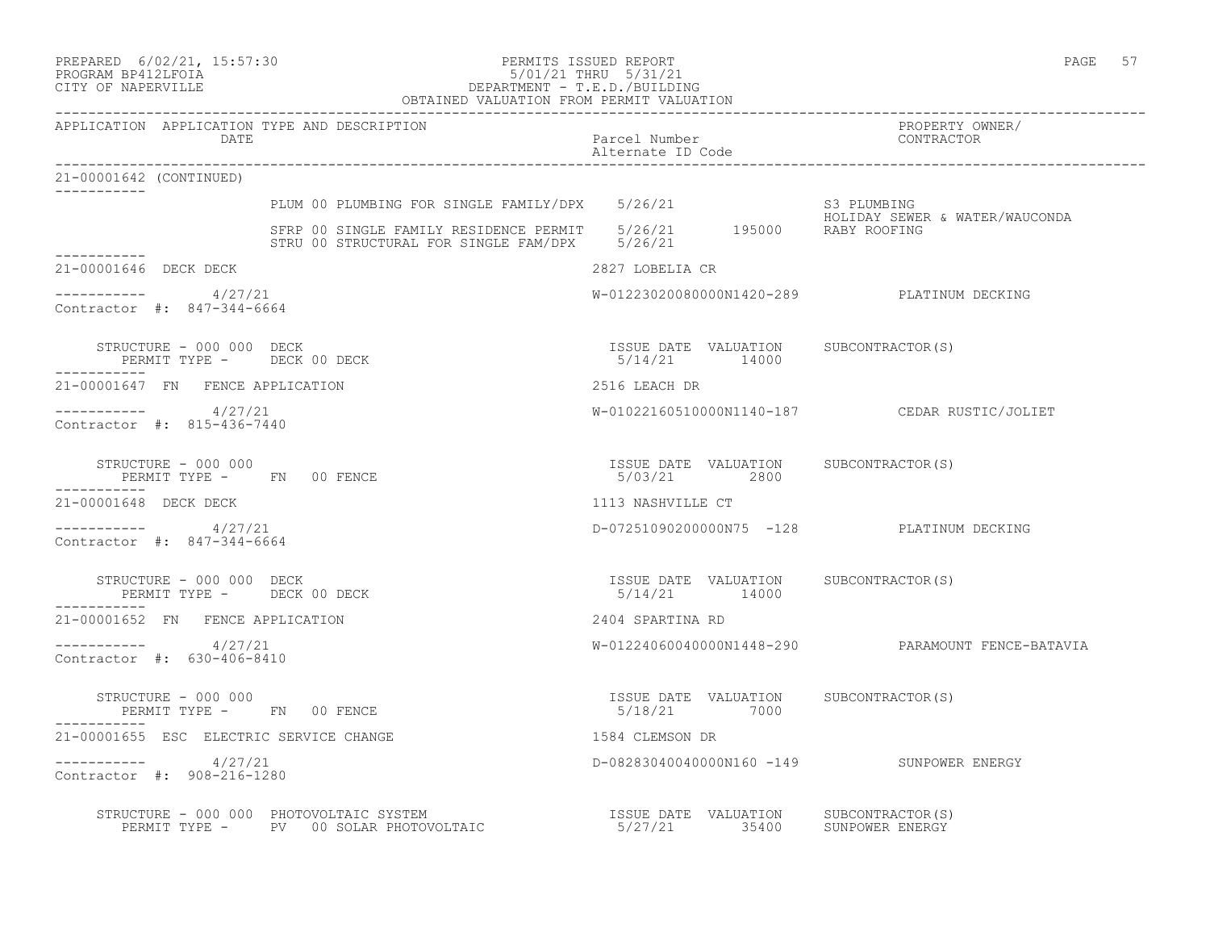| APPLICATION | APPLICATION TYPE AND DESCRIPTION DATE | Parcel Number Alternate ID Code | PROPERTY OWNER/ CONTRACTOR |
|---|---|---|---|
| 21-00001642 (CONTINUED) | | | |
| | PLUM 00 PLUMBING FOR SINGLE FAMILY/DPX 5/26/21 | | S3 PLUMBING |
| | | | HOLIDAY SEWER & WATER/WAUCONDA |
| | SFRP 00 SINGLE FAMILY RESIDENCE PERMIT 5/26/21 195000 | | RABY ROOFING |
| | STRU 00 STRUCTURAL FOR SINGLE FAM/DPX 5/26/21 | | |
| 21-00001646 | DECK DECK | 2827 LOBELIA CR | |
| | 4/27/21 | W-01223020080000N1420-289 | PLATINUM DECKING |
| Contractor #: 847-344-6664 | | | |
| | STRUCTURE - 000 000 DECK | ISSUE DATE VALUATION | SUBCONTRACTOR(S) |
| | PERMIT TYPE - DECK 00 DECK | 5/14/21 14000 | |
| 21-00001647 | FN FENCE APPLICATION | 2516 LEACH DR | |
| | 4/27/21 | W-01022160510000N1140-187 | CEDAR RUSTIC/JOLIET |
| Contractor #: 815-436-7440 | | | |
| | STRUCTURE - 000 000 | ISSUE DATE VALUATION | SUBCONTRACTOR(S) |
| | PERMIT TYPE - FN 00 FENCE | 5/03/21 2800 | |
| 21-00001648 | DECK DECK | 1113 NASHVILLE CT | |
| | 4/27/21 | D-07251090200000N75 -128 | PLATINUM DECKING |
| Contractor #: 847-344-6664 | | | |
| | STRUCTURE - 000 000 DECK | ISSUE DATE VALUATION | SUBCONTRACTOR(S) |
| | PERMIT TYPE - DECK 00 DECK | 5/14/21 14000 | |
| 21-00001652 | FN FENCE APPLICATION | 2404 SPARTINA RD | |
| | 4/27/21 | W-01224060040000N1448-290 | PARAMOUNT FENCE-BATAVIA |
| Contractor #: 630-406-8410 | | | |
| | STRUCTURE - 000 000 | ISSUE DATE VALUATION | SUBCONTRACTOR(S) |
| | PERMIT TYPE - FN 00 FENCE | 5/18/21 7000 | |
| 21-00001655 | ESC ELECTRIC SERVICE CHANGE | 1584 CLEMSON DR | |
| | 4/27/21 | D-08283040040000N160 -149 | SUNPOWER ENERGY |
| Contractor #: 908-216-1280 | | | |
| | STRUCTURE - 000 000 PHOTOVOLTAIC SYSTEM | ISSUE DATE VALUATION | SUBCONTRACTOR(S) |
| | PERMIT TYPE - PV 00 SOLAR PHOTOVOLTAIC | 5/27/21 35400 | SUNPOWER ENERGY |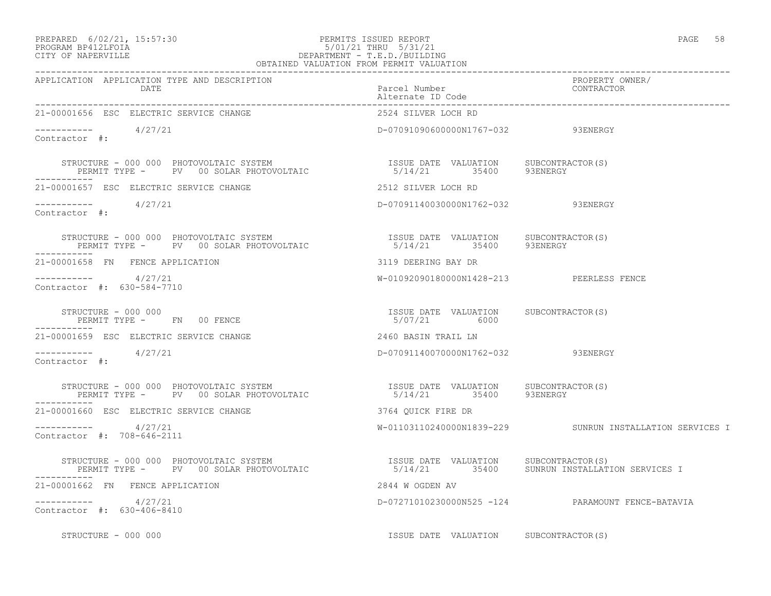PERMITS ISSUED REPORT
5/01/21 THRU 5/31/21
DEPARTMENT - T.E.D./BUILDING
OBTAINED VALUATION FROM PERMIT VALUATION

| APPLICATION | APPLICATION TYPE AND DESCRIPTION / DATE | Parcel Number / Alternate ID Code | PROPERTY OWNER/ CONTRACTOR |
|---|---|---|---|
| 21-00001656 | ESC ELECTRIC SERVICE CHANGE | 2524 SILVER LOCH RD | |
| | 4/27/21 | D-07091090600000N1767-032 | 93ENERGY |
| Contractor #: | | | |
| | STRUCTURE - 000 000 PHOTOVOLTAIC SYSTEM / PERMIT TYPE - PV 00 SOLAR PHOTOVOLTAIC | ISSUE DATE 5/14/21 VALUATION 35400 | SUBCONTRACTOR(S) 93ENERGY |
| 21-00001657 | ESC ELECTRIC SERVICE CHANGE | 2512 SILVER LOCH RD | |
| | 4/27/21 | D-07091140030000N1762-032 | 93ENERGY |
| Contractor #: | | | |
| | STRUCTURE - 000 000 PHOTOVOLTAIC SYSTEM / PERMIT TYPE - PV 00 SOLAR PHOTOVOLTAIC | ISSUE DATE 5/14/21 VALUATION 35400 | SUBCONTRACTOR(S) 93ENERGY |
| 21-00001658 | FN FENCE APPLICATION | 3119 DEERING BAY DR | |
| | 4/27/21 | W-01092090180000N1428-213 | PEERLESS FENCE |
| Contractor #: 630-584-7710 | | | |
| | STRUCTURE - 000 000 / PERMIT TYPE - FN 00 FENCE | ISSUE DATE 5/07/21 VALUATION 6000 | SUBCONTRACTOR(S) |
| 21-00001659 | ESC ELECTRIC SERVICE CHANGE | 2460 BASIN TRAIL LN | |
| | 4/27/21 | D-07091140070000N1762-032 | 93ENERGY |
| Contractor #: | | | |
| | STRUCTURE - 000 000 PHOTOVOLTAIC SYSTEM / PERMIT TYPE - PV 00 SOLAR PHOTOVOLTAIC | ISSUE DATE 5/14/21 VALUATION 35400 | SUBCONTRACTOR(S) 93ENERGY |
| 21-00001660 | ESC ELECTRIC SERVICE CHANGE | 3764 QUICK FIRE DR | |
| | 4/27/21 | W-01103110240000N1839-229 | SUNRUN INSTALLATION SERVICES I |
| Contractor #: 708-646-2111 | | | |
| | STRUCTURE - 000 000 PHOTOVOLTAIC SYSTEM / PERMIT TYPE - PV 00 SOLAR PHOTOVOLTAIC | ISSUE DATE 5/14/21 VALUATION 35400 | SUBCONTRACTOR(S) SUNRUN INSTALLATION SERVICES I |
| 21-00001662 | FN FENCE APPLICATION | 2844 W OGDEN AV | |
| | 4/27/21 | D-07271010230000N525 -124 | PARAMOUNT FENCE-BATAVIA |
| Contractor #: 630-406-8410 | | | |
| | STRUCTURE - 000 000 | ISSUE DATE VALUATION | SUBCONTRACTOR(S) |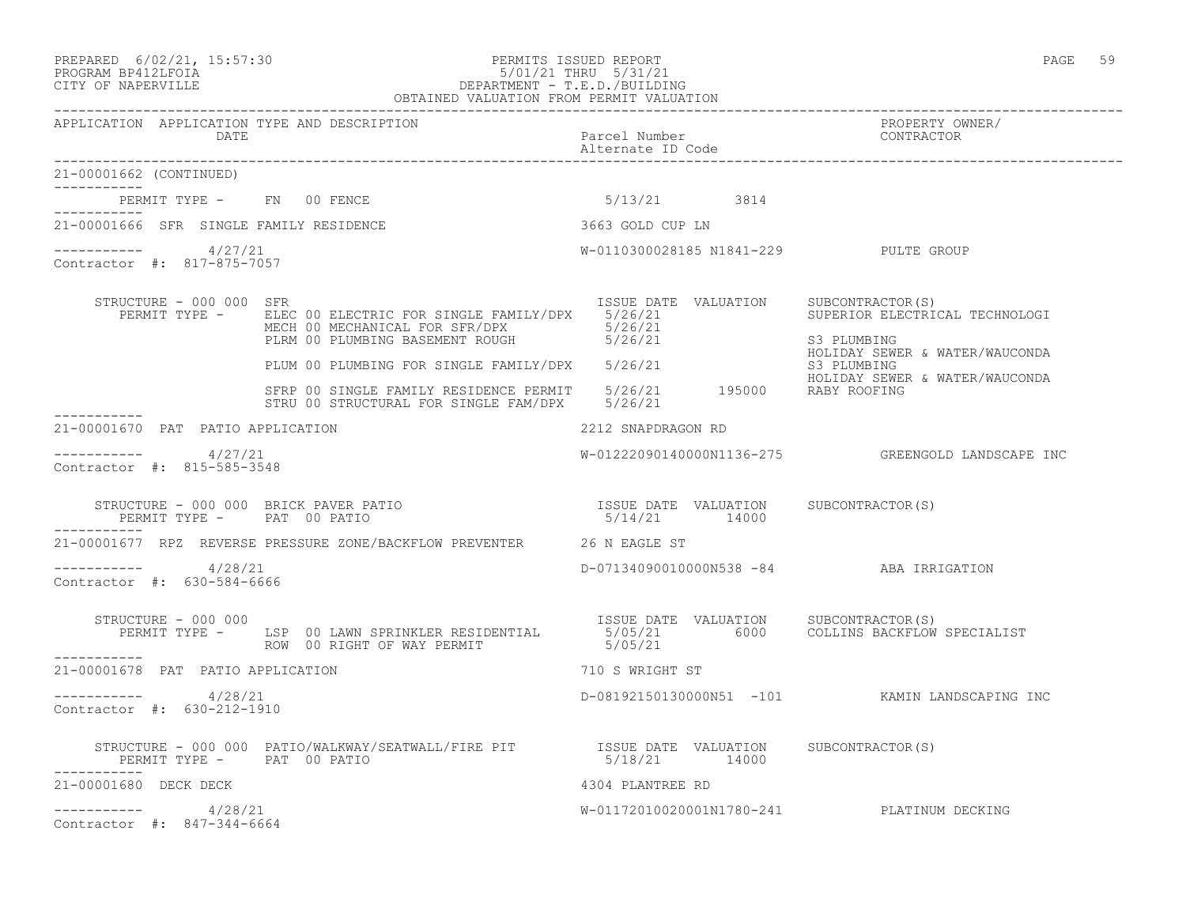PREPARED 6/02/21, 15:57:30 PERMITS ISSUED REPORT
PROGRAM BP412LFOIA 5/01/21 THRU 5/31/21
CITY OF NAPERVILLE DEPARTMENT - T.E.D./BUILDING
OBTAINED VALUATION FROM PERMIT VALUATION

| APPLICATION | APPLICATION TYPE AND DESCRIPTION DATE | Parcel Number / Alternate ID Code | PROPERTY OWNER/ CONTRACTOR |
|---|---|---|---|

21-00001662 (CONTINUED)

PERMIT TYPE - FN 00 FENCE 5/13/21 3814

---

21-00001666 SFR SINGLE FAMILY RESIDENCE — 3663 GOLD CUP LN

4/27/21 — W-0110300028185 N1841-229 — PULTE GROUP
Contractor #: 817-875-7057

STRUCTURE - 000 000 SFR

| PERMIT TYPE | ISSUE DATE | VALUATION | SUBCONTRACTOR(S) |
|---|---|---|---|
| ELEC 00 ELECTRIC FOR SINGLE FAMILY/DPX | 5/26/21 | | SUPERIOR ELECTRICAL TECHNOLOGI |
| MECH 00 MECHANICAL FOR SFR/DPX | 5/26/21 | | |
| PLRM 00 PLUMBING BASEMENT ROUGH | 5/26/21 | | S3 PLUMBING; HOLIDAY SEWER & WATER/WAUCONDA |
| PLUM 00 PLUMBING FOR SINGLE FAMILY/DPX | 5/26/21 | | S3 PLUMBING; HOLIDAY SEWER & WATER/WAUCONDA |
| SFRP 00 SINGLE FAMILY RESIDENCE PERMIT | 5/26/21 | 195000 | RABY ROOFING |
| STRU 00 STRUCTURAL FOR SINGLE FAM/DPX | 5/26/21 | | |

---

21-00001670 PAT PATIO APPLICATION — 2212 SNAPDRAGON RD

4/27/21 — W-01222090140000N1136-275 — GREENGOLD LANDSCAPE INC
Contractor #: 815-585-3548

STRUCTURE - 000 000 BRICK PAVER PATIO

| PERMIT TYPE | ISSUE DATE | VALUATION | SUBCONTRACTOR(S) |
|---|---|---|---|
| PAT 00 PATIO | 5/14/21 | 14000 | |

---

21-00001677 RPZ REVERSE PRESSURE ZONE/BACKFLOW PREVENTER — 26 N EAGLE ST

4/28/21 — D-07134090010000N538 -84 — ABA IRRIGATION
Contractor #: 630-584-6666

STRUCTURE - 000 000

| PERMIT TYPE | ISSUE DATE | VALUATION | SUBCONTRACTOR(S) |
|---|---|---|---|
| LSP 00 LAWN SPRINKLER RESIDENTIAL | 5/05/21 | 6000 | COLLINS BACKFLOW SPECIALIST |
| ROW 00 RIGHT OF WAY PERMIT | 5/05/21 | | |

---

21-00001678 PAT PATIO APPLICATION — 710 S WRIGHT ST

4/28/21 — D-08192150130000N51 -101 — KAMIN LANDSCAPING INC
Contractor #: 630-212-1910

STRUCTURE - 000 000 PATIO/WALKWAY/SEATWALL/FIRE PIT

| PERMIT TYPE | ISSUE DATE | VALUATION | SUBCONTRACTOR(S) |
|---|---|---|---|
| PAT 00 PATIO | 5/18/21 | 14000 | |

---

21-00001680 DECK DECK — 4304 PLANTREE RD

4/28/21 — W-01172010020001N1780-241 — PLATINUM DECKING
Contractor #: 847-344-6664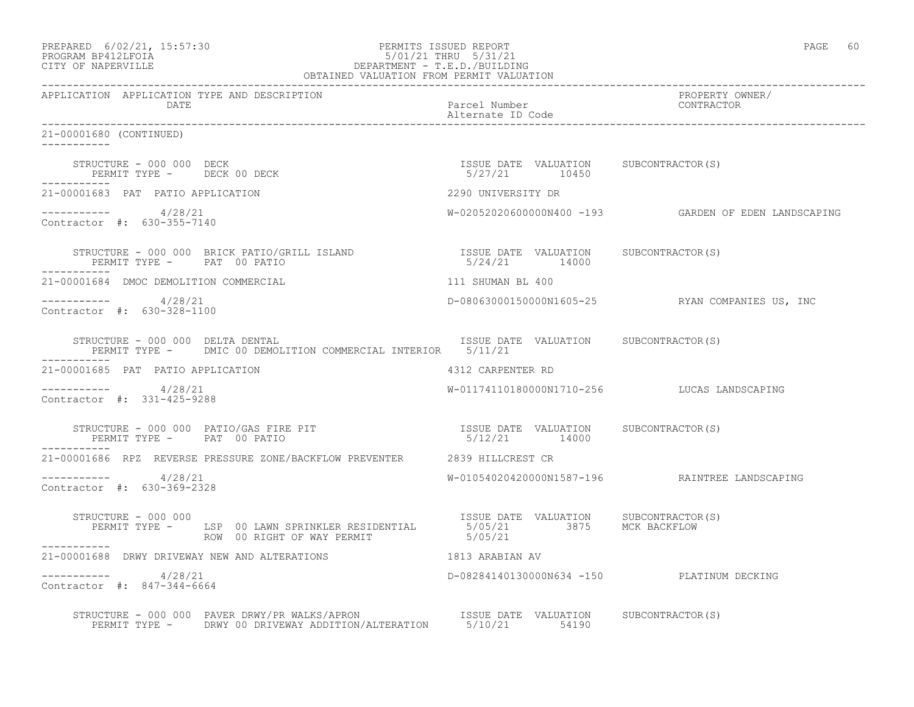APPLICATION APPLICATION TYPE AND DESCRIPTION DATE | Parcel Number Alternate ID Code | PROPERTY OWNER/ CONTRACTOR

21-00001680 (CONTINUED)

STRUCTURE - 000 000 DECK
PERMIT TYPE - DECK 00 DECK
ISSUE DATE 5/27/21 VALUATION 10450 SUBCONTRACTOR(S)

21-00001683 PAT PATIO APPLICATION — 2290 UNIVERSITY DR
4/28/21 — W-02052020600000N400 -193 — GARDEN OF EDEN LANDSCAPING
Contractor #: 630-355-7140

STRUCTURE - 000 000 BRICK PATIO/GRILL ISLAND
PERMIT TYPE - PAT 00 PATIO
ISSUE DATE 5/24/21 VALUATION 14000 SUBCONTRACTOR(S)

21-00001684 DMOC DEMOLITION COMMERCIAL — 111 SHUMAN BL 400
4/28/21 — D-08063000150000N1605-25 — RYAN COMPANIES US, INC
Contractor #: 630-328-1100

STRUCTURE - 000 000 DELTA DENTAL
PERMIT TYPE - DMIC 00 DEMOLITION COMMERCIAL INTERIOR
ISSUE DATE 5/11/21 VALUATION SUBCONTRACTOR(S)

21-00001685 PAT PATIO APPLICATION — 4312 CARPENTER RD
4/28/21 — W-01174110180000N1710-256 — LUCAS LANDSCAPING
Contractor #: 331-425-9288

STRUCTURE - 000 000 PATIO/GAS FIRE PIT
PERMIT TYPE - PAT 00 PATIO
ISSUE DATE 5/12/21 VALUATION 14000 SUBCONTRACTOR(S)

21-00001686 RPZ REVERSE PRESSURE ZONE/BACKFLOW PREVENTER — 2839 HILLCREST CR
4/28/21 — W-01054020420000N1587-196 — RAINTREE LANDSCAPING
Contractor #: 630-369-2328

STRUCTURE - 000 000
PERMIT TYPE - LSP 00 LAWN SPRINKLER RESIDENTIAL — ISSUE DATE 5/05/21 VALUATION 3875 SUBCONTRACTOR(S) MCK BACKFLOW
ROW 00 RIGHT OF WAY PERMIT — 5/05/21

21-00001688 DRWY DRIVEWAY NEW AND ALTERATIONS — 1813 ARABIAN AV
4/28/21 — D-08284140130000N634 -150 — PLATINUM DECKING
Contractor #: 847-344-6664

STRUCTURE - 000 000 PAVER DRWY/PR WALKS/APRON
PERMIT TYPE - DRWY 00 DRIVEWAY ADDITION/ALTERATION
ISSUE DATE 5/10/21 VALUATION 54190 SUBCONTRACTOR(S)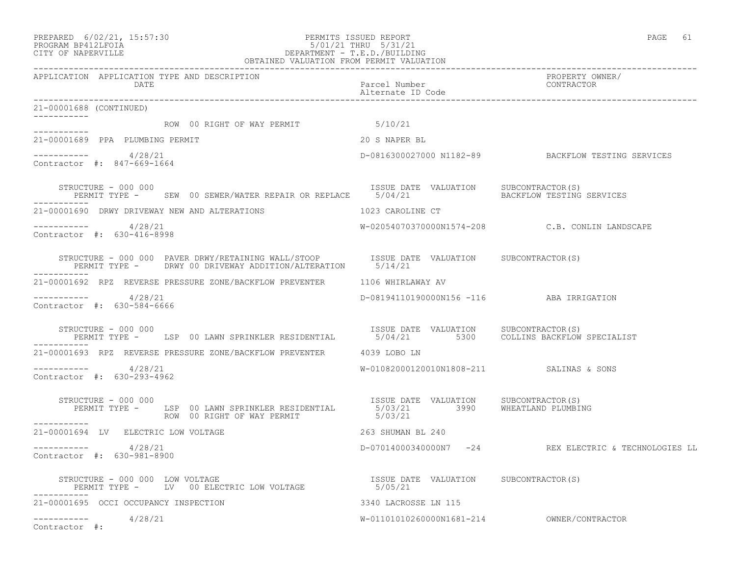PREPARED 6/02/21, 15:57:30 PERMITS ISSUED REPORT PAGE 61
PROGRAM BP412LFOIA 5/01/21 THRU 5/31/21
CITY OF NAPERVILLE DEPARTMENT - T.E.D./BUILDING
OBTAINED VALUATION FROM PERMIT VALUATION

| APPLICATION | APPLICATION TYPE AND DESCRIPTION DATE | Parcel Number Alternate ID Code | PROPERTY OWNER/ CONTRACTOR |
|---|---|---|---|

```
21-00001688 (CONTINUED)
-----------
                    ROW  00 RIGHT OF WAY PERMIT              5/10/21
-----------
21-00001689  PPA  PLUMBING PERMIT                            20 S NAPER BL

-----------       4/28/21                                    D-0816300027000 N1182-89           BACKFLOW TESTING SERVICES
Contractor  #:  847-669-1664

    STRUCTURE - 000 000                                      ISSUE DATE  VALUATION     SUBCONTRACTOR(S)
       PERMIT TYPE -     SEW  00 SEWER/WATER REPAIR OR REPLACE    5/04/21                BACKFLOW TESTING SERVICES
-----------
21-00001690  DRWY DRIVEWAY NEW AND ALTERATIONS               1023 CAROLINE CT

-----------       4/28/21                                    W-02054070370000N1574-208          C.B. CONLIN LANDSCAPE
Contractor  #:  630-416-8998

    STRUCTURE - 000 000  PAVER DRWY/RETAINING WALL/STOOP     ISSUE DATE  VALUATION     SUBCONTRACTOR(S)
       PERMIT TYPE -     DRWY 00 DRIVEWAY ADDITION/ALTERATION     5/14/21
-----------
21-00001692  RPZ  REVERSE PRESSURE ZONE/BACKFLOW PREVENTER   1106 WHIRLAWAY AV

-----------       4/28/21                                    D-08194110190000N156 -116          ABA IRRIGATION
Contractor  #:  630-584-6666

    STRUCTURE - 000 000                                      ISSUE DATE  VALUATION     SUBCONTRACTOR(S)
       PERMIT TYPE -     LSP  00 LAWN SPRINKLER RESIDENTIAL       5/04/21       5300    COLLINS BACKFLOW SPECIALIST
-----------
21-00001693  RPZ  REVERSE PRESSURE ZONE/BACKFLOW PREVENTER   4039 LOBO LN

-----------       4/28/21                                    W-01082000120010N1808-211          SALINAS & SONS
Contractor  #:  630-293-4962

    STRUCTURE - 000 000                                      ISSUE DATE  VALUATION     SUBCONTRACTOR(S)
       PERMIT TYPE -     LSP  00 LAWN SPRINKLER RESIDENTIAL       5/03/21       3990    WHEATLAND PLUMBING
                         ROW  00 RIGHT OF WAY PERMIT              5/03/21
-----------
21-00001694  LV   ELECTRIC LOW VOLTAGE                       263 SHUMAN BL 240

-----------       4/28/21                                    D-07014000340000N7   -24           REX ELECTRIC & TECHNOLOGIES LL
Contractor  #:  630-981-8900

    STRUCTURE - 000 000  LOW VOLTAGE                         ISSUE DATE  VALUATION     SUBCONTRACTOR(S)
       PERMIT TYPE -     LV   00 ELECTRIC LOW VOLTAGE             5/05/21
-----------
21-00001695  OCCI OCCUPANCY INSPECTION                       3340 LACROSSE LN 115

-----------       4/28/21                                    W-01101010260000N1681-214          OWNER/CONTRACTOR
Contractor  #:
```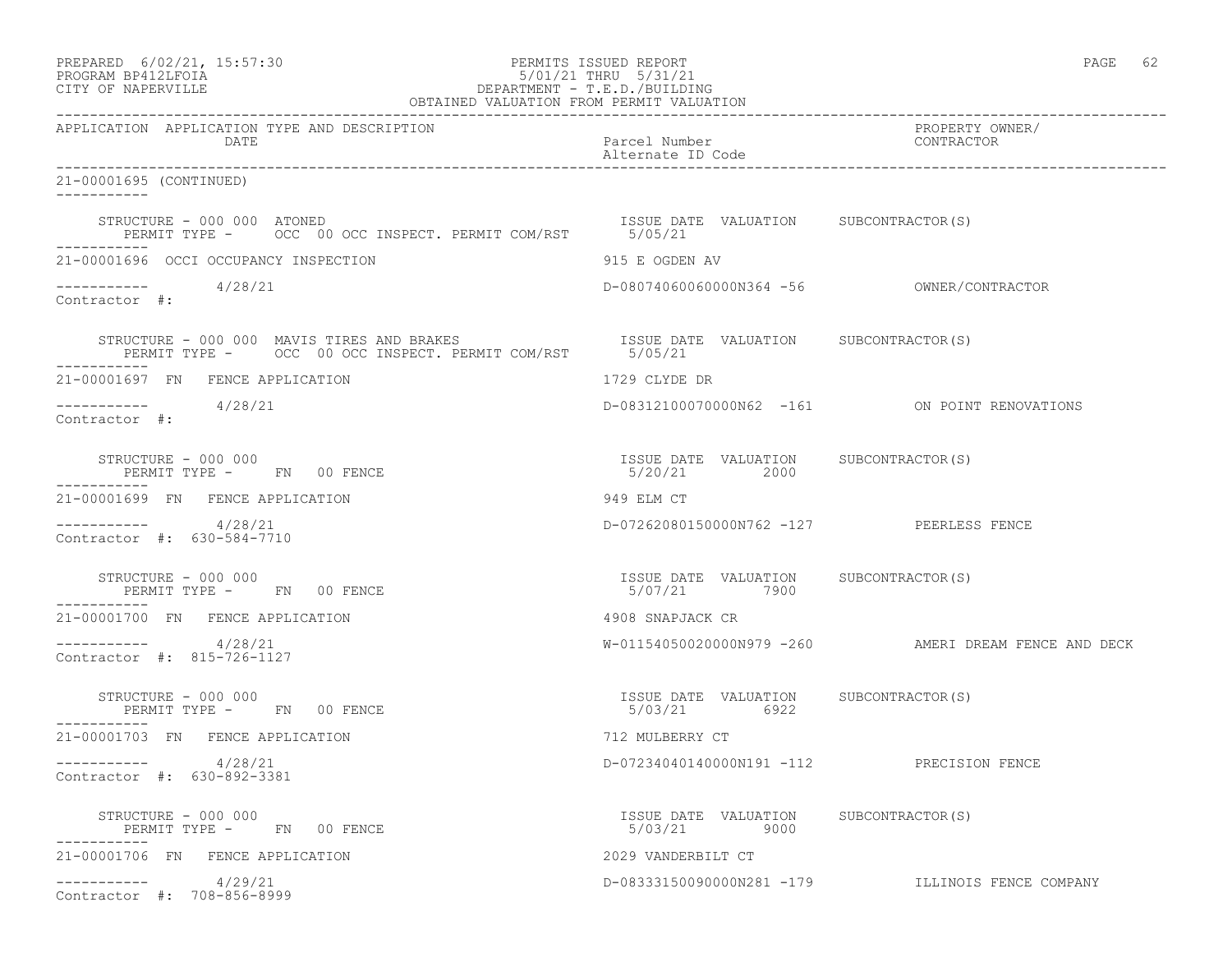PREPARED 6/02/21, 15:57:30
PROGRAM BP412LFOIA
CITY OF NAPERVILLE

PERMITS ISSUED REPORT
5/01/21 THRU 5/31/21
DEPARTMENT - T.E.D./BUILDING
OBTAINED VALUATION FROM PERMIT VALUATION

| APPLICATION | APPLICATION TYPE AND DESCRIPTION / DATE | Parcel Number / Alternate ID Code | PROPERTY OWNER/ CONTRACTOR |
|---|---|---|---|

21-00001695 (CONTINUED)

STRUCTURE - 000 000 ATONED
PERMIT TYPE - OCC 00 OCC INSPECT. PERMIT COM/RST — ISSUE DATE 5/05/21 — VALUATION — SUBCONTRACTOR(S)

21-00001696 OCCI OCCUPANCY INSPECTION — 915 E OGDEN AV
4/28/21 — D-08074060060000N364 -56 — OWNER/CONTRACTOR
Contractor #:

STRUCTURE - 000 000 MAVIS TIRES AND BRAKES
PERMIT TYPE - OCC 00 OCC INSPECT. PERMIT COM/RST — ISSUE DATE 5/05/21 — VALUATION — SUBCONTRACTOR(S)

21-00001697 FN FENCE APPLICATION — 1729 CLYDE DR
4/28/21 — D-08312100070000N62 -161 — ON POINT RENOVATIONS
Contractor #:

STRUCTURE - 000 000
PERMIT TYPE - FN 00 FENCE — ISSUE DATE 5/20/21 — VALUATION 2000 — SUBCONTRACTOR(S)

21-00001699 FN FENCE APPLICATION — 949 ELM CT
4/28/21 — D-07262080150000N762 -127 — PEERLESS FENCE
Contractor #: 630-584-7710

STRUCTURE - 000 000
PERMIT TYPE - FN 00 FENCE — ISSUE DATE 5/07/21 — VALUATION 7900 — SUBCONTRACTOR(S)

21-00001700 FN FENCE APPLICATION — 4908 SNAPJACK CR
4/28/21 — W-01154050020000N979 -260 — AMERI DREAM FENCE AND DECK
Contractor #: 815-726-1127

STRUCTURE - 000 000
PERMIT TYPE - FN 00 FENCE — ISSUE DATE 5/03/21 — VALUATION 6922 — SUBCONTRACTOR(S)

21-00001703 FN FENCE APPLICATION — 712 MULBERRY CT
4/28/21 — D-07234040140000N191 -112 — PRECISION FENCE
Contractor #: 630-892-3381

STRUCTURE - 000 000
PERMIT TYPE - FN 00 FENCE — ISSUE DATE 5/03/21 — VALUATION 9000 — SUBCONTRACTOR(S)

21-00001706 FN FENCE APPLICATION — 2029 VANDERBILT CT
4/29/21 — D-08333150090000N281 -179 — ILLINOIS FENCE COMPANY
Contractor #: 708-856-8999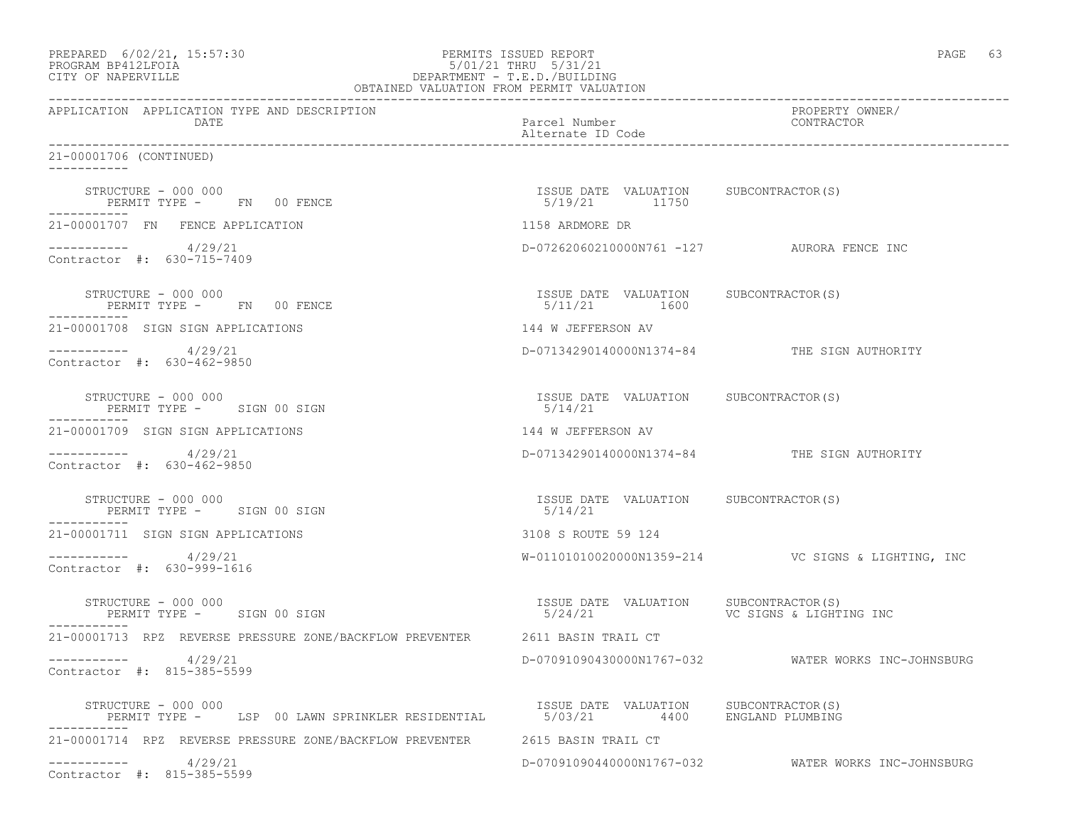PREPARED 6/02/21, 15:57:30 PERMITS ISSUED REPORT
PROGRAM BP412LFOIA 5/01/21 THRU 5/31/21
CITY OF NAPERVILLE DEPARTMENT - T.E.D./BUILDING
OBTAINED VALUATION FROM PERMIT VALUATION

| APPLICATION | APPLICATION TYPE AND DESCRIPTION / DATE | Parcel Number / Alternate ID Code | PROPERTY OWNER/ CONTRACTOR |
|---|---|---|---|

21-00001706 (CONTINUED)

STRUCTURE - 000 000 — PERMIT TYPE - FN 00 FENCE — ISSUE DATE 5/19/21 — VALUATION 11750 — SUBCONTRACTOR(S):

---

21-00001707 FN FENCE APPLICATION — 1158 ARDMORE DR
4/29/21 — D-07262060210000N761 -127 — AURORA FENCE INC
Contractor #: 630-715-7409

STRUCTURE - 000 000 — PERMIT TYPE - FN 00 FENCE — ISSUE DATE 5/11/21 — VALUATION 1600 — SUBCONTRACTOR(S):

---

21-00001708 SIGN SIGN APPLICATIONS — 144 W JEFFERSON AV
4/29/21 — D-07134290140000N1374-84 — THE SIGN AUTHORITY
Contractor #: 630-462-9850

STRUCTURE - 000 000 — PERMIT TYPE - SIGN 00 SIGN — ISSUE DATE 5/14/21 — VALUATION — SUBCONTRACTOR(S):

---

21-00001709 SIGN SIGN APPLICATIONS — 144 W JEFFERSON AV
4/29/21 — D-07134290140000N1374-84 — THE SIGN AUTHORITY
Contractor #: 630-462-9850

STRUCTURE - 000 000 — PERMIT TYPE - SIGN 00 SIGN — ISSUE DATE 5/14/21 — VALUATION — SUBCONTRACTOR(S):

---

21-00001711 SIGN SIGN APPLICATIONS — 3108 S ROUTE 59 124
4/29/21 — W-01101010020000N1359-214 — VC SIGNS & LIGHTING, INC
Contractor #: 630-999-1616

STRUCTURE - 000 000 — PERMIT TYPE - SIGN 00 SIGN — ISSUE DATE 5/24/21 — VALUATION — SUBCONTRACTOR(S): VC SIGNS & LIGHTING INC

---

21-00001713 RPZ REVERSE PRESSURE ZONE/BACKFLOW PREVENTER — 2611 BASIN TRAIL CT
4/29/21 — D-07091090430000N1767-032 — WATER WORKS INC-JOHNSBURG
Contractor #: 815-385-5599

STRUCTURE - 000 000 — PERMIT TYPE - LSP 00 LAWN SPRINKLER RESIDENTIAL — ISSUE DATE 5/03/21 — VALUATION 4400 — SUBCONTRACTOR(S): ENGLAND PLUMBING

---

21-00001714 RPZ REVERSE PRESSURE ZONE/BACKFLOW PREVENTER — 2615 BASIN TRAIL CT
4/29/21 — D-07091090440000N1767-032 — WATER WORKS INC-JOHNSBURG
Contractor #: 815-385-5599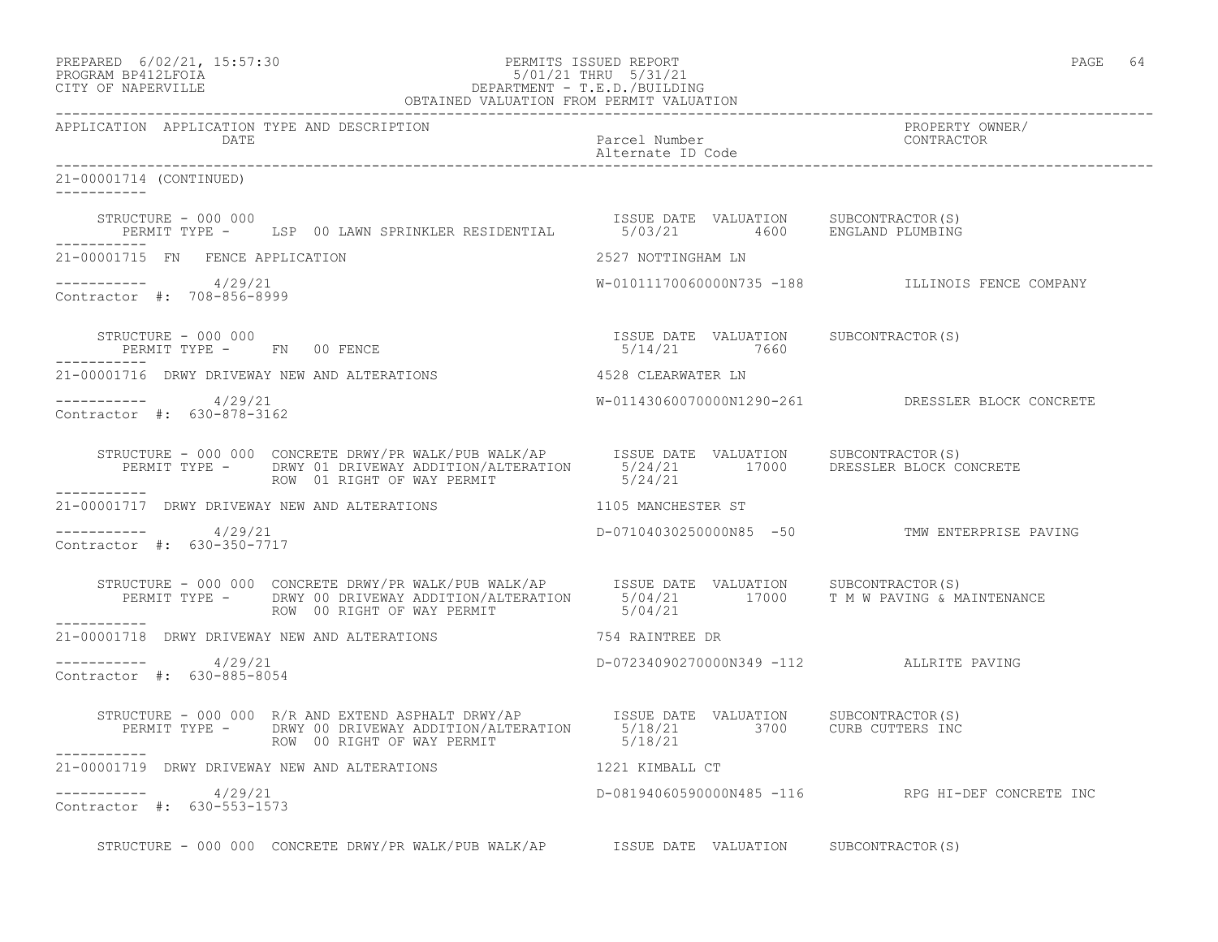```
APPLICATION  APPLICATION TYPE AND DESCRIPTION                                                                  PROPERTY OWNER/
             DATE                                                   Parcel Number                              CONTRACTOR
                                                                    Alternate ID Code
------------------------------------------------------------------------------------------------------------------------------------
21-00001714 (CONTINUED)
-----------

     STRUCTURE - 000 000                                             ISSUE DATE  VALUATION     SUBCONTRACTOR(S)
       PERMIT TYPE -     LSP  00 LAWN SPRINKLER RESIDENTIAL          5/03/21        4600      ENGLAND PLUMBING
-----------
21-00001715  FN   FENCE APPLICATION                                  2527 NOTTINGHAM LN

-----------        4/29/21                                           W-01011170060000N735 -188          ILLINOIS FENCE COMPANY
Contractor  #:  708-856-8999

     STRUCTURE - 000 000                                             ISSUE DATE  VALUATION     SUBCONTRACTOR(S)
       PERMIT TYPE -     FN   00 FENCE                               5/14/21        7660
-----------
21-00001716  DRWY DRIVEWAY NEW AND ALTERATIONS                       4528 CLEARWATER LN

-----------        4/29/21                                           W-01143060070000N1290-261          DRESSLER BLOCK CONCRETE
Contractor  #:  630-878-3162

     STRUCTURE - 000 000  CONCRETE DRWY/PR WALK/PUB WALK/AP          ISSUE DATE  VALUATION     SUBCONTRACTOR(S)
       PERMIT TYPE -     DRWY 01 DRIVEWAY ADDITION/ALTERATION        5/24/21       17000      DRESSLER BLOCK CONCRETE
                         ROW  01 RIGHT OF WAY PERMIT                 5/24/21
-----------
21-00001717  DRWY DRIVEWAY NEW AND ALTERATIONS                       1105 MANCHESTER ST

-----------        4/29/21                                           D-07104030250000N85  -50           TMW ENTERPRISE PAVING
Contractor  #:  630-350-7717

     STRUCTURE - 000 000  CONCRETE DRWY/PR WALK/PUB WALK/AP          ISSUE DATE  VALUATION     SUBCONTRACTOR(S)
       PERMIT TYPE -     DRWY 00 DRIVEWAY ADDITION/ALTERATION        5/04/21       17000      T M W PAVING & MAINTENANCE
                         ROW  00 RIGHT OF WAY PERMIT                 5/04/21
-----------
21-00001718  DRWY DRIVEWAY NEW AND ALTERATIONS                       754 RAINTREE DR

-----------        4/29/21                                           D-07234090270000N349 -112          ALLRITE PAVING
Contractor  #:  630-885-8054

     STRUCTURE - 000 000  R/R AND EXTEND ASPHALT DRWY/AP             ISSUE DATE  VALUATION     SUBCONTRACTOR(S)
       PERMIT TYPE -     DRWY 00 DRIVEWAY ADDITION/ALTERATION        5/18/21        3700      CURB CUTTERS INC
                         ROW  00 RIGHT OF WAY PERMIT                 5/18/21
-----------
21-00001719  DRWY DRIVEWAY NEW AND ALTERATIONS                       1221 KIMBALL CT

-----------        4/29/21                                           D-08194060590000N485 -116          RPG HI-DEF CONCRETE INC
Contractor  #:  630-553-1573

     STRUCTURE - 000 000  CONCRETE DRWY/PR WALK/PUB WALK/AP          ISSUE DATE  VALUATION     SUBCONTRACTOR(S)
```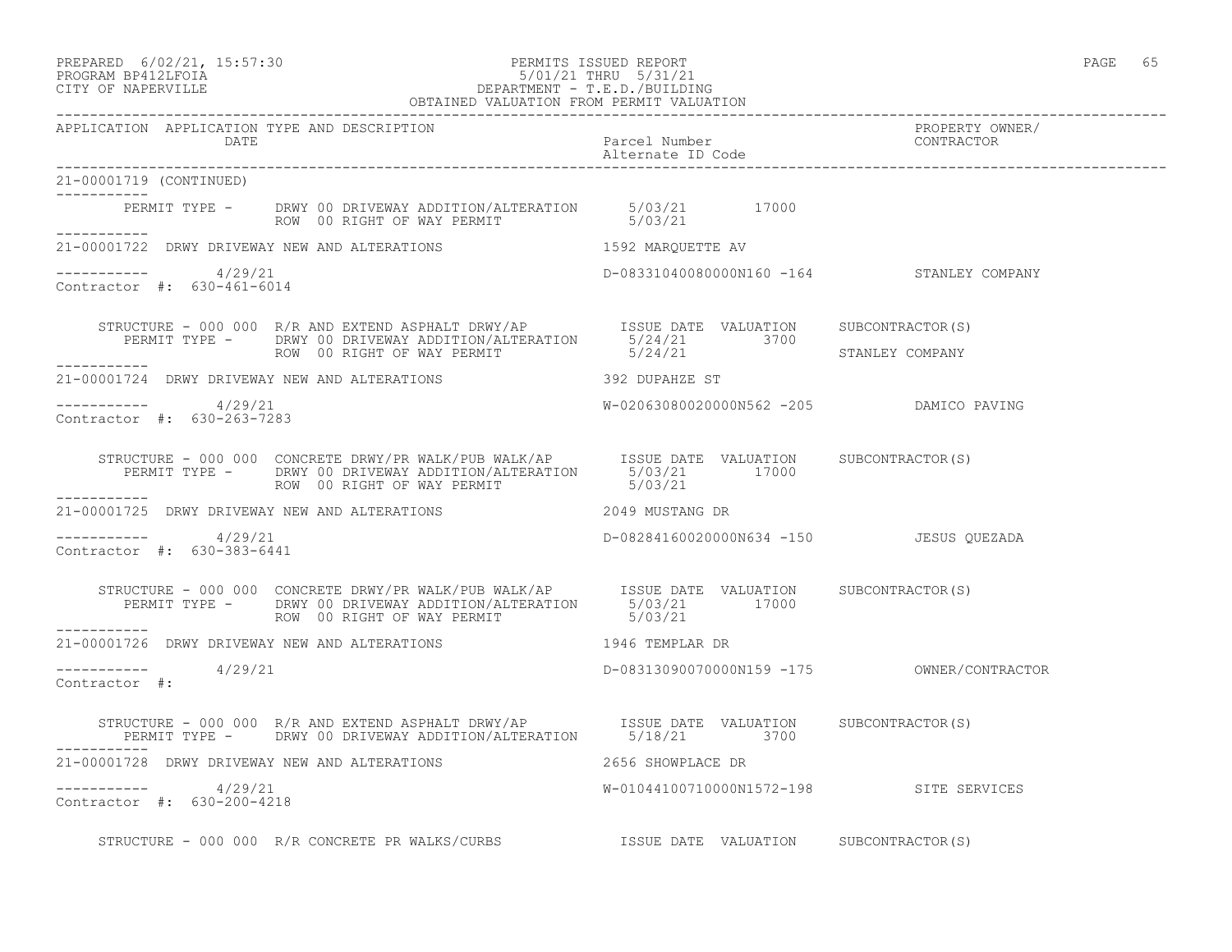```
21-00001719 (CONTINUED)
-----------
        PERMIT TYPE -     DRWY 00 DRIVEWAY ADDITION/ALTERATION      5/03/21         17000
                          ROW  00 RIGHT OF WAY PERMIT               5/03/21
-----------
21-00001722  DRWY DRIVEWAY NEW AND ALTERATIONS                    1592 MARQUETTE AV

-----------       4/29/21                                         D-08331040080000N160 -164          STANLEY COMPANY
Contractor  #:  630-461-6014

     STRUCTURE - 000 000  R/R AND EXTEND ASPHALT DRWY/AP          ISSUE DATE  VALUATION     SUBCONTRACTOR(S)
        PERMIT TYPE -     DRWY 00 DRIVEWAY ADDITION/ALTERATION      5/24/21          3700
                          ROW  00 RIGHT OF WAY PERMIT               5/24/21                 STANLEY COMPANY
-----------
21-00001724  DRWY DRIVEWAY NEW AND ALTERATIONS                    392 DUPAHZE ST

-----------       4/29/21                                         W-02063080020000N562 -205          DAMICO PAVING
Contractor  #:  630-263-7283

     STRUCTURE - 000 000  CONCRETE DRWY/PR WALK/PUB WALK/AP       ISSUE DATE  VALUATION     SUBCONTRACTOR(S)
        PERMIT TYPE -     DRWY 00 DRIVEWAY ADDITION/ALTERATION      5/03/21         17000
                          ROW  00 RIGHT OF WAY PERMIT               5/03/21
-----------
21-00001725  DRWY DRIVEWAY NEW AND ALTERATIONS                    2049 MUSTANG DR

-----------       4/29/21                                         D-08284160020000N634 -150          JESUS QUEZADA
Contractor  #:  630-383-6441

     STRUCTURE - 000 000  CONCRETE DRWY/PR WALK/PUB WALK/AP       ISSUE DATE  VALUATION     SUBCONTRACTOR(S)
        PERMIT TYPE -     DRWY 00 DRIVEWAY ADDITION/ALTERATION      5/03/21         17000
                          ROW  00 RIGHT OF WAY PERMIT               5/03/21
-----------
21-00001726  DRWY DRIVEWAY NEW AND ALTERATIONS                    1946 TEMPLAR DR

-----------       4/29/21                                         D-08313090070000N159 -175          OWNER/CONTRACTOR
Contractor  #:

     STRUCTURE - 000 000  R/R AND EXTEND ASPHALT DRWY/AP          ISSUE DATE  VALUATION     SUBCONTRACTOR(S)
        PERMIT TYPE -     DRWY 00 DRIVEWAY ADDITION/ALTERATION      5/18/21          3700
-----------
21-00001728  DRWY DRIVEWAY NEW AND ALTERATIONS                    2656 SHOWPLACE DR

-----------       4/29/21                                         W-01044100710000N1572-198          SITE SERVICES
Contractor  #:  630-200-4218

     STRUCTURE - 000 000  R/R CONCRETE PR WALKS/CURBS             ISSUE DATE  VALUATION     SUBCONTRACTOR(S)
```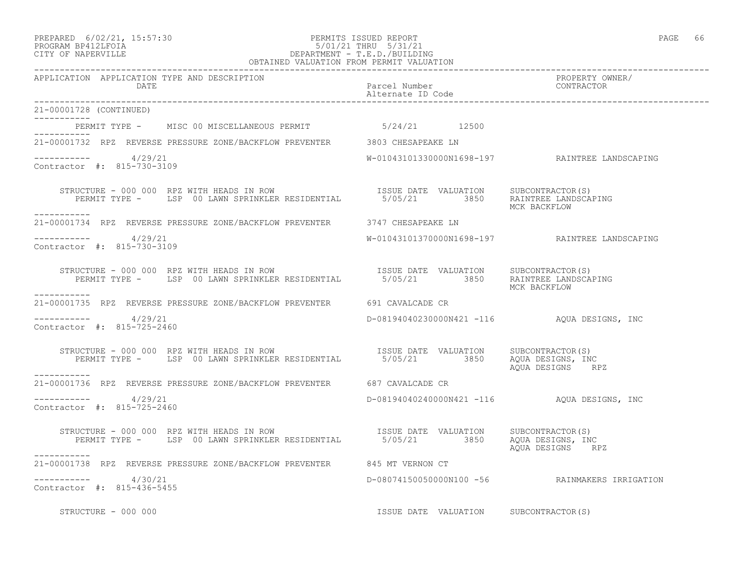PREPARED 6/02/21, 15:57:30 PERMITS ISSUED REPORT
PROGRAM BP412LFOIA 5/01/21 THRU 5/31/21
CITY OF NAPERVILLE DEPARTMENT - T.E.D./BUILDING
OBTAINED VALUATION FROM PERMIT VALUATION

| APPLICATION | APPLICATION TYPE AND DESCRIPTION DATE | Parcel Number Alternate ID Code | PROPERTY OWNER/ CONTRACTOR |
|---|---|---|---|

21-00001728 (CONTINUED)

PERMIT TYPE - MISC 00 MISCELLANEOUS PERMIT 5/24/21 12500

21-00001732 RPZ REVERSE PRESSURE ZONE/BACKFLOW PREVENTER 3803 CHESAPEAKE LN

4/29/21 W-01043101330000N1698-197 RAINTREE LANDSCAPING
Contractor #: 815-730-3109

STRUCTURE - 000 000 RPZ WITH HEADS IN ROW ISSUE DATE VALUATION SUBCONTRACTOR(S)
PERMIT TYPE - LSP 00 LAWN SPRINKLER RESIDENTIAL 5/05/21 3850 RAINTREE LANDSCAPING
MCK BACKFLOW

21-00001734 RPZ REVERSE PRESSURE ZONE/BACKFLOW PREVENTER 3747 CHESAPEAKE LN

4/29/21 W-01043101370000N1698-197 RAINTREE LANDSCAPING
Contractor #: 815-730-3109

STRUCTURE - 000 000 RPZ WITH HEADS IN ROW ISSUE DATE VALUATION SUBCONTRACTOR(S)
PERMIT TYPE - LSP 00 LAWN SPRINKLER RESIDENTIAL 5/05/21 3850 RAINTREE LANDSCAPING
MCK BACKFLOW

21-00001735 RPZ REVERSE PRESSURE ZONE/BACKFLOW PREVENTER 691 CAVALCADE CR

4/29/21 D-08194040230000N421 -116 AQUA DESIGNS, INC
Contractor #: 815-725-2460

STRUCTURE - 000 000 RPZ WITH HEADS IN ROW ISSUE DATE VALUATION SUBCONTRACTOR(S)
PERMIT TYPE - LSP 00 LAWN SPRINKLER RESIDENTIAL 5/05/21 3850 AQUA DESIGNS, INC
AQUA DESIGNS RPZ

21-00001736 RPZ REVERSE PRESSURE ZONE/BACKFLOW PREVENTER 687 CAVALCADE CR

4/29/21 D-08194040240000N421 -116 AQUA DESIGNS, INC
Contractor #: 815-725-2460

STRUCTURE - 000 000 RPZ WITH HEADS IN ROW ISSUE DATE VALUATION SUBCONTRACTOR(S)
PERMIT TYPE - LSP 00 LAWN SPRINKLER RESIDENTIAL 5/05/21 3850 AQUA DESIGNS, INC
AQUA DESIGNS RPZ

21-00001738 RPZ REVERSE PRESSURE ZONE/BACKFLOW PREVENTER 845 MT VERNON CT

4/30/21 D-08074150050000N100 -56 RAINMAKERS IRRIGATION
Contractor #: 815-436-5455

STRUCTURE - 000 000 ISSUE DATE VALUATION SUBCONTRACTOR(S)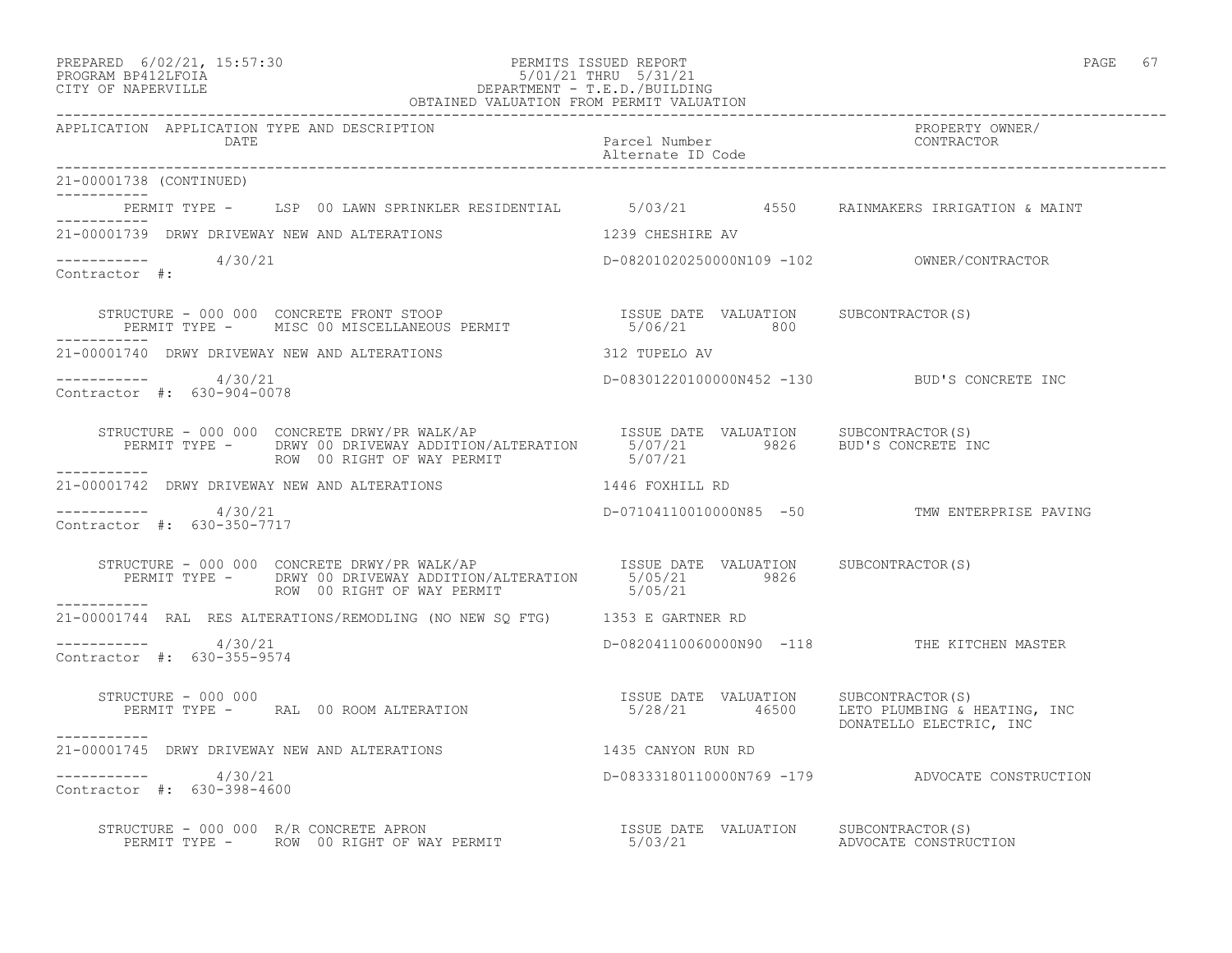PREPARED 6/02/21, 15:57:30 PERMITS ISSUED REPORT
PROGRAM BP412LFOIA 5/01/21 THRU 5/31/21
CITY OF NAPERVILLE DEPARTMENT - T.E.D./BUILDING
OBTAINED VALUATION FROM PERMIT VALUATION

| APPLICATION | APPLICATION TYPE AND DESCRIPTION / DATE | Parcel Number / Alternate ID Code | PROPERTY OWNER/ CONTRACTOR |
|---|---|---|---|

21-00001738 (CONTINUED)

PERMIT TYPE - LSP 00 LAWN SPRINKLER RESIDENTIAL 5/03/21 4550 RAINMAKERS IRRIGATION & MAINT

---

21-00001739 DRWY DRIVEWAY NEW AND ALTERATIONS 1239 CHESHIRE AV

4/30/21 D-08201020250000N109 -102 OWNER/CONTRACTOR
Contractor #:

| STRUCTURE - 000 000 CONCRETE FRONT STOOP | ISSUE DATE | VALUATION | SUBCONTRACTOR(S) |
|---|---|---|---|
| PERMIT TYPE - MISC 00 MISCELLANEOUS PERMIT | 5/06/21 | 800 | |

---

21-00001740 DRWY DRIVEWAY NEW AND ALTERATIONS 312 TUPELO AV

4/30/21 D-08301220100000N452 -130 BUD'S CONCRETE INC
Contractor #: 630-904-0078

| STRUCTURE - 000 000 CONCRETE DRWY/PR WALK/AP | ISSUE DATE | VALUATION | SUBCONTRACTOR(S) |
|---|---|---|---|
| PERMIT TYPE - DRWY 00 DRIVEWAY ADDITION/ALTERATION | 5/07/21 | 9826 | BUD'S CONCRETE INC |
| ROW 00 RIGHT OF WAY PERMIT | 5/07/21 | | |

---

21-00001742 DRWY DRIVEWAY NEW AND ALTERATIONS 1446 FOXHILL RD

4/30/21 D-07104110010000N85 -50 TMW ENTERPRISE PAVING
Contractor #: 630-350-7717

| STRUCTURE - 000 000 CONCRETE DRWY/PR WALK/AP | ISSUE DATE | VALUATION | SUBCONTRACTOR(S) |
|---|---|---|---|
| PERMIT TYPE - DRWY 00 DRIVEWAY ADDITION/ALTERATION | 5/05/21 | 9826 | |
| ROW 00 RIGHT OF WAY PERMIT | 5/05/21 | | |

---

21-00001744 RAL RES ALTERATIONS/REMODLING (NO NEW SQ FTG) 1353 E GARTNER RD

4/30/21 D-08204110060000N90 -118 THE KITCHEN MASTER
Contractor #: 630-355-9574

| STRUCTURE - 000 000 | ISSUE DATE | VALUATION | SUBCONTRACTOR(S) |
|---|---|---|---|
| PERMIT TYPE - RAL 00 ROOM ALTERATION | 5/28/21 | 46500 | LETO PLUMBING & HEATING, INC |
| | | | DONATELLO ELECTRIC, INC |

---

21-00001745 DRWY DRIVEWAY NEW AND ALTERATIONS 1435 CANYON RUN RD

4/30/21 D-08333180110000N769 -179 ADVOCATE CONSTRUCTION
Contractor #: 630-398-4600

| STRUCTURE - 000 000 R/R CONCRETE APRON | ISSUE DATE | VALUATION | SUBCONTRACTOR(S) |
|---|---|---|---|
| PERMIT TYPE - ROW 00 RIGHT OF WAY PERMIT | 5/03/21 | | ADVOCATE CONSTRUCTION |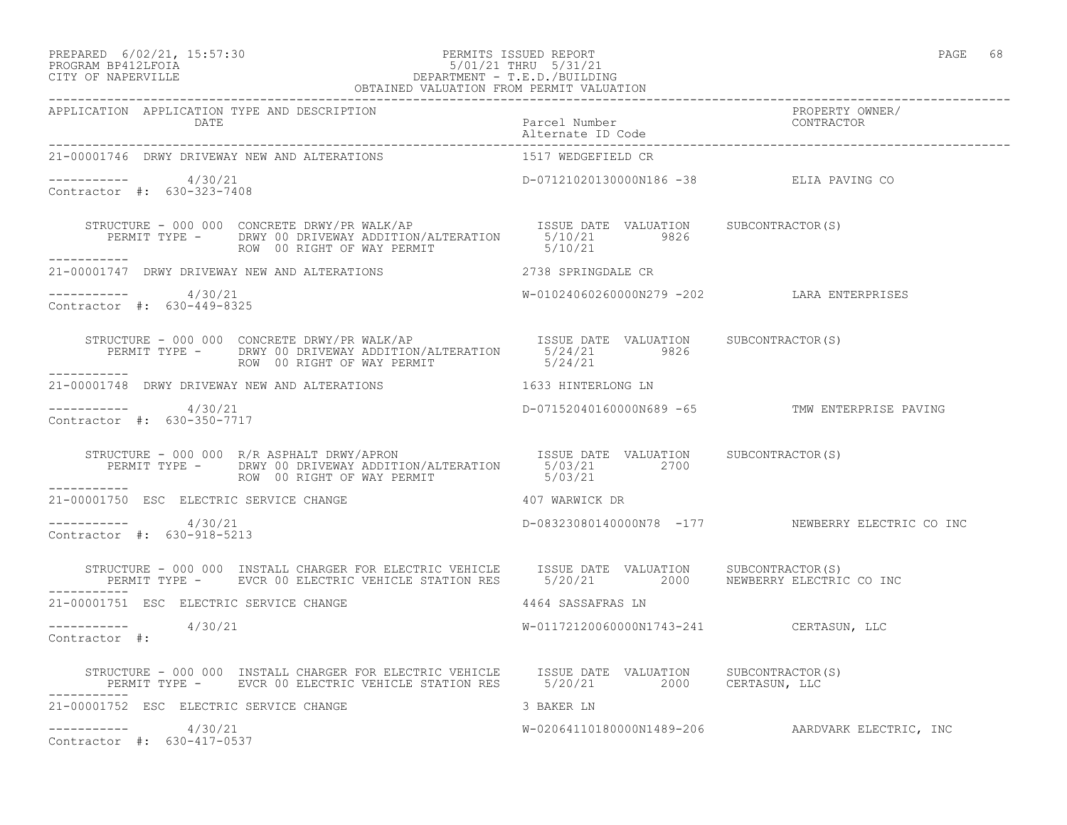PREPARED 6/02/21, 15:57:30 PERMITS ISSUED REPORT
PROGRAM BP412LFOIA 5/01/21 THRU 5/31/21
CITY OF NAPERVILLE DEPARTMENT - T.E.D./BUILDING
OBTAINED VALUATION FROM PERMIT VALUATION

| APPLICATION | APPLICATION TYPE AND DESCRIPTION / DATE | Parcel Number / Alternate ID Code | PROPERTY OWNER/ CONTRACTOR |
|---|---|---|---|
| 21-00001746 | DRWY DRIVEWAY NEW AND ALTERATIONS | 1517 WEDGEFIELD CR | |
| | 4/30/21 | D-07121020130000N186 -38 | ELIA PAVING CO |

Contractor #: 630-323-7408

STRUCTURE - 000 000 CONCRETE DRWY/PR WALK/AP — ISSUE DATE / VALUATION / SUBCONTRACTOR(S)
PERMIT TYPE - DRWY 00 DRIVEWAY ADDITION/ALTERATION 5/10/21 9826
ROW 00 RIGHT OF WAY PERMIT 5/10/21

| APPLICATION | APPLICATION TYPE AND DESCRIPTION / DATE | Parcel Number / Alternate ID Code | PROPERTY OWNER/ CONTRACTOR |
|---|---|---|---|
| 21-00001747 | DRWY DRIVEWAY NEW AND ALTERATIONS | 2738 SPRINGDALE CR | |
| | 4/30/21 | W-01024060260000N279 -202 | LARA ENTERPRISES |

Contractor #: 630-449-8325

STRUCTURE - 000 000 CONCRETE DRWY/PR WALK/AP — ISSUE DATE / VALUATION / SUBCONTRACTOR(S)
PERMIT TYPE - DRWY 00 DRIVEWAY ADDITION/ALTERATION 5/24/21 9826
ROW 00 RIGHT OF WAY PERMIT 5/24/21

| APPLICATION | APPLICATION TYPE AND DESCRIPTION / DATE | Parcel Number / Alternate ID Code | PROPERTY OWNER/ CONTRACTOR |
|---|---|---|---|
| 21-00001748 | DRWY DRIVEWAY NEW AND ALTERATIONS | 1633 HINTERLONG LN | |
| | 4/30/21 | D-07152040160000N689 -65 | TMW ENTERPRISE PAVING |

Contractor #: 630-350-7717

STRUCTURE - 000 000 R/R ASPHALT DRWY/APRON — ISSUE DATE / VALUATION / SUBCONTRACTOR(S)
PERMIT TYPE - DRWY 00 DRIVEWAY ADDITION/ALTERATION 5/03/21 2700
ROW 00 RIGHT OF WAY PERMIT 5/03/21

| APPLICATION | APPLICATION TYPE AND DESCRIPTION / DATE | Parcel Number / Alternate ID Code | PROPERTY OWNER/ CONTRACTOR |
|---|---|---|---|
| 21-00001750 | ESC ELECTRIC SERVICE CHANGE | 407 WARWICK DR | |
| | 4/30/21 | D-08323080140000N78 -177 | NEWBERRY ELECTRIC CO INC |

Contractor #: 630-918-5213

STRUCTURE - 000 000 INSTALL CHARGER FOR ELECTRIC VEHICLE — ISSUE DATE / VALUATION / SUBCONTRACTOR(S)
PERMIT TYPE - EVCR 00 ELECTRIC VEHICLE STATION RES 5/20/21 2000 NEWBERRY ELECTRIC CO INC

| APPLICATION | APPLICATION TYPE AND DESCRIPTION / DATE | Parcel Number / Alternate ID Code | PROPERTY OWNER/ CONTRACTOR |
|---|---|---|---|
| 21-00001751 | ESC ELECTRIC SERVICE CHANGE | 4464 SASSAFRAS LN | |
| | 4/30/21 | W-01172120060000N1743-241 | CERTASUN, LLC |

Contractor #:

STRUCTURE - 000 000 INSTALL CHARGER FOR ELECTRIC VEHICLE — ISSUE DATE / VALUATION / SUBCONTRACTOR(S)
PERMIT TYPE - EVCR 00 ELECTRIC VEHICLE STATION RES 5/20/21 2000 CERTASUN, LLC

| APPLICATION | APPLICATION TYPE AND DESCRIPTION / DATE | Parcel Number / Alternate ID Code | PROPERTY OWNER/ CONTRACTOR |
|---|---|---|---|
| 21-00001752 | ESC ELECTRIC SERVICE CHANGE | 3 BAKER LN | |
| | 4/30/21 | W-02064110180000N1489-206 | AARDVARK ELECTRIC, INC |

Contractor #: 630-417-0537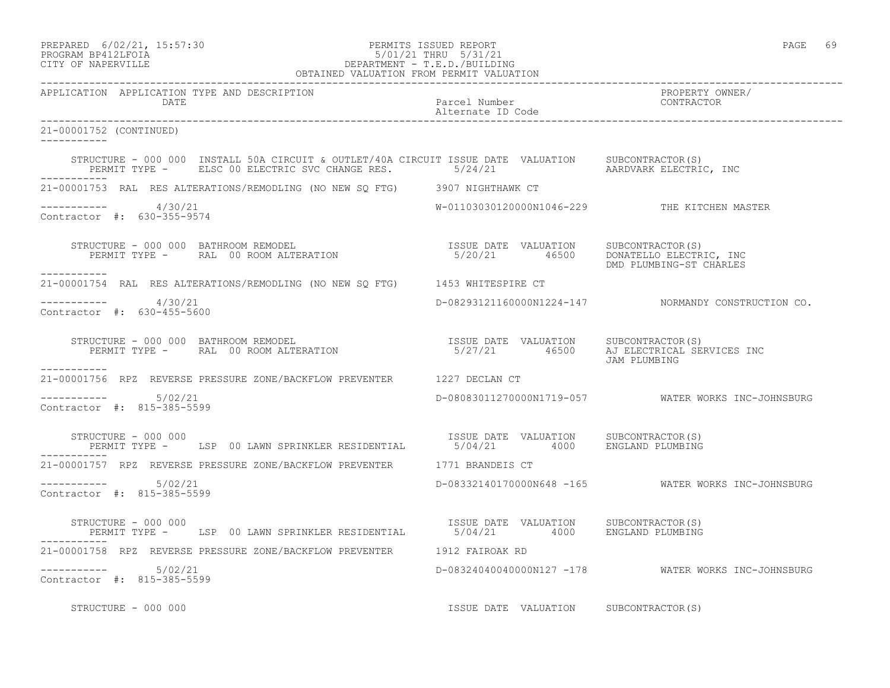PREPARED 6/02/21, 15:57:30
PROGRAM BP412LFOIA
CITY OF NAPERVILLE

PERMITS ISSUED REPORT
5/01/21 THRU 5/31/21
DEPARTMENT - T.E.D./BUILDING
OBTAINED VALUATION FROM PERMIT VALUATION

| APPLICATION | APPLICATION TYPE AND DESCRIPTION / DATE | Parcel Number / Alternate ID Code | PROPERTY OWNER/ CONTRACTOR |
|---|---|---|---|

**21-00001752 (CONTINUED)**

STRUCTURE - 000 000 INSTALL 50A CIRCUIT & OUTLET/40A CIRCUIT
PERMIT TYPE - ELSC 00 ELECTRIC SVC CHANGE RES.
ISSUE DATE 5/24/21 VALUATION
SUBCONTRACTOR(S): AARDVARK ELECTRIC, INC

---

**21-00001753** RAL RES ALTERATIONS/REMODLING (NO NEW SQ FTG) — 3907 NIGHTHAWK CT
Date: 4/30/21 — W-01103030120000N1046-229 — THE KITCHEN MASTER
Contractor #: 630-355-9574

STRUCTURE - 000 000 BATHROOM REMODEL
PERMIT TYPE - RAL 00 ROOM ALTERATION
ISSUE DATE 5/20/21 VALUATION 46500
SUBCONTRACTOR(S): DONATELLO ELECTRIC, INC; DMD PLUMBING-ST CHARLES

---

**21-00001754** RAL RES ALTERATIONS/REMODLING (NO NEW SQ FTG) — 1453 WHITESPIRE CT
Date: 4/30/21 — D-08293121160000N1224-147 — NORMANDY CONSTRUCTION CO.
Contractor #: 630-455-5600

STRUCTURE - 000 000 BATHROOM REMODEL
PERMIT TYPE - RAL 00 ROOM ALTERATION
ISSUE DATE 5/27/21 VALUATION 46500
SUBCONTRACTOR(S): AJ ELECTRICAL SERVICES INC; JAM PLUMBING

---

**21-00001756** RPZ REVERSE PRESSURE ZONE/BACKFLOW PREVENTER — 1227 DECLAN CT
Date: 5/02/21 — D-08083011270000N1719-057 — WATER WORKS INC-JOHNSBURG
Contractor #: 815-385-5599

STRUCTURE - 000 000
PERMIT TYPE - LSP 00 LAWN SPRINKLER RESIDENTIAL
ISSUE DATE 5/04/21 VALUATION 4000
SUBCONTRACTOR(S): ENGLAND PLUMBING

---

**21-00001757** RPZ REVERSE PRESSURE ZONE/BACKFLOW PREVENTER — 1771 BRANDEIS CT
Date: 5/02/21 — D-08332140170000N648 -165 — WATER WORKS INC-JOHNSBURG
Contractor #: 815-385-5599

STRUCTURE - 000 000
PERMIT TYPE - LSP 00 LAWN SPRINKLER RESIDENTIAL
ISSUE DATE 5/04/21 VALUATION 4000
SUBCONTRACTOR(S): ENGLAND PLUMBING

---

**21-00001758** RPZ REVERSE PRESSURE ZONE/BACKFLOW PREVENTER — 1912 FAIROAK RD
Date: 5/02/21 — D-08324040040000N127 -178 — WATER WORKS INC-JOHNSBURG
Contractor #: 815-385-5599

STRUCTURE - 000 000
ISSUE DATE VALUATION SUBCONTRACTOR(S)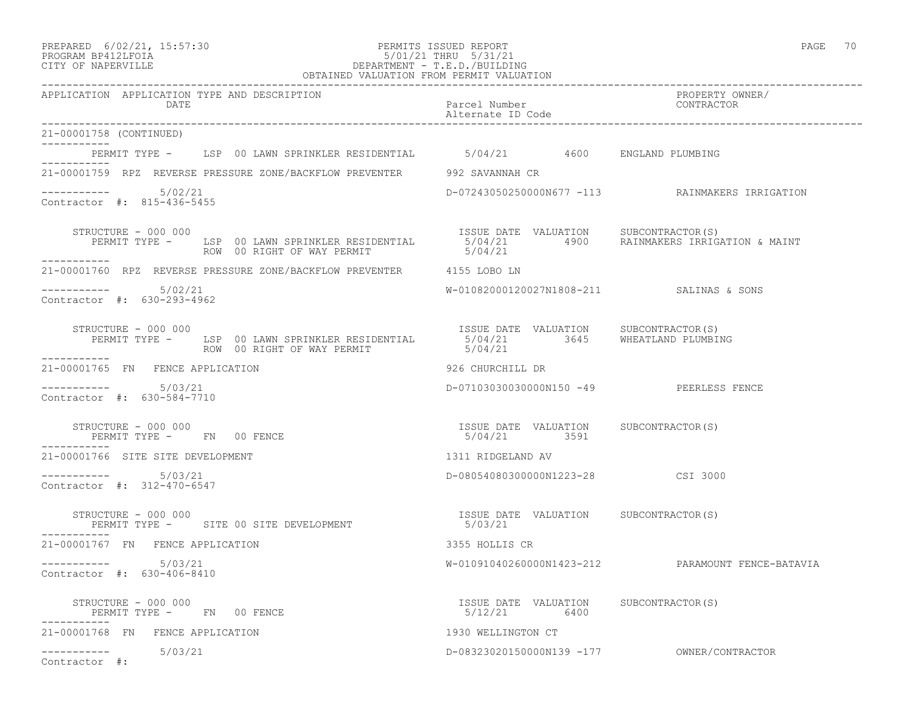PREPARED 6/02/21, 15:57:30 PERMITS ISSUED REPORT
PROGRAM BP412LFOIA 5/01/21 THRU 5/31/21
CITY OF NAPERVILLE DEPARTMENT - T.E.D./BUILDING
OBTAINED VALUATION FROM PERMIT VALUATION

| APPLICATION | APPLICATION TYPE AND DESCRIPTION / DATE | Parcel Number / Alternate ID Code | PROPERTY OWNER/ CONTRACTOR |
|---|---|---|---|

21-00001758 (CONTINUED)

PERMIT TYPE - LSP 00 LAWN SPRINKLER RESIDENTIAL 5/04/21 4600 ENGLAND PLUMBING

---

21-00001759 RPZ REVERSE PRESSURE ZONE/BACKFLOW PREVENTER 992 SAVANNAH CR

5/02/21 D-07243050250000N677 -113 RAINMAKERS IRRIGATION
Contractor #: 815-436-5455

STRUCTURE - 000 000 ISSUE DATE VALUATION SUBCONTRACTOR(S)
PERMIT TYPE - LSP 00 LAWN SPRINKLER RESIDENTIAL 5/04/21 4900 RAINMAKERS IRRIGATION & MAINT
ROW 00 RIGHT OF WAY PERMIT 5/04/21

---

21-00001760 RPZ REVERSE PRESSURE ZONE/BACKFLOW PREVENTER 4155 LOBO LN

5/02/21 W-01082000120027N1808-211 SALINAS & SONS
Contractor #: 630-293-4962

STRUCTURE - 000 000 ISSUE DATE VALUATION SUBCONTRACTOR(S)
PERMIT TYPE - LSP 00 LAWN SPRINKLER RESIDENTIAL 5/04/21 3645 WHEATLAND PLUMBING
ROW 00 RIGHT OF WAY PERMIT 5/04/21

---

21-00001765 FN FENCE APPLICATION 926 CHURCHILL DR

5/03/21 D-07103030030000N150 -49 PEERLESS FENCE
Contractor #: 630-584-7710

STRUCTURE - 000 000 ISSUE DATE VALUATION SUBCONTRACTOR(S)
PERMIT TYPE - FN 00 FENCE 5/04/21 3591

---

21-00001766 SITE SITE DEVELOPMENT 1311 RIDGELAND AV

5/03/21 D-08054080300000N1223-28 CSI 3000
Contractor #: 312-470-6547

STRUCTURE - 000 000 ISSUE DATE VALUATION SUBCONTRACTOR(S)
PERMIT TYPE - SITE 00 SITE DEVELOPMENT 5/03/21

---

21-00001767 FN FENCE APPLICATION 3355 HOLLIS CR

5/03/21 W-01091040260000N1423-212 PARAMOUNT FENCE-BATAVIA
Contractor #: 630-406-8410

STRUCTURE - 000 000 ISSUE DATE VALUATION SUBCONTRACTOR(S)
PERMIT TYPE - FN 00 FENCE 5/12/21 6400

---

21-00001768 FN FENCE APPLICATION 1930 WELLINGTON CT

5/03/21 D-08323020150000N139 -177 OWNER/CONTRACTOR
Contractor #: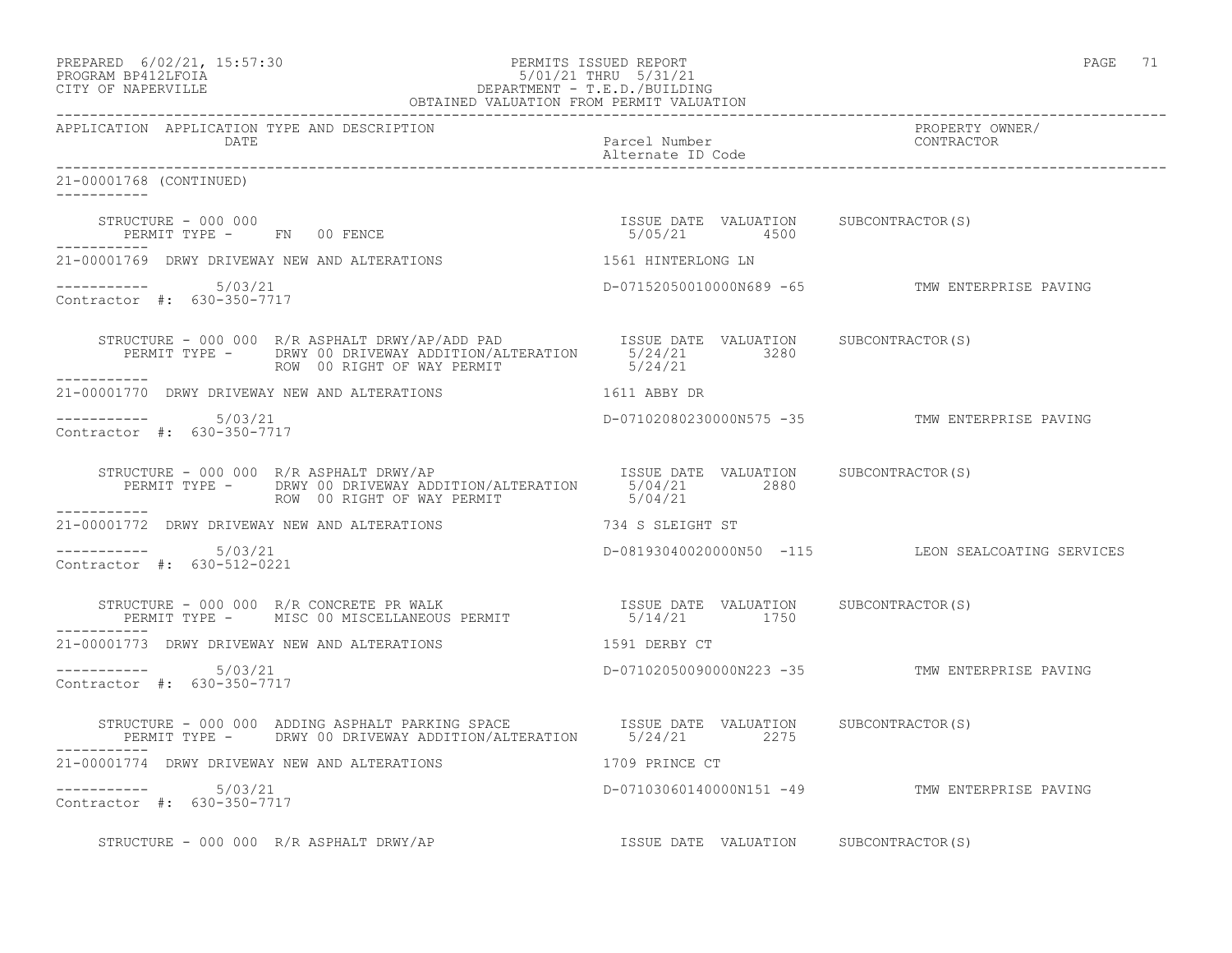APPLICATION APPLICATION TYPE AND DESCRIPTION DATE | Parcel Number Alternate ID Code | PROPERTY OWNER/ CONTRACTOR

21-00001768 (CONTINUED)

STRUCTURE - 000 000
PERMIT TYPE - FN 00 FENCE
ISSUE DATE 5/05/21 VALUATION 4500 SUBCONTRACTOR(S)

21-00001769 DRWY DRIVEWAY NEW AND ALTERATIONS 1561 HINTERLONG LN
5/03/21 D-07152050010000N689 -65 TMW ENTERPRISE PAVING
Contractor #: 630-350-7717

STRUCTURE - 000 000 R/R ASPHALT DRWY/AP/ADD PAD
PERMIT TYPE - DRWY 00 DRIVEWAY ADDITION/ALTERATION — ISSUE DATE 5/24/21 VALUATION 3280
ROW 00 RIGHT OF WAY PERMIT — ISSUE DATE 5/24/21
SUBCONTRACTOR(S)

21-00001770 DRWY DRIVEWAY NEW AND ALTERATIONS 1611 ABBY DR
5/03/21 D-07102080230000N575 -35 TMW ENTERPRISE PAVING
Contractor #: 630-350-7717

STRUCTURE - 000 000 R/R ASPHALT DRWY/AP
PERMIT TYPE - DRWY 00 DRIVEWAY ADDITION/ALTERATION — ISSUE DATE 5/04/21 VALUATION 2880
ROW 00 RIGHT OF WAY PERMIT — ISSUE DATE 5/04/21
SUBCONTRACTOR(S)

21-00001772 DRWY DRIVEWAY NEW AND ALTERATIONS 734 S SLEIGHT ST
5/03/21 D-08193040020000N50 -115 LEON SEALCOATING SERVICES
Contractor #: 630-512-0221

STRUCTURE - 000 000 R/R CONCRETE PR WALK
PERMIT TYPE - MISC 00 MISCELLANEOUS PERMIT — ISSUE DATE 5/14/21 VALUATION 1750
SUBCONTRACTOR(S)

21-00001773 DRWY DRIVEWAY NEW AND ALTERATIONS 1591 DERBY CT
5/03/21 D-07102050090000N223 -35 TMW ENTERPRISE PAVING
Contractor #: 630-350-7717

STRUCTURE - 000 000 ADDING ASPHALT PARKING SPACE
PERMIT TYPE - DRWY 00 DRIVEWAY ADDITION/ALTERATION — ISSUE DATE 5/24/21 VALUATION 2275
SUBCONTRACTOR(S)

21-00001774 DRWY DRIVEWAY NEW AND ALTERATIONS 1709 PRINCE CT
5/03/21 D-07103060140000N151 -49 TMW ENTERPRISE PAVING
Contractor #: 630-350-7717

STRUCTURE - 000 000 R/R ASPHALT DRWY/AP — ISSUE DATE VALUATION SUBCONTRACTOR(S)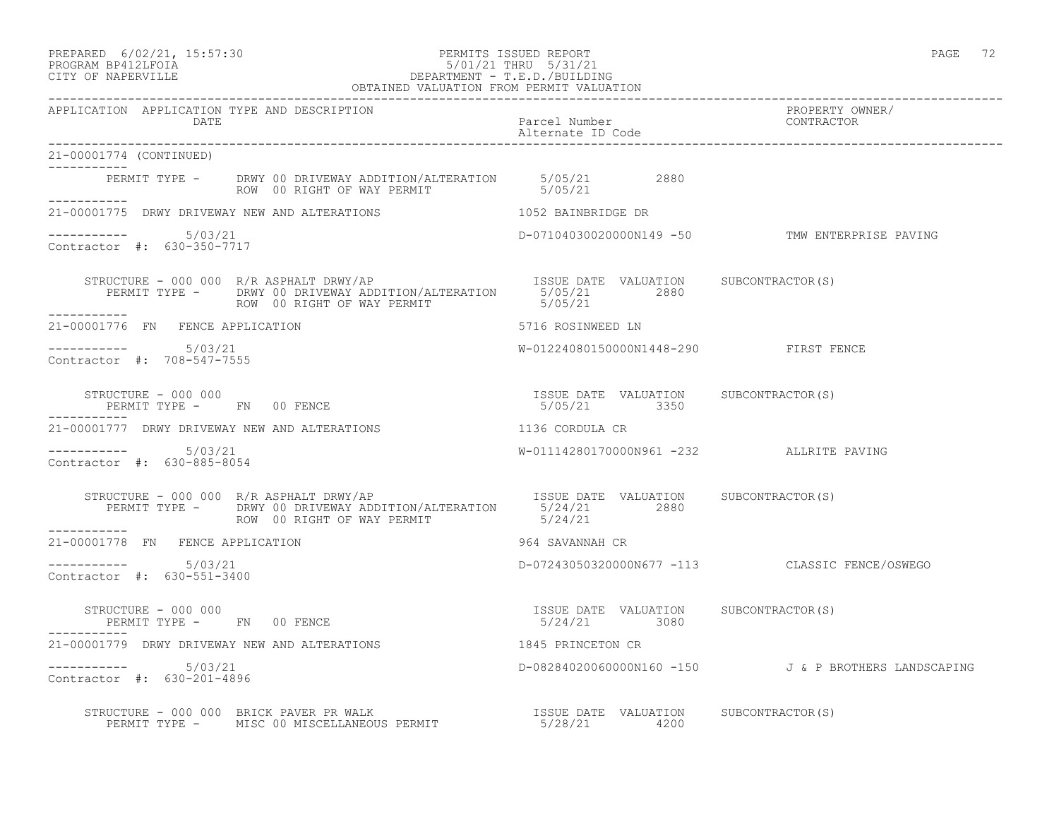PREPARED 6/02/21, 15:57:30 PERMITS ISSUED REPORT
PROGRAM BP412LFOIA 5/01/21 THRU 5/31/21
CITY OF NAPERVILLE DEPARTMENT - T.E.D./BUILDING
OBTAINED VALUATION FROM PERMIT VALUATION

| APPLICATION | APPLICATION TYPE AND DESCRIPTION / DATE | Parcel Number / Alternate ID Code | PROPERTY OWNER/ CONTRACTOR |
|---|---|---|---|

21-00001774 (CONTINUED)

PERMIT TYPE - DRWY 00 DRIVEWAY ADDITION/ALTERATION 5/05/21 2880
ROW 00 RIGHT OF WAY PERMIT 5/05/21

---

21-00001775 DRWY DRIVEWAY NEW AND ALTERATIONS — 1052 BAINBRIDGE DR

5/03/21 — D-07104030020000N149 -50 — TMW ENTERPRISE PAVING
Contractor #: 630-350-7717

STRUCTURE - 000 000 R/R ASPHALT DRWY/AP — ISSUE DATE VALUATION SUBCONTRACTOR(S)
PERMIT TYPE - DRWY 00 DRIVEWAY ADDITION/ALTERATION 5/05/21 2880
ROW 00 RIGHT OF WAY PERMIT 5/05/21

---

21-00001776 FN FENCE APPLICATION — 5716 ROSINWEED LN

5/03/21 — W-01224080150000N1448-290 — FIRST FENCE
Contractor #: 708-547-7555

STRUCTURE - 000 000 — ISSUE DATE VALUATION SUBCONTRACTOR(S)
PERMIT TYPE - FN 00 FENCE 5/05/21 3350

---

21-00001777 DRWY DRIVEWAY NEW AND ALTERATIONS — 1136 CORDULA CR

5/03/21 — W-01114280170000N961 -232 — ALLRITE PAVING
Contractor #: 630-885-8054

STRUCTURE - 000 000 R/R ASPHALT DRWY/AP — ISSUE DATE VALUATION SUBCONTRACTOR(S)
PERMIT TYPE - DRWY 00 DRIVEWAY ADDITION/ALTERATION 5/24/21 2880
ROW 00 RIGHT OF WAY PERMIT 5/24/21

---

21-00001778 FN FENCE APPLICATION — 964 SAVANNAH CR

5/03/21 — D-07243050320000N677 -113 — CLASSIC FENCE/OSWEGO
Contractor #: 630-551-3400

STRUCTURE - 000 000 — ISSUE DATE VALUATION SUBCONTRACTOR(S)
PERMIT TYPE - FN 00 FENCE 5/24/21 3080

---

21-00001779 DRWY DRIVEWAY NEW AND ALTERATIONS — 1845 PRINCETON CR

5/03/21 — D-08284020060000N160 -150 — J & P BROTHERS LANDSCAPING
Contractor #: 630-201-4896

STRUCTURE - 000 000 BRICK PAVER PR WALK — ISSUE DATE VALUATION SUBCONTRACTOR(S)
PERMIT TYPE - MISC 00 MISCELLANEOUS PERMIT 5/28/21 4200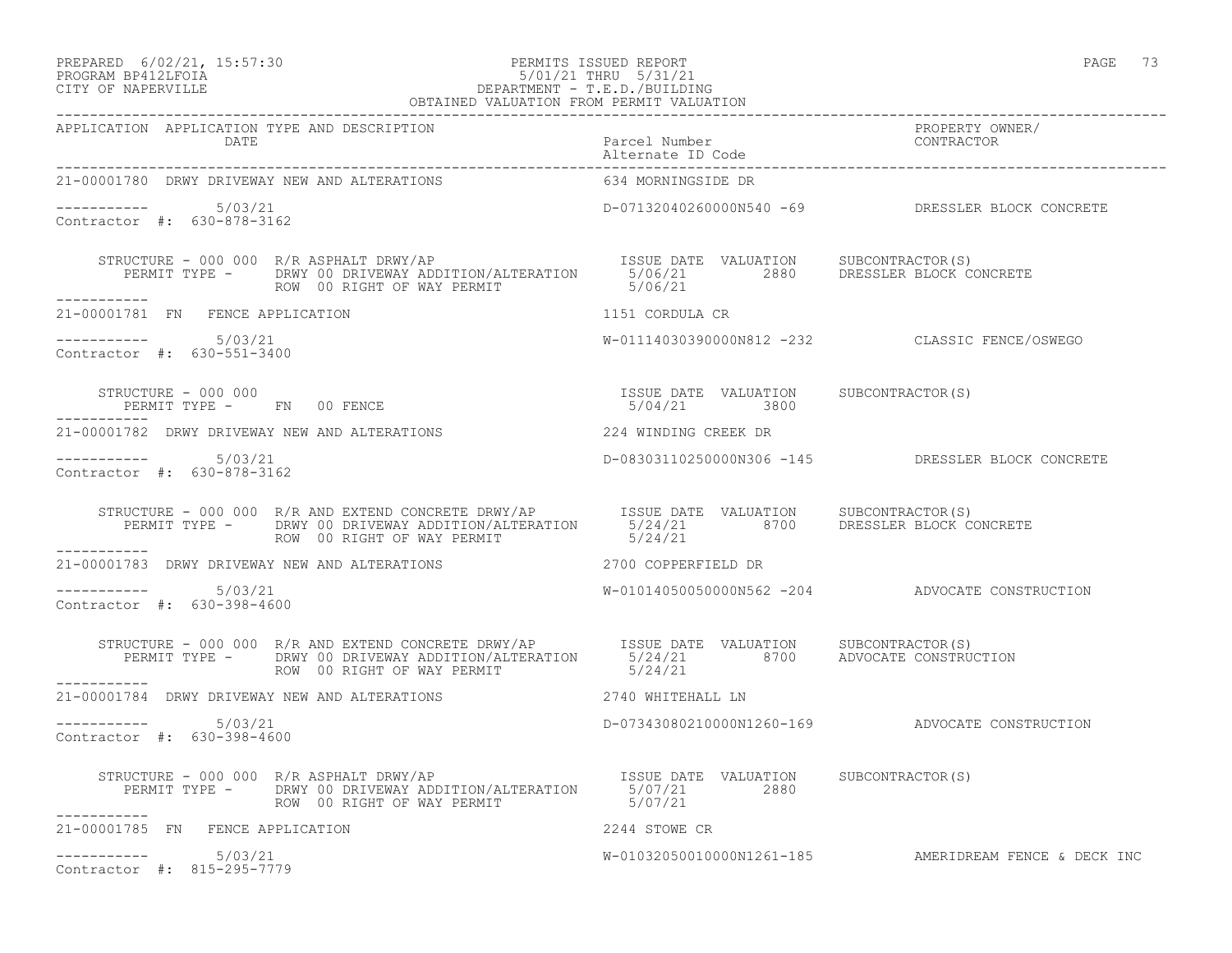PREPARED 6/02/21, 15:57:30 PERMITS ISSUED REPORT
PROGRAM BP412LFOIA 5/01/21 THRU 5/31/21
CITY OF NAPERVILLE DEPARTMENT - T.E.D./BUILDING
OBTAINED VALUATION FROM PERMIT VALUATION

| APPLICATION | APPLICATION TYPE AND DESCRIPTION / DATE | Parcel Number / Alternate ID Code | PROPERTY OWNER/ CONTRACTOR |
|---|---|---|---|
| 21-00001780 | DRWY DRIVEWAY NEW AND ALTERATIONS | 634 MORNINGSIDE DR | |
| ----------- | 5/03/21 | D-07132040260000N540 -69 | DRESSLER BLOCK CONCRETE |
| Contractor #: 630-878-3162 | | | |

STRUCTURE - 000 000 R/R ASPHALT DRWY/AP — ISSUE DATE / VALUATION / SUBCONTRACTOR(S)
PERMIT TYPE - DRWY 00 DRIVEWAY ADDITION/ALTERATION — 5/06/21 — 2880 — DRESSLER BLOCK CONCRETE
ROW 00 RIGHT OF WAY PERMIT — 5/06/21

| APPLICATION | APPLICATION TYPE AND DESCRIPTION / DATE | Parcel Number / Alternate ID Code | PROPERTY OWNER/ CONTRACTOR |
|---|---|---|---|
| 21-00001781 | FN FENCE APPLICATION | 1151 CORDULA CR | |
| ----------- | 5/03/21 | W-01114030390000N812 -232 | CLASSIC FENCE/OSWEGO |
| Contractor #: 630-551-3400 | | | |

STRUCTURE - 000 000 — ISSUE DATE / VALUATION / SUBCONTRACTOR(S)
PERMIT TYPE - FN 00 FENCE — 5/04/21 — 3800

| APPLICATION | APPLICATION TYPE AND DESCRIPTION / DATE | Parcel Number / Alternate ID Code | PROPERTY OWNER/ CONTRACTOR |
|---|---|---|---|
| 21-00001782 | DRWY DRIVEWAY NEW AND ALTERATIONS | 224 WINDING CREEK DR | |
| ----------- | 5/03/21 | D-08303110250000N306 -145 | DRESSLER BLOCK CONCRETE |
| Contractor #: 630-878-3162 | | | |

STRUCTURE - 000 000 R/R AND EXTEND CONCRETE DRWY/AP — ISSUE DATE / VALUATION / SUBCONTRACTOR(S)
PERMIT TYPE - DRWY 00 DRIVEWAY ADDITION/ALTERATION — 5/24/21 — 8700 — DRESSLER BLOCK CONCRETE
ROW 00 RIGHT OF WAY PERMIT — 5/24/21

| APPLICATION | APPLICATION TYPE AND DESCRIPTION / DATE | Parcel Number / Alternate ID Code | PROPERTY OWNER/ CONTRACTOR |
|---|---|---|---|
| 21-00001783 | DRWY DRIVEWAY NEW AND ALTERATIONS | 2700 COPPERFIELD DR | |
| ----------- | 5/03/21 | W-01014050050000N562 -204 | ADVOCATE CONSTRUCTION |
| Contractor #: 630-398-4600 | | | |

STRUCTURE - 000 000 R/R AND EXTEND CONCRETE DRWY/AP — ISSUE DATE / VALUATION / SUBCONTRACTOR(S)
PERMIT TYPE - DRWY 00 DRIVEWAY ADDITION/ALTERATION — 5/24/21 — 8700 — ADVOCATE CONSTRUCTION
ROW 00 RIGHT OF WAY PERMIT — 5/24/21

| APPLICATION | APPLICATION TYPE AND DESCRIPTION / DATE | Parcel Number / Alternate ID Code | PROPERTY OWNER/ CONTRACTOR |
|---|---|---|---|
| 21-00001784 | DRWY DRIVEWAY NEW AND ALTERATIONS | 2740 WHITEHALL LN | |
| ----------- | 5/03/21 | D-07343080210000N1260-169 | ADVOCATE CONSTRUCTION |
| Contractor #: 630-398-4600 | | | |

STRUCTURE - 000 000 R/R ASPHALT DRWY/AP — ISSUE DATE / VALUATION / SUBCONTRACTOR(S)
PERMIT TYPE - DRWY 00 DRIVEWAY ADDITION/ALTERATION — 5/07/21 — 2880
ROW 00 RIGHT OF WAY PERMIT — 5/07/21

| APPLICATION | APPLICATION TYPE AND DESCRIPTION / DATE | Parcel Number / Alternate ID Code | PROPERTY OWNER/ CONTRACTOR |
|---|---|---|---|
| 21-00001785 | FN FENCE APPLICATION | 2244 STOWE CR | |
| ----------- | 5/03/21 | W-01032050010000N1261-185 | AMERIDREAM FENCE & DECK INC |
| Contractor #: 815-295-7779 | | | |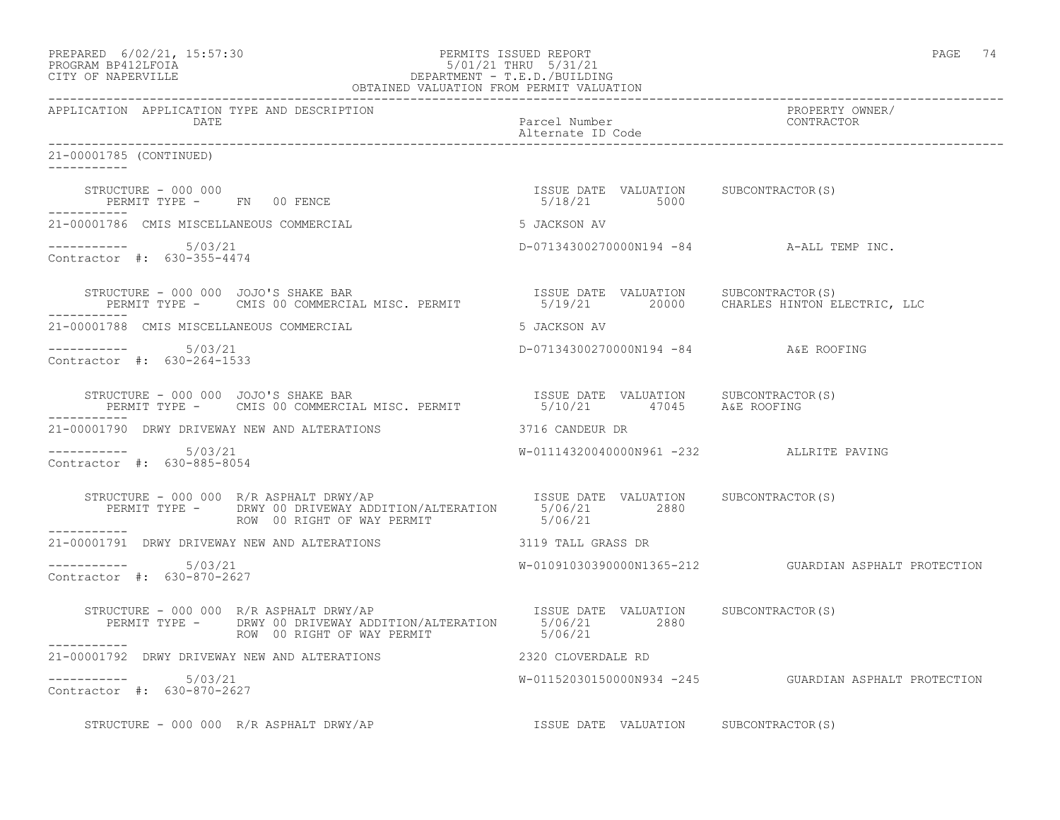PREPARED 6/02/21, 15:57:30
PROGRAM BP412LFOIA
CITY OF NAPERVILLE

PERMITS ISSUED REPORT
5/01/21 THRU 5/31/21
DEPARTMENT - T.E.D./BUILDING
OBTAINED VALUATION FROM PERMIT VALUATION

| APPLICATION | APPLICATION TYPE AND DESCRIPTION DATE | Parcel Number Alternate ID Code | PROPERTY OWNER/ CONTRACTOR |
|---|---|---|---|

21-00001785 (CONTINUED)

STRUCTURE - 000 000
PERMIT TYPE - FN 00 FENCE

| ISSUE DATE | VALUATION | SUBCONTRACTOR(S) |
|---|---|---|
| 5/18/21 | 5000 | |

21-00001786 CMIS MISCELLANEOUS COMMERCIAL — 5 JACKSON AV
----------- 5/03/21 — D-07134300270000N194 -84 — A-ALL TEMP INC.
Contractor #: 630-355-4474

STRUCTURE - 000 000 JOJO'S SHAKE BAR
PERMIT TYPE - CMIS 00 COMMERCIAL MISC. PERMIT

| ISSUE DATE | VALUATION | SUBCONTRACTOR(S) |
|---|---|---|
| 5/19/21 | 20000 | CHARLES HINTON ELECTRIC, LLC |

21-00001788 CMIS MISCELLANEOUS COMMERCIAL — 5 JACKSON AV
----------- 5/03/21 — D-07134300270000N194 -84 — A&E ROOFING
Contractor #: 630-264-1533

STRUCTURE - 000 000 JOJO'S SHAKE BAR
PERMIT TYPE - CMIS 00 COMMERCIAL MISC. PERMIT

| ISSUE DATE | VALUATION | SUBCONTRACTOR(S) |
|---|---|---|
| 5/10/21 | 47045 | A&E ROOFING |

21-00001790 DRWY DRIVEWAY NEW AND ALTERATIONS — 3716 CANDEUR DR
----------- 5/03/21 — W-01114320040000N961 -232 — ALLRITE PAVING
Contractor #: 630-885-8054

STRUCTURE - 000 000 R/R ASPHALT DRWY/AP
PERMIT TYPE - DRWY 00 DRIVEWAY ADDITION/ALTERATION
ROW 00 RIGHT OF WAY PERMIT

| ISSUE DATE | VALUATION | SUBCONTRACTOR(S) |
|---|---|---|
| 5/06/21 | 2880 | |
| 5/06/21 | | |

21-00001791 DRWY DRIVEWAY NEW AND ALTERATIONS — 3119 TALL GRASS DR
----------- 5/03/21 — W-01091030390000N1365-212 — GUARDIAN ASPHALT PROTECTION
Contractor #: 630-870-2627

STRUCTURE - 000 000 R/R ASPHALT DRWY/AP
PERMIT TYPE - DRWY 00 DRIVEWAY ADDITION/ALTERATION
ROW 00 RIGHT OF WAY PERMIT

| ISSUE DATE | VALUATION | SUBCONTRACTOR(S) |
|---|---|---|
| 5/06/21 | 2880 | |
| 5/06/21 | | |

21-00001792 DRWY DRIVEWAY NEW AND ALTERATIONS — 2320 CLOVERDALE RD
----------- 5/03/21 — W-01152030150000N934 -245 — GUARDIAN ASPHALT PROTECTION
Contractor #: 630-870-2627

STRUCTURE - 000 000 R/R ASPHALT DRWY/AP

| ISSUE DATE | VALUATION | SUBCONTRACTOR(S) |
|---|---|---|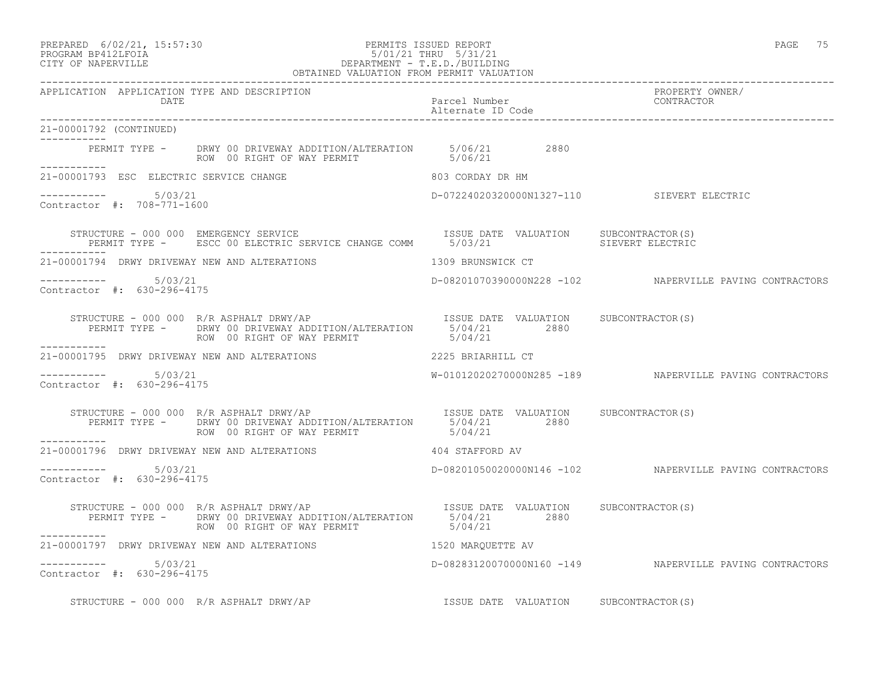PREPARED 6/02/21, 15:57:30 PERMITS ISSUED REPORT
PROGRAM BP412LFOIA 5/01/21 THRU 5/31/21
CITY OF NAPERVILLE DEPARTMENT - T.E.D./BUILDING
OBTAINED VALUATION FROM PERMIT VALUATION

| APPLICATION | APPLICATION TYPE AND DESCRIPTION / DATE | Parcel Number / Alternate ID Code | PROPERTY OWNER/ CONTRACTOR |
|---|---|---|---|

21-00001792 (CONTINUED)

PERMIT TYPE - DRWY 00 DRIVEWAY ADDITION/ALTERATION 5/06/21 2880
ROW 00 RIGHT OF WAY PERMIT 5/06/21

---

21-00001793 ESC ELECTRIC SERVICE CHANGE — 803 CORDAY DR HM

5/03/21 — D-07224020320000N1327-110 — SIEVERT ELECTRIC
Contractor #: 708-771-1600

STRUCTURE - 000 000 EMERGENCY SERVICE — ISSUE DATE VALUATION SUBCONTRACTOR(S)
PERMIT TYPE - ESCC 00 ELECTRIC SERVICE CHANGE COMM 5/03/21 — SIEVERT ELECTRIC

---

21-00001794 DRWY DRIVEWAY NEW AND ALTERATIONS — 1309 BRUNSWICK CT

5/03/21 — D-08201070390000N228 -102 — NAPERVILLE PAVING CONTRACTORS
Contractor #: 630-296-4175

STRUCTURE - 000 000 R/R ASPHALT DRWY/AP — ISSUE DATE VALUATION SUBCONTRACTOR(S)
PERMIT TYPE - DRWY 00 DRIVEWAY ADDITION/ALTERATION 5/04/21 2880
ROW 00 RIGHT OF WAY PERMIT 5/04/21

---

21-00001795 DRWY DRIVEWAY NEW AND ALTERATIONS — 2225 BRIARHILL CT

5/03/21 — W-01012020270000N285 -189 — NAPERVILLE PAVING CONTRACTORS
Contractor #: 630-296-4175

STRUCTURE - 000 000 R/R ASPHALT DRWY/AP — ISSUE DATE VALUATION SUBCONTRACTOR(S)
PERMIT TYPE - DRWY 00 DRIVEWAY ADDITION/ALTERATION 5/04/21 2880
ROW 00 RIGHT OF WAY PERMIT 5/04/21

---

21-00001796 DRWY DRIVEWAY NEW AND ALTERATIONS — 404 STAFFORD AV

5/03/21 — D-08201050020000N146 -102 — NAPERVILLE PAVING CONTRACTORS
Contractor #: 630-296-4175

STRUCTURE - 000 000 R/R ASPHALT DRWY/AP — ISSUE DATE VALUATION SUBCONTRACTOR(S)
PERMIT TYPE - DRWY 00 DRIVEWAY ADDITION/ALTERATION 5/04/21 2880
ROW 00 RIGHT OF WAY PERMIT 5/04/21

---

21-00001797 DRWY DRIVEWAY NEW AND ALTERATIONS — 1520 MARQUETTE AV

5/03/21 — D-08283120070000N160 -149 — NAPERVILLE PAVING CONTRACTORS
Contractor #: 630-296-4175

STRUCTURE - 000 000 R/R ASPHALT DRWY/AP — ISSUE DATE VALUATION SUBCONTRACTOR(S)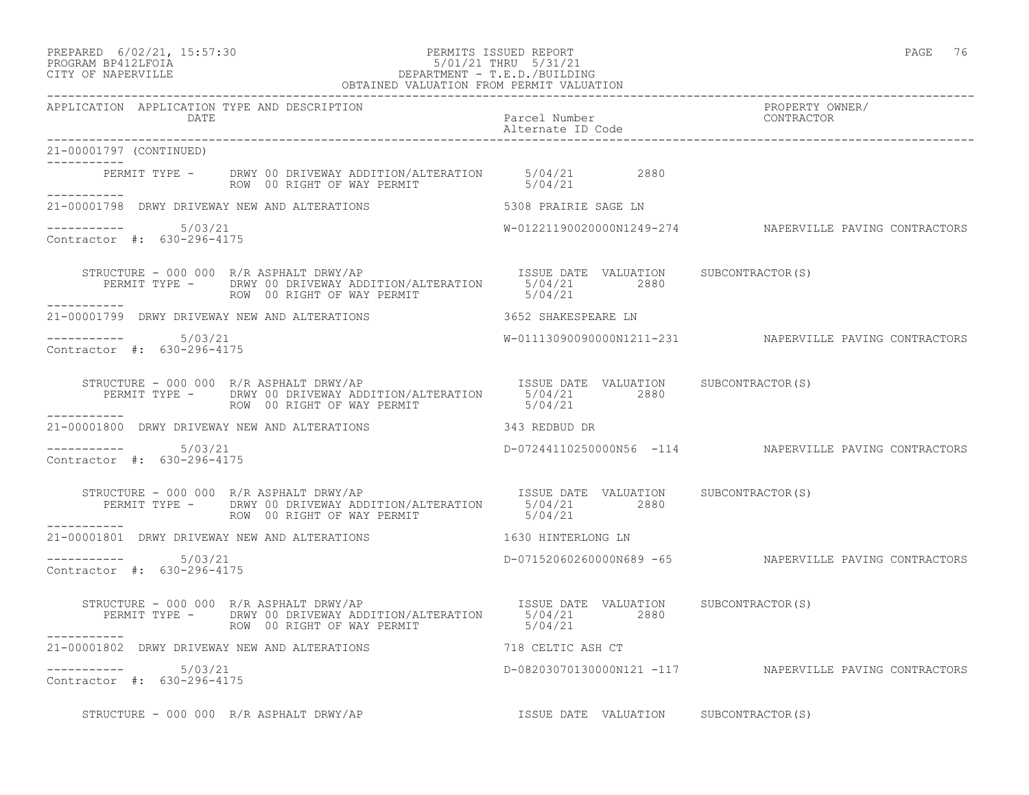21-00001797 (CONTINUED)

PERMIT TYPE - DRWY 00 DRIVEWAY ADDITION/ALTERATION 5/04/21 2880
ROW 00 RIGHT OF WAY PERMIT 5/04/21

---

21-00001798 DRWY DRIVEWAY NEW AND ALTERATIONS 5308 PRAIRIE SAGE LN

5/03/21 W-01221190020000N1249-274 NAPERVILLE PAVING CONTRACTORS
Contractor #: 630-296-4175

STRUCTURE - 000 000 R/R ASPHALT DRWY/AP ISSUE DATE VALUATION SUBCONTRACTOR(S)
PERMIT TYPE - DRWY 00 DRIVEWAY ADDITION/ALTERATION 5/04/21 2880
ROW 00 RIGHT OF WAY PERMIT 5/04/21

---

21-00001799 DRWY DRIVEWAY NEW AND ALTERATIONS 3652 SHAKESPEARE LN

5/03/21 W-01113090090000N1211-231 NAPERVILLE PAVING CONTRACTORS
Contractor #: 630-296-4175

STRUCTURE - 000 000 R/R ASPHALT DRWY/AP ISSUE DATE VALUATION SUBCONTRACTOR(S)
PERMIT TYPE - DRWY 00 DRIVEWAY ADDITION/ALTERATION 5/04/21 2880
ROW 00 RIGHT OF WAY PERMIT 5/04/21

---

21-00001800 DRWY DRIVEWAY NEW AND ALTERATIONS 343 REDBUD DR

5/03/21 D-07244110250000N56 -114 NAPERVILLE PAVING CONTRACTORS
Contractor #: 630-296-4175

STRUCTURE - 000 000 R/R ASPHALT DRWY/AP ISSUE DATE VALUATION SUBCONTRACTOR(S)
PERMIT TYPE - DRWY 00 DRIVEWAY ADDITION/ALTERATION 5/04/21 2880
ROW 00 RIGHT OF WAY PERMIT 5/04/21

---

21-00001801 DRWY DRIVEWAY NEW AND ALTERATIONS 1630 HINTERLONG LN

5/03/21 D-07152060260000N689 -65 NAPERVILLE PAVING CONTRACTORS
Contractor #: 630-296-4175

STRUCTURE - 000 000 R/R ASPHALT DRWY/AP ISSUE DATE VALUATION SUBCONTRACTOR(S)
PERMIT TYPE - DRWY 00 DRIVEWAY ADDITION/ALTERATION 5/04/21 2880
ROW 00 RIGHT OF WAY PERMIT 5/04/21

---

21-00001802 DRWY DRIVEWAY NEW AND ALTERATIONS 718 CELTIC ASH CT

5/03/21 D-08203070130000N121 -117 NAPERVILLE PAVING CONTRACTORS
Contractor #: 630-296-4175

STRUCTURE - 000 000 R/R ASPHALT DRWY/AP ISSUE DATE VALUATION SUBCONTRACTOR(S)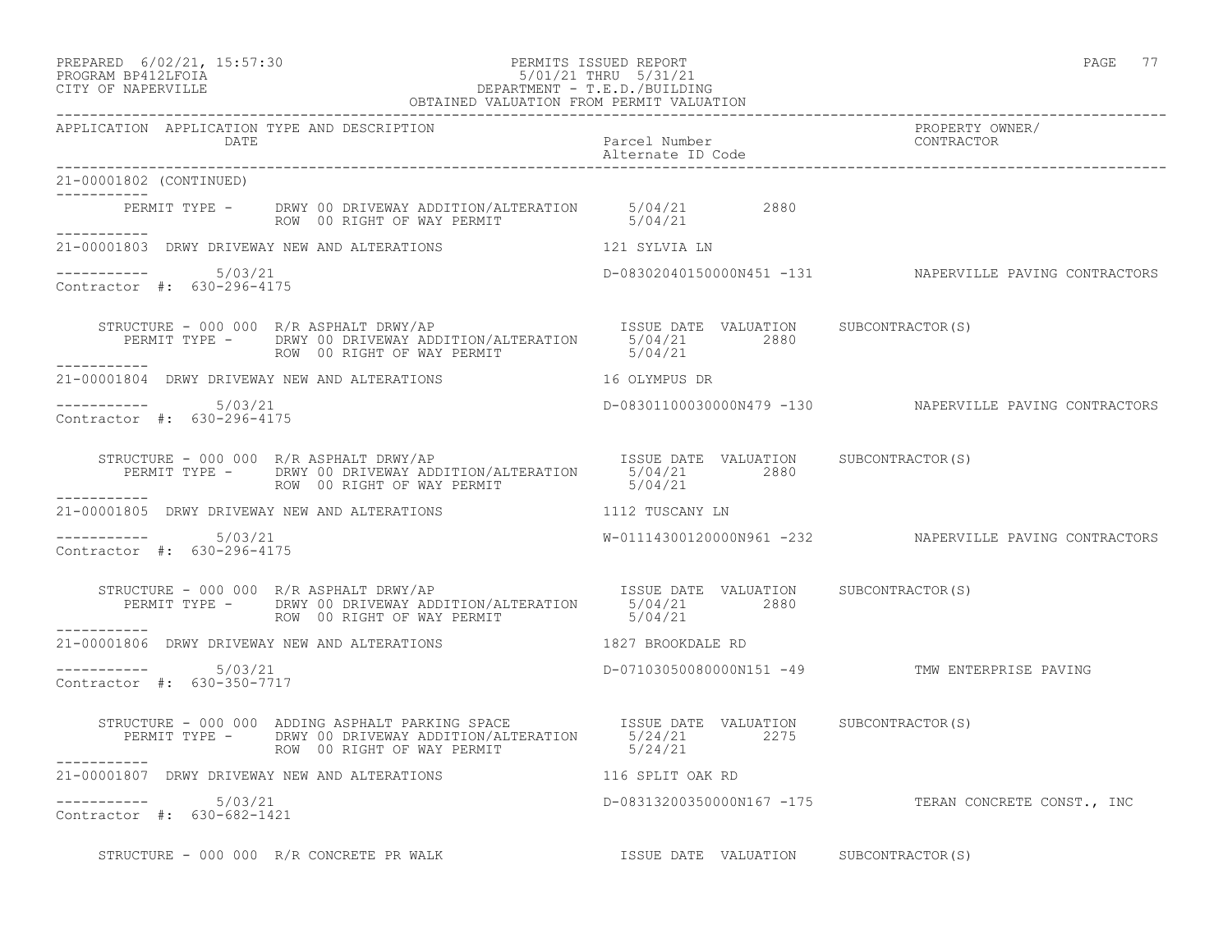PREPARED 6/02/21, 15:57:30 PERMITS ISSUED REPORT
PROGRAM BP412LFOIA 5/01/21 THRU 5/31/21
CITY OF NAPERVILLE DEPARTMENT - T.E.D./BUILDING
OBTAINED VALUATION FROM PERMIT VALUATION

| APPLICATION | APPLICATION TYPE AND DESCRIPTION / DATE | Parcel Number / Alternate ID Code | PROPERTY OWNER/ CONTRACTOR |
|---|---|---|---|

21-00001802 (CONTINUED)

PERMIT TYPE - DRWY 00 DRIVEWAY ADDITION/ALTERATION 5/04/21 2880
ROW 00 RIGHT OF WAY PERMIT 5/04/21

21-00001803 DRWY DRIVEWAY NEW AND ALTERATIONS 121 SYLVIA LN
5/03/21 D-08302040150000N451 -131 NAPERVILLE PAVING CONTRACTORS
Contractor #: 630-296-4175

STRUCTURE - 000 000 R/R ASPHALT DRWY/AP ISSUE DATE VALUATION SUBCONTRACTOR(S)
PERMIT TYPE - DRWY 00 DRIVEWAY ADDITION/ALTERATION 5/04/21 2880
ROW 00 RIGHT OF WAY PERMIT 5/04/21

21-00001804 DRWY DRIVEWAY NEW AND ALTERATIONS 16 OLYMPUS DR
5/03/21 D-08301100030000N479 -130 NAPERVILLE PAVING CONTRACTORS
Contractor #: 630-296-4175

STRUCTURE - 000 000 R/R ASPHALT DRWY/AP ISSUE DATE VALUATION SUBCONTRACTOR(S)
PERMIT TYPE - DRWY 00 DRIVEWAY ADDITION/ALTERATION 5/04/21 2880
ROW 00 RIGHT OF WAY PERMIT 5/04/21

21-00001805 DRWY DRIVEWAY NEW AND ALTERATIONS 1112 TUSCANY LN
5/03/21 W-01114300120000N961 -232 NAPERVILLE PAVING CONTRACTORS
Contractor #: 630-296-4175

STRUCTURE - 000 000 R/R ASPHALT DRWY/AP ISSUE DATE VALUATION SUBCONTRACTOR(S)
PERMIT TYPE - DRWY 00 DRIVEWAY ADDITION/ALTERATION 5/04/21 2880
ROW 00 RIGHT OF WAY PERMIT 5/04/21

21-00001806 DRWY DRIVEWAY NEW AND ALTERATIONS 1827 BROOKDALE RD
5/03/21 D-07103050080000N151 -49 TMW ENTERPRISE PAVING
Contractor #: 630-350-7717

STRUCTURE - 000 000 ADDING ASPHALT PARKING SPACE ISSUE DATE VALUATION SUBCONTRACTOR(S)
PERMIT TYPE - DRWY 00 DRIVEWAY ADDITION/ALTERATION 5/24/21 2275
ROW 00 RIGHT OF WAY PERMIT 5/24/21

21-00001807 DRWY DRIVEWAY NEW AND ALTERATIONS 116 SPLIT OAK RD
5/03/21 D-08313200350000N167 -175 TERAN CONCRETE CONST., INC
Contractor #: 630-682-1421

STRUCTURE - 000 000 R/R CONCRETE PR WALK ISSUE DATE VALUATION SUBCONTRACTOR(S)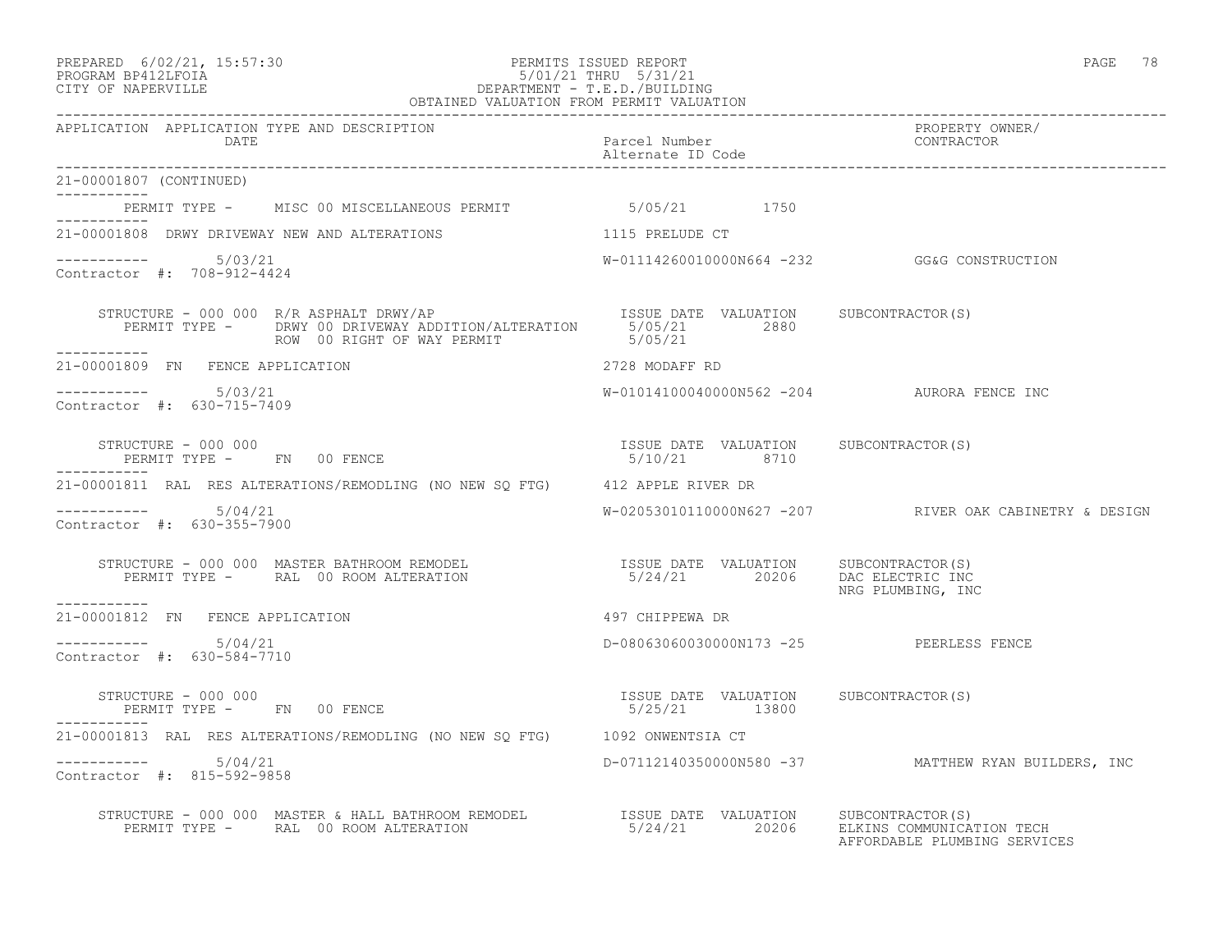PREPARED 6/02/21, 15:57:30 PERMITS ISSUED REPORT
PROGRAM BP412LFOIA 5/01/21 THRU 5/31/21
CITY OF NAPERVILLE DEPARTMENT - T.E.D./BUILDING
OBTAINED VALUATION FROM PERMIT VALUATION

| APPLICATION | APPLICATION TYPE AND DESCRIPTION / DATE | Parcel Number / Alternate ID Code | PROPERTY OWNER/ CONTRACTOR |
|---|---|---|---|

21-00001807 (CONTINUED)

PERMIT TYPE - MISC 00 MISCELLANEOUS PERMIT 5/05/21 1750

---

21-00001808 DRWY DRIVEWAY NEW AND ALTERATIONS — 1115 PRELUDE CT

5/03/21 — W-01114260010000N664 -232 — GG&G CONSTRUCTION
Contractor #: 708-912-4424

STRUCTURE - 000 000 R/R ASPHALT DRWY/AP

| PERMIT TYPE | ISSUE DATE | VALUATION | SUBCONTRACTOR(S) |
|---|---|---|---|
| DRWY 00 DRIVEWAY ADDITION/ALTERATION | 5/05/21 | 2880 | |
| ROW 00 RIGHT OF WAY PERMIT | 5/05/21 | | |

---

21-00001809 FN FENCE APPLICATION — 2728 MODAFF RD

5/03/21 — W-01014100040000N562 -204 — AURORA FENCE INC
Contractor #: 630-715-7409

STRUCTURE - 000 000

| PERMIT TYPE | ISSUE DATE | VALUATION | SUBCONTRACTOR(S) |
|---|---|---|---|
| FN 00 FENCE | 5/10/21 | 8710 | |

---

21-00001811 RAL RES ALTERATIONS/REMODLING (NO NEW SQ FTG) — 412 APPLE RIVER DR

5/04/21 — W-02053010110000N627 -207 — RIVER OAK CABINETRY & DESIGN
Contractor #: 630-355-7900

STRUCTURE - 000 000 MASTER BATHROOM REMODEL

| PERMIT TYPE | ISSUE DATE | VALUATION | SUBCONTRACTOR(S) |
|---|---|---|---|
| RAL 00 ROOM ALTERATION | 5/24/21 | 20206 | DAC ELECTRIC INC; NRG PLUMBING, INC |

---

21-00001812 FN FENCE APPLICATION — 497 CHIPPEWA DR

5/04/21 — D-08063060030000N173 -25 — PEERLESS FENCE
Contractor #: 630-584-7710

STRUCTURE - 000 000

| PERMIT TYPE | ISSUE DATE | VALUATION | SUBCONTRACTOR(S) |
|---|---|---|---|
| FN 00 FENCE | 5/25/21 | 13800 | |

---

21-00001813 RAL RES ALTERATIONS/REMODLING (NO NEW SQ FTG) — 1092 ONWENTSIA CT

5/04/21 — D-07112140350000N580 -37 — MATTHEW RYAN BUILDERS, INC
Contractor #: 815-592-9858

STRUCTURE - 000 000 MASTER & HALL BATHROOM REMODEL

| PERMIT TYPE | ISSUE DATE | VALUATION | SUBCONTRACTOR(S) |
|---|---|---|---|
| RAL 00 ROOM ALTERATION | 5/24/21 | 20206 | ELKINS COMMUNICATION TECH; AFFORDABLE PLUMBING SERVICES |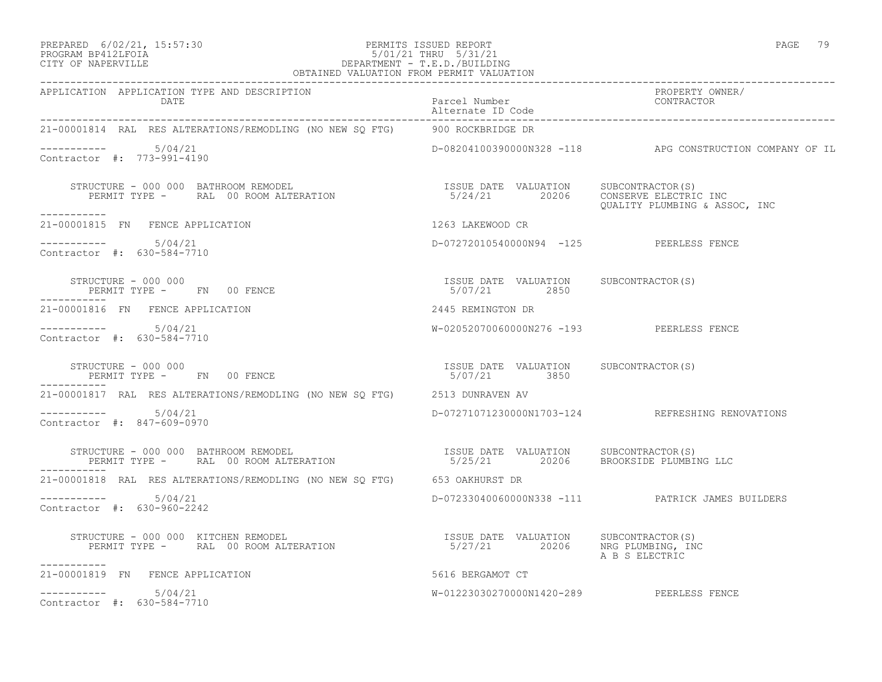OBTAINED VALUATION FROM PERMIT VALUATION

| APPLICATION | APPLICATION TYPE AND DESCRIPTION / DATE | Parcel Number / Alternate ID Code | PROPERTY OWNER/ CONTRACTOR |
|---|---|---|---|
| 21-00001814 | RAL RES ALTERATIONS/REMODLING (NO NEW SQ FTG) | 900 ROCKBRIDGE DR | |
| ----------- | 5/04/21 | D-08204100390000N328 -118 | APG CONSTRUCTION COMPANY OF IL |
| Contractor #: 773-991-4190 | | | |

STRUCTURE - 000 000 BATHROOM REMODEL
PERMIT TYPE - RAL 00 ROOM ALTERATION

| ISSUE DATE | VALUATION | SUBCONTRACTOR(S) |
|---|---|---|
| 5/24/21 | 20206 | CONSERVE ELECTRIC INC<br>QUALITY PLUMBING & ASSOC, INC |

| APPLICATION | APPLICATION TYPE AND DESCRIPTION / DATE | Parcel Number / Alternate ID Code | PROPERTY OWNER/ CONTRACTOR |
|---|---|---|---|
| 21-00001815 | FN FENCE APPLICATION | 1263 LAKEWOOD CR | |
| ----------- | 5/04/21 | D-07272010540000N94 -125 | PEERLESS FENCE |
| Contractor #: 630-584-7710 | | | |

STRUCTURE - 000 000
PERMIT TYPE - FN 00 FENCE

| ISSUE DATE | VALUATION | SUBCONTRACTOR(S) |
|---|---|---|
| 5/07/21 | 2850 | |

| APPLICATION | APPLICATION TYPE AND DESCRIPTION / DATE | Parcel Number / Alternate ID Code | PROPERTY OWNER/ CONTRACTOR |
|---|---|---|---|
| 21-00001816 | FN FENCE APPLICATION | 2445 REMINGTON DR | |
| ----------- | 5/04/21 | W-02052070060000N276 -193 | PEERLESS FENCE |
| Contractor #: 630-584-7710 | | | |

STRUCTURE - 000 000
PERMIT TYPE - FN 00 FENCE

| ISSUE DATE | VALUATION | SUBCONTRACTOR(S) |
|---|---|---|
| 5/07/21 | 3850 | |

| APPLICATION | APPLICATION TYPE AND DESCRIPTION / DATE | Parcel Number / Alternate ID Code | PROPERTY OWNER/ CONTRACTOR |
|---|---|---|---|
| 21-00001817 | RAL RES ALTERATIONS/REMODLING (NO NEW SQ FTG) | 2513 DUNRAVEN AV | |
| ----------- | 5/04/21 | D-07271071230000N1703-124 | REFRESHING RENOVATIONS |
| Contractor #: 847-609-0970 | | | |

STRUCTURE - 000 000 BATHROOM REMODEL
PERMIT TYPE - RAL 00 ROOM ALTERATION

| ISSUE DATE | VALUATION | SUBCONTRACTOR(S) |
|---|---|---|
| 5/25/21 | 20206 | BROOKSIDE PLUMBING LLC |

| APPLICATION | APPLICATION TYPE AND DESCRIPTION / DATE | Parcel Number / Alternate ID Code | PROPERTY OWNER/ CONTRACTOR |
|---|---|---|---|
| 21-00001818 | RAL RES ALTERATIONS/REMODLING (NO NEW SQ FTG) | 653 OAKHURST DR | |
| ----------- | 5/04/21 | D-07233040060000N338 -111 | PATRICK JAMES BUILDERS |
| Contractor #: 630-960-2242 | | | |

STRUCTURE - 000 000 KITCHEN REMODEL
PERMIT TYPE - RAL 00 ROOM ALTERATION

| ISSUE DATE | VALUATION | SUBCONTRACTOR(S) |
|---|---|---|
| 5/27/21 | 20206 | NRG PLUMBING, INC<br>A B S ELECTRIC |

| APPLICATION | APPLICATION TYPE AND DESCRIPTION / DATE | Parcel Number / Alternate ID Code | PROPERTY OWNER/ CONTRACTOR |
|---|---|---|---|
| 21-00001819 | FN FENCE APPLICATION | 5616 BERGAMOT CT | |
| ----------- | 5/04/21 | W-01223030270000N1420-289 | PEERLESS FENCE |
| Contractor #: 630-584-7710 | | | |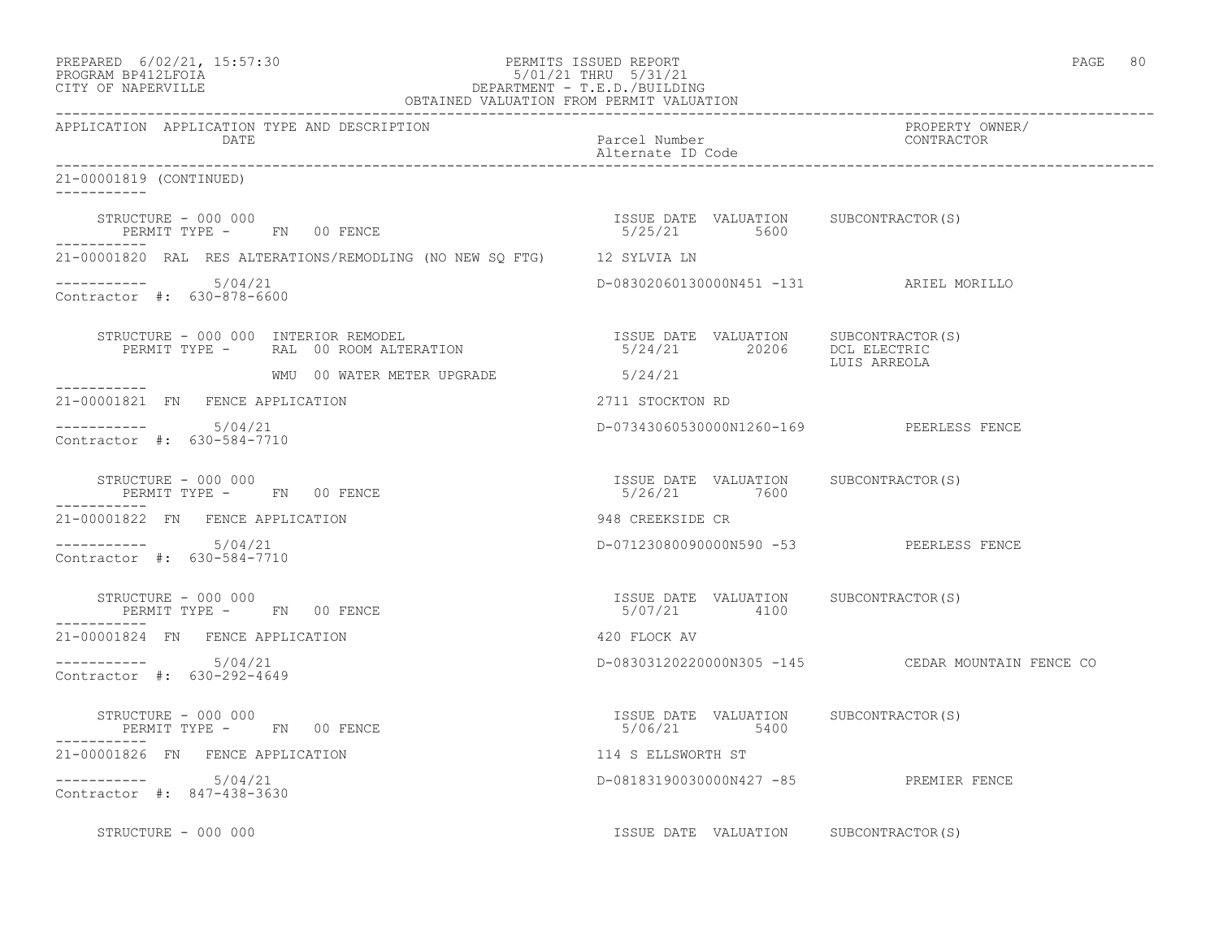PREPARED 6/02/21, 15:57:30 PERMITS ISSUED REPORT
PROGRAM BP412LFOIA 5/01/21 THRU 5/31/21
CITY OF NAPERVILLE DEPARTMENT - T.E.D./BUILDING
OBTAINED VALUATION FROM PERMIT VALUATION

| APPLICATION | APPLICATION TYPE AND DESCRIPTION / DATE | Parcel Number / Alternate ID Code | PROPERTY OWNER/ CONTRACTOR |
|---|---|---|---|

21-00001819 (CONTINUED)

STRUCTURE - 000 000 — ISSUE DATE 5/25/21, VALUATION 5600, SUBCONTRACTOR(S)
PERMIT TYPE - FN 00 FENCE

21-00001820 RAL RES ALTERATIONS/REMODLING (NO NEW SQ FTG) — 12 SYLVIA LN
5/04/21 — D-08302060130000N451 -131 — ARIEL MORILLO
Contractor #: 630-878-6600

STRUCTURE - 000 000 INTERIOR REMODEL — ISSUE DATE 5/24/21, VALUATION 20206, SUBCONTRACTOR(S) DCL ELECTRIC, LUIS ARREOLA
PERMIT TYPE - RAL 00 ROOM ALTERATION
WMU 00 WATER METER UPGRADE — 5/24/21

21-00001821 FN FENCE APPLICATION — 2711 STOCKTON RD
5/04/21 — D-07343060530000N1260-169 — PEERLESS FENCE
Contractor #: 630-584-7710

STRUCTURE - 000 000 — ISSUE DATE 5/26/21, VALUATION 7600, SUBCONTRACTOR(S)
PERMIT TYPE - FN 00 FENCE

21-00001822 FN FENCE APPLICATION — 948 CREEKSIDE CR
5/04/21 — D-07123080090000N590 -53 — PEERLESS FENCE
Contractor #: 630-584-7710

STRUCTURE - 000 000 — ISSUE DATE 5/07/21, VALUATION 4100, SUBCONTRACTOR(S)
PERMIT TYPE - FN 00 FENCE

21-00001824 FN FENCE APPLICATION — 420 FLOCK AV
5/04/21 — D-08303120220000N305 -145 — CEDAR MOUNTAIN FENCE CO
Contractor #: 630-292-4649

STRUCTURE - 000 000 — ISSUE DATE 5/06/21, VALUATION 5400, SUBCONTRACTOR(S)
PERMIT TYPE - FN 00 FENCE

21-00001826 FN FENCE APPLICATION — 114 S ELLSWORTH ST
5/04/21 — D-08183190030000N427 -85 — PREMIER FENCE
Contractor #: 847-438-3630

STRUCTURE - 000 000 — ISSUE DATE, VALUATION, SUBCONTRACTOR(S)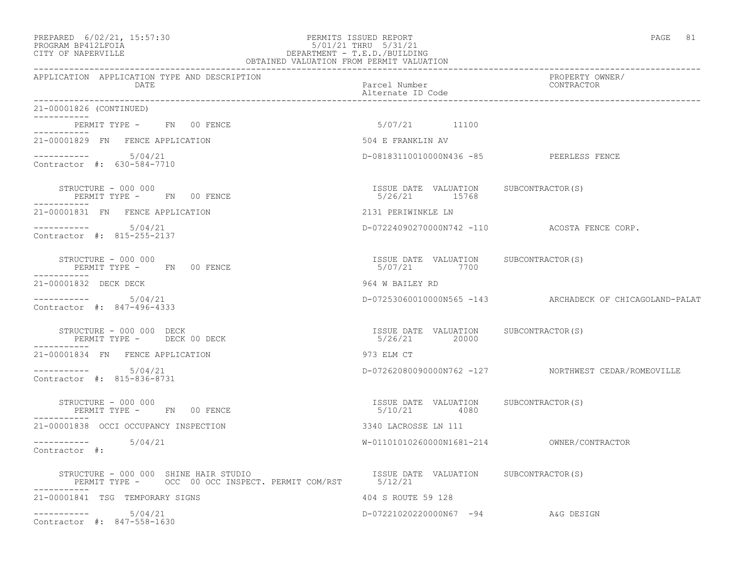PERMITS ISSUED REPORT
5/01/21 THRU 5/31/21
DEPARTMENT - T.E.D./BUILDING
OBTAINED VALUATION FROM PERMIT VALUATION

PREPARED 6/02/21, 15:57:30
PROGRAM BP412LFOIA
CITY OF NAPERVILLE

| APPLICATION | APPLICATION TYPE AND DESCRIPTION / DATE | Parcel Number / Alternate ID Code | PROPERTY OWNER/ CONTRACTOR |
|---|---|---|---|

21-00001826 (CONTINUED)

PERMIT TYPE - FN 00 FENCE — 5/07/21 11100

---

21-00001829 FN FENCE APPLICATION — 504 E FRANKLIN AV
5/04/21 — D-08183110010000N436 -85 — PEERLESS FENCE
Contractor #: 630-584-7710

STRUCTURE - 000 000 — ISSUE DATE 5/26/21 — VALUATION 15768 — SUBCONTRACTOR(S)
PERMIT TYPE - FN 00 FENCE

---

21-00001831 FN FENCE APPLICATION — 2131 PERIWINKLE LN
5/04/21 — D-07224090270000N742 -110 — ACOSTA FENCE CORP.
Contractor #: 815-255-2137

STRUCTURE - 000 000 — ISSUE DATE 5/07/21 — VALUATION 7700 — SUBCONTRACTOR(S)
PERMIT TYPE - FN 00 FENCE

---

21-00001832 DECK DECK — 964 W BAILEY RD
5/04/21 — D-07253060010000N565 -143 — ARCHADECK OF CHICAGOLAND-PALAT
Contractor #: 847-496-4333

STRUCTURE - 000 000 DECK — ISSUE DATE 5/26/21 — VALUATION 20000 — SUBCONTRACTOR(S)
PERMIT TYPE - DECK 00 DECK

---

21-00001834 FN FENCE APPLICATION — 973 ELM CT
5/04/21 — D-07262080090000N762 -127 — NORTHWEST CEDAR/ROMEOVILLE
Contractor #: 815-836-8731

STRUCTURE - 000 000 — ISSUE DATE 5/10/21 — VALUATION 4080 — SUBCONTRACTOR(S)
PERMIT TYPE - FN 00 FENCE

---

21-00001838 OCCI OCCUPANCY INSPECTION — 3340 LACROSSE LN 111
5/04/21 — W-01101010260000N1681-214 — OWNER/CONTRACTOR
Contractor #:

STRUCTURE - 000 000 SHINE HAIR STUDIO — ISSUE DATE 5/12/21 — VALUATION — SUBCONTRACTOR(S)
PERMIT TYPE - OCC 00 OCC INSPECT. PERMIT COM/RST

---

21-00001841 TSG TEMPORARY SIGNS — 404 S ROUTE 59 128
5/04/21 — D-07221020220000N67 -94 — A&G DESIGN
Contractor #: 847-558-1630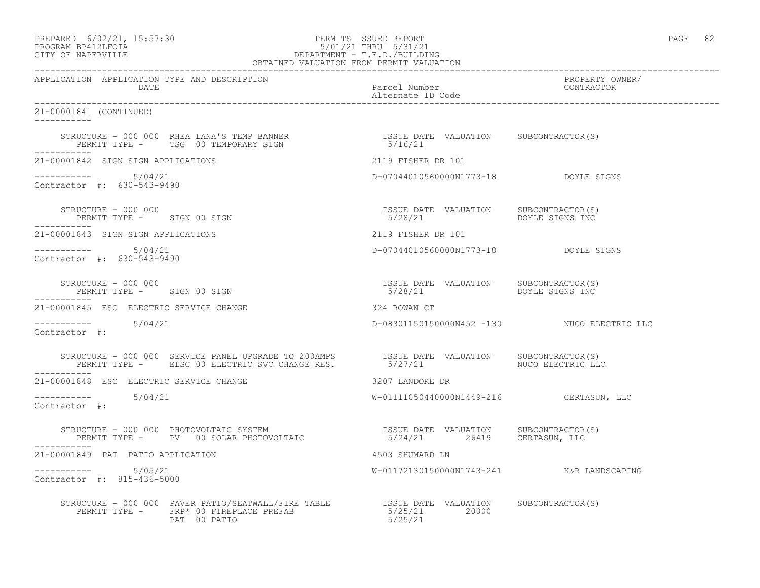PREPARED 6/02/21, 15:57:30
PROGRAM BP412LFOIA
CITY OF NAPERVILLE

PERMITS ISSUED REPORT
5/01/21 THRU 5/31/21
DEPARTMENT - T.E.D./BUILDING
OBTAINED VALUATION FROM PERMIT VALUATION

| APPLICATION | APPLICATION TYPE AND DESCRIPTION / DATE | Parcel Number / Alternate ID Code | PROPERTY OWNER/ CONTRACTOR |
|---|---|---|---|

21-00001841 (CONTINUED)

STRUCTURE - 000 000 RHEA LANA'S TEMP BANNER
PERMIT TYPE - TSG 00 TEMPORARY SIGN
ISSUE DATE 5/16/21 VALUATION SUBCONTRACTOR(S)

21-00001842 SIGN SIGN APPLICATIONS — 2119 FISHER DR 101
5/04/21 — D-07044010560000N1773-18 — DOYLE SIGNS
Contractor #: 630-543-9490

STRUCTURE - 000 000
PERMIT TYPE - SIGN 00 SIGN
ISSUE DATE 5/28/21 VALUATION SUBCONTRACTOR(S) DOYLE SIGNS INC

21-00001843 SIGN SIGN APPLICATIONS — 2119 FISHER DR 101
5/04/21 — D-07044010560000N1773-18 — DOYLE SIGNS
Contractor #: 630-543-9490

STRUCTURE - 000 000
PERMIT TYPE - SIGN 00 SIGN
ISSUE DATE 5/28/21 VALUATION SUBCONTRACTOR(S) DOYLE SIGNS INC

21-00001845 ESC ELECTRIC SERVICE CHANGE — 324 ROWAN CT
5/04/21 — D-08301150150000N452 -130 — NUCO ELECTRIC LLC
Contractor #:

STRUCTURE - 000 000 SERVICE PANEL UPGRADE TO 200AMPS
PERMIT TYPE - ELSC 00 ELECTRIC SVC CHANGE RES.
ISSUE DATE 5/27/21 VALUATION SUBCONTRACTOR(S) NUCO ELECTRIC LLC

21-00001848 ESC ELECTRIC SERVICE CHANGE — 3207 LANDORE DR
5/04/21 — W-01111050440000N1449-216 — CERTASUN, LLC
Contractor #:

STRUCTURE - 000 000 PHOTOVOLTAIC SYSTEM
PERMIT TYPE - PV 00 SOLAR PHOTOVOLTAIC
ISSUE DATE 5/24/21 VALUATION 26419 SUBCONTRACTOR(S) CERTASUN, LLC

21-00001849 PAT PATIO APPLICATION — 4503 SHUMARD LN
5/05/21 — W-01172130150000N1743-241 — K&R LANDSCAPING
Contractor #: 815-436-5000

STRUCTURE - 000 000 PAVER PATIO/SEATWALL/FIRE TABLE
PERMIT TYPE - FRP* 00 FIREPLACE PREFAB — ISSUE DATE 5/25/21 VALUATION 20000 SUBCONTRACTOR(S)
PAT 00 PATIO — 5/25/21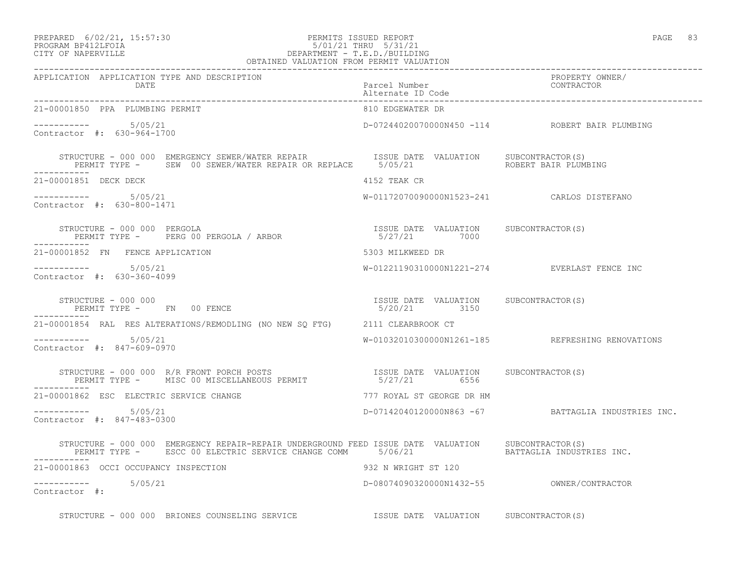PERMITS ISSUED REPORT
5/01/21 THRU 5/31/21
DEPARTMENT - T.E.D./BUILDING
OBTAINED VALUATION FROM PERMIT VALUATION

PREPARED 6/02/21, 15:57:30
PROGRAM BP412LFOIA
CITY OF NAPERVILLE

| APPLICATION | APPLICATION TYPE AND DESCRIPTION DATE | Parcel Number Alternate ID Code | PROPERTY OWNER/ CONTRACTOR |
|---|---|---|---|

```
21-00001850  PPA  PLUMBING PERMIT                               810 EDGEWATER DR

-----------        5/05/21                                      D-07244020070000N450 -114          ROBERT BAIR PLUMBING
Contractor #:  630-964-1700

    STRUCTURE - 000 000  EMERGENCY SEWER/WATER REPAIR           ISSUE DATE  VALUATION    SUBCONTRACTOR(S)
      PERMIT TYPE -     SEW  00 SEWER/WATER REPAIR OR REPLACE   5/05/21                  ROBERT BAIR PLUMBING
-----------
21-00001851  DECK DECK                                          4152 TEAK CR

-----------        5/05/21                                      W-01172070090000N1523-241          CARLOS DISTEFANO
Contractor #:  630-800-1471

    STRUCTURE - 000 000  PERGOLA                                ISSUE DATE  VALUATION    SUBCONTRACTOR(S)
      PERMIT TYPE -     PERG 00 PERGOLA / ARBOR                 5/27/21        7000
-----------
21-00001852  FN   FENCE APPLICATION                             5303 MILKWEED DR

-----------        5/05/21                                      W-01221190310000N1221-274          EVERLAST FENCE INC
Contractor #:  630-360-4099

    STRUCTURE - 000 000                                         ISSUE DATE  VALUATION    SUBCONTRACTOR(S)
      PERMIT TYPE -     FN   00 FENCE                           5/20/21        3150
-----------
21-00001854  RAL  RES ALTERATIONS/REMODLING (NO NEW SQ FTG)     2111 CLEARBROOK CT

-----------        5/05/21                                      W-01032010300000N1261-185          REFRESHING RENOVATIONS
Contractor #:  847-609-0970

    STRUCTURE - 000 000  R/R FRONT PORCH POSTS                  ISSUE DATE  VALUATION    SUBCONTRACTOR(S)
      PERMIT TYPE -     MISC 00 MISCELLANEOUS PERMIT            5/27/21        6556
-----------
21-00001862  ESC  ELECTRIC SERVICE CHANGE                       777 ROYAL ST GEORGE DR HM

-----------        5/05/21                                      D-07142040120000N863 -67           BATTAGLIA INDUSTRIES INC.
Contractor #:  847-483-0300

    STRUCTURE - 000 000  EMERGENCY REPAIR-REPAIR UNDERGROUND FEED ISSUE DATE  VALUATION    SUBCONTRACTOR(S)
      PERMIT TYPE -     ESCC 00 ELECTRIC SERVICE CHANGE COMM    5/06/21                  BATTAGLIA INDUSTRIES INC.
-----------
21-00001863  OCCI OCCUPANCY INSPECTION                          932 N WRIGHT ST 120

-----------        5/05/21                                      D-08074090320000N1432-55           OWNER/CONTRACTOR
Contractor #:

    STRUCTURE - 000 000  BRIONES COUNSELING SERVICE             ISSUE DATE  VALUATION    SUBCONTRACTOR(S)
```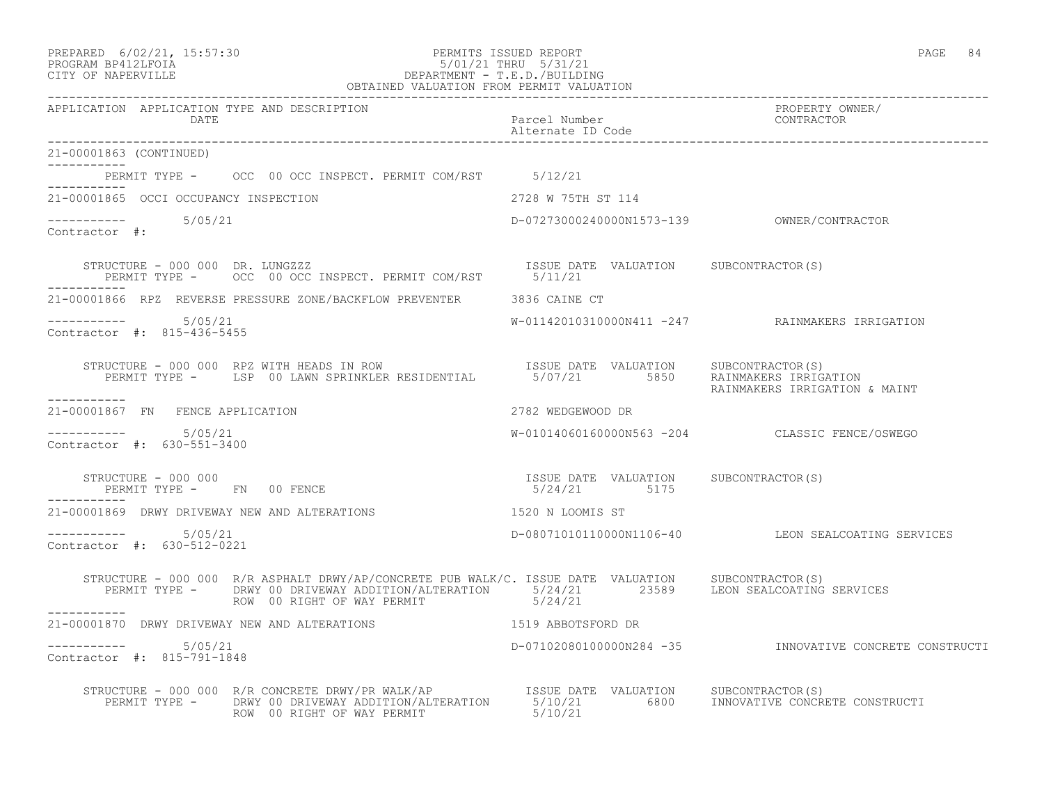PREPARED 6/02/21, 15:57:30 PERMITS ISSUED REPORT
PROGRAM BP412LFOIA 5/01/21 THRU 5/31/21
CITY OF NAPERVILLE DEPARTMENT - T.E.D./BUILDING
OBTAINED VALUATION FROM PERMIT VALUATION

| APPLICATION | APPLICATION TYPE AND DESCRIPTION / DATE | Parcel Number / Alternate ID Code | PROPERTY OWNER/ CONTRACTOR |
|---|---|---|---|

21-00001863 (CONTINUED)

PERMIT TYPE - OCC 00 OCC INSPECT. PERMIT COM/RST 5/12/21

---

21-00001865 OCCI OCCUPANCY INSPECTION — 2728 W 75TH ST 114

5/05/21 — D-07273000240000N1573-139 — OWNER/CONTRACTOR

Contractor #:

STRUCTURE - 000 000 DR. LUNGZZZ — ISSUE DATE VALUATION SUBCONTRACTOR(S)
PERMIT TYPE - OCC 00 OCC INSPECT. PERMIT COM/RST 5/11/21

---

21-00001866 RPZ REVERSE PRESSURE ZONE/BACKFLOW PREVENTER — 3836 CAINE CT

5/05/21 — W-01142010310000N411 -247 — RAINMAKERS IRRIGATION

Contractor #: 815-436-5455

STRUCTURE - 000 000 RPZ WITH HEADS IN ROW — ISSUE DATE VALUATION SUBCONTRACTOR(S)
PERMIT TYPE - LSP 00 LAWN SPRINKLER RESIDENTIAL 5/07/21 5850 RAINMAKERS IRRIGATION
RAINMAKERS IRRIGATION & MAINT

---

21-00001867 FN FENCE APPLICATION — 2782 WEDGEWOOD DR

5/05/21 — W-01014060160000N563 -204 — CLASSIC FENCE/OSWEGO

Contractor #: 630-551-3400

STRUCTURE - 000 000 — ISSUE DATE VALUATION SUBCONTRACTOR(S)
PERMIT TYPE - FN 00 FENCE 5/24/21 5175

---

21-00001869 DRWY DRIVEWAY NEW AND ALTERATIONS — 1520 N LOOMIS ST

5/05/21 — D-08071010110000N1106-40 — LEON SEALCOATING SERVICES

Contractor #: 630-512-0221

STRUCTURE - 000 000 R/R ASPHALT DRWY/AP/CONCRETE PUB WALK/C. ISSUE DATE VALUATION SUBCONTRACTOR(S)
PERMIT TYPE - DRWY 00 DRIVEWAY ADDITION/ALTERATION 5/24/21 23589 LEON SEALCOATING SERVICES
ROW 00 RIGHT OF WAY PERMIT 5/24/21

---

21-00001870 DRWY DRIVEWAY NEW AND ALTERATIONS — 1519 ABBOTSFORD DR

5/05/21 — D-07102080100000N284 -35 — INNOVATIVE CONCRETE CONSTRUCTI

Contractor #: 815-791-1848

STRUCTURE - 000 000 R/R CONCRETE DRWY/PR WALK/AP — ISSUE DATE VALUATION SUBCONTRACTOR(S)
PERMIT TYPE - DRWY 00 DRIVEWAY ADDITION/ALTERATION 5/10/21 6800 INNOVATIVE CONCRETE CONSTRUCTI
ROW 00 RIGHT OF WAY PERMIT 5/10/21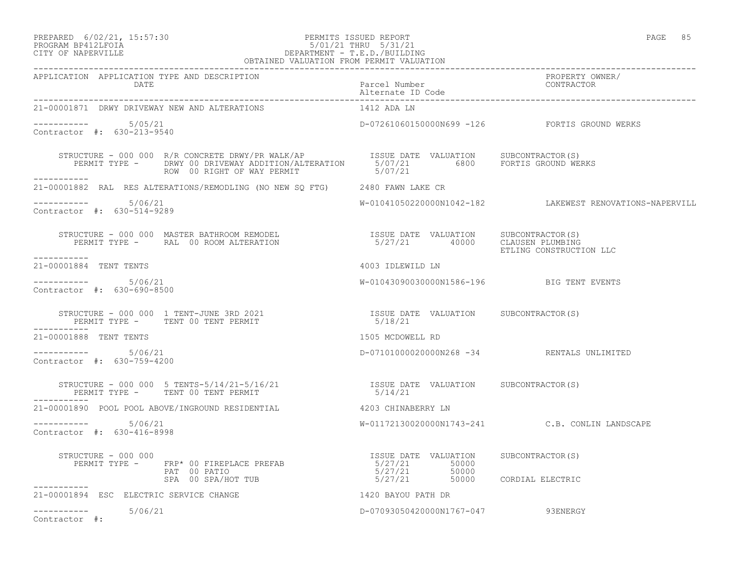PREPARED 6/02/21, 15:57:30 PERMITS ISSUED REPORT
PROGRAM BP412LFOIA 5/01/21 THRU 5/31/21
CITY OF NAPERVILLE DEPARTMENT - T.E.D./BUILDING
OBTAINED VALUATION FROM PERMIT VALUATION

| APPLICATION | APPLICATION TYPE AND DESCRIPTION DATE | Parcel Number Alternate ID Code | PROPERTY OWNER/ CONTRACTOR |
|---|---|---|---|

**21-00001871** DRWY DRIVEWAY NEW AND ALTERATIONS — 1412 ADA LN
5/05/21 — D-07261060150000N699 -126 — FORTIS GROUND WERKS
Contractor #: 630-213-9540

| STRUCTURE - 000 000 R/R CONCRETE DRWY/PR WALK/AP | ISSUE DATE | VALUATION | SUBCONTRACTOR(S) |
|---|---|---|---|
| PERMIT TYPE - DRWY 00 DRIVEWAY ADDITION/ALTERATION | 5/07/21 | 6800 | FORTIS GROUND WERKS |
| ROW 00 RIGHT OF WAY PERMIT | 5/07/21 | | |

**21-00001882** RAL RES ALTERATIONS/REMODLING (NO NEW SQ FTG) — 2480 FAWN LAKE CR
5/06/21 — W-01041050220000N1042-182 — LAKEWEST RENOVATIONS-NAPERVILL
Contractor #: 630-514-9289

| STRUCTURE - 000 000 MASTER BATHROOM REMODEL | ISSUE DATE | VALUATION | SUBCONTRACTOR(S) |
|---|---|---|---|
| PERMIT TYPE - RAL 00 ROOM ALTERATION | 5/27/21 | 40000 | CLAUSEN PLUMBING |
| | | | ETLING CONSTRUCTION LLC |

**21-00001884** TENT TENTS — 4003 IDLEWILD LN
5/06/21 — W-01043090030000N1586-196 — BIG TENT EVENTS
Contractor #: 630-690-8500

| STRUCTURE - 000 000 1 TENT-JUNE 3RD 2021 | ISSUE DATE | VALUATION | SUBCONTRACTOR(S) |
|---|---|---|---|
| PERMIT TYPE - TENT 00 TENT PERMIT | 5/18/21 | | |

**21-00001888** TENT TENTS — 1505 MCDOWELL RD
5/06/21 — D-07101000020000N268 -34 — RENTALS UNLIMITED
Contractor #: 630-759-4200

| STRUCTURE - 000 000 5 TENTS-5/14/21-5/16/21 | ISSUE DATE | VALUATION | SUBCONTRACTOR(S) |
|---|---|---|---|
| PERMIT TYPE - TENT 00 TENT PERMIT | 5/14/21 | | |

**21-00001890** POOL POOL ABOVE/INGROUND RESIDENTIAL — 4203 CHINABERRY LN
5/06/21 — W-01172130020000N1743-241 — C.B. CONLIN LANDSCAPE
Contractor #: 630-416-8998

| STRUCTURE - 000 000 | ISSUE DATE | VALUATION | SUBCONTRACTOR(S) |
|---|---|---|---|
| PERMIT TYPE - FRP* 00 FIREPLACE PREFAB | 5/27/21 | 50000 | |
| PAT 00 PATIO | 5/27/21 | 50000 | |
| SPA 00 SPA/HOT TUB | 5/27/21 | 50000 | CORDIAL ELECTRIC |

**21-00001894** ESC ELECTRIC SERVICE CHANGE — 1420 BAYOU PATH DR
5/06/21 — D-07093050420000N1767-047 — 93ENERGY
Contractor #: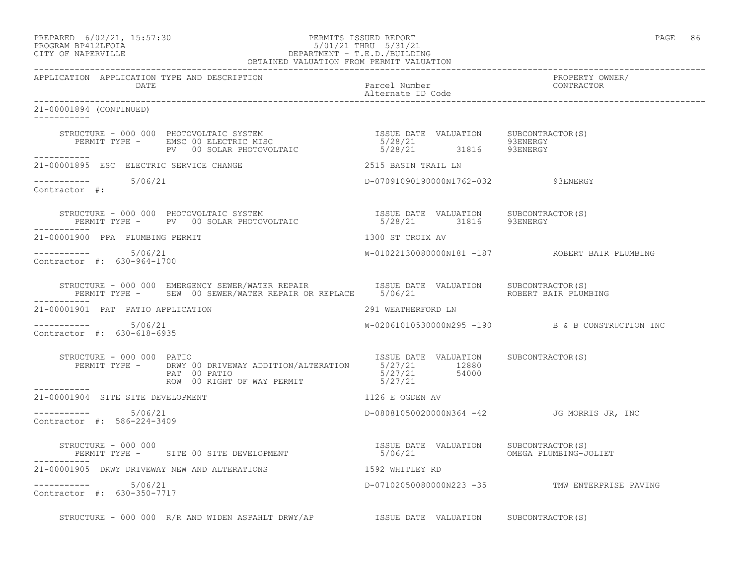PREPARED 6/02/21, 15:57:30 PERMITS ISSUED REPORT
PROGRAM BP412LFOIA 5/01/21 THRU 5/31/21
CITY OF NAPERVILLE DEPARTMENT - T.E.D./BUILDING
OBTAINED VALUATION FROM PERMIT VALUATION

| APPLICATION | APPLICATION TYPE AND DESCRIPTION DATE | Parcel Number Alternate ID Code | PROPERTY OWNER/ CONTRACTOR |
|---|---|---|---|

21-00001894 (CONTINUED)

STRUCTURE - 000 000 PHOTOVOLTAIC SYSTEM

| PERMIT TYPE | ISSUE DATE | VALUATION | SUBCONTRACTOR(S) |
|---|---|---|---|
| EMSC 00 ELECTRIC MISC | 5/28/21 | | 93ENERGY |
| PV 00 SOLAR PHOTOVOLTAIC | 5/28/21 | 31816 | 93ENERGY |

21-00001895 ESC ELECTRIC SERVICE CHANGE — 2515 BASIN TRAIL LN
5/06/21 — D-07091090190000N1762-032 — 93ENERGY
Contractor #:

STRUCTURE - 000 000 PHOTOVOLTAIC SYSTEM

| PERMIT TYPE | ISSUE DATE | VALUATION | SUBCONTRACTOR(S) |
|---|---|---|---|
| PV 00 SOLAR PHOTOVOLTAIC | 5/28/21 | 31816 | 93ENERGY |

21-00001900 PPA PLUMBING PERMIT — 1300 ST CROIX AV
5/06/21 — W-01022130080000N181 -187 — ROBERT BAIR PLUMBING
Contractor #: 630-964-1700

STRUCTURE - 000 000 EMERGENCY SEWER/WATER REPAIR

| PERMIT TYPE | ISSUE DATE | VALUATION | SUBCONTRACTOR(S) |
|---|---|---|---|
| SEW 00 SEWER/WATER REPAIR OR REPLACE | 5/06/21 | | ROBERT BAIR PLUMBING |

21-00001901 PAT PATIO APPLICATION — 291 WEATHERFORD LN
5/06/21 — W-02061010530000N295 -190 — B & B CONSTRUCTION INC
Contractor #: 630-618-6935

STRUCTURE - 000 000 PATIO

| PERMIT TYPE | ISSUE DATE | VALUATION | SUBCONTRACTOR(S) |
|---|---|---|---|
| DRWY 00 DRIVEWAY ADDITION/ALTERATION | 5/27/21 | 12880 | |
| PAT 00 PATIO | 5/27/21 | 54000 | |
| ROW 00 RIGHT OF WAY PERMIT | 5/27/21 | | |

21-00001904 SITE SITE DEVELOPMENT — 1126 E OGDEN AV
5/06/21 — D-08081050020000N364 -42 — JG MORRIS JR, INC
Contractor #: 586-224-3409

STRUCTURE - 000 000

| PERMIT TYPE | ISSUE DATE | VALUATION | SUBCONTRACTOR(S) |
|---|---|---|---|
| SITE 00 SITE DEVELOPMENT | 5/06/21 | | OMEGA PLUMBING-JOLIET |

21-00001905 DRWY DRIVEWAY NEW AND ALTERATIONS — 1592 WHITLEY RD
5/06/21 — D-07102050080000N223 -35 — TMW ENTERPRISE PAVING
Contractor #: 630-350-7717

STRUCTURE - 000 000 R/R AND WIDEN ASPAHLT DRWY/AP — ISSUE DATE VALUATION SUBCONTRACTOR(S)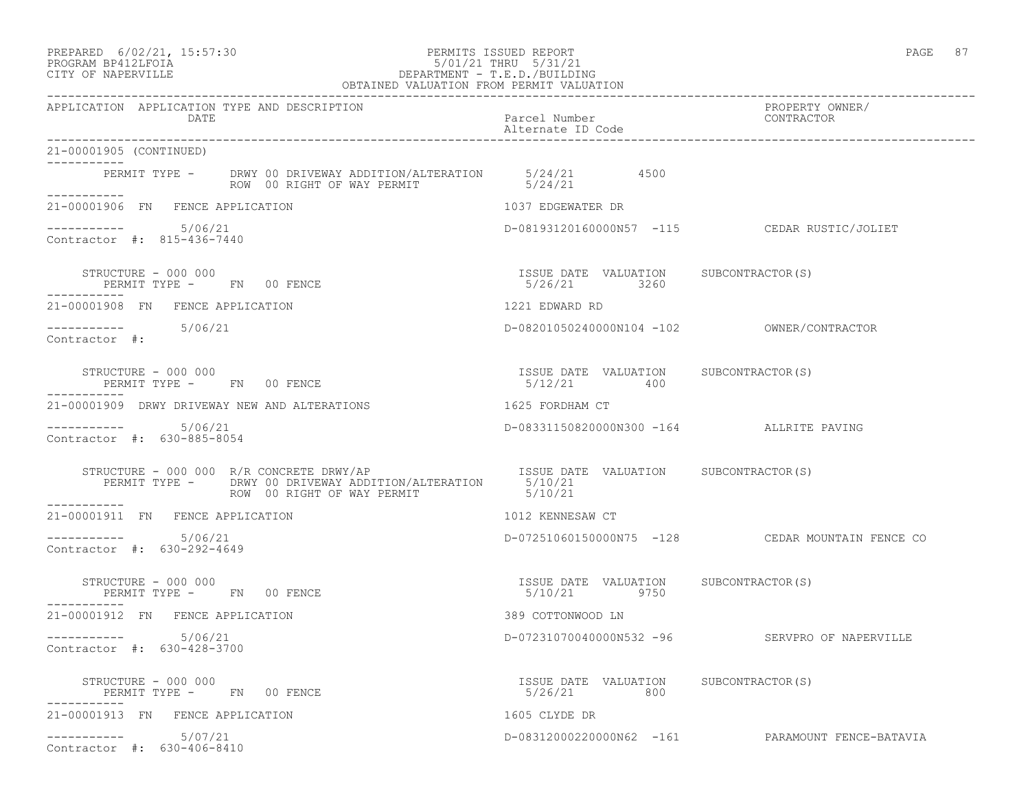PREPARED 6/02/21, 15:57:30
PROGRAM BP412LFOIA
CITY OF NAPERVILLE

PERMITS ISSUED REPORT
5/01/21 THRU 5/31/21
DEPARTMENT - T.E.D./BUILDING
OBTAINED VALUATION FROM PERMIT VALUATION

| APPLICATION | APPLICATION TYPE AND DESCRIPTION / DATE | Parcel Number / Alternate ID Code | PROPERTY OWNER/ CONTRACTOR |
|---|---|---|---|

21-00001905 (CONTINUED)

PERMIT TYPE - DRWY 00 DRIVEWAY ADDITION/ALTERATION 5/24/21 4500
ROW 00 RIGHT OF WAY PERMIT 5/24/21

21-00001906 FN FENCE APPLICATION — 1037 EDGEWATER DR
5/06/21 — D-08193120160000N57 -115 — CEDAR RUSTIC/JOLIET
Contractor #: 815-436-7440

STRUCTURE - 000 000 — ISSUE DATE VALUATION SUBCONTRACTOR(S)
PERMIT TYPE - FN 00 FENCE — 5/26/21 3260

21-00001908 FN FENCE APPLICATION — 1221 EDWARD RD
5/06/21 — D-08201050240000N104 -102 — OWNER/CONTRACTOR
Contractor #:

STRUCTURE - 000 000 — ISSUE DATE VALUATION SUBCONTRACTOR(S)
PERMIT TYPE - FN 00 FENCE — 5/12/21 400

21-00001909 DRWY DRIVEWAY NEW AND ALTERATIONS — 1625 FORDHAM CT
5/06/21 — D-08331150820000N300 -164 — ALLRITE PAVING
Contractor #: 630-885-8054

STRUCTURE - 000 000 R/R CONCRETE DRWY/AP — ISSUE DATE VALUATION SUBCONTRACTOR(S)
PERMIT TYPE - DRWY 00 DRIVEWAY ADDITION/ALTERATION 5/10/21
ROW 00 RIGHT OF WAY PERMIT 5/10/21

21-00001911 FN FENCE APPLICATION — 1012 KENNESAW CT
5/06/21 — D-07251060150000N75 -128 — CEDAR MOUNTAIN FENCE CO
Contractor #: 630-292-4649

STRUCTURE - 000 000 — ISSUE DATE VALUATION SUBCONTRACTOR(S)
PERMIT TYPE - FN 00 FENCE — 5/10/21 9750

21-00001912 FN FENCE APPLICATION — 389 COTTONWOOD LN
5/06/21 — D-07231070040000N532 -96 — SERVPRO OF NAPERVILLE
Contractor #: 630-428-3700

STRUCTURE - 000 000 — ISSUE DATE VALUATION SUBCONTRACTOR(S)
PERMIT TYPE - FN 00 FENCE — 5/26/21 800

21-00001913 FN FENCE APPLICATION — 1605 CLYDE DR
5/07/21 — D-08312000220000N62 -161 — PARAMOUNT FENCE-BATAVIA
Contractor #: 630-406-8410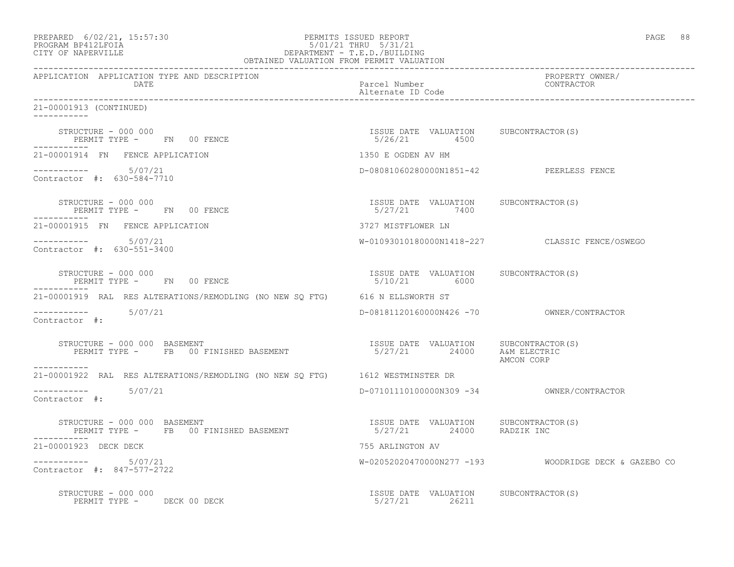PREPARED 6/02/21, 15:57:30 PERMITS ISSUED REPORT
PROGRAM BP412LFOIA 5/01/21 THRU 5/31/21
CITY OF NAPERVILLE DEPARTMENT - T.E.D./BUILDING
OBTAINED VALUATION FROM PERMIT VALUATION

| APPLICATION | APPLICATION TYPE AND DESCRIPTION / DATE | Parcel Number / Alternate ID Code | PROPERTY OWNER/ CONTRACTOR |
|---|---|---|---|

21-00001913 (CONTINUED)

STRUCTURE - 000 000 — ISSUE DATE 5/26/21, VALUATION 4500, SUBCONTRACTOR(S):
PERMIT TYPE - FN 00 FENCE

21-00001914 FN FENCE APPLICATION — 1350 E OGDEN AV HM
5/07/21 — D-08081060280000N1851-42 — PEERLESS FENCE
Contractor #: 630-584-7710

STRUCTURE - 000 000 — ISSUE DATE 5/27/21, VALUATION 7400, SUBCONTRACTOR(S):
PERMIT TYPE - FN 00 FENCE

21-00001915 FN FENCE APPLICATION — 3727 MISTFLOWER LN
5/07/21 — W-01093010180000N1418-227 — CLASSIC FENCE/OSWEGO
Contractor #: 630-551-3400

STRUCTURE - 000 000 — ISSUE DATE 5/10/21, VALUATION 6000, SUBCONTRACTOR(S):
PERMIT TYPE - FN 00 FENCE

21-00001919 RAL RES ALTERATIONS/REMODLING (NO NEW SQ FTG) — 616 N ELLSWORTH ST
5/07/21 — D-08181120160000N426 -70 — OWNER/CONTRACTOR
Contractor #:

STRUCTURE - 000 000 BASEMENT — ISSUE DATE 5/27/21, VALUATION 24000, SUBCONTRACTOR(S): A&M ELECTRIC, AMCON CORP
PERMIT TYPE - FB 00 FINISHED BASEMENT

21-00001922 RAL RES ALTERATIONS/REMODLING (NO NEW SQ FTG) — 1612 WESTMINSTER DR
5/07/21 — D-07101110100000N309 -34 — OWNER/CONTRACTOR
Contractor #:

STRUCTURE - 000 000 BASEMENT — ISSUE DATE 5/27/21, VALUATION 24000, SUBCONTRACTOR(S): RADZIK INC
PERMIT TYPE - FB 00 FINISHED BASEMENT

21-00001923 DECK DECK — 755 ARLINGTON AV
5/07/21 — W-02052020470000N277 -193 — WOODRIDGE DECK & GAZEBO CO
Contractor #: 847-577-2722

STRUCTURE - 000 000 — ISSUE DATE 5/27/21, VALUATION 26211, SUBCONTRACTOR(S):
PERMIT TYPE - DECK 00 DECK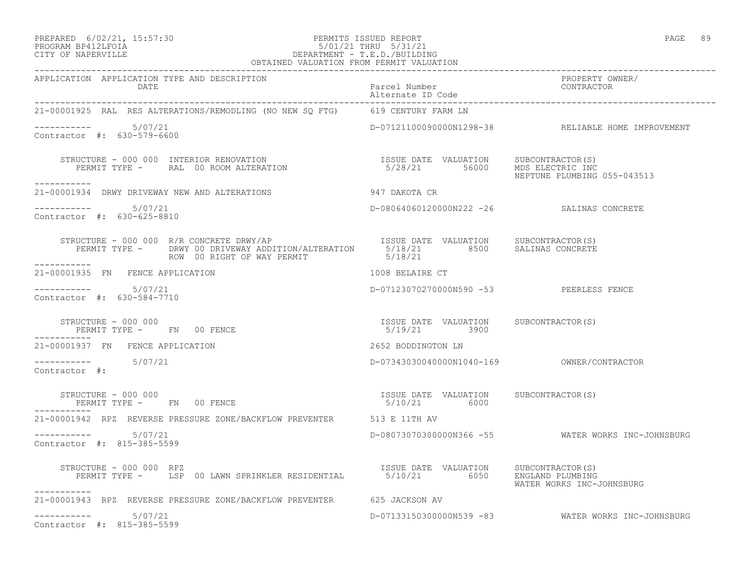PREPARED 6/02/21, 15:57:30 — PERMITS ISSUED REPORT
PROGRAM BP412LFOIA — 5/01/21 THRU 5/31/21
CITY OF NAPERVILLE — DEPARTMENT - T.E.D./BUILDING
OBTAINED VALUATION FROM PERMIT VALUATION

| APPLICATION | APPLICATION TYPE AND DESCRIPTION / DATE | Parcel Number / Alternate ID Code | PROPERTY OWNER/ CONTRACTOR |
|---|---|---|---|

---

**21-00001925** RAL RES ALTERATIONS/REMODLING (NO NEW SQ FTG) — 619 CENTURY FARM LN

----------- 5/07/21 — D-07121100090000N1298-38 — RELIABLE HOME IMPROVEMENT
Contractor #: 630-579-6600

STRUCTURE - 000 000 INTERIOR RENOVATION
PERMIT TYPE - RAL 00 ROOM ALTERATION

| ISSUE DATE | VALUATION | SUBCONTRACTOR(S) |
|---|---|---|
| 5/28/21 | 56000 | MDS ELECTRIC INC |
| | | NEPTUNE PLUMBING 055-043513 |

---

**21-00001934** DRWY DRIVEWAY NEW AND ALTERATIONS — 947 DAKOTA CR

----------- 5/07/21 — D-08064060120000N222 -26 — SALINAS CONCRETE
Contractor #: 630-625-8810

STRUCTURE - 000 000 R/R CONCRETE DRWY/AP
PERMIT TYPE - DRWY 00 DRIVEWAY ADDITION/ALTERATION
ROW 00 RIGHT OF WAY PERMIT

| ISSUE DATE | VALUATION | SUBCONTRACTOR(S) |
|---|---|---|
| 5/18/21 | 8500 | SALINAS CONCRETE |
| 5/18/21 | | |

---

**21-00001935** FN FENCE APPLICATION — 1008 BELAIRE CT

----------- 5/07/21 — D-07123070270000N590 -53 — PEERLESS FENCE
Contractor #: 630-584-7710

STRUCTURE - 000 000
PERMIT TYPE - FN 00 FENCE

| ISSUE DATE | VALUATION | SUBCONTRACTOR(S) |
|---|---|---|
| 5/19/21 | 3900 | |

---

**21-00001937** FN FENCE APPLICATION — 2652 BODDINGTON LN

----------- 5/07/21 — D-07343030040000N1040-169 — OWNER/CONTRACTOR
Contractor #:

STRUCTURE - 000 000
PERMIT TYPE - FN 00 FENCE

| ISSUE DATE | VALUATION | SUBCONTRACTOR(S) |
|---|---|---|
| 5/10/21 | 6000 | |

---

**21-00001942** RPZ REVERSE PRESSURE ZONE/BACKFLOW PREVENTER — 513 E 11TH AV

----------- 5/07/21 — D-08073070300000N366 -55 — WATER WORKS INC-JOHNSBURG
Contractor #: 815-385-5599

STRUCTURE - 000 000 RPZ
PERMIT TYPE - LSP 00 LAWN SPRINKLER RESIDENTIAL

| ISSUE DATE | VALUATION | SUBCONTRACTOR(S) |
|---|---|---|
| 5/10/21 | 6050 | ENGLAND PLUMBING |
| | | WATER WORKS INC-JOHNSBURG |

---

**21-00001943** RPZ REVERSE PRESSURE ZONE/BACKFLOW PREVENTER — 625 JACKSON AV

----------- 5/07/21 — D-07133150300000N539 -83 — WATER WORKS INC-JOHNSBURG
Contractor #: 815-385-5599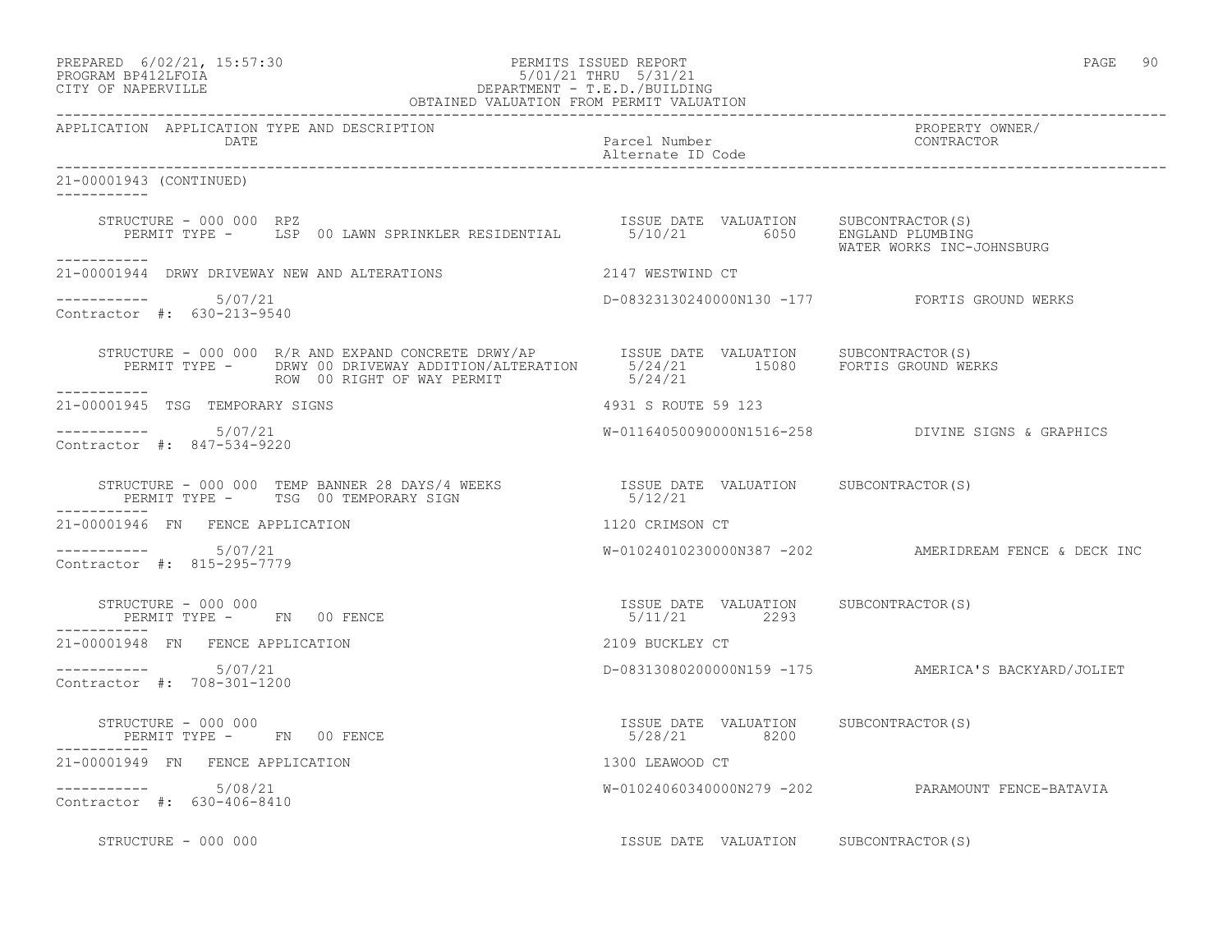PREPARED 6/02/21, 15:57:30 PERMITS ISSUED REPORT
PROGRAM BP412LFOIA 5/01/21 THRU 5/31/21
CITY OF NAPERVILLE DEPARTMENT - T.E.D./BUILDING
OBTAINED VALUATION FROM PERMIT VALUATION

| APPLICATION | APPLICATION TYPE AND DESCRIPTION / DATE | Parcel Number / Alternate ID Code | PROPERTY OWNER/ CONTRACTOR |
|---|---|---|---|

21-00001943 (CONTINUED)

STRUCTURE - 000 000 RPZ | ISSUE DATE VALUATION | SUBCONTRACTOR(S)
PERMIT TYPE - LSP 00 LAWN SPRINKLER RESIDENTIAL | 5/10/21 6050 | ENGLAND PLUMBING
WATER WORKS INC-JOHNSBURG

21-00001944 DRWY DRIVEWAY NEW AND ALTERATIONS | 2147 WESTWIND CT
5/07/21 | D-08323130240000N130 -177 | FORTIS GROUND WERKS
Contractor #: 630-213-9540

STRUCTURE - 000 000 R/R AND EXPAND CONCRETE DRWY/AP | ISSUE DATE VALUATION | SUBCONTRACTOR(S)
PERMIT TYPE - DRWY 00 DRIVEWAY ADDITION/ALTERATION | 5/24/21 15080 | FORTIS GROUND WERKS
ROW 00 RIGHT OF WAY PERMIT | 5/24/21

21-00001945 TSG TEMPORARY SIGNS | 4931 S ROUTE 59 123
5/07/21 | W-01164050090000N1516-258 | DIVINE SIGNS & GRAPHICS
Contractor #: 847-534-9220

STRUCTURE - 000 000 TEMP BANNER 28 DAYS/4 WEEKS | ISSUE DATE VALUATION | SUBCONTRACTOR(S)
PERMIT TYPE - TSG 00 TEMPORARY SIGN | 5/12/21

21-00001946 FN FENCE APPLICATION | 1120 CRIMSON CT
5/07/21 | W-01024010230000N387 -202 | AMERIDREAM FENCE & DECK INC
Contractor #: 815-295-7779

STRUCTURE - 000 000 | ISSUE DATE VALUATION | SUBCONTRACTOR(S)
PERMIT TYPE - FN 00 FENCE | 5/11/21 2293

21-00001948 FN FENCE APPLICATION | 2109 BUCKLEY CT
5/07/21 | D-08313080200000N159 -175 | AMERICA'S BACKYARD/JOLIET
Contractor #: 708-301-1200

STRUCTURE - 000 000 | ISSUE DATE VALUATION | SUBCONTRACTOR(S)
PERMIT TYPE - FN 00 FENCE | 5/28/21 8200

21-00001949 FN FENCE APPLICATION | 1300 LEAWOOD CT
5/08/21 | W-01024060340000N279 -202 | PARAMOUNT FENCE-BATAVIA
Contractor #: 630-406-8410

STRUCTURE - 000 000 | ISSUE DATE VALUATION | SUBCONTRACTOR(S)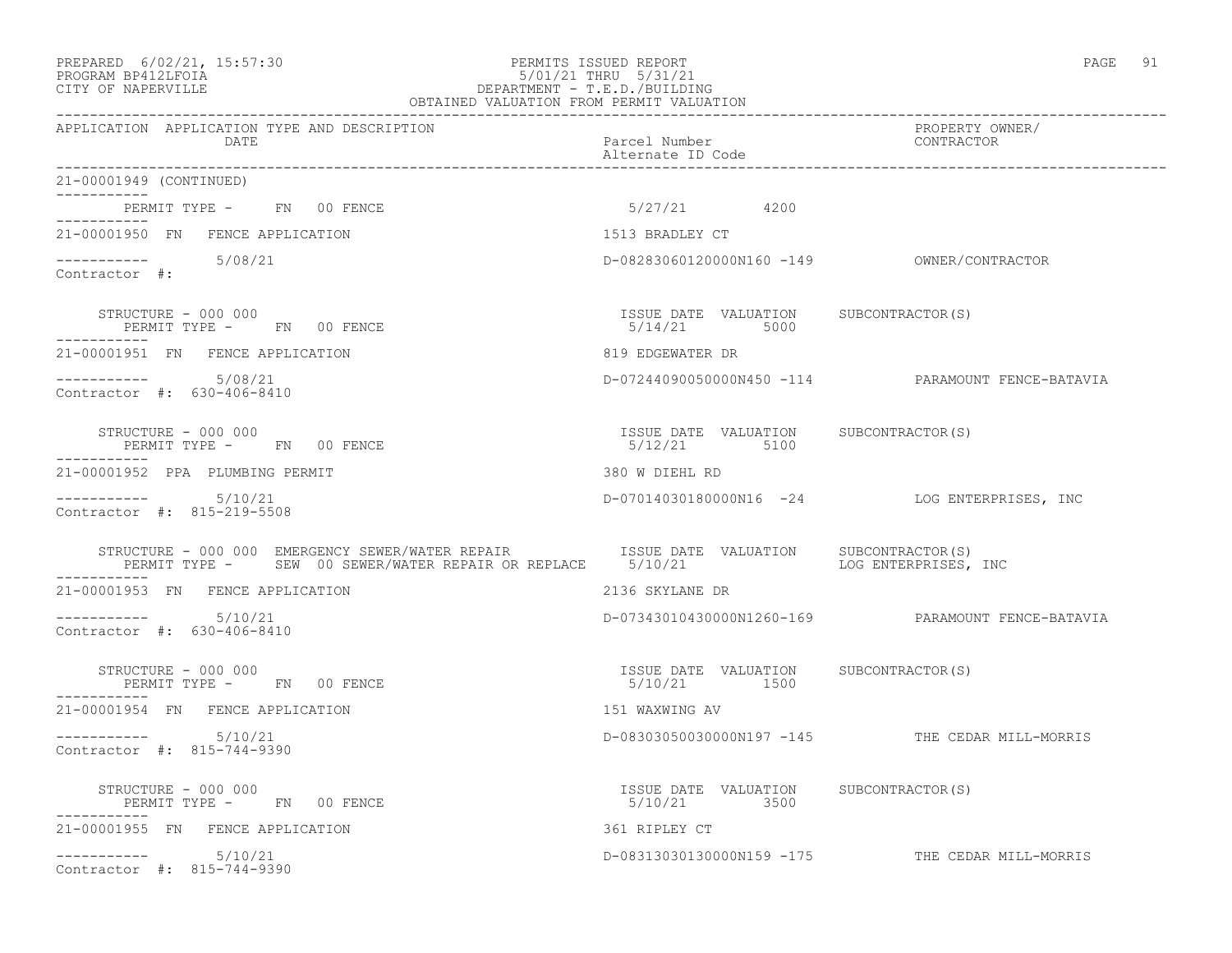PREPARED 6/02/21, 15:57:30 PERMITS ISSUED REPORT
PROGRAM BP412LFOIA 5/01/21 THRU 5/31/21
CITY OF NAPERVILLE DEPARTMENT - T.E.D./BUILDING
OBTAINED VALUATION FROM PERMIT VALUATION

| APPLICATION APPLICATION TYPE AND DESCRIPTION DATE | Parcel Number Alternate ID Code | PROPERTY OWNER/ CONTRACTOR |
|---|---|---|
| 21-00001949 (CONTINUED) | | |
| PERMIT TYPE - FN 00 FENCE | 5/27/21 4200 | |
| 21-00001950 FN FENCE APPLICATION | 1513 BRADLEY CT | |
| 5/08/21 Contractor #: | D-08283060120000N160 -149 | OWNER/CONTRACTOR |
| STRUCTURE - 000 000 PERMIT TYPE - FN 00 FENCE | ISSUE DATE VALUATION 5/14/21 5000 | SUBCONTRACTOR(S) |
| 21-00001951 FN FENCE APPLICATION | 819 EDGEWATER DR | |
| 5/08/21 Contractor #: 630-406-8410 | D-07244090050000N450 -114 | PARAMOUNT FENCE-BATAVIA |
| STRUCTURE - 000 000 PERMIT TYPE - FN 00 FENCE | ISSUE DATE VALUATION 5/12/21 5100 | SUBCONTRACTOR(S) |
| 21-00001952 PPA PLUMBING PERMIT | 380 W DIEHL RD | |
| 5/10/21 Contractor #: 815-219-5508 | D-07014030180000N16 -24 | LOG ENTERPRISES, INC |
| STRUCTURE - 000 000 EMERGENCY SEWER/WATER REPAIR PERMIT TYPE - SEW 00 SEWER/WATER REPAIR OR REPLACE | ISSUE DATE VALUATION 5/10/21 | SUBCONTRACTOR(S) LOG ENTERPRISES, INC |
| 21-00001953 FN FENCE APPLICATION | 2136 SKYLANE DR | |
| 5/10/21 Contractor #: 630-406-8410 | D-07343010430000N1260-169 | PARAMOUNT FENCE-BATAVIA |
| STRUCTURE - 000 000 PERMIT TYPE - FN 00 FENCE | ISSUE DATE VALUATION 5/10/21 1500 | SUBCONTRACTOR(S) |
| 21-00001954 FN FENCE APPLICATION | 151 WAXWING AV | |
| 5/10/21 Contractor #: 815-744-9390 | D-08303050030000N197 -145 | THE CEDAR MILL-MORRIS |
| STRUCTURE - 000 000 PERMIT TYPE - FN 00 FENCE | ISSUE DATE VALUATION 5/10/21 3500 | SUBCONTRACTOR(S) |
| 21-00001955 FN FENCE APPLICATION | 361 RIPLEY CT | |
| 5/10/21 Contractor #: 815-744-9390 | D-08313030130000N159 -175 | THE CEDAR MILL-MORRIS |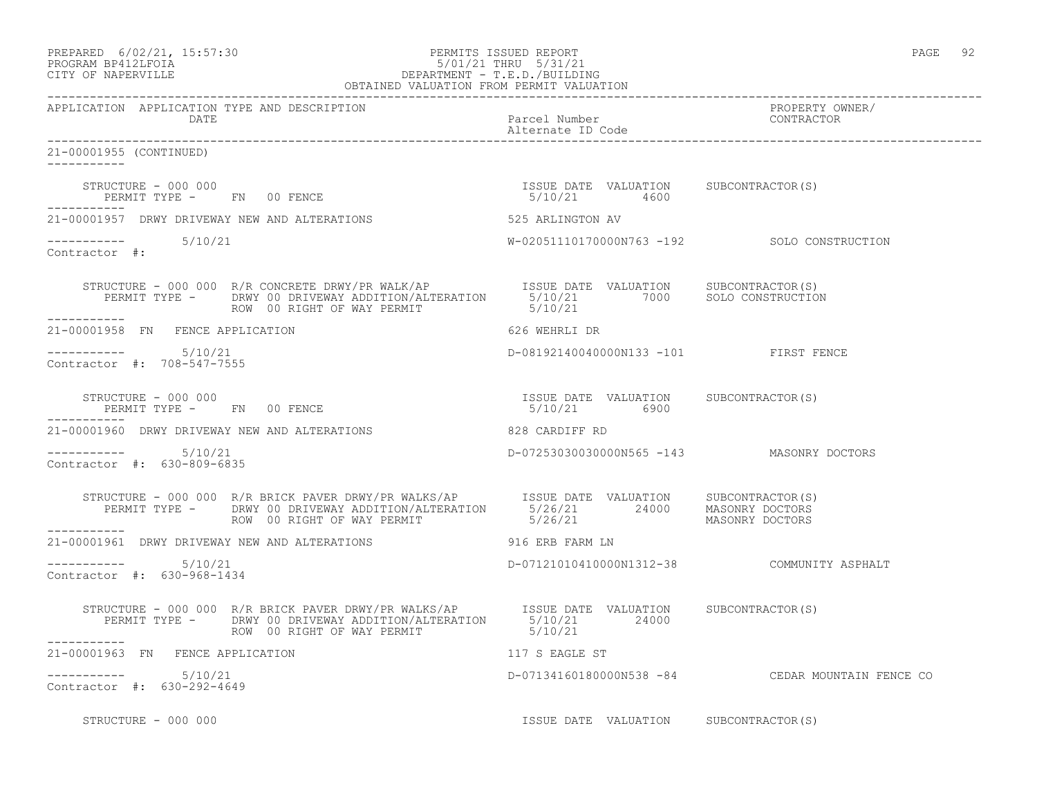21-00001955 (CONTINUED)

```
STRUCTURE - 000 000                                          ISSUE DATE  VALUATION     SUBCONTRACTOR(S)
   PERMIT TYPE -     FN  00 FENCE                             5/10/21         4600
-----------
21-00001957  DRWY DRIVEWAY NEW AND ALTERATIONS                525 ARLINGTON AV

-----------       5/10/21                                     W-02051110170000N763 -192          SOLO CONSTRUCTION
Contractor #:

STRUCTURE - 000 000  R/R CONCRETE DRWY/PR WALK/AP             ISSUE DATE  VALUATION     SUBCONTRACTOR(S)
   PERMIT TYPE -     DRWY 00 DRIVEWAY ADDITION/ALTERATION     5/10/21         7000     SOLO CONSTRUCTION
                     ROW  00 RIGHT OF WAY PERMIT              5/10/21
-----------
21-00001958  FN   FENCE APPLICATION                           626 WEHRLI DR

-----------       5/10/21                                     D-08192140040000N133 -101          FIRST FENCE
Contractor #:  708-547-7555

STRUCTURE - 000 000                                          ISSUE DATE  VALUATION     SUBCONTRACTOR(S)
   PERMIT TYPE -     FN  00 FENCE                             5/10/21         6900
-----------
21-00001960  DRWY DRIVEWAY NEW AND ALTERATIONS                828 CARDIFF RD

-----------       5/10/21                                     D-07253030030000N565 -143          MASONRY DOCTORS
Contractor #:  630-809-6835

STRUCTURE - 000 000  R/R BRICK PAVER DRWY/PR WALKS/AP         ISSUE DATE  VALUATION     SUBCONTRACTOR(S)
   PERMIT TYPE -     DRWY 00 DRIVEWAY ADDITION/ALTERATION     5/26/21        24000     MASONRY DOCTORS
                     ROW  00 RIGHT OF WAY PERMIT              5/26/21                  MASONRY DOCTORS
-----------
21-00001961  DRWY DRIVEWAY NEW AND ALTERATIONS                916 ERB FARM LN

-----------       5/10/21                                     D-07121010410000N1312-38           COMMUNITY ASPHALT
Contractor #:  630-968-1434

STRUCTURE - 000 000  R/R BRICK PAVER DRWY/PR WALKS/AP         ISSUE DATE  VALUATION     SUBCONTRACTOR(S)
   PERMIT TYPE -     DRWY 00 DRIVEWAY ADDITION/ALTERATION     5/10/21        24000
                     ROW  00 RIGHT OF WAY PERMIT              5/10/21
-----------
21-00001963  FN   FENCE APPLICATION                           117 S EAGLE ST

-----------       5/10/21                                     D-07134160180000N538 -84           CEDAR MOUNTAIN FENCE CO
Contractor #:  630-292-4649

STRUCTURE - 000 000                                          ISSUE DATE  VALUATION     SUBCONTRACTOR(S)
```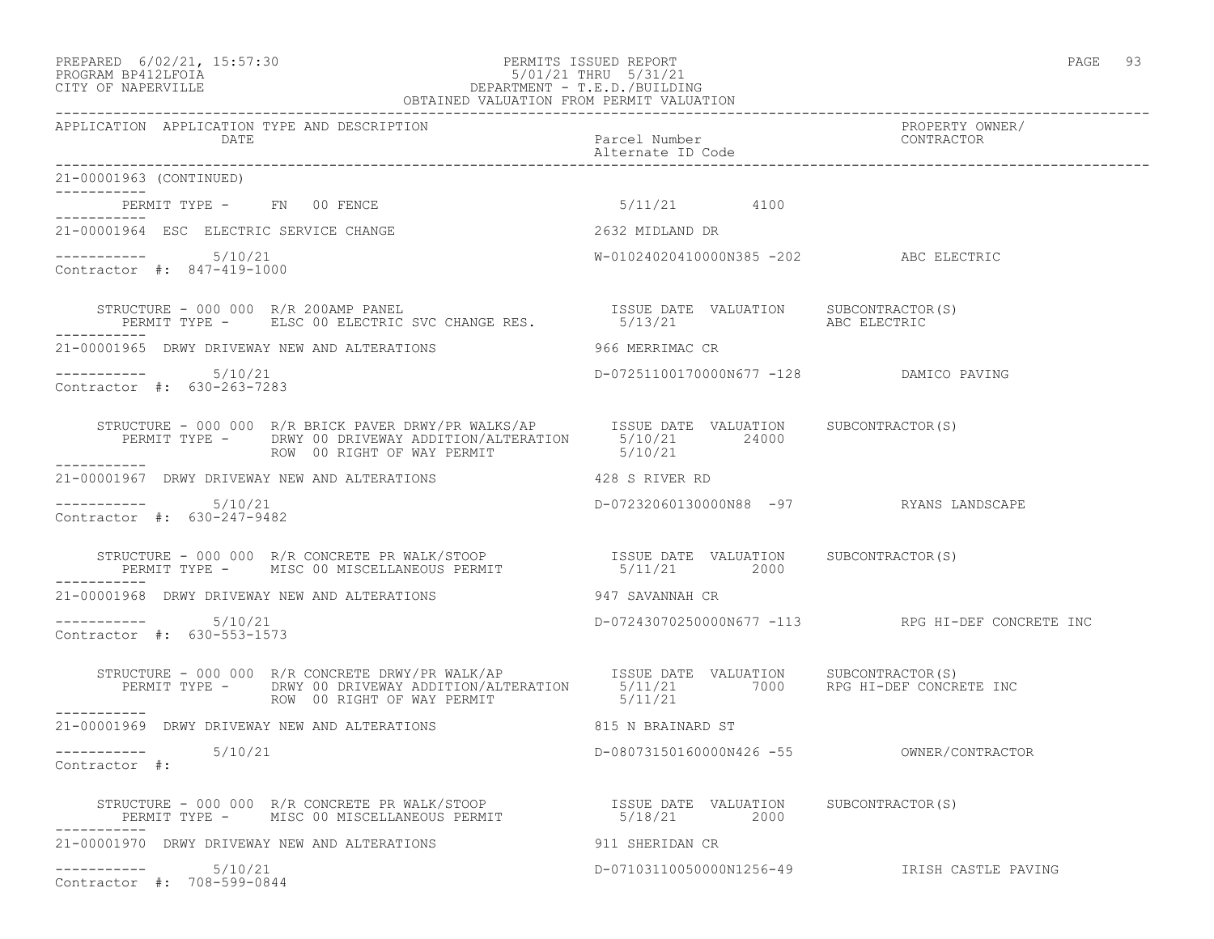PREPARED 6/02/21, 15:57:30 PERMITS ISSUED REPORT
PROGRAM BP412LFOIA 5/01/21 THRU 5/31/21
CITY OF NAPERVILLE DEPARTMENT - T.E.D./BUILDING
OBTAINED VALUATION FROM PERMIT VALUATION

| APPLICATION | APPLICATION TYPE AND DESCRIPTION DATE | Parcel Number Alternate ID Code | PROPERTY OWNER/ CONTRACTOR |
|---|---|---|---|

21-00001963 (CONTINUED)

PERMIT TYPE - FN 00 FENCE 5/11/21 4100

---

21-00001964 ESC ELECTRIC SERVICE CHANGE — 2632 MIDLAND DR
5/10/21 — W-01024020410000N385 -202 — ABC ELECTRIC
Contractor #: 847-419-1000

| STRUCTURE - 000 000 R/R 200AMP PANEL | ISSUE DATE | VALUATION | SUBCONTRACTOR(S) |
|---|---|---|---|
| PERMIT TYPE - ELSC 00 ELECTRIC SVC CHANGE RES. | 5/13/21 | | ABC ELECTRIC |

---

21-00001965 DRWY DRIVEWAY NEW AND ALTERATIONS — 966 MERRIMAC CR
5/10/21 — D-07251100170000N677 -128 — DAMICO PAVING
Contractor #: 630-263-7283

| STRUCTURE - 000 000 R/R BRICK PAVER DRWY/PR WALKS/AP | ISSUE DATE | VALUATION | SUBCONTRACTOR(S) |
|---|---|---|---|
| PERMIT TYPE - DRWY 00 DRIVEWAY ADDITION/ALTERATION | 5/10/21 | 24000 | |
| ROW 00 RIGHT OF WAY PERMIT | 5/10/21 | | |

---

21-00001967 DRWY DRIVEWAY NEW AND ALTERATIONS — 428 S RIVER RD
5/10/21 — D-07232060130000N88 -97 — RYANS LANDSCAPE
Contractor #: 630-247-9482

| STRUCTURE - 000 000 R/R CONCRETE PR WALK/STOOP | ISSUE DATE | VALUATION | SUBCONTRACTOR(S) |
|---|---|---|---|
| PERMIT TYPE - MISC 00 MISCELLANEOUS PERMIT | 5/11/21 | 2000 | |

---

21-00001968 DRWY DRIVEWAY NEW AND ALTERATIONS — 947 SAVANNAH CR
5/10/21 — D-07243070250000N677 -113 — RPG HI-DEF CONCRETE INC
Contractor #: 630-553-1573

| STRUCTURE - 000 000 R/R CONCRETE DRWY/PR WALK/AP | ISSUE DATE | VALUATION | SUBCONTRACTOR(S) |
|---|---|---|---|
| PERMIT TYPE - DRWY 00 DRIVEWAY ADDITION/ALTERATION | 5/11/21 | 7000 | RPG HI-DEF CONCRETE INC |
| ROW 00 RIGHT OF WAY PERMIT | 5/11/21 | | |

---

21-00001969 DRWY DRIVEWAY NEW AND ALTERATIONS — 815 N BRAINARD ST
5/10/21 — D-08073150160000N426 -55 — OWNER/CONTRACTOR
Contractor #:

| STRUCTURE - 000 000 R/R CONCRETE PR WALK/STOOP | ISSUE DATE | VALUATION | SUBCONTRACTOR(S) |
|---|---|---|---|
| PERMIT TYPE - MISC 00 MISCELLANEOUS PERMIT | 5/18/21 | 2000 | |

---

21-00001970 DRWY DRIVEWAY NEW AND ALTERATIONS — 911 SHERIDAN CR
5/10/21 — D-07103110050000N1256-49 — IRISH CASTLE PAVING
Contractor #: 708-599-0844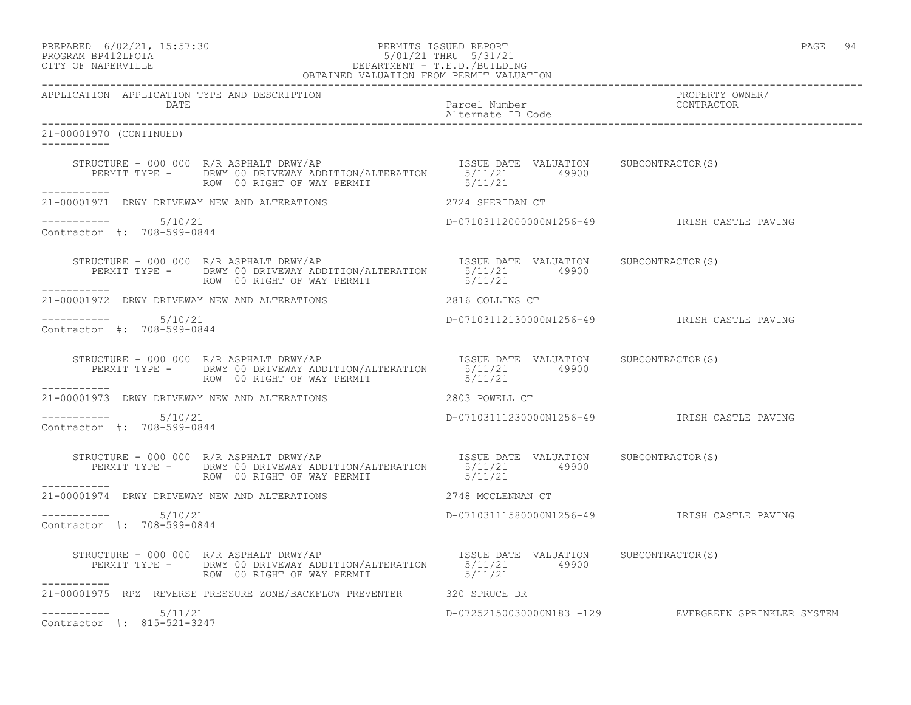PREPARED 6/02/21, 15:57:30 PERMITS ISSUED REPORT
PROGRAM BP412LFOIA 5/01/21 THRU 5/31/21
CITY OF NAPERVILLE DEPARTMENT - T.E.D./BUILDING
OBTAINED VALUATION FROM PERMIT VALUATION

| APPLICATION | APPLICATION TYPE AND DESCRIPTION DATE | Parcel Number Alternate ID Code | PROPERTY OWNER/ CONTRACTOR |
|---|---|---|---|

21-00001970 (CONTINUED)

STRUCTURE - 000 000 R/R ASPHALT DRWY/AP — ISSUE DATE 5/11/21, VALUATION 49900, SUBCONTRACTOR(S)
PERMIT TYPE - DRWY 00 DRIVEWAY ADDITION/ALTERATION 5/11/21 49900
ROW 00 RIGHT OF WAY PERMIT 5/11/21

---

21-00001971 DRWY DRIVEWAY NEW AND ALTERATIONS — 2724 SHERIDAN CT
5/10/21 — D-07103112000000N1256-49 — IRISH CASTLE PAVING
Contractor #: 708-599-0844

STRUCTURE - 000 000 R/R ASPHALT DRWY/AP — ISSUE DATE VALUATION SUBCONTRACTOR(S)
PERMIT TYPE - DRWY 00 DRIVEWAY ADDITION/ALTERATION 5/11/21 49900
ROW 00 RIGHT OF WAY PERMIT 5/11/21

---

21-00001972 DRWY DRIVEWAY NEW AND ALTERATIONS — 2816 COLLINS CT
5/10/21 — D-07103112130000N1256-49 — IRISH CASTLE PAVING
Contractor #: 708-599-0844

STRUCTURE - 000 000 R/R ASPHALT DRWY/AP — ISSUE DATE VALUATION SUBCONTRACTOR(S)
PERMIT TYPE - DRWY 00 DRIVEWAY ADDITION/ALTERATION 5/11/21 49900
ROW 00 RIGHT OF WAY PERMIT 5/11/21

---

21-00001973 DRWY DRIVEWAY NEW AND ALTERATIONS — 2803 POWELL CT
5/10/21 — D-07103111230000N1256-49 — IRISH CASTLE PAVING
Contractor #: 708-599-0844

STRUCTURE - 000 000 R/R ASPHALT DRWY/AP — ISSUE DATE VALUATION SUBCONTRACTOR(S)
PERMIT TYPE - DRWY 00 DRIVEWAY ADDITION/ALTERATION 5/11/21 49900
ROW 00 RIGHT OF WAY PERMIT 5/11/21

---

21-00001974 DRWY DRIVEWAY NEW AND ALTERATIONS — 2748 MCCLENNAN CT
5/10/21 — D-07103111580000N1256-49 — IRISH CASTLE PAVING
Contractor #: 708-599-0844

STRUCTURE - 000 000 R/R ASPHALT DRWY/AP — ISSUE DATE VALUATION SUBCONTRACTOR(S)
PERMIT TYPE - DRWY 00 DRIVEWAY ADDITION/ALTERATION 5/11/21 49900
ROW 00 RIGHT OF WAY PERMIT 5/11/21

---

21-00001975 RPZ REVERSE PRESSURE ZONE/BACKFLOW PREVENTER — 320 SPRUCE DR
5/11/21 — D-07252150030000N183 -129 — EVERGREEN SPRINKLER SYSTEM
Contractor #: 815-521-3247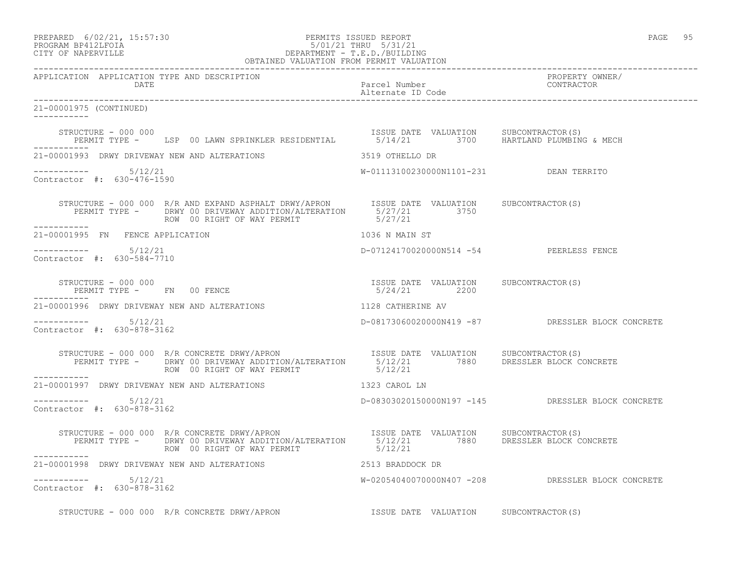PREPARED 6/02/21, 15:57:30 PERMITS ISSUED REPORT
PROGRAM BP412LFOIA 5/01/21 THRU 5/31/21
CITY OF NAPERVILLE DEPARTMENT - T.E.D./BUILDING
OBTAINED VALUATION FROM PERMIT VALUATION

| APPLICATION | APPLICATION TYPE AND DESCRIPTION / DATE | Parcel Number / Alternate ID Code | PROPERTY OWNER/ CONTRACTOR |
|---|---|---|---|

21-00001975 (CONTINUED)

STRUCTURE - 000 000 — ISSUE DATE / VALUATION / SUBCONTRACTOR(S)
PERMIT TYPE - LSP 00 LAWN SPRINKLER RESIDENTIAL — 5/14/21 — 3700 — HARTLAND PLUMBING & MECH

21-00001993 DRWY DRIVEWAY NEW AND ALTERATIONS — 3519 OTHELLO DR
5/12/21 — W-01113100230000N1101-231 — DEAN TERRITO
Contractor #: 630-476-1590

STRUCTURE - 000 000 R/R AND EXPAND ASPHALT DRWY/APRON — ISSUE DATE / VALUATION / SUBCONTRACTOR(S)
PERMIT TYPE - DRWY 00 DRIVEWAY ADDITION/ALTERATION — 5/27/21 — 3750
ROW 00 RIGHT OF WAY PERMIT — 5/27/21

21-00001995 FN FENCE APPLICATION — 1036 N MAIN ST
5/12/21 — D-07124170020000N514 -54 — PEERLESS FENCE
Contractor #: 630-584-7710

STRUCTURE - 000 000 — ISSUE DATE / VALUATION / SUBCONTRACTOR(S)
PERMIT TYPE - FN 00 FENCE — 5/24/21 — 2200

21-00001996 DRWY DRIVEWAY NEW AND ALTERATIONS — 1128 CATHERINE AV
5/12/21 — D-08173060020000N419 -87 — DRESSLER BLOCK CONCRETE
Contractor #: 630-878-3162

STRUCTURE - 000 000 R/R CONCRETE DRWY/APRON — ISSUE DATE / VALUATION / SUBCONTRACTOR(S)
PERMIT TYPE - DRWY 00 DRIVEWAY ADDITION/ALTERATION — 5/12/21 — 7880 — DRESSLER BLOCK CONCRETE
ROW 00 RIGHT OF WAY PERMIT — 5/12/21

21-00001997 DRWY DRIVEWAY NEW AND ALTERATIONS — 1323 CAROL LN
5/12/21 — D-08303020150000N197 -145 — DRESSLER BLOCK CONCRETE
Contractor #: 630-878-3162

STRUCTURE - 000 000 R/R CONCRETE DRWY/APRON — ISSUE DATE / VALUATION / SUBCONTRACTOR(S)
PERMIT TYPE - DRWY 00 DRIVEWAY ADDITION/ALTERATION — 5/12/21 — 7880 — DRESSLER BLOCK CONCRETE
ROW 00 RIGHT OF WAY PERMIT — 5/12/21

21-00001998 DRWY DRIVEWAY NEW AND ALTERATIONS — 2513 BRADDOCK DR
5/12/21 — W-02054040070000N407 -208 — DRESSLER BLOCK CONCRETE
Contractor #: 630-878-3162

STRUCTURE - 000 000 R/R CONCRETE DRWY/APRON — ISSUE DATE / VALUATION / SUBCONTRACTOR(S)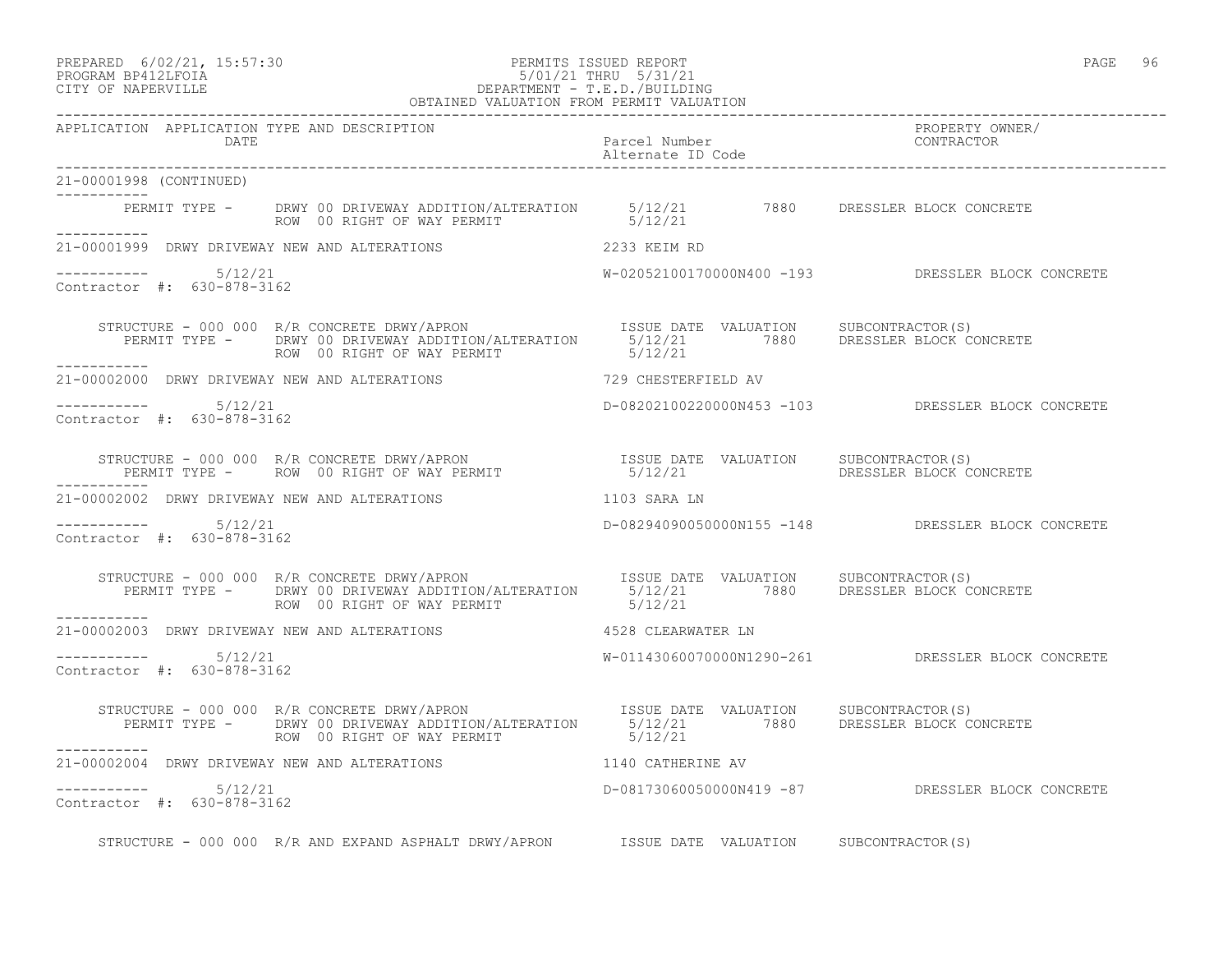PREPARED 6/02/21, 15:57:30 PERMITS ISSUED REPORT
PROGRAM BP412LFOIA 5/01/21 THRU 5/31/21
CITY OF NAPERVILLE DEPARTMENT - T.E.D./BUILDING
OBTAINED VALUATION FROM PERMIT VALUATION

| APPLICATION | APPLICATION TYPE AND DESCRIPTION DATE | Parcel Number / Alternate ID Code | PROPERTY OWNER/ CONTRACTOR |
|---|---|---|---|

21-00001998 (CONTINUED)

PERMIT TYPE - DRWY 00 DRIVEWAY ADDITION/ALTERATION 5/12/21 7880 DRESSLER BLOCK CONCRETE
ROW 00 RIGHT OF WAY PERMIT 5/12/21

21-00001999 DRWY DRIVEWAY NEW AND ALTERATIONS 2233 KEIM RD
5/12/21 W-02052100170000N400 -193 DRESSLER BLOCK CONCRETE
Contractor #: 630-878-3162

| STRUCTURE - 000 000 R/R CONCRETE DRWY/APRON | ISSUE DATE | VALUATION | SUBCONTRACTOR(S) |
|---|---|---|---|
| PERMIT TYPE - DRWY 00 DRIVEWAY ADDITION/ALTERATION | 5/12/21 | 7880 | DRESSLER BLOCK CONCRETE |
| ROW 00 RIGHT OF WAY PERMIT | 5/12/21 | | |

21-00002000 DRWY DRIVEWAY NEW AND ALTERATIONS 729 CHESTERFIELD AV
5/12/21 D-08202100220000N453 -103 DRESSLER BLOCK CONCRETE
Contractor #: 630-878-3162

| STRUCTURE - 000 000 R/R CONCRETE DRWY/APRON | ISSUE DATE | VALUATION | SUBCONTRACTOR(S) |
|---|---|---|---|
| PERMIT TYPE - ROW 00 RIGHT OF WAY PERMIT | 5/12/21 | | DRESSLER BLOCK CONCRETE |

21-00002002 DRWY DRIVEWAY NEW AND ALTERATIONS 1103 SARA LN
5/12/21 D-08294090050000N155 -148 DRESSLER BLOCK CONCRETE
Contractor #: 630-878-3162

| STRUCTURE - 000 000 R/R CONCRETE DRWY/APRON | ISSUE DATE | VALUATION | SUBCONTRACTOR(S) |
|---|---|---|---|
| PERMIT TYPE - DRWY 00 DRIVEWAY ADDITION/ALTERATION | 5/12/21 | 7880 | DRESSLER BLOCK CONCRETE |
| ROW 00 RIGHT OF WAY PERMIT | 5/12/21 | | |

21-00002003 DRWY DRIVEWAY NEW AND ALTERATIONS 4528 CLEARWATER LN
5/12/21 W-01143060070000N1290-261 DRESSLER BLOCK CONCRETE
Contractor #: 630-878-3162

| STRUCTURE - 000 000 R/R CONCRETE DRWY/APRON | ISSUE DATE | VALUATION | SUBCONTRACTOR(S) |
|---|---|---|---|
| PERMIT TYPE - DRWY 00 DRIVEWAY ADDITION/ALTERATION | 5/12/21 | 7880 | DRESSLER BLOCK CONCRETE |
| ROW 00 RIGHT OF WAY PERMIT | 5/12/21 | | |

21-00002004 DRWY DRIVEWAY NEW AND ALTERATIONS 1140 CATHERINE AV
5/12/21 D-08173060050000N419 -87 DRESSLER BLOCK CONCRETE
Contractor #: 630-878-3162

| STRUCTURE - 000 000 R/R AND EXPAND ASPHALT DRWY/APRON | ISSUE DATE | VALUATION | SUBCONTRACTOR(S) |
|---|---|---|---|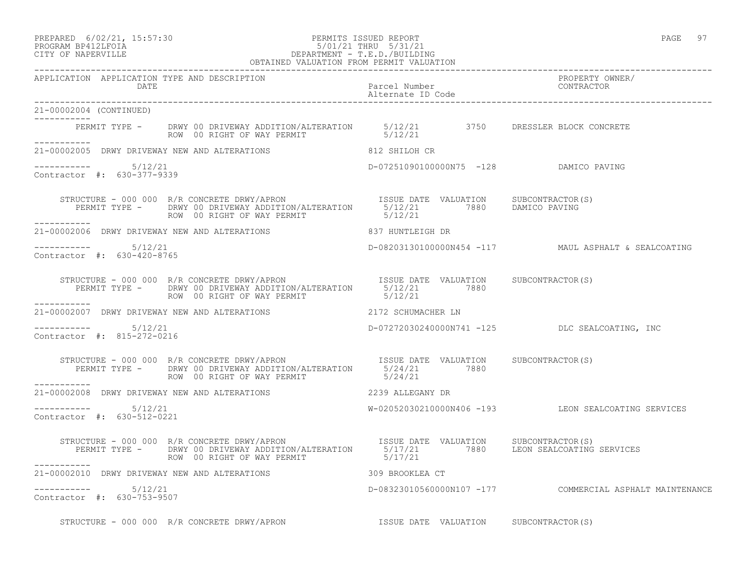21-00002004 (CONTINUED)

| PERMIT TYPE - | DRWY 00 DRIVEWAY ADDITION/ALTERATION | 5/12/21 | 3750 | DRESSLER BLOCK CONCRETE |
|---|---|---|---|---|
| | ROW 00 RIGHT OF WAY PERMIT | 5/12/21 | | |

21-00002005 DRWY DRIVEWAY NEW AND ALTERATIONS — 812 SHILOH CR

5/12/21 — D-07251090100000N75 -128 — DAMICO PAVING

Contractor #: 630-377-9339

| STRUCTURE - 000 000 R/R CONCRETE DRWY/APRON | ISSUE DATE | VALUATION | SUBCONTRACTOR(S) |
|---|---|---|---|
| PERMIT TYPE - DRWY 00 DRIVEWAY ADDITION/ALTERATION | 5/12/21 | 7880 | DAMICO PAVING |
| ROW 00 RIGHT OF WAY PERMIT | 5/12/21 | | |

21-00002006 DRWY DRIVEWAY NEW AND ALTERATIONS — 837 HUNTLEIGH DR

5/12/21 — D-08203130100000N454 -117 — MAUL ASPHALT & SEALCOATING

Contractor #: 630-420-8765

| STRUCTURE - 000 000 R/R CONCRETE DRWY/APRON | ISSUE DATE | VALUATION | SUBCONTRACTOR(S) |
|---|---|---|---|
| PERMIT TYPE - DRWY 00 DRIVEWAY ADDITION/ALTERATION | 5/12/21 | 7880 | |
| ROW 00 RIGHT OF WAY PERMIT | 5/12/21 | | |

21-00002007 DRWY DRIVEWAY NEW AND ALTERATIONS — 2172 SCHUMACHER LN

5/12/21 — D-07272030240000N741 -125 — DLC SEALCOATING, INC

Contractor #: 815-272-0216

| STRUCTURE - 000 000 R/R CONCRETE DRWY/APRON | ISSUE DATE | VALUATION | SUBCONTRACTOR(S) |
|---|---|---|---|
| PERMIT TYPE - DRWY 00 DRIVEWAY ADDITION/ALTERATION | 5/24/21 | 7880 | |
| ROW 00 RIGHT OF WAY PERMIT | 5/24/21 | | |

21-00002008 DRWY DRIVEWAY NEW AND ALTERATIONS — 2239 ALLEGANY DR

5/12/21 — W-02052030210000N406 -193 — LEON SEALCOATING SERVICES

Contractor #: 630-512-0221

| STRUCTURE - 000 000 R/R CONCRETE DRWY/APRON | ISSUE DATE | VALUATION | SUBCONTRACTOR(S) |
|---|---|---|---|
| PERMIT TYPE - DRWY 00 DRIVEWAY ADDITION/ALTERATION | 5/17/21 | 7880 | LEON SEALCOATING SERVICES |
| ROW 00 RIGHT OF WAY PERMIT | 5/17/21 | | |

21-00002010 DRWY DRIVEWAY NEW AND ALTERATIONS — 309 BROOKLEA CT

5/12/21 — D-08323010560000N107 -177 — COMMERCIAL ASPHALT MAINTENANCE

Contractor #: 630-753-9507

| STRUCTURE - 000 000 R/R CONCRETE DRWY/APRON | ISSUE DATE | VALUATION | SUBCONTRACTOR(S) |
|---|---|---|---|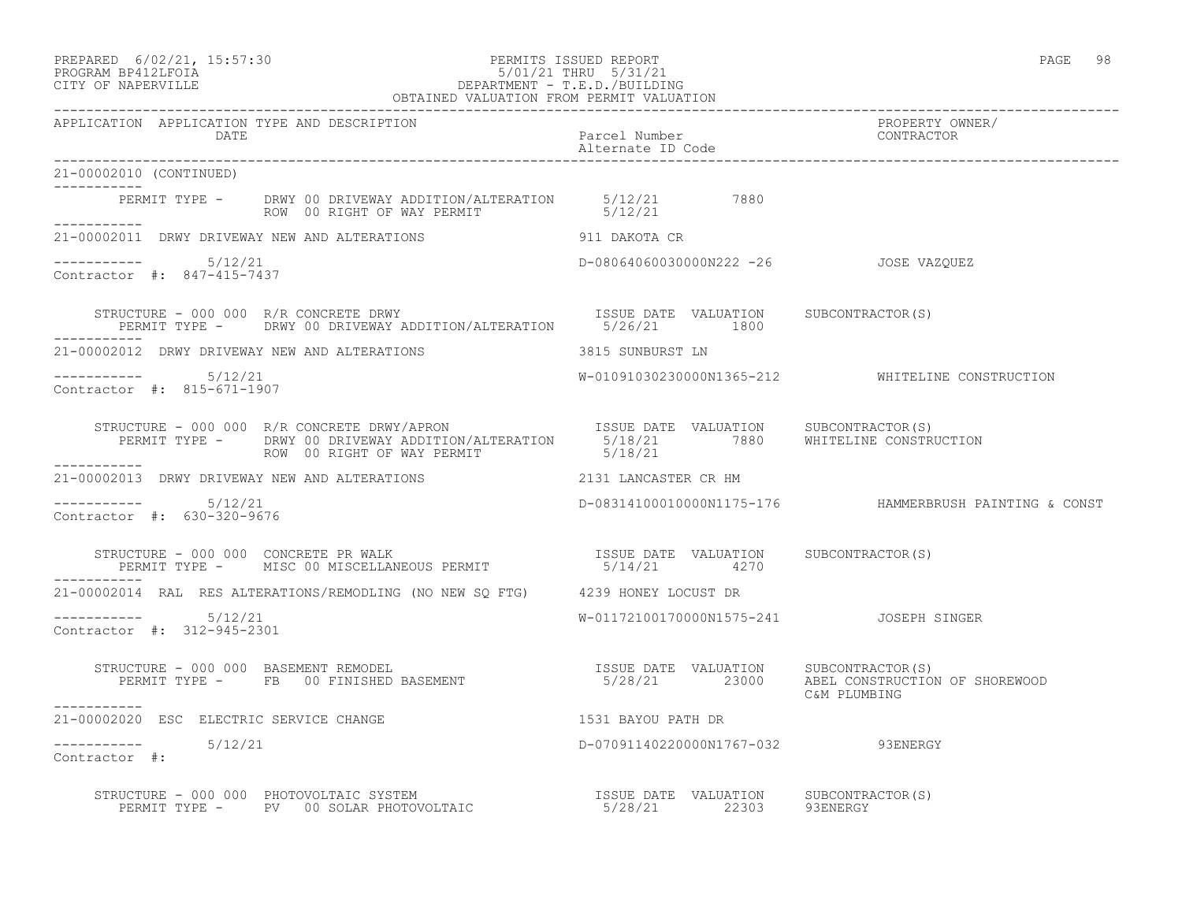PERMITS ISSUED REPORT
5/01/21 THRU 5/31/21
DEPARTMENT - T.E.D./BUILDING
OBTAINED VALUATION FROM PERMIT VALUATION

PREPARED 6/02/21, 15:57:30
PROGRAM BP412LFOIA
CITY OF NAPERVILLE

| APPLICATION | APPLICATION TYPE AND DESCRIPTION / DATE | Parcel Number / Alternate ID Code | PROPERTY OWNER/ CONTRACTOR |
|---|---|---|---|

21-00002010 (CONTINUED)

PERMIT TYPE - DRWY 00 DRIVEWAY ADDITION/ALTERATION 5/12/21 7880
ROW 00 RIGHT OF WAY PERMIT 5/12/21

---

21-00002011 DRWY DRIVEWAY NEW AND ALTERATIONS — 911 DAKOTA CR

5/12/21 — D-08064060030000N222 -26 — JOSE VAZQUEZ
Contractor #: 847-415-7437

| STRUCTURE - 000 000 R/R CONCRETE DRWY | ISSUE DATE | VALUATION | SUBCONTRACTOR(S) |
|---|---|---|---|
| PERMIT TYPE - DRWY 00 DRIVEWAY ADDITION/ALTERATION | 5/26/21 | 1800 | |

---

21-00002012 DRWY DRIVEWAY NEW AND ALTERATIONS — 3815 SUNBURST LN

5/12/21 — W-01091030230000N1365-212 — WHITELINE CONSTRUCTION
Contractor #: 815-671-1907

| STRUCTURE - 000 000 R/R CONCRETE DRWY/APRON | ISSUE DATE | VALUATION | SUBCONTRACTOR(S) |
|---|---|---|---|
| PERMIT TYPE - DRWY 00 DRIVEWAY ADDITION/ALTERATION | 5/18/21 | 7880 | WHITELINE CONSTRUCTION |
| ROW 00 RIGHT OF WAY PERMIT | 5/18/21 | | |

---

21-00002013 DRWY DRIVEWAY NEW AND ALTERATIONS — 2131 LANCASTER CR HM

5/12/21 — D-08314100010000N1175-176 — HAMMERBRUSH PAINTING & CONST
Contractor #: 630-320-9676

| STRUCTURE - 000 000 CONCRETE PR WALK | ISSUE DATE | VALUATION | SUBCONTRACTOR(S) |
|---|---|---|---|
| PERMIT TYPE - MISC 00 MISCELLANEOUS PERMIT | 5/14/21 | 4270 | |

---

21-00002014 RAL RES ALTERATIONS/REMODLING (NO NEW SQ FTG) — 4239 HONEY LOCUST DR

5/12/21 — W-01172100170000N1575-241 — JOSEPH SINGER
Contractor #: 312-945-2301

| STRUCTURE - 000 000 BASEMENT REMODEL | ISSUE DATE | VALUATION | SUBCONTRACTOR(S) |
|---|---|---|---|
| PERMIT TYPE - FB 00 FINISHED BASEMENT | 5/28/21 | 23000 | ABEL CONSTRUCTION OF SHOREWOOD |
| | | | C&M PLUMBING |

---

21-00002020 ESC ELECTRIC SERVICE CHANGE — 1531 BAYOU PATH DR

5/12/21 — D-07091140220000N1767-032 — 93ENERGY
Contractor #:

| STRUCTURE - 000 000 PHOTOVOLTAIC SYSTEM | ISSUE DATE | VALUATION | SUBCONTRACTOR(S) |
|---|---|---|---|
| PERMIT TYPE - PV 00 SOLAR PHOTOVOLTAIC | 5/28/21 | 22303 | 93ENERGY |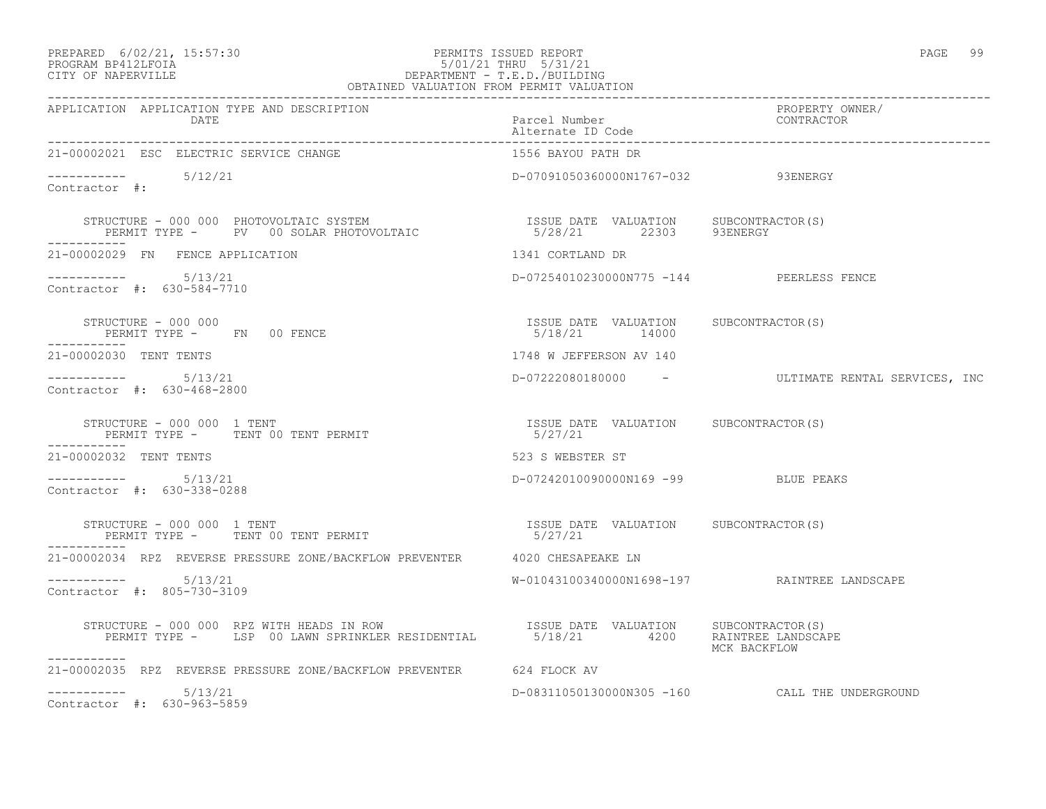PREPARED 6/02/21, 15:57:30 PERMITS ISSUED REPORT
PROGRAM BP412LFOIA 5/01/21 THRU 5/31/21
CITY OF NAPERVILLE DEPARTMENT - T.E.D./BUILDING
OBTAINED VALUATION FROM PERMIT VALUATION

| APPLICATION | APPLICATION TYPE AND DESCRIPTION / DATE | Parcel Number / Alternate ID Code | PROPERTY OWNER/ CONTRACTOR |
|---|---|---|---|
| 21-00002021 | ESC ELECTRIC SERVICE CHANGE | 1556 BAYOU PATH DR | |
| ----------- | 5/12/21 | D-07091050360000N1767-032 | 93ENERGY |
| Contractor #: | | | |
| | STRUCTURE - 000 000 PHOTOVOLTAIC SYSTEM / PERMIT TYPE - PV 00 SOLAR PHOTOVOLTAIC | ISSUE DATE 5/28/21 VALUATION 22303 | SUBCONTRACTOR(S) 93ENERGY |
| 21-00002029 | FN FENCE APPLICATION | 1341 CORTLAND DR | |
| ----------- | 5/13/21 | D-07254010230000N775 -144 | PEERLESS FENCE |
| Contractor #: 630-584-7710 | | | |
| | STRUCTURE - 000 000 / PERMIT TYPE - FN 00 FENCE | ISSUE DATE 5/18/21 VALUATION 14000 | SUBCONTRACTOR(S) |
| 21-00002030 | TENT TENTS | 1748 W JEFFERSON AV 140 | |
| ----------- | 5/13/21 | D-07222080180000 - | ULTIMATE RENTAL SERVICES, INC |
| Contractor #: 630-468-2800 | | | |
| | STRUCTURE - 000 000 1 TENT / PERMIT TYPE - TENT 00 TENT PERMIT | ISSUE DATE 5/27/21 VALUATION | SUBCONTRACTOR(S) |
| 21-00002032 | TENT TENTS | 523 S WEBSTER ST | |
| ----------- | 5/13/21 | D-07242010090000N169 -99 | BLUE PEAKS |
| Contractor #: 630-338-0288 | | | |
| | STRUCTURE - 000 000 1 TENT / PERMIT TYPE - TENT 00 TENT PERMIT | ISSUE DATE 5/27/21 VALUATION | SUBCONTRACTOR(S) |
| 21-00002034 | RPZ REVERSE PRESSURE ZONE/BACKFLOW PREVENTER | 4020 CHESAPEAKE LN | |
| ----------- | 5/13/21 | W-01043100340000N1698-197 | RAINTREE LANDSCAPE |
| Contractor #: 805-730-3109 | | | |
| | STRUCTURE - 000 000 RPZ WITH HEADS IN ROW / PERMIT TYPE - LSP 00 LAWN SPRINKLER RESIDENTIAL | ISSUE DATE 5/18/21 VALUATION 4200 | SUBCONTRACTOR(S) RAINTREE LANDSCAPE, MCK BACKFLOW |
| 21-00002035 | RPZ REVERSE PRESSURE ZONE/BACKFLOW PREVENTER | 624 FLOCK AV | |
| ----------- | 5/13/21 | D-08311050130000N305 -160 | CALL THE UNDERGROUND |
| Contractor #: 630-963-5859 | | | |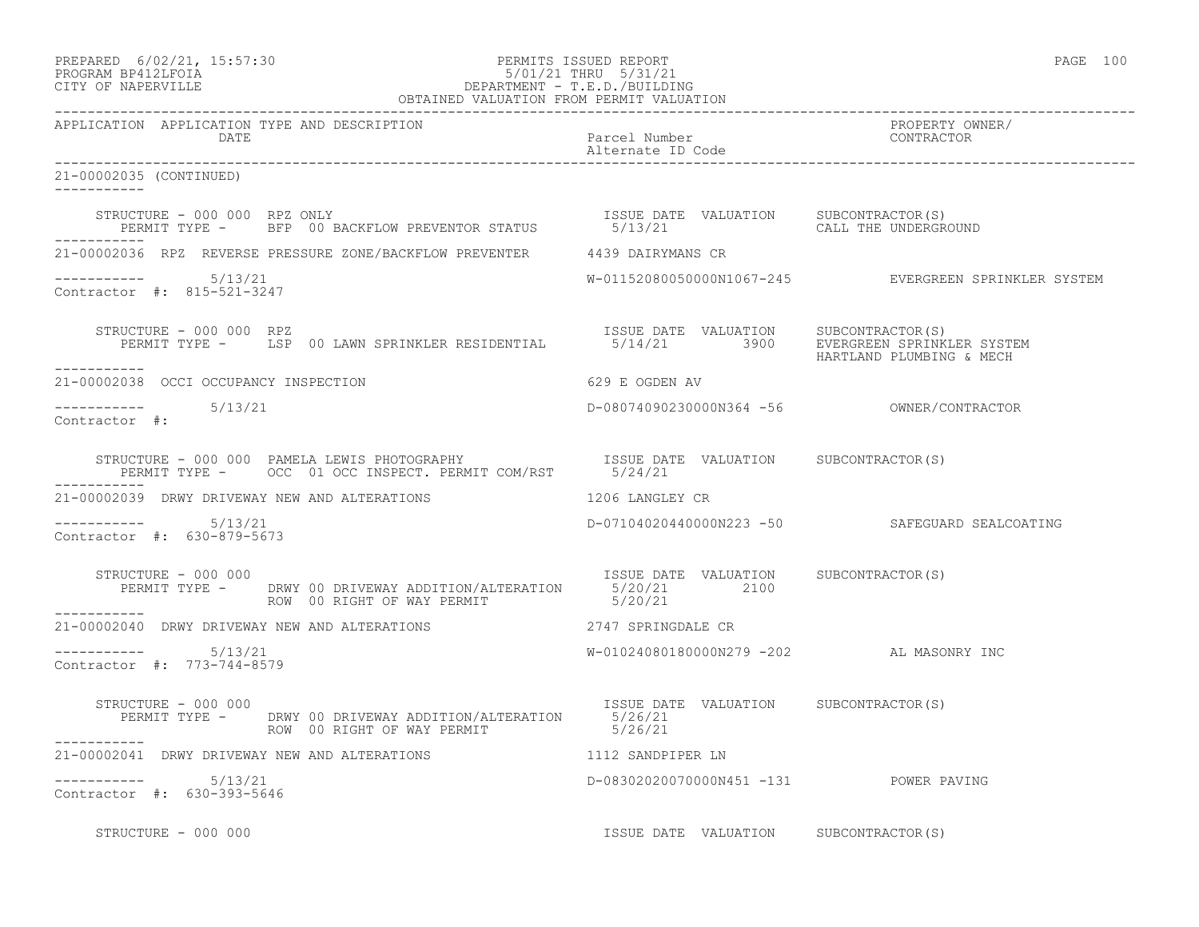PREPARED 6/02/21, 15:57:30 PERMITS ISSUED REPORT
PROGRAM BP412LFOIA 5/01/21 THRU 5/31/21
CITY OF NAPERVILLE DEPARTMENT - T.E.D./BUILDING
OBTAINED VALUATION FROM PERMIT VALUATION

| APPLICATION | APPLICATION TYPE AND DESCRIPTION / DATE | Parcel Number / Alternate ID Code | PROPERTY OWNER/ CONTRACTOR |
|---|---|---|---|

21-00002035 (CONTINUED)

STRUCTURE - 000 000 RPZ ONLY — ISSUE DATE VALUATION SUBCONTRACTOR(S)
PERMIT TYPE - BFP 00 BACKFLOW PREVENTOR STATUS — 5/13/21 — CALL THE UNDERGROUND

21-00002036 RPZ REVERSE PRESSURE ZONE/BACKFLOW PREVENTER — 4439 DAIRYMANS CR
5/13/21 — W-01152080050000N1067-245 — EVERGREEN SPRINKLER SYSTEM
Contractor #: 815-521-3247

STRUCTURE - 000 000 RPZ — ISSUE DATE VALUATION SUBCONTRACTOR(S)
PERMIT TYPE - LSP 00 LAWN SPRINKLER RESIDENTIAL — 5/14/21 — 3900 — EVERGREEN SPRINKLER SYSTEM, HARTLAND PLUMBING & MECH

21-00002038 OCCI OCCUPANCY INSPECTION — 629 E OGDEN AV
5/13/21 — D-08074090230000N364 -56 — OWNER/CONTRACTOR
Contractor #:

STRUCTURE - 000 000 PAMELA LEWIS PHOTOGRAPHY — ISSUE DATE VALUATION SUBCONTRACTOR(S)
PERMIT TYPE - OCC 01 OCC INSPECT. PERMIT COM/RST — 5/24/21

21-00002039 DRWY DRIVEWAY NEW AND ALTERATIONS — 1206 LANGLEY CR
5/13/21 — D-07104020440000N223 -50 — SAFEGUARD SEALCOATING
Contractor #: 630-879-5673

STRUCTURE - 000 000 — ISSUE DATE VALUATION SUBCONTRACTOR(S)
PERMIT TYPE - DRWY 00 DRIVEWAY ADDITION/ALTERATION — 5/20/21 — 2100
ROW 00 RIGHT OF WAY PERMIT — 5/20/21

21-00002040 DRWY DRIVEWAY NEW AND ALTERATIONS — 2747 SPRINGDALE CR
5/13/21 — W-01024080180000N279 -202 — AL MASONRY INC
Contractor #: 773-744-8579

STRUCTURE - 000 000 — ISSUE DATE VALUATION SUBCONTRACTOR(S)
PERMIT TYPE - DRWY 00 DRIVEWAY ADDITION/ALTERATION — 5/26/21
ROW 00 RIGHT OF WAY PERMIT — 5/26/21

21-00002041 DRWY DRIVEWAY NEW AND ALTERATIONS — 1112 SANDPIPER LN
5/13/21 — D-08302020070000N451 -131 — POWER PAVING
Contractor #: 630-393-5646

STRUCTURE - 000 000 — ISSUE DATE VALUATION SUBCONTRACTOR(S)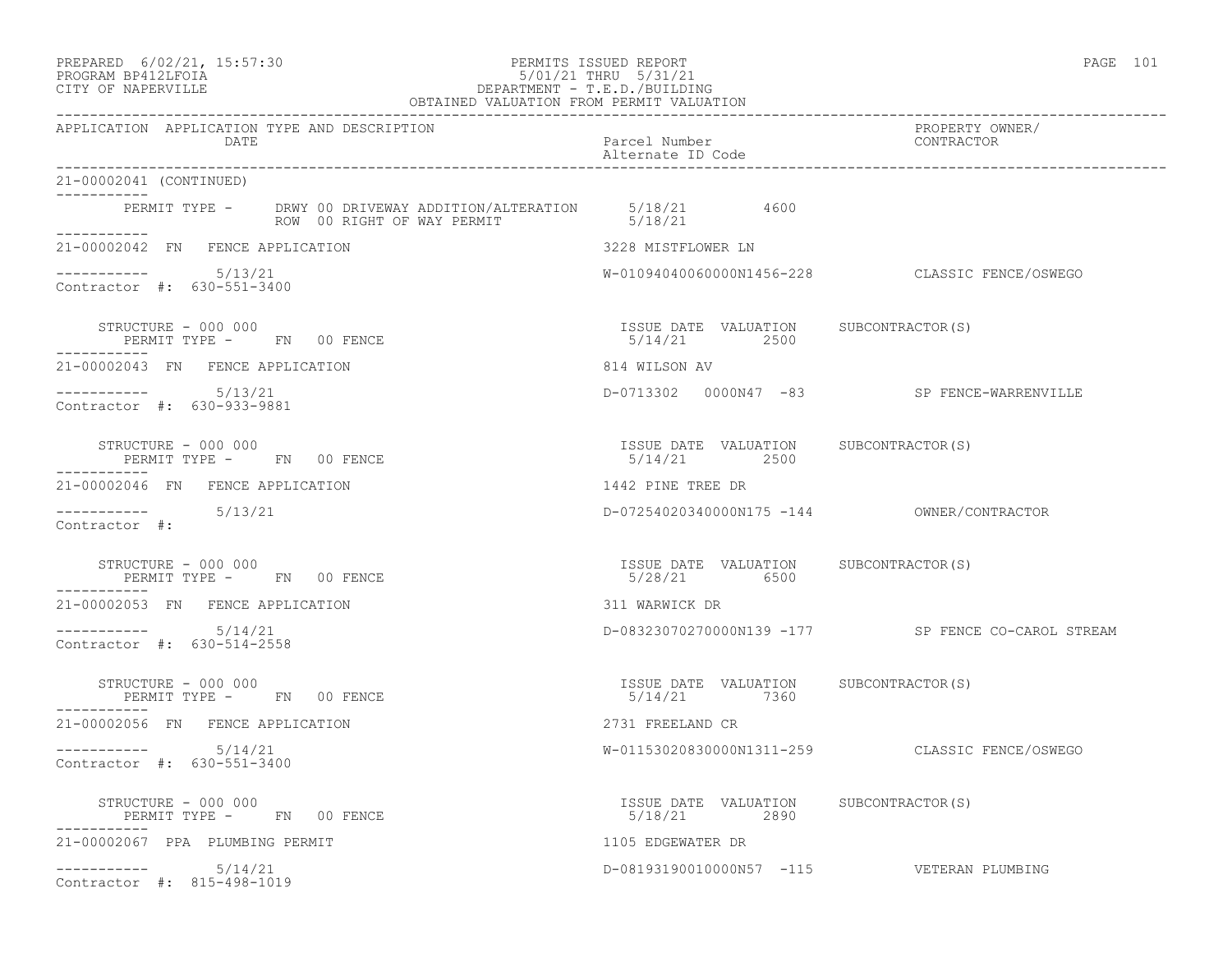21-00002041 (CONTINUED)

| PERMIT TYPE - | | ISSUE DATE | VALUATION |
|---|---|---|---|
| | DRWY 00 DRIVEWAY ADDITION/ALTERATION | 5/18/21 | 4600 |
| | ROW 00 RIGHT OF WAY PERMIT | 5/18/21 | |

**21-00002042 FN FENCE APPLICATION** — 3228 MISTFLOWER LN

5/13/21 — W-01094040060000N1456-228 — CLASSIC FENCE/OSWEGO

Contractor #: 630-551-3400

| STRUCTURE - 000 000 | ISSUE DATE | VALUATION | SUBCONTRACTOR(S) |
|---|---|---|---|
| PERMIT TYPE - FN 00 FENCE | 5/14/21 | 2500 | |

**21-00002043 FN FENCE APPLICATION** — 814 WILSON AV

5/13/21 — D-0713302 0000N47 -83 — SP FENCE-WARRENVILLE

Contractor #: 630-933-9881

| STRUCTURE - 000 000 | ISSUE DATE | VALUATION | SUBCONTRACTOR(S) |
|---|---|---|---|
| PERMIT TYPE - FN 00 FENCE | 5/14/21 | 2500 | |

**21-00002046 FN FENCE APPLICATION** — 1442 PINE TREE DR

5/13/21 — D-07254020340000N175 -144 — OWNER/CONTRACTOR

Contractor #:

| STRUCTURE - 000 000 | ISSUE DATE | VALUATION | SUBCONTRACTOR(S) |
|---|---|---|---|
| PERMIT TYPE - FN 00 FENCE | 5/28/21 | 6500 | |

**21-00002053 FN FENCE APPLICATION** — 311 WARWICK DR

5/14/21 — D-08323070270000N139 -177 — SP FENCE CO-CAROL STREAM

Contractor #: 630-514-2558

| STRUCTURE - 000 000 | ISSUE DATE | VALUATION | SUBCONTRACTOR(S) |
|---|---|---|---|
| PERMIT TYPE - FN 00 FENCE | 5/14/21 | 7360 | |

**21-00002056 FN FENCE APPLICATION** — 2731 FREELAND CR

5/14/21 — W-01153020830000N1311-259 — CLASSIC FENCE/OSWEGO

Contractor #: 630-551-3400

| STRUCTURE - 000 000 | ISSUE DATE | VALUATION | SUBCONTRACTOR(S) |
|---|---|---|---|
| PERMIT TYPE - FN 00 FENCE | 5/18/21 | 2890 | |

**21-00002067 PPA PLUMBING PERMIT** — 1105 EDGEWATER DR

5/14/21 — D-08193190010000N57 -115 — VETERAN PLUMBING

Contractor #: 815-498-1019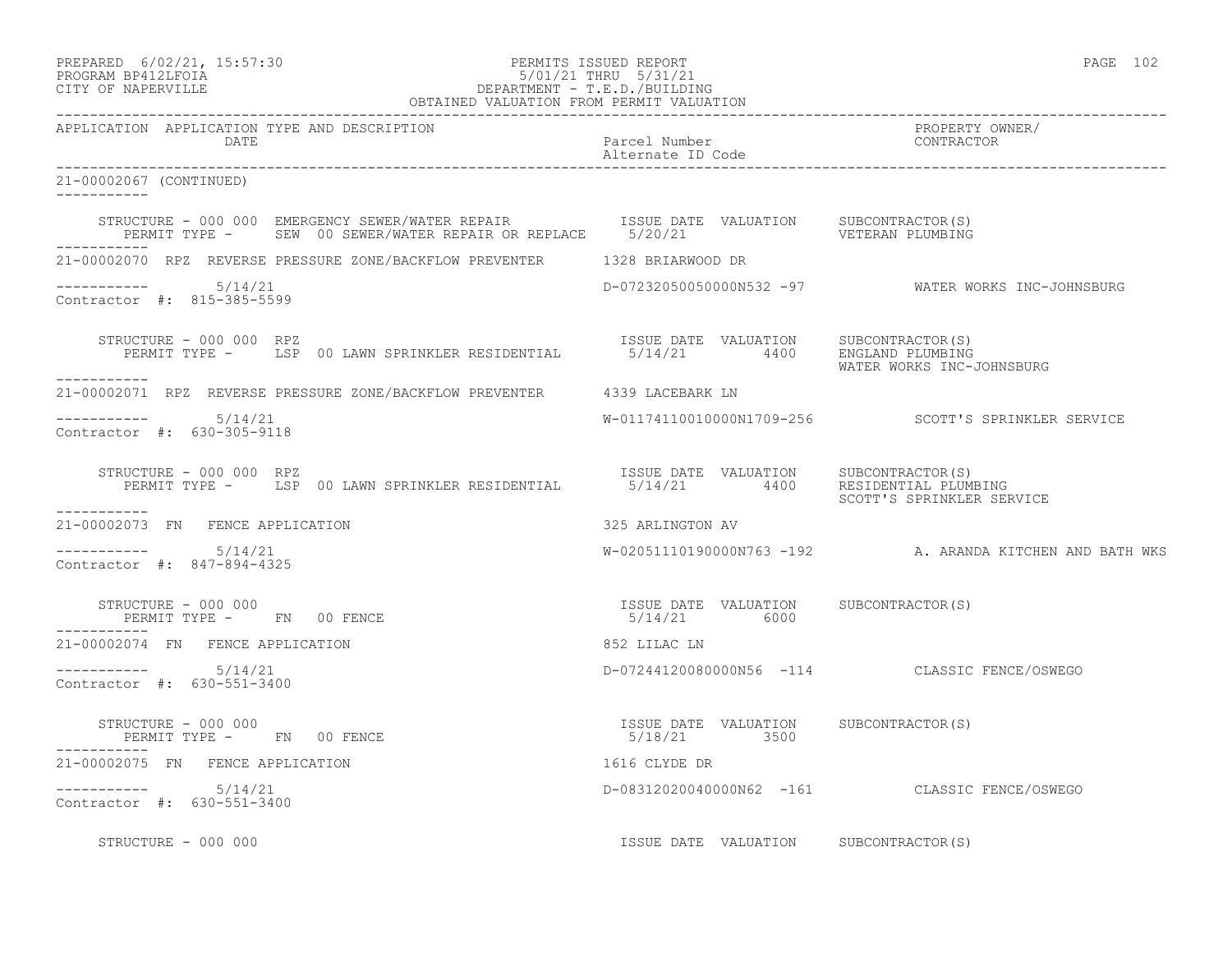APPLICATION APPLICATION TYPE AND DESCRIPTION DATE | Parcel Number / Alternate ID Code | PROPERTY OWNER/ CONTRACTOR

21-00002067 (CONTINUED)

```
    STRUCTURE - 000 000  EMERGENCY SEWER/WATER REPAIR            ISSUE DATE  VALUATION     SUBCONTRACTOR(S)
       PERMIT TYPE -     SEW  00 SEWER/WATER REPAIR OR REPLACE    5/20/21                   VETERAN PLUMBING
-----------
21-00002070  RPZ  REVERSE PRESSURE ZONE/BACKFLOW PREVENTER       1328 BRIARWOOD DR

-----------        5/14/21                                        D-07232050050000N532 -97            WATER WORKS INC-JOHNSBURG
Contractor #:  815-385-5599

    STRUCTURE - 000 000  RPZ                                      ISSUE DATE  VALUATION     SUBCONTRACTOR(S)
       PERMIT TYPE -     LSP  00 LAWN SPRINKLER RESIDENTIAL       5/14/21        4400       ENGLAND PLUMBING
                                                                                            WATER WORKS INC-JOHNSBURG
-----------
21-00002071  RPZ  REVERSE PRESSURE ZONE/BACKFLOW PREVENTER       4339 LACEBARK LN

-----------        5/14/21                                        W-01174110010000N1709-256           SCOTT'S SPRINKLER SERVICE
Contractor #:  630-305-9118

    STRUCTURE - 000 000  RPZ                                      ISSUE DATE  VALUATION     SUBCONTRACTOR(S)
       PERMIT TYPE -     LSP  00 LAWN SPRINKLER RESIDENTIAL       5/14/21        4400       RESIDENTIAL PLUMBING
                                                                                            SCOTT'S SPRINKLER SERVICE
-----------
21-00002073  FN   FENCE APPLICATION                              325 ARLINGTON AV

-----------        5/14/21                                        W-02051110190000N763 -192           A. ARANDA KITCHEN AND BATH WKS
Contractor #:  847-894-4325

    STRUCTURE - 000 000                                           ISSUE DATE  VALUATION     SUBCONTRACTOR(S)
       PERMIT TYPE -     FN   00 FENCE                            5/14/21        6000
-----------
21-00002074  FN   FENCE APPLICATION                              852 LILAC LN

-----------        5/14/21                                        D-07244120080000N56  -114           CLASSIC FENCE/OSWEGO
Contractor #:  630-551-3400

    STRUCTURE - 000 000                                           ISSUE DATE  VALUATION     SUBCONTRACTOR(S)
       PERMIT TYPE -     FN   00 FENCE                            5/18/21        3500
-----------
21-00002075  FN   FENCE APPLICATION                              1616 CLYDE DR

-----------        5/14/21                                        D-08312020040000N62  -161           CLASSIC FENCE/OSWEGO
Contractor #:  630-551-3400

    STRUCTURE - 000 000                                           ISSUE DATE  VALUATION     SUBCONTRACTOR(S)
```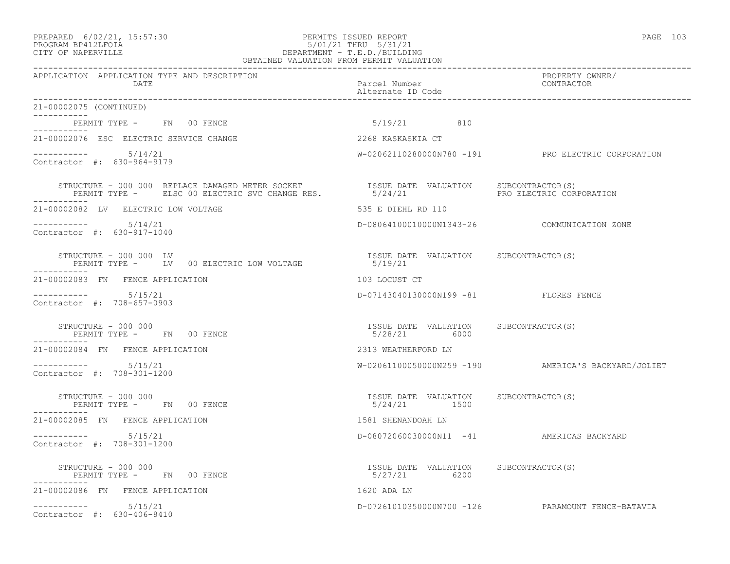PREPARED 6/02/21, 15:57:30 PERMITS ISSUED REPORT
PROGRAM BP412LFOIA 5/01/21 THRU 5/31/21
CITY OF NAPERVILLE DEPARTMENT - T.E.D./BUILDING
OBTAINED VALUATION FROM PERMIT VALUATION

| APPLICATION | APPLICATION TYPE AND DESCRIPTION / DATE | Parcel Number / Alternate ID Code | PROPERTY OWNER/ CONTRACTOR |
|---|---|---|---|

21-00002075 (CONTINUED)

PERMIT TYPE - FN 00 FENCE — 5/19/21 — 810

---

21-00002076 ESC ELECTRIC SERVICE CHANGE — 2268 KASKASKIA CT

5/14/21 — W-02062110280000N780 -191 — PRO ELECTRIC CORPORATION
Contractor #: 630-964-9179

STRUCTURE - 000 000 REPLACE DAMAGED METER SOCKET — ISSUE DATE VALUATION SUBCONTRACTOR(S)
PERMIT TYPE - ELSC 00 ELECTRIC SVC CHANGE RES. — 5/24/21 — PRO ELECTRIC CORPORATION

---

21-00002082 LV ELECTRIC LOW VOLTAGE — 535 E DIEHL RD 110

5/14/21 — D-08064100010000N1343-26 — COMMUNICATION ZONE
Contractor #: 630-917-1040

STRUCTURE - 000 000 LV — ISSUE DATE VALUATION SUBCONTRACTOR(S)
PERMIT TYPE - LV 00 ELECTRIC LOW VOLTAGE — 5/19/21

---

21-00002083 FN FENCE APPLICATION — 103 LOCUST CT

5/15/21 — D-07143040130000N199 -81 — FLORES FENCE
Contractor #: 708-657-0903

STRUCTURE - 000 000 — ISSUE DATE VALUATION SUBCONTRACTOR(S)
PERMIT TYPE - FN 00 FENCE — 5/28/21 — 6000

---

21-00002084 FN FENCE APPLICATION — 2313 WEATHERFORD LN

5/15/21 — W-02061100050000N259 -190 — AMERICA'S BACKYARD/JOLIET
Contractor #: 708-301-1200

STRUCTURE - 000 000 — ISSUE DATE VALUATION SUBCONTRACTOR(S)
PERMIT TYPE - FN 00 FENCE — 5/24/21 — 1500

---

21-00002085 FN FENCE APPLICATION — 1581 SHENANDOAH LN

5/15/21 — D-08072060030000N11 -41 — AMERICAS BACKYARD
Contractor #: 708-301-1200

STRUCTURE - 000 000 — ISSUE DATE VALUATION SUBCONTRACTOR(S)
PERMIT TYPE - FN 00 FENCE — 5/27/21 — 6200

---

21-00002086 FN FENCE APPLICATION — 1620 ADA LN

5/15/21 — D-07261010350000N700 -126 — PARAMOUNT FENCE-BATAVIA
Contractor #: 630-406-8410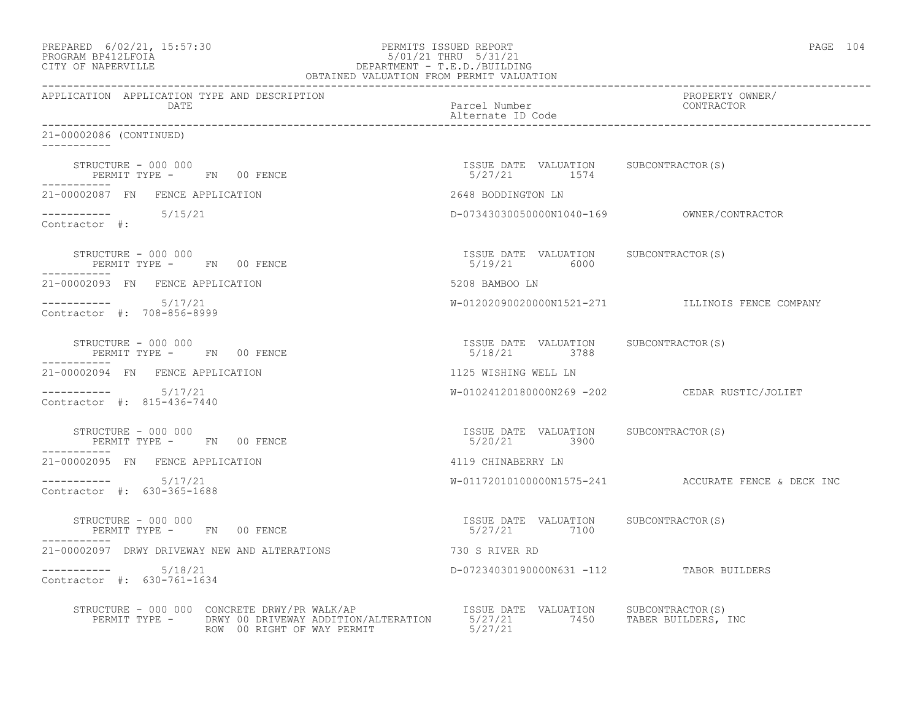PERMITS ISSUED REPORT
5/01/21 THRU 5/31/21
DEPARTMENT - T.E.D./BUILDING
OBTAINED VALUATION FROM PERMIT VALUATION

PREPARED 6/02/21, 15:57:30
PROGRAM BP412LFOIA
CITY OF NAPERVILLE

| APPLICATION | APPLICATION TYPE AND DESCRIPTION DATE | Parcel Number Alternate ID Code | PROPERTY OWNER/ CONTRACTOR |
|---|---|---|---|

21-00002086 (CONTINUED)

STRUCTURE - 000 000
PERMIT TYPE - FN 00 FENCE
ISSUE DATE 5/27/21 VALUATION 1574 SUBCONTRACTOR(S)

21-00002087 FN FENCE APPLICATION — 2648 BODDINGTON LN
5/15/21 — D-07343030050000N1040-169 — OWNER/CONTRACTOR
Contractor #:

STRUCTURE - 000 000
PERMIT TYPE - FN 00 FENCE
ISSUE DATE 5/19/21 VALUATION 6000 SUBCONTRACTOR(S)

21-00002093 FN FENCE APPLICATION — 5208 BAMBOO LN
5/17/21 — W-01202090020000N1521-271 — ILLINOIS FENCE COMPANY
Contractor #: 708-856-8999

STRUCTURE - 000 000
PERMIT TYPE - FN 00 FENCE
ISSUE DATE 5/18/21 VALUATION 3788 SUBCONTRACTOR(S)

21-00002094 FN FENCE APPLICATION — 1125 WISHING WELL LN
5/17/21 — W-01024120180000N269 -202 — CEDAR RUSTIC/JOLIET
Contractor #: 815-436-7440

STRUCTURE - 000 000
PERMIT TYPE - FN 00 FENCE
ISSUE DATE 5/20/21 VALUATION 3900 SUBCONTRACTOR(S)

21-00002095 FN FENCE APPLICATION — 4119 CHINABERRY LN
5/17/21 — W-01172010100000N1575-241 — ACCURATE FENCE & DECK INC
Contractor #: 630-365-1688

STRUCTURE - 000 000
PERMIT TYPE - FN 00 FENCE
ISSUE DATE 5/27/21 VALUATION 7100 SUBCONTRACTOR(S)

21-00002097 DRWY DRIVEWAY NEW AND ALTERATIONS — 730 S RIVER RD
5/18/21 — D-07234030190000N631 -112 — TABOR BUILDERS
Contractor #: 630-761-1634

STRUCTURE - 000 000 CONCRETE DRWY/PR WALK/AP — ISSUE DATE VALUATION SUBCONTRACTOR(S)
PERMIT TYPE - DRWY 00 DRIVEWAY ADDITION/ALTERATION — 5/27/21 — 7450 — TABER BUILDERS, INC
ROW 00 RIGHT OF WAY PERMIT — 5/27/21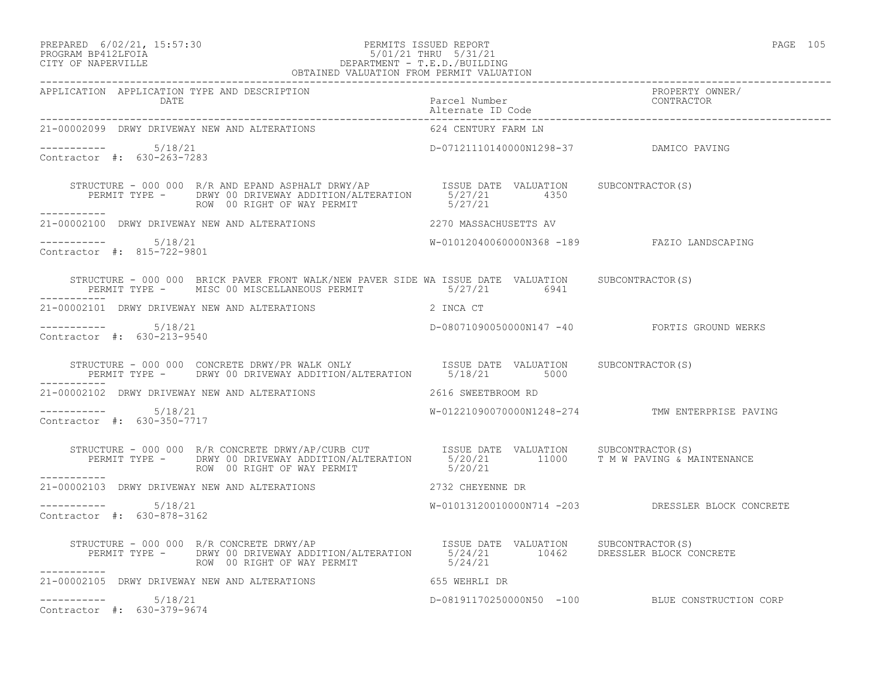PREPARED 6/02/21, 15:57:30 PERMITS ISSUED REPORT
PROGRAM BP412LFOIA 5/01/21 THRU 5/31/21
CITY OF NAPERVILLE DEPARTMENT - T.E.D./BUILDING
OBTAINED VALUATION FROM PERMIT VALUATION

| APPLICATION | APPLICATION TYPE AND DESCRIPTION DATE | Parcel Number Alternate ID Code | PROPERTY OWNER/ CONTRACTOR |
|---|---|---|---|
| 21-00002099 | DRWY DRIVEWAY NEW AND ALTERATIONS | 624 CENTURY FARM LN | |
| ----------- | 5/18/21 | D-07121110140000N1298-37 | DAMICO PAVING |
| Contractor #: 630-263-7283 | | | |

STRUCTURE - 000 000 R/R AND EPAND ASPHALT DRWY/AP — ISSUE DATE / VALUATION / SUBCONTRACTOR(S)
PERMIT TYPE - DRWY 00 DRIVEWAY ADDITION/ALTERATION 5/27/21 4350
ROW 00 RIGHT OF WAY PERMIT 5/27/21

| APPLICATION | APPLICATION TYPE AND DESCRIPTION DATE | Parcel Number Alternate ID Code | PROPERTY OWNER/ CONTRACTOR |
|---|---|---|---|
| 21-00002100 | DRWY DRIVEWAY NEW AND ALTERATIONS | 2270 MASSACHUSETTS AV | |
| ----------- | 5/18/21 | W-01012040060000N368 -189 | FAZIO LANDSCAPING |
| Contractor #: 815-722-9801 | | | |

STRUCTURE - 000 000 BRICK PAVER FRONT WALK/NEW PAVER SIDE WA — ISSUE DATE / VALUATION / SUBCONTRACTOR(S)
PERMIT TYPE - MISC 00 MISCELLANEOUS PERMIT 5/27/21 6941

| APPLICATION | APPLICATION TYPE AND DESCRIPTION DATE | Parcel Number Alternate ID Code | PROPERTY OWNER/ CONTRACTOR |
|---|---|---|---|
| 21-00002101 | DRWY DRIVEWAY NEW AND ALTERATIONS | 2 INCA CT | |
| ----------- | 5/18/21 | D-08071090050000N147 -40 | FORTIS GROUND WERKS |
| Contractor #: 630-213-9540 | | | |

STRUCTURE - 000 000 CONCRETE DRWY/PR WALK ONLY — ISSUE DATE / VALUATION / SUBCONTRACTOR(S)
PERMIT TYPE - DRWY 00 DRIVEWAY ADDITION/ALTERATION 5/18/21 5000

| APPLICATION | APPLICATION TYPE AND DESCRIPTION DATE | Parcel Number Alternate ID Code | PROPERTY OWNER/ CONTRACTOR |
|---|---|---|---|
| 21-00002102 | DRWY DRIVEWAY NEW AND ALTERATIONS | 2616 SWEETBROOM RD | |
| ----------- | 5/18/21 | W-01221090070000N1248-274 | TMW ENTERPRISE PAVING |
| Contractor #: 630-350-7717 | | | |

STRUCTURE - 000 000 R/R CONCRETE DRWY/AP/CURB CUT — ISSUE DATE / VALUATION / SUBCONTRACTOR(S)
PERMIT TYPE - DRWY 00 DRIVEWAY ADDITION/ALTERATION 5/20/21 11000 T M W PAVING & MAINTENANCE
ROW 00 RIGHT OF WAY PERMIT 5/20/21

| APPLICATION | APPLICATION TYPE AND DESCRIPTION DATE | Parcel Number Alternate ID Code | PROPERTY OWNER/ CONTRACTOR |
|---|---|---|---|
| 21-00002103 | DRWY DRIVEWAY NEW AND ALTERATIONS | 2732 CHEYENNE DR | |
| ----------- | 5/18/21 | W-01013120010000N714 -203 | DRESSLER BLOCK CONCRETE |
| Contractor #: 630-878-3162 | | | |

STRUCTURE - 000 000 R/R CONCRETE DRWY/AP — ISSUE DATE / VALUATION / SUBCONTRACTOR(S)
PERMIT TYPE - DRWY 00 DRIVEWAY ADDITION/ALTERATION 5/24/21 10462 DRESSLER BLOCK CONCRETE
ROW 00 RIGHT OF WAY PERMIT 5/24/21

| APPLICATION | APPLICATION TYPE AND DESCRIPTION DATE | Parcel Number Alternate ID Code | PROPERTY OWNER/ CONTRACTOR |
|---|---|---|---|
| 21-00002105 | DRWY DRIVEWAY NEW AND ALTERATIONS | 655 WEHRLI DR | |
| ----------- | 5/18/21 | D-08191170250000N50 -100 | BLUE CONSTRUCTION CORP |
| Contractor #: 630-379-9674 | | | |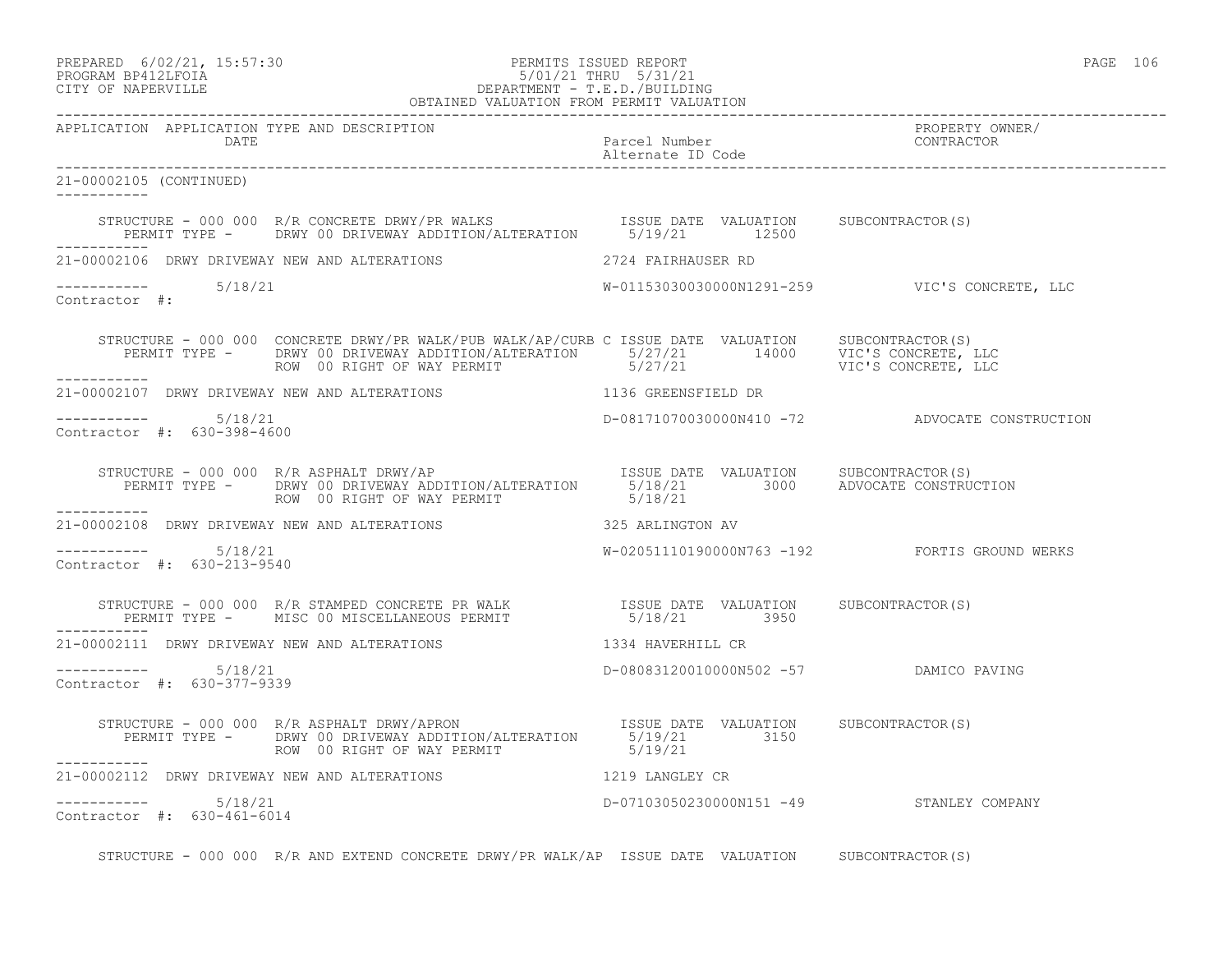PREPARED 6/02/21, 15:57:30 PERMITS ISSUED REPORT PAGE 106
PROGRAM BP412LFOIA 5/01/21 THRU 5/31/21
CITY OF NAPERVILLE DEPARTMENT - T.E.D./BUILDING
OBTAINED VALUATION FROM PERMIT VALUATION

| APPLICATION | APPLICATION TYPE AND DESCRIPTION / DATE | Parcel Number / Alternate ID Code | PROPERTY OWNER/ CONTRACTOR |
|---|---|---|---|

21-00002105 (CONTINUED)

STRUCTURE - 000 000 R/R CONCRETE DRWY/PR WALKS — ISSUE DATE VALUATION SUBCONTRACTOR(S)
PERMIT TYPE - DRWY 00 DRIVEWAY ADDITION/ALTERATION 5/19/21 12500

21-00002106 DRWY DRIVEWAY NEW AND ALTERATIONS — 2724 FAIRHAUSER RD
5/18/21 — W-01153030030000N1291-259 — VIC'S CONCRETE, LLC
Contractor #:

STRUCTURE - 000 000 CONCRETE DRWY/PR WALK/PUB WALK/AP/CURB C ISSUE DATE VALUATION SUBCONTRACTOR(S)
PERMIT TYPE - DRWY 00 DRIVEWAY ADDITION/ALTERATION 5/27/21 14000 VIC'S CONCRETE, LLC
ROW 00 RIGHT OF WAY PERMIT 5/27/21 VIC'S CONCRETE, LLC

21-00002107 DRWY DRIVEWAY NEW AND ALTERATIONS — 1136 GREENSFIELD DR
5/18/21 — D-08171070030000N410 -72 — ADVOCATE CONSTRUCTION
Contractor #: 630-398-4600

STRUCTURE - 000 000 R/R ASPHALT DRWY/AP — ISSUE DATE VALUATION SUBCONTRACTOR(S)
PERMIT TYPE - DRWY 00 DRIVEWAY ADDITION/ALTERATION 5/18/21 3000 ADVOCATE CONSTRUCTION
ROW 00 RIGHT OF WAY PERMIT 5/18/21

21-00002108 DRWY DRIVEWAY NEW AND ALTERATIONS — 325 ARLINGTON AV
5/18/21 — W-02051110190000N763 -192 — FORTIS GROUND WERKS
Contractor #: 630-213-9540

STRUCTURE - 000 000 R/R STAMPED CONCRETE PR WALK — ISSUE DATE VALUATION SUBCONTRACTOR(S)
PERMIT TYPE - MISC 00 MISCELLANEOUS PERMIT 5/18/21 3950

21-00002111 DRWY DRIVEWAY NEW AND ALTERATIONS — 1334 HAVERHILL CR
5/18/21 — D-08083120010000N502 -57 — DAMICO PAVING
Contractor #: 630-377-9339

STRUCTURE - 000 000 R/R ASPHALT DRWY/APRON — ISSUE DATE VALUATION SUBCONTRACTOR(S)
PERMIT TYPE - DRWY 00 DRIVEWAY ADDITION/ALTERATION 5/19/21 3150
ROW 00 RIGHT OF WAY PERMIT 5/19/21

21-00002112 DRWY DRIVEWAY NEW AND ALTERATIONS — 1219 LANGLEY CR
5/18/21 — D-07103050230000N151 -49 — STANLEY COMPANY
Contractor #: 630-461-6014

STRUCTURE - 000 000 R/R AND EXTEND CONCRETE DRWY/PR WALK/AP ISSUE DATE VALUATION SUBCONTRACTOR(S)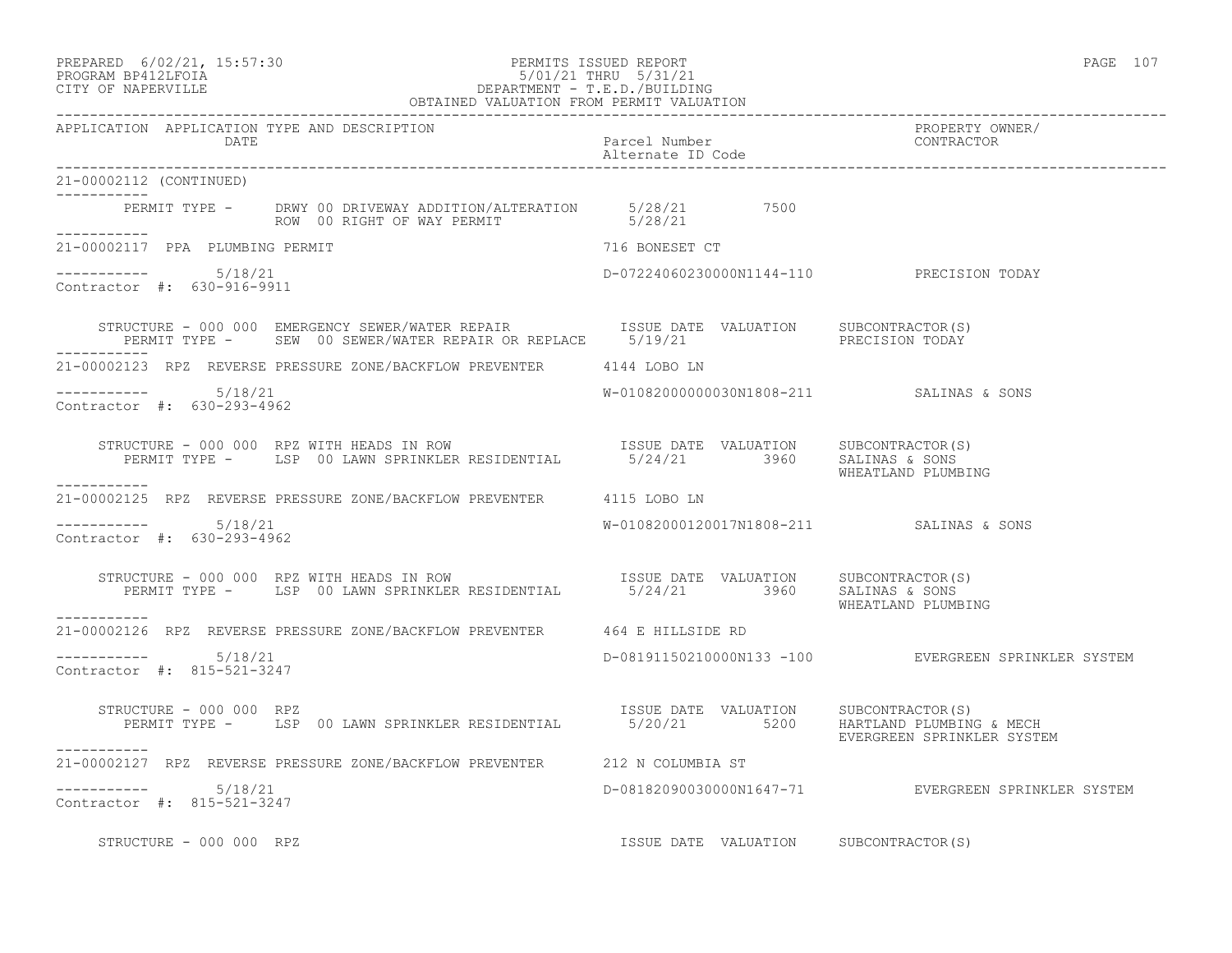PREPARED 6/02/21, 15:57:30 PERMITS ISSUED REPORT
PROGRAM BP412LFOIA 5/01/21 THRU 5/31/21
CITY OF NAPERVILLE DEPARTMENT - T.E.D./BUILDING
OBTAINED VALUATION FROM PERMIT VALUATION

| APPLICATION | APPLICATION TYPE AND DESCRIPTION DATE | Parcel Number Alternate ID Code | PROPERTY OWNER/ CONTRACTOR |
|---|---|---|---|

**21-00002112 (CONTINUED)**

PERMIT TYPE - DRWY 00 DRIVEWAY ADDITION/ALTERATION 5/28/21 7500
ROW 00 RIGHT OF WAY PERMIT 5/28/21

---

**21-00002117 PPA PLUMBING PERMIT** — 716 BONESET CT

5/18/21 — D-07224060230000N1144-110 — PRECISION TODAY
Contractor #: 630-916-9911

| STRUCTURE / PERMIT TYPE | ISSUE DATE | VALUATION | SUBCONTRACTOR(S) |
|---|---|---|---|
| STRUCTURE - 000 000 EMERGENCY SEWER/WATER REPAIR | | | |
| PERMIT TYPE - SEW 00 SEWER/WATER REPAIR OR REPLACE | 5/19/21 | | PRECISION TODAY |

---

**21-00002123 RPZ REVERSE PRESSURE ZONE/BACKFLOW PREVENTER** — 4144 LOBO LN

5/18/21 — W-01082000000030N1808-211 — SALINAS & SONS
Contractor #: 630-293-4962

| STRUCTURE / PERMIT TYPE | ISSUE DATE | VALUATION | SUBCONTRACTOR(S) |
|---|---|---|---|
| STRUCTURE - 000 000 RPZ WITH HEADS IN ROW | | | |
| PERMIT TYPE - LSP 00 LAWN SPRINKLER RESIDENTIAL | 5/24/21 | 3960 | SALINAS & SONS<br>WHEATLAND PLUMBING |

---

**21-00002125 RPZ REVERSE PRESSURE ZONE/BACKFLOW PREVENTER** — 4115 LOBO LN

5/18/21 — W-01082000120017N1808-211 — SALINAS & SONS
Contractor #: 630-293-4962

| STRUCTURE / PERMIT TYPE | ISSUE DATE | VALUATION | SUBCONTRACTOR(S) |
|---|---|---|---|
| STRUCTURE - 000 000 RPZ WITH HEADS IN ROW | | | |
| PERMIT TYPE - LSP 00 LAWN SPRINKLER RESIDENTIAL | 5/24/21 | 3960 | SALINAS & SONS<br>WHEATLAND PLUMBING |

---

**21-00002126 RPZ REVERSE PRESSURE ZONE/BACKFLOW PREVENTER** — 464 E HILLSIDE RD

5/18/21 — D-08191150210000N133 -100 — EVERGREEN SPRINKLER SYSTEM
Contractor #: 815-521-3247

| STRUCTURE / PERMIT TYPE | ISSUE DATE | VALUATION | SUBCONTRACTOR(S) |
|---|---|---|---|
| STRUCTURE - 000 000 RPZ | | | |
| PERMIT TYPE - LSP 00 LAWN SPRINKLER RESIDENTIAL | 5/20/21 | 5200 | HARTLAND PLUMBING & MECH<br>EVERGREEN SPRINKLER SYSTEM |

---

**21-00002127 RPZ REVERSE PRESSURE ZONE/BACKFLOW PREVENTER** — 212 N COLUMBIA ST

5/18/21 — D-08182090030000N1647-71 — EVERGREEN SPRINKLER SYSTEM
Contractor #: 815-521-3247

| STRUCTURE / PERMIT TYPE | ISSUE DATE | VALUATION | SUBCONTRACTOR(S) |
|---|---|---|---|
| STRUCTURE - 000 000 RPZ | | | |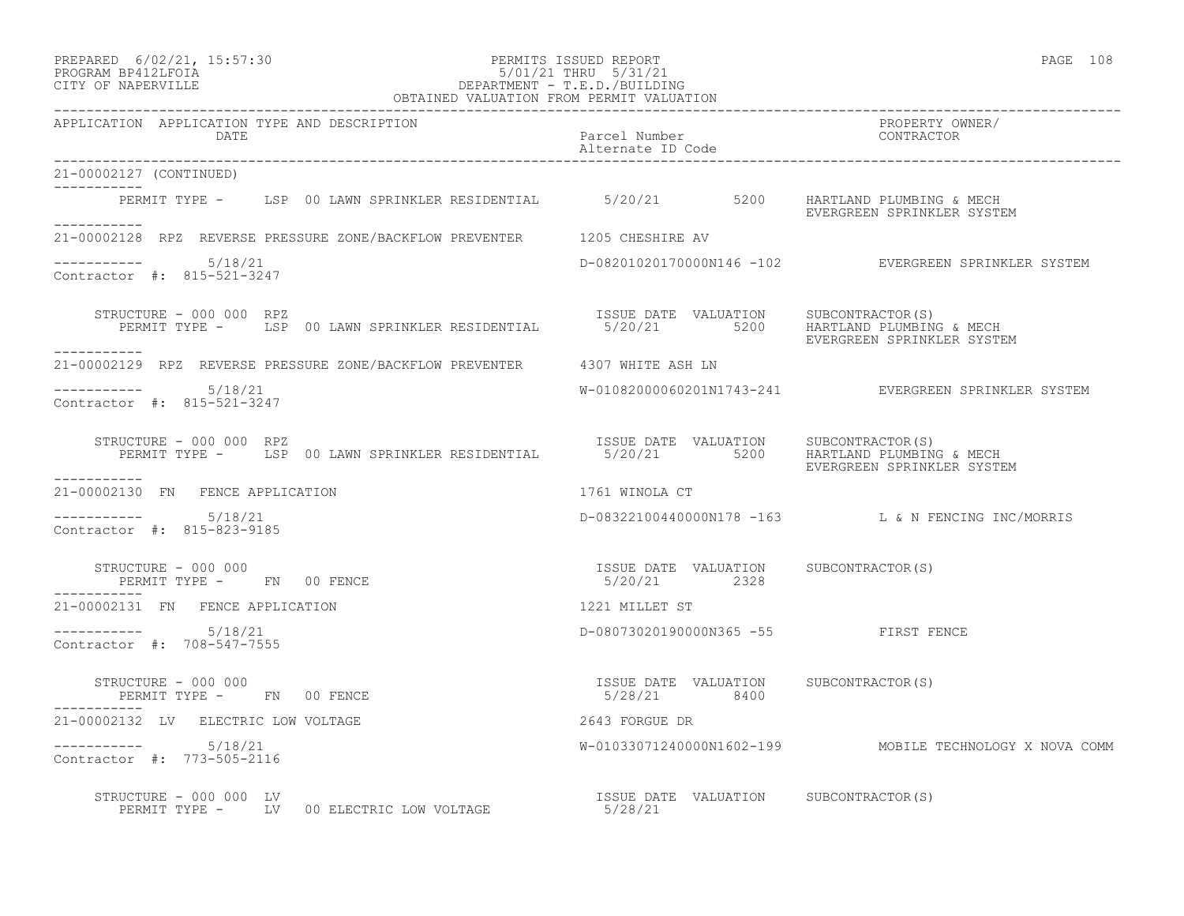PREPARED 6/02/21, 15:57:30
PROGRAM BP412LFOIA
CITY OF NAPERVILLE

PERMITS ISSUED REPORT
5/01/21 THRU 5/31/21
DEPARTMENT - T.E.D./BUILDING
OBTAINED VALUATION FROM PERMIT VALUATION

| APPLICATION | APPLICATION TYPE AND DESCRIPTION / DATE | Parcel Number / Alternate ID Code | PROPERTY OWNER/ CONTRACTOR |
|---|---|---|---|

21-00002127 (CONTINUED)

PERMIT TYPE - LSP 00 LAWN SPRINKLER RESIDENTIAL 5/20/21 5200 HARTLAND PLUMBING & MECH
EVERGREEN SPRINKLER SYSTEM

---

21-00002128 RPZ REVERSE PRESSURE ZONE/BACKFLOW PREVENTER 1205 CHESHIRE AV

5/18/21 D-08201020170000N146 -102 EVERGREEN SPRINKLER SYSTEM
Contractor #: 815-521-3247

STRUCTURE - 000 000 RPZ — ISSUE DATE VALUATION SUBCONTRACTOR(S)
PERMIT TYPE - LSP 00 LAWN SPRINKLER RESIDENTIAL 5/20/21 5200 HARTLAND PLUMBING & MECH
EVERGREEN SPRINKLER SYSTEM

---

21-00002129 RPZ REVERSE PRESSURE ZONE/BACKFLOW PREVENTER 4307 WHITE ASH LN

5/18/21 W-01082000060201N1743-241 EVERGREEN SPRINKLER SYSTEM
Contractor #: 815-521-3247

STRUCTURE - 000 000 RPZ — ISSUE DATE VALUATION SUBCONTRACTOR(S)
PERMIT TYPE - LSP 00 LAWN SPRINKLER RESIDENTIAL 5/20/21 5200 HARTLAND PLUMBING & MECH
EVERGREEN SPRINKLER SYSTEM

---

21-00002130 FN FENCE APPLICATION 1761 WINOLA CT

5/18/21 D-08322100440000N178 -163 L & N FENCING INC/MORRIS
Contractor #: 815-823-9185

STRUCTURE - 000 000 — ISSUE DATE VALUATION SUBCONTRACTOR(S)
PERMIT TYPE - FN 00 FENCE 5/20/21 2328

---

21-00002131 FN FENCE APPLICATION 1221 MILLET ST

5/18/21 D-08073020190000N365 -55 FIRST FENCE
Contractor #: 708-547-7555

STRUCTURE - 000 000 — ISSUE DATE VALUATION SUBCONTRACTOR(S)
PERMIT TYPE - FN 00 FENCE 5/28/21 8400

---

21-00002132 LV ELECTRIC LOW VOLTAGE 2643 FORGUE DR

5/18/21 W-01033071240000N1602-199 MOBILE TECHNOLOGY X NOVA COMM
Contractor #: 773-505-2116

STRUCTURE - 000 000 LV — ISSUE DATE VALUATION SUBCONTRACTOR(S)
PERMIT TYPE - LV 00 ELECTRIC LOW VOLTAGE 5/28/21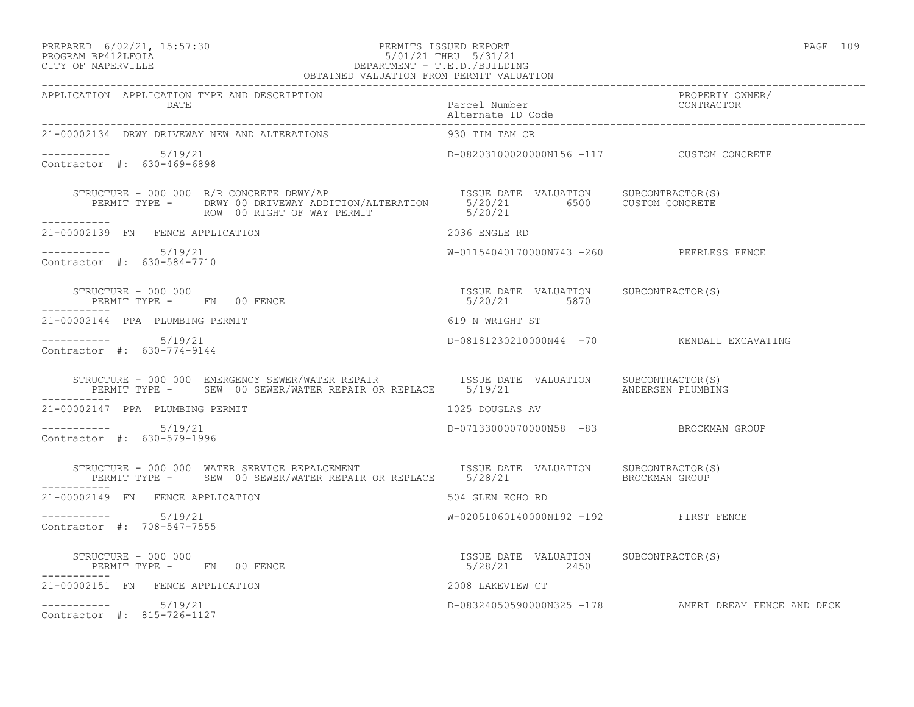PREPARED 6/02/21, 15:57:30
PROGRAM BP412LFOIA
CITY OF NAPERVILLE

PERMITS ISSUED REPORT
5/01/21 THRU 5/31/21
DEPARTMENT - T.E.D./BUILDING
OBTAINED VALUATION FROM PERMIT VALUATION

| APPLICATION | APPLICATION TYPE AND DESCRIPTION / DATE | Parcel Number / Alternate ID Code | PROPERTY OWNER/ CONTRACTOR |
|---|---|---|---|
| 21-00002134 | DRWY DRIVEWAY NEW AND ALTERATIONS | 930 TIM TAM CR | |
| ----------- | 5/19/21 | D-08203100020000N156 -117 | CUSTOM CONCRETE |

Contractor #: 630-469-6898

STRUCTURE - 000 000 R/R CONCRETE DRWY/AP — ISSUE DATE / VALUATION / SUBCONTRACTOR(S)
PERMIT TYPE - DRWY 00 DRIVEWAY ADDITION/ALTERATION — 5/20/21 — 6500 — CUSTOM CONCRETE
ROW 00 RIGHT OF WAY PERMIT — 5/20/21

| APPLICATION | APPLICATION TYPE AND DESCRIPTION / DATE | Parcel Number / Alternate ID Code | PROPERTY OWNER/ CONTRACTOR |
|---|---|---|---|
| 21-00002139 | FN FENCE APPLICATION | 2036 ENGLE RD | |
| ----------- | 5/19/21 | W-01154040170000N743 -260 | PEERLESS FENCE |

Contractor #: 630-584-7710

STRUCTURE - 000 000 — ISSUE DATE / VALUATION / SUBCONTRACTOR(S)
PERMIT TYPE - FN 00 FENCE — 5/20/21 — 5870

| APPLICATION | APPLICATION TYPE AND DESCRIPTION / DATE | Parcel Number / Alternate ID Code | PROPERTY OWNER/ CONTRACTOR |
|---|---|---|---|
| 21-00002144 | PPA PLUMBING PERMIT | 619 N WRIGHT ST | |
| ----------- | 5/19/21 | D-08181230210000N44 -70 | KENDALL EXCAVATING |

Contractor #: 630-774-9144

STRUCTURE - 000 000 EMERGENCY SEWER/WATER REPAIR — ISSUE DATE / VALUATION / SUBCONTRACTOR(S)
PERMIT TYPE - SEW 00 SEWER/WATER REPAIR OR REPLACE — 5/19/21 — ANDERSEN PLUMBING

| APPLICATION | APPLICATION TYPE AND DESCRIPTION / DATE | Parcel Number / Alternate ID Code | PROPERTY OWNER/ CONTRACTOR |
|---|---|---|---|
| 21-00002147 | PPA PLUMBING PERMIT | 1025 DOUGLAS AV | |
| ----------- | 5/19/21 | D-07133000070000N58 -83 | BROCKMAN GROUP |

Contractor #: 630-579-1996

STRUCTURE - 000 000 WATER SERVICE REPALCEMENT — ISSUE DATE / VALUATION / SUBCONTRACTOR(S)
PERMIT TYPE - SEW 00 SEWER/WATER REPAIR OR REPLACE — 5/28/21 — BROCKMAN GROUP

| APPLICATION | APPLICATION TYPE AND DESCRIPTION / DATE | Parcel Number / Alternate ID Code | PROPERTY OWNER/ CONTRACTOR |
|---|---|---|---|
| 21-00002149 | FN FENCE APPLICATION | 504 GLEN ECHO RD | |
| ----------- | 5/19/21 | W-02051060140000N192 -192 | FIRST FENCE |

Contractor #: 708-547-7555

STRUCTURE - 000 000 — ISSUE DATE / VALUATION / SUBCONTRACTOR(S)
PERMIT TYPE - FN 00 FENCE — 5/28/21 — 2450

| APPLICATION | APPLICATION TYPE AND DESCRIPTION / DATE | Parcel Number / Alternate ID Code | PROPERTY OWNER/ CONTRACTOR |
|---|---|---|---|
| 21-00002151 | FN FENCE APPLICATION | 2008 LAKEVIEW CT | |
| ----------- | 5/19/21 | D-08324050590000N325 -178 | AMERI DREAM FENCE AND DECK |

Contractor #: 815-726-1127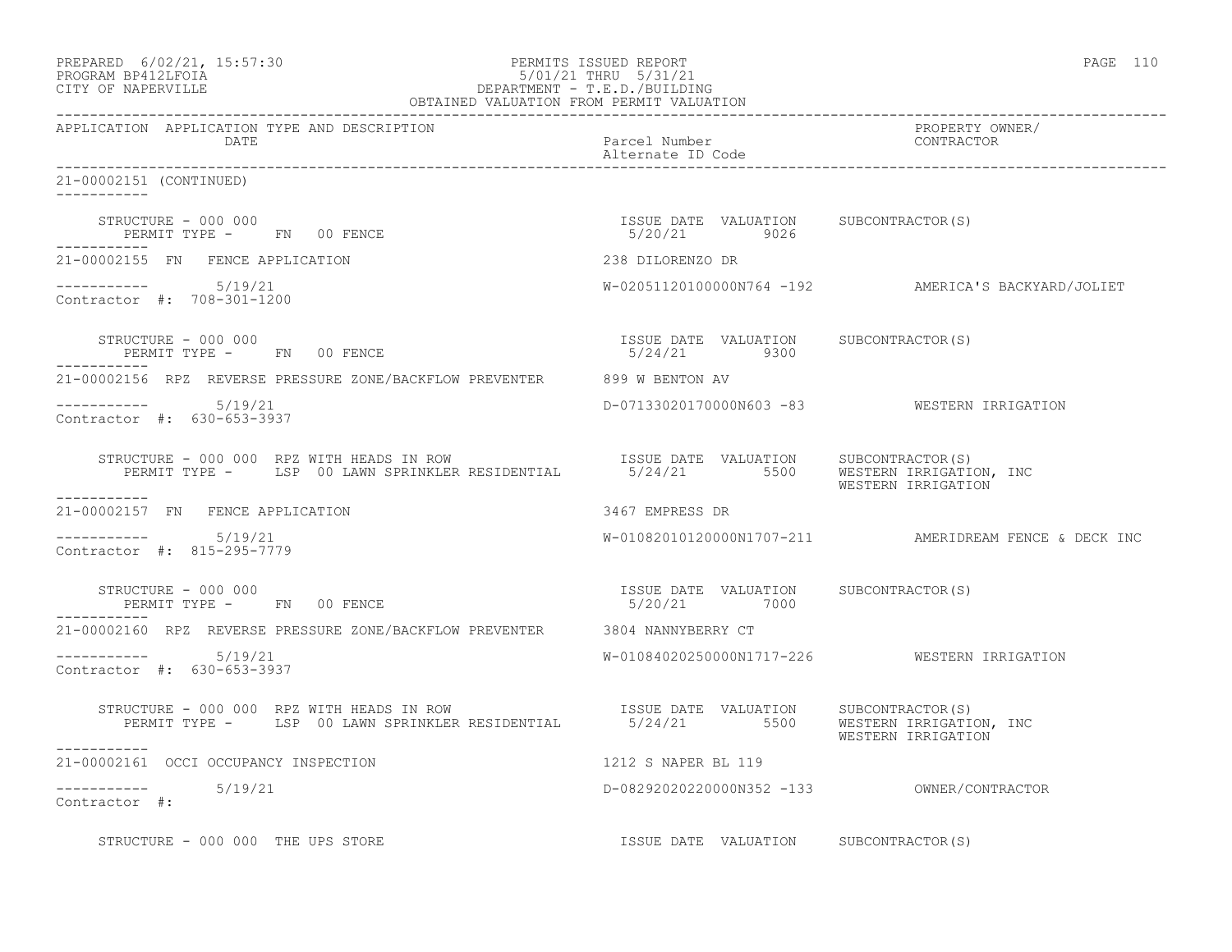PREPARED 6/02/21, 15:57:30
PROGRAM BP412LFOIA
CITY OF NAPERVILLE

PERMITS ISSUED REPORT
5/01/21 THRU 5/31/21
DEPARTMENT - T.E.D./BUILDING
OBTAINED VALUATION FROM PERMIT VALUATION

| APPLICATION | APPLICATION TYPE AND DESCRIPTION / DATE | Parcel Number / Alternate ID Code | PROPERTY OWNER/ CONTRACTOR |
|---|---|---|---|

21-00002151 (CONTINUED)

STRUCTURE - 000 000
PERMIT TYPE - FN 00 FENCE
ISSUE DATE 5/20/21 VALUATION 9026 SUBCONTRACTOR(S)

21-00002155 FN FENCE APPLICATION — 238 DILORENZO DR
5/19/21 — W-02051120100000N764 -192 — AMERICA'S BACKYARD/JOLIET
Contractor #: 708-301-1200

STRUCTURE - 000 000
PERMIT TYPE - FN 00 FENCE
ISSUE DATE 5/24/21 VALUATION 9300 SUBCONTRACTOR(S)

21-00002156 RPZ REVERSE PRESSURE ZONE/BACKFLOW PREVENTER — 899 W BENTON AV
5/19/21 — D-07133020170000N603 -83 — WESTERN IRRIGATION
Contractor #: 630-653-3937

STRUCTURE - 000 000 RPZ WITH HEADS IN ROW
PERMIT TYPE - LSP 00 LAWN SPRINKLER RESIDENTIAL
ISSUE DATE 5/24/21 VALUATION 5500 SUBCONTRACTOR(S) WESTERN IRRIGATION, INC; WESTERN IRRIGATION

21-00002157 FN FENCE APPLICATION — 3467 EMPRESS DR
5/19/21 — W-01082010120000N1707-211 — AMERIDREAM FENCE & DECK INC
Contractor #: 815-295-7779

STRUCTURE - 000 000
PERMIT TYPE - FN 00 FENCE
ISSUE DATE 5/20/21 VALUATION 7000 SUBCONTRACTOR(S)

21-00002160 RPZ REVERSE PRESSURE ZONE/BACKFLOW PREVENTER — 3804 NANNYBERRY CT
5/19/21 — W-01084020250000N1717-226 — WESTERN IRRIGATION
Contractor #: 630-653-3937

STRUCTURE - 000 000 RPZ WITH HEADS IN ROW
PERMIT TYPE - LSP 00 LAWN SPRINKLER RESIDENTIAL
ISSUE DATE 5/24/21 VALUATION 5500 SUBCONTRACTOR(S) WESTERN IRRIGATION, INC; WESTERN IRRIGATION

21-00002161 OCCI OCCUPANCY INSPECTION — 1212 S NAPER BL 119
5/19/21 — D-08292020220000N352 -133 — OWNER/CONTRACTOR
Contractor #:

STRUCTURE - 000 000 THE UPS STORE
ISSUE DATE VALUATION SUBCONTRACTOR(S)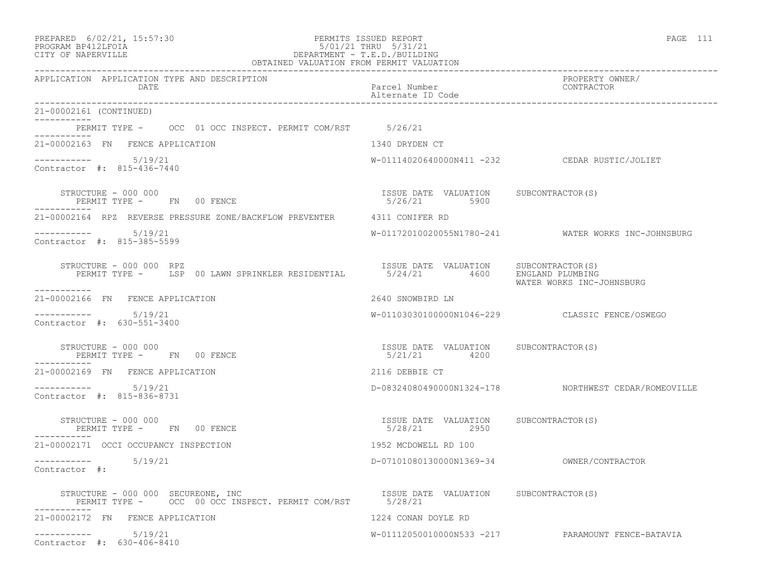PERMITS ISSUED REPORT
5/01/21 THRU 5/31/21
DEPARTMENT - T.E.D./BUILDING
OBTAINED VALUATION FROM PERMIT VALUATION

PREPARED 6/02/21, 15:57:30
PROGRAM BP412LFOIA
CITY OF NAPERVILLE

| APPLICATION | APPLICATION TYPE AND DESCRIPTION DATE | Parcel Number / Alternate ID Code | PROPERTY OWNER/ CONTRACTOR |
|---|---|---|---|

21-00002161 (CONTINUED)

PERMIT TYPE - OCC 01 OCC INSPECT. PERMIT COM/RST 5/26/21

---

21-00002163 FN FENCE APPLICATION — 1340 DRYDEN CT

5/19/21 — W-01114020640000N411 -232 — CEDAR RUSTIC/JOLIET

Contractor #: 815-436-7440

| STRUCTURE - 000 000 | ISSUE DATE | VALUATION | SUBCONTRACTOR(S) |
|---|---|---|---|
| PERMIT TYPE - FN 00 FENCE | 5/26/21 | 5900 | |

---

21-00002164 RPZ REVERSE PRESSURE ZONE/BACKFLOW PREVENTER — 4311 CONIFER RD

5/19/21 — W-01172010020055N1780-241 — WATER WORKS INC-JOHNSBURG

Contractor #: 815-385-5599

| STRUCTURE - 000 000 RPZ | ISSUE DATE | VALUATION | SUBCONTRACTOR(S) |
|---|---|---|---|
| PERMIT TYPE - LSP 00 LAWN SPRINKLER RESIDENTIAL | 5/24/21 | 4600 | ENGLAND PLUMBING<br>WATER WORKS INC-JOHNSBURG |

---

21-00002166 FN FENCE APPLICATION — 2640 SNOWBIRD LN

5/19/21 — W-01103030100000N1046-229 — CLASSIC FENCE/OSWEGO

Contractor #: 630-551-3400

| STRUCTURE - 000 000 | ISSUE DATE | VALUATION | SUBCONTRACTOR(S) |
|---|---|---|---|
| PERMIT TYPE - FN 00 FENCE | 5/21/21 | 4200 | |

---

21-00002169 FN FENCE APPLICATION — 2116 DEBBIE CT

5/19/21 — D-08324080490000N1324-178 — NORTHWEST CEDAR/ROMEOVILLE

Contractor #: 815-836-8731

| STRUCTURE - 000 000 | ISSUE DATE | VALUATION | SUBCONTRACTOR(S) |
|---|---|---|---|
| PERMIT TYPE - FN 00 FENCE | 5/28/21 | 2950 | |

---

21-00002171 OCCI OCCUPANCY INSPECTION — 1952 MCDOWELL RD 100

5/19/21 — D-07101080130000N1369-34 — OWNER/CONTRACTOR

Contractor #:

| STRUCTURE - 000 000 SECUREONE, INC | ISSUE DATE | VALUATION | SUBCONTRACTOR(S) |
|---|---|---|---|
| PERMIT TYPE - OCC 00 OCC INSPECT. PERMIT COM/RST | 5/28/21 | | |

---

21-00002172 FN FENCE APPLICATION — 1224 CONAN DOYLE RD

5/19/21 — W-01112050010000N533 -217 — PARAMOUNT FENCE-BATAVIA

Contractor #: 630-406-8410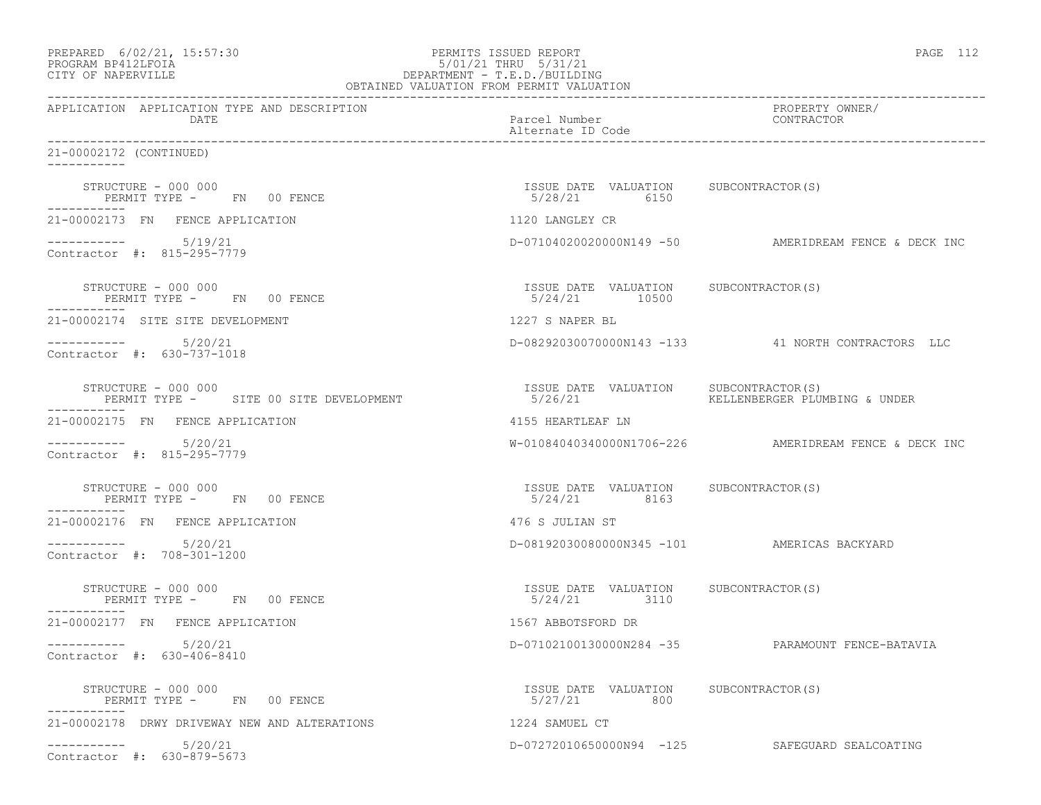PERMITS ISSUED REPORT
5/01/21 THRU 5/31/21
DEPARTMENT - T.E.D./BUILDING
OBTAINED VALUATION FROM PERMIT VALUATION

PREPARED 6/02/21, 15:57:30
PROGRAM BP412LFOIA
CITY OF NAPERVILLE

| APPLICATION | APPLICATION TYPE AND DESCRIPTION DATE | Parcel Number Alternate ID Code | PROPERTY OWNER/ CONTRACTOR |
|---|---|---|---|

21-00002172 (CONTINUED)

```
    STRUCTURE - 000 000                                        ISSUE DATE  VALUATION     SUBCONTRACTOR(S)
        PERMIT TYPE -     FN  00 FENCE                          5/28/21         6150

21-00002173  FN   FENCE APPLICATION                          1120 LANGLEY CR
-----------        5/19/21                                   D-07104020020000N149 -50          AMERIDREAM FENCE & DECK INC
Contractor  #:  815-295-7779

    STRUCTURE - 000 000                                        ISSUE DATE  VALUATION     SUBCONTRACTOR(S)
        PERMIT TYPE -     FN  00 FENCE                          5/24/21        10500

21-00002174  SITE SITE DEVELOPMENT                           1227 S NAPER BL
-----------        5/20/21                                   D-08292030070000N143 -133         41 NORTH CONTRACTORS  LLC
Contractor  #:  630-737-1018

    STRUCTURE - 000 000                                        ISSUE DATE  VALUATION     SUBCONTRACTOR(S)
        PERMIT TYPE -     SITE 00 SITE DEVELOPMENT              5/26/21                  KELLENBERGER PLUMBING & UNDER

21-00002175  FN   FENCE APPLICATION                          4155 HEARTLEAF LN
-----------        5/20/21                                   W-01084040340000N1706-226         AMERIDREAM FENCE & DECK INC
Contractor  #:  815-295-7779

    STRUCTURE - 000 000                                        ISSUE DATE  VALUATION     SUBCONTRACTOR(S)
        PERMIT TYPE -     FN  00 FENCE                          5/24/21         8163

21-00002176  FN   FENCE APPLICATION                          476 S JULIAN ST
-----------        5/20/21                                   D-08192030080000N345 -101         AMERICAS BACKYARD
Contractor  #:  708-301-1200

    STRUCTURE - 000 000                                        ISSUE DATE  VALUATION     SUBCONTRACTOR(S)
        PERMIT TYPE -     FN  00 FENCE                          5/24/21         3110

21-00002177  FN   FENCE APPLICATION                          1567 ABBOTSFORD DR
-----------        5/20/21                                   D-07102100130000N284 -35          PARAMOUNT FENCE-BATAVIA
Contractor  #:  630-406-8410

    STRUCTURE - 000 000                                        ISSUE DATE  VALUATION     SUBCONTRACTOR(S)
        PERMIT TYPE -     FN  00 FENCE                          5/27/21          800

21-00002178  DRWY DRIVEWAY NEW AND ALTERATIONS               1224 SAMUEL CT
-----------        5/20/21                                   D-07272010650000N94  -125         SAFEGUARD SEALCOATING
Contractor  #:  630-879-5673
```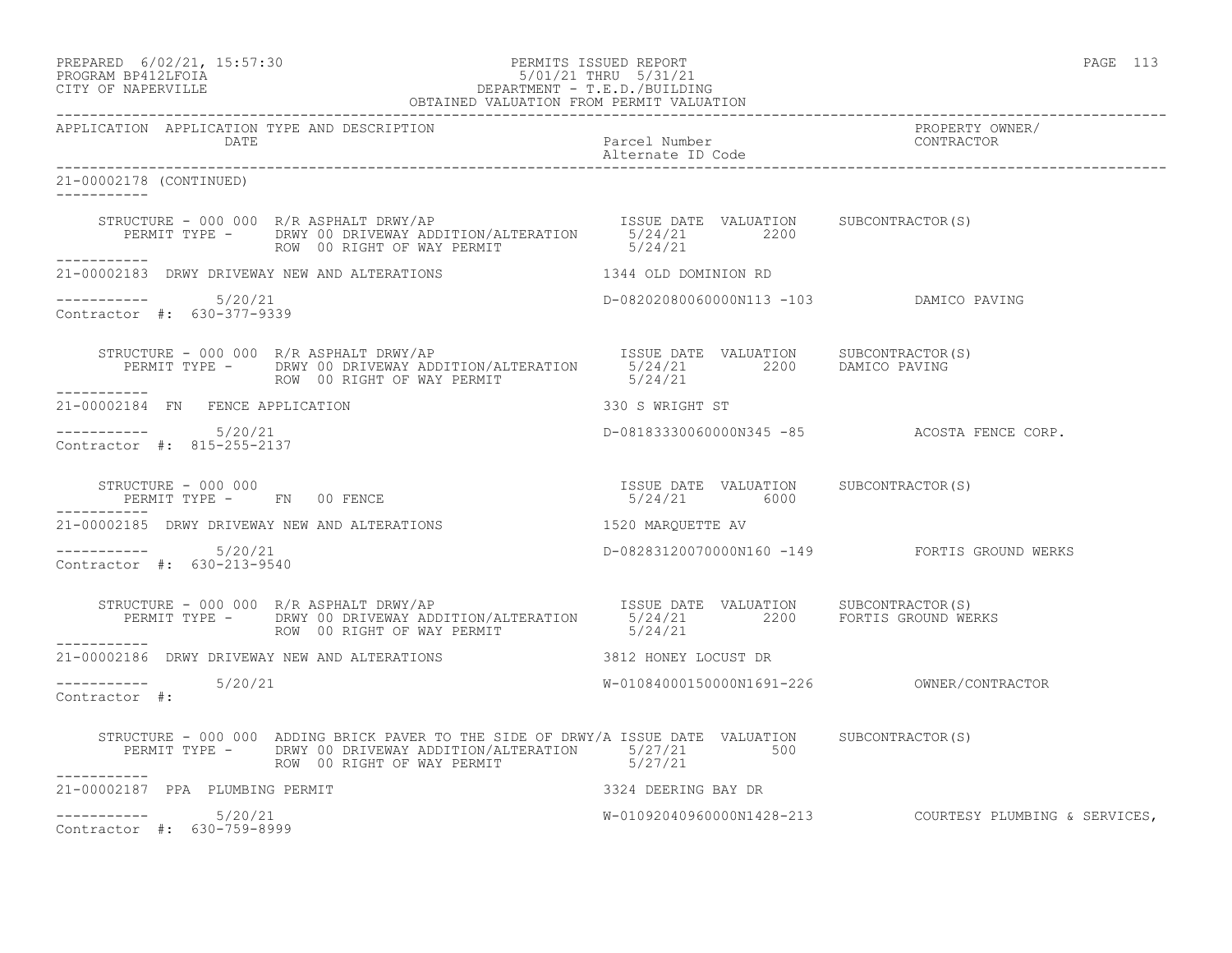PREPARED 6/02/21, 15:57:30 PERMITS ISSUED REPORT
PROGRAM BP412LFOIA 5/01/21 THRU 5/31/21
CITY OF NAPERVILLE DEPARTMENT - T.E.D./BUILDING
OBTAINED VALUATION FROM PERMIT VALUATION

| APPLICATION | APPLICATION TYPE AND DESCRIPTION DATE | Parcel Number Alternate ID Code | PROPERTY OWNER/ CONTRACTOR |
|---|---|---|---|

21-00002178 (CONTINUED)

STRUCTURE - 000 000 R/R ASPHALT DRWY/AP — ISSUE DATE 5/24/21 — VALUATION 2200 — SUBCONTRACTOR(S):
PERMIT TYPE - DRWY 00 DRIVEWAY ADDITION/ALTERATION 5/24/21
ROW 00 RIGHT OF WAY PERMIT 5/24/21

---

21-00002183 DRWY DRIVEWAY NEW AND ALTERATIONS — 1344 OLD DOMINION RD
5/20/21 — D-08202080060000N113 -103 — DAMICO PAVING
Contractor #: 630-377-9339

STRUCTURE - 000 000 R/R ASPHALT DRWY/AP — ISSUE DATE 5/24/21 — VALUATION 2200 — SUBCONTRACTOR(S): DAMICO PAVING
PERMIT TYPE - DRWY 00 DRIVEWAY ADDITION/ALTERATION 5/24/21
ROW 00 RIGHT OF WAY PERMIT 5/24/21

---

21-00002184 FN FENCE APPLICATION — 330 S WRIGHT ST
5/20/21 — D-08183330060000N345 -85 — ACOSTA FENCE CORP.
Contractor #: 815-255-2137

STRUCTURE - 000 000 — ISSUE DATE 5/24/21 — VALUATION 6000 — SUBCONTRACTOR(S):
PERMIT TYPE - FN 00 FENCE

---

21-00002185 DRWY DRIVEWAY NEW AND ALTERATIONS — 1520 MARQUETTE AV
5/20/21 — D-08283120070000N160 -149 — FORTIS GROUND WERKS
Contractor #: 630-213-9540

STRUCTURE - 000 000 R/R ASPHALT DRWY/AP — ISSUE DATE 5/24/21 — VALUATION 2200 — SUBCONTRACTOR(S): FORTIS GROUND WERKS
PERMIT TYPE - DRWY 00 DRIVEWAY ADDITION/ALTERATION 5/24/21
ROW 00 RIGHT OF WAY PERMIT 5/24/21

---

21-00002186 DRWY DRIVEWAY NEW AND ALTERATIONS — 3812 HONEY LOCUST DR
5/20/21 — W-01084000150000N1691-226 — OWNER/CONTRACTOR
Contractor #:

STRUCTURE - 000 000 ADDING BRICK PAVER TO THE SIDE OF DRWY/A — ISSUE DATE 5/27/21 — VALUATION 500 — SUBCONTRACTOR(S):
PERMIT TYPE - DRWY 00 DRIVEWAY ADDITION/ALTERATION 5/27/21
ROW 00 RIGHT OF WAY PERMIT 5/27/21

---

21-00002187 PPA PLUMBING PERMIT — 3324 DEERING BAY DR
5/20/21 — W-01092040960000N1428-213 — COURTESY PLUMBING & SERVICES,
Contractor #: 630-759-8999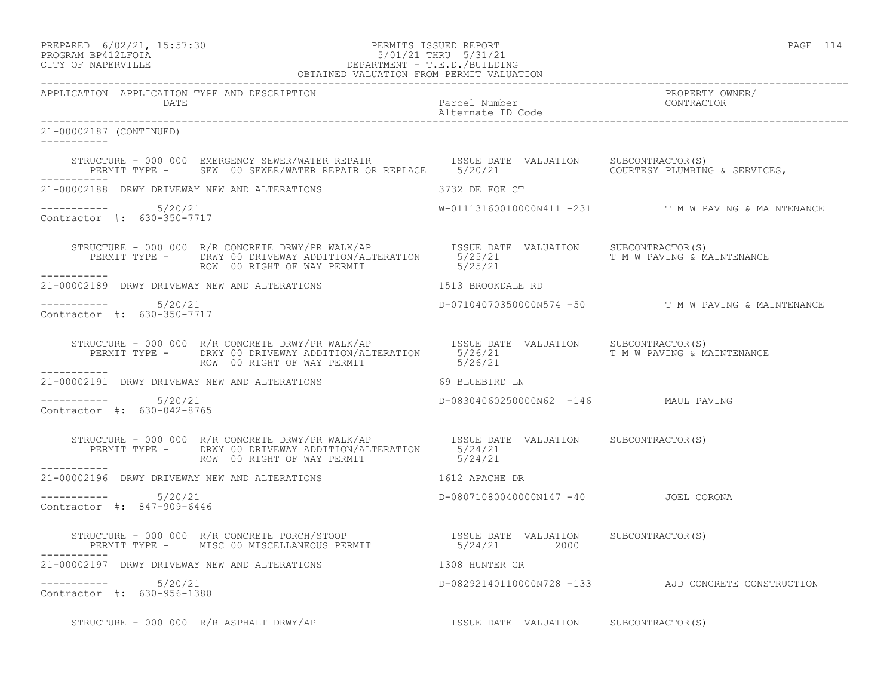PREPARED 6/02/21, 15:57:30 PERMITS ISSUED REPORT
PROGRAM BP412LFOIA 5/01/21 THRU 5/31/21
CITY OF NAPERVILLE DEPARTMENT - T.E.D./BUILDING
OBTAINED VALUATION FROM PERMIT VALUATION

| APPLICATION | APPLICATION TYPE AND DESCRIPTION / DATE | Parcel Number / Alternate ID Code | PROPERTY OWNER/ CONTRACTOR |
|---|---|---|---|

21-00002187 (CONTINUED)

STRUCTURE - 000 000 EMERGENCY SEWER/WATER REPAIR — ISSUE DATE 5/20/21 — VALUATION — SUBCONTRACTOR(S): COURTESY PLUMBING & SERVICES,
PERMIT TYPE - SEW 00 SEWER/WATER REPAIR OR REPLACE

21-00002188 DRWY DRIVEWAY NEW AND ALTERATIONS — 3732 DE FOE CT
5/20/21 — W-01113160010000N411 -231 — T M W PAVING & MAINTENANCE
Contractor #: 630-350-7717

STRUCTURE - 000 000 R/R CONCRETE DRWY/PR WALK/AP — SUBCONTRACTOR(S): T M W PAVING & MAINTENANCE
PERMIT TYPE - DRWY 00 DRIVEWAY ADDITION/ALTERATION — ISSUE DATE 5/25/21
ROW 00 RIGHT OF WAY PERMIT — ISSUE DATE 5/25/21

21-00002189 DRWY DRIVEWAY NEW AND ALTERATIONS — 1513 BROOKDALE RD
5/20/21 — D-07104070350000N574 -50 — T M W PAVING & MAINTENANCE
Contractor #: 630-350-7717

STRUCTURE - 000 000 R/R CONCRETE DRWY/PR WALK/AP — SUBCONTRACTOR(S): T M W PAVING & MAINTENANCE
PERMIT TYPE - DRWY 00 DRIVEWAY ADDITION/ALTERATION — ISSUE DATE 5/26/21
ROW 00 RIGHT OF WAY PERMIT — ISSUE DATE 5/26/21

21-00002191 DRWY DRIVEWAY NEW AND ALTERATIONS — 69 BLUEBIRD LN
5/20/21 — D-08304060250000N62 -146 — MAUL PAVING
Contractor #: 630-042-8765

STRUCTURE - 000 000 R/R CONCRETE DRWY/PR WALK/AP — SUBCONTRACTOR(S)
PERMIT TYPE - DRWY 00 DRIVEWAY ADDITION/ALTERATION — ISSUE DATE 5/24/21
ROW 00 RIGHT OF WAY PERMIT — ISSUE DATE 5/24/21

21-00002196 DRWY DRIVEWAY NEW AND ALTERATIONS — 1612 APACHE DR
5/20/21 — D-08071080040000N147 -40 — JOEL CORONA
Contractor #: 847-909-6446

STRUCTURE - 000 000 R/R CONCRETE PORCH/STOOP — SUBCONTRACTOR(S)
PERMIT TYPE - MISC 00 MISCELLANEOUS PERMIT — ISSUE DATE 5/24/21 — VALUATION 2000

21-00002197 DRWY DRIVEWAY NEW AND ALTERATIONS — 1308 HUNTER CR
5/20/21 — D-08292140110000N728 -133 — AJD CONCRETE CONSTRUCTION
Contractor #: 630-956-1380

STRUCTURE - 000 000 R/R ASPHALT DRWY/AP — ISSUE DATE — VALUATION — SUBCONTRACTOR(S)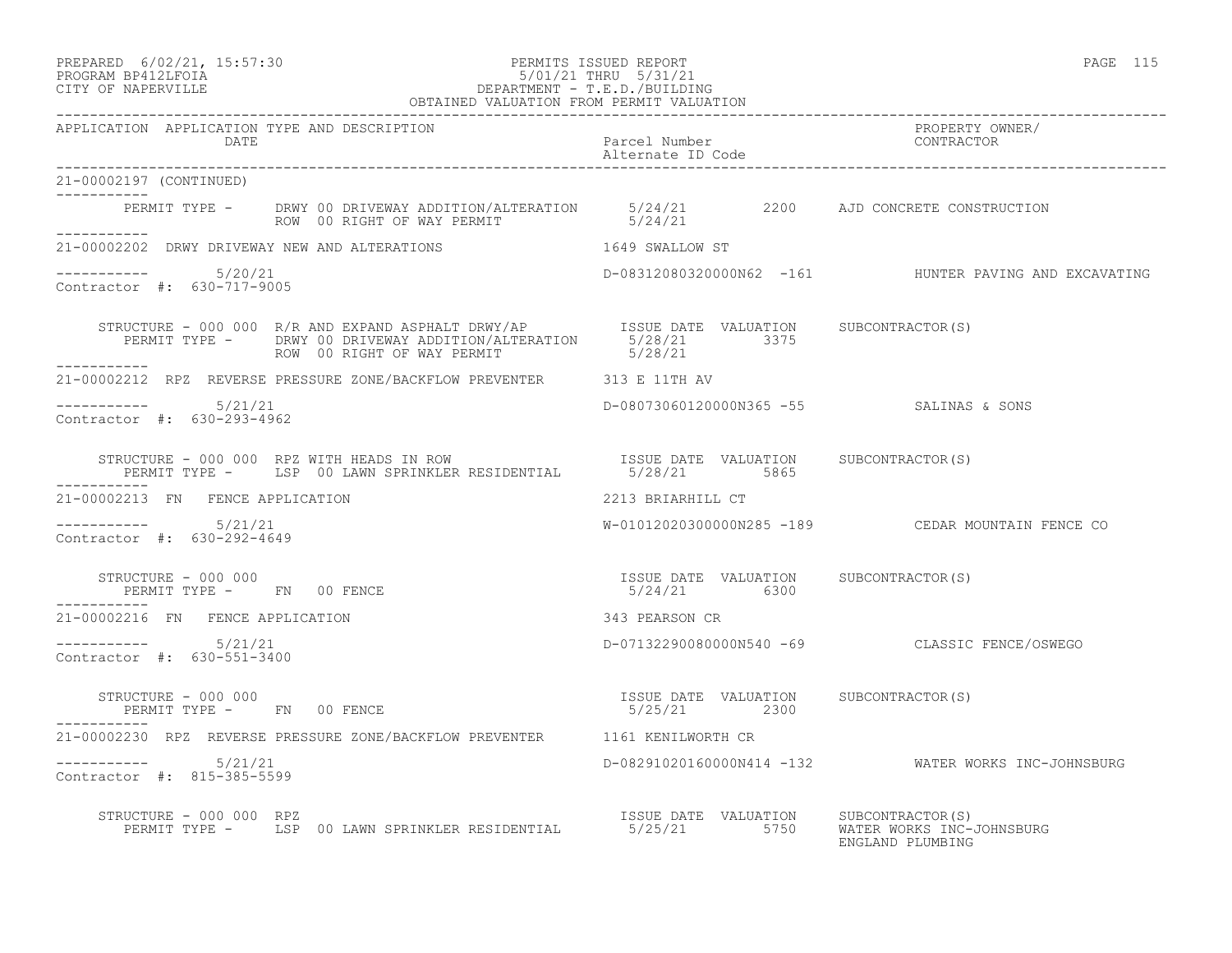APPLICATION APPLICATION TYPE AND DESCRIPTION | DATE | Parcel Number | Alternate ID Code | PROPERTY OWNER/ CONTRACTOR

21-00002197 (CONTINUED)

```
        PERMIT TYPE -     DRWY 00 DRIVEWAY ADDITION/ALTERATION      5/24/21        2200    AJD CONCRETE CONSTRUCTION
                          ROW  00 RIGHT OF WAY PERMIT               5/24/21
-----------
21-00002202  DRWY DRIVEWAY NEW AND ALTERATIONS                      1649 SWALLOW ST

-----------        5/20/21                                          D-08312080320000N62  -161          HUNTER PAVING AND EXCAVATING
Contractor #:  630-717-9005

     STRUCTURE - 000 000  R/R AND EXPAND ASPHALT DRWY/AP            ISSUE DATE  VALUATION    SUBCONTRACTOR(S)
        PERMIT TYPE -     DRWY 00 DRIVEWAY ADDITION/ALTERATION      5/28/21        3375
                          ROW  00 RIGHT OF WAY PERMIT               5/28/21
-----------
21-00002212  RPZ  REVERSE PRESSURE ZONE/BACKFLOW PREVENTER          313 E 11TH AV

-----------        5/21/21                                          D-08073060120000N365 -55           SALINAS & SONS
Contractor #:  630-293-4962

     STRUCTURE - 000 000  RPZ WITH HEADS IN ROW                     ISSUE DATE  VALUATION    SUBCONTRACTOR(S)
        PERMIT TYPE -     LSP  00 LAWN SPRINKLER RESIDENTIAL        5/28/21        5865
-----------
21-00002213  FN   FENCE APPLICATION                                 2213 BRIARHILL CT

-----------        5/21/21                                          W-01012020300000N285 -189          CEDAR MOUNTAIN FENCE CO
Contractor #:  630-292-4649

     STRUCTURE - 000 000                                            ISSUE DATE  VALUATION    SUBCONTRACTOR(S)
        PERMIT TYPE -     FN   00 FENCE                             5/24/21        6300
-----------
21-00002216  FN   FENCE APPLICATION                                 343 PEARSON CR

-----------        5/21/21                                          D-07132290080000N540 -69           CLASSIC FENCE/OSWEGO
Contractor #:  630-551-3400

     STRUCTURE - 000 000                                            ISSUE DATE  VALUATION    SUBCONTRACTOR(S)
        PERMIT TYPE -     FN   00 FENCE                             5/25/21        2300
-----------
21-00002230  RPZ  REVERSE PRESSURE ZONE/BACKFLOW PREVENTER          1161 KENILWORTH CR

-----------        5/21/21                                          D-08291020160000N414 -132          WATER WORKS INC-JOHNSBURG
Contractor #:  815-385-5599

     STRUCTURE - 000 000  RPZ                                       ISSUE DATE  VALUATION    SUBCONTRACTOR(S)
        PERMIT TYPE -     LSP  00 LAWN SPRINKLER RESIDENTIAL        5/25/21        5750    WATER WORKS INC-JOHNSBURG
                                                                                           ENGLAND PLUMBING
```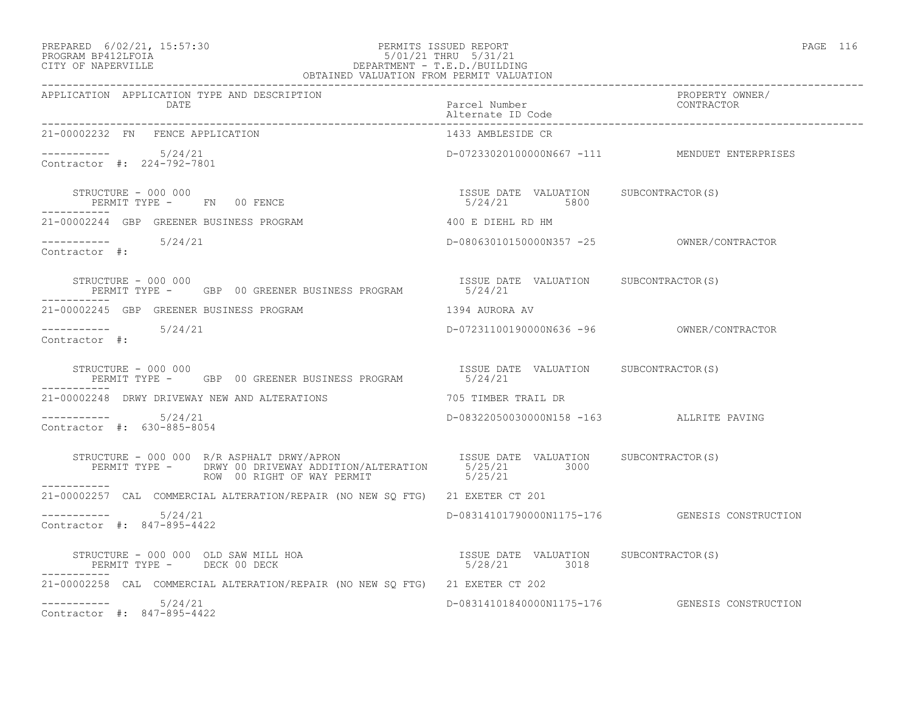PREPARED 6/02/21, 15:57:30 PERMITS ISSUED REPORT
PROGRAM BP412LFOIA 5/01/21 THRU 5/31/21
CITY OF NAPERVILLE DEPARTMENT - T.E.D./BUILDING
OBTAINED VALUATION FROM PERMIT VALUATION

| APPLICATION | APPLICATION TYPE AND DESCRIPTION / DATE | Parcel Number / Alternate ID Code | PROPERTY OWNER/ CONTRACTOR |
|---|---|---|---|
| 21-00002232 | FN FENCE APPLICATION | 1433 AMBLESIDE CR | |
| ----------- | 5/24/21 | D-07233020100000N667 -111 | MENDUET ENTERPRISES |
| Contractor #: 224-792-7801 | | | |
| | STRUCTURE - 000 000 / PERMIT TYPE - FN 00 FENCE | ISSUE DATE 5/24/21 VALUATION 5800 | SUBCONTRACTOR(S) |
| 21-00002244 | GBP GREENER BUSINESS PROGRAM | 400 E DIEHL RD HM | |
| ----------- | 5/24/21 | D-08063010150000N357 -25 | OWNER/CONTRACTOR |
| Contractor #: | | | |
| | STRUCTURE - 000 000 / PERMIT TYPE - GBP 00 GREENER BUSINESS PROGRAM | ISSUE DATE 5/24/21 VALUATION | SUBCONTRACTOR(S) |
| 21-00002245 | GBP GREENER BUSINESS PROGRAM | 1394 AURORA AV | |
| ----------- | 5/24/21 | D-07231100190000N636 -96 | OWNER/CONTRACTOR |
| Contractor #: | | | |
| | STRUCTURE - 000 000 / PERMIT TYPE - GBP 00 GREENER BUSINESS PROGRAM | ISSUE DATE 5/24/21 VALUATION | SUBCONTRACTOR(S) |
| 21-00002248 | DRWY DRIVEWAY NEW AND ALTERATIONS | 705 TIMBER TRAIL DR | |
| ----------- | 5/24/21 | D-08322050030000N158 -163 | ALLRITE PAVING |
| Contractor #: 630-885-8054 | | | |
| | STRUCTURE - 000 000 R/R ASPHALT DRWY/APRON / PERMIT TYPE - DRWY 00 DRIVEWAY ADDITION/ALTERATION; ROW 00 RIGHT OF WAY PERMIT | ISSUE DATE 5/25/21 VALUATION 3000; 5/25/21 | SUBCONTRACTOR(S) |
| 21-00002257 | CAL COMMERCIAL ALTERATION/REPAIR (NO NEW SQ FTG) | 21 EXETER CT 201 | |
| ----------- | 5/24/21 | D-08314101790000N1175-176 | GENESIS CONSTRUCTION |
| Contractor #: 847-895-4422 | | | |
| | STRUCTURE - 000 000 OLD SAW MILL HOA / PERMIT TYPE - DECK 00 DECK | ISSUE DATE 5/28/21 VALUATION 3018 | SUBCONTRACTOR(S) |
| 21-00002258 | CAL COMMERCIAL ALTERATION/REPAIR (NO NEW SQ FTG) | 21 EXETER CT 202 | |
| ----------- | 5/24/21 | D-08314101840000N1175-176 | GENESIS CONSTRUCTION |
| Contractor #: 847-895-4422 | | | |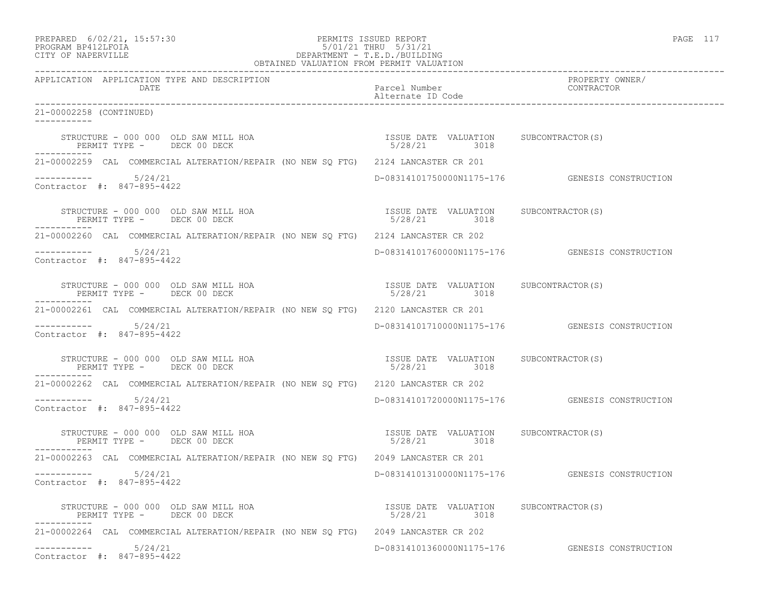PREPARED 6/02/21, 15:57:30
PROGRAM BP412LFOIA
CITY OF NAPERVILLE

PERMITS ISSUED REPORT
5/01/21 THRU 5/31/21
DEPARTMENT - T.E.D./BUILDING
OBTAINED VALUATION FROM PERMIT VALUATION

| APPLICATION | APPLICATION TYPE AND DESCRIPTION DATE | Parcel Number Alternate ID Code | PROPERTY OWNER/ CONTRACTOR |
|---|---|---|---|

21-00002258 (CONTINUED)

STRUCTURE - 000 000 OLD SAW MILL HOA — ISSUE DATE 5/28/21 VALUATION 3018 SUBCONTRACTOR(S)
PERMIT TYPE - DECK 00 DECK

21-00002259 CAL COMMERCIAL ALTERATION/REPAIR (NO NEW SQ FTG) 2124 LANCASTER CR 201
5/24/21 D-08314101750000N1175-176 GENESIS CONSTRUCTION
Contractor #: 847-895-4422

STRUCTURE - 000 000 OLD SAW MILL HOA — ISSUE DATE 5/28/21 VALUATION 3018 SUBCONTRACTOR(S)
PERMIT TYPE - DECK 00 DECK

21-00002260 CAL COMMERCIAL ALTERATION/REPAIR (NO NEW SQ FTG) 2124 LANCASTER CR 202
5/24/21 D-08314101760000N1175-176 GENESIS CONSTRUCTION
Contractor #: 847-895-4422

STRUCTURE - 000 000 OLD SAW MILL HOA — ISSUE DATE 5/28/21 VALUATION 3018 SUBCONTRACTOR(S)
PERMIT TYPE - DECK 00 DECK

21-00002261 CAL COMMERCIAL ALTERATION/REPAIR (NO NEW SQ FTG) 2120 LANCASTER CR 201
5/24/21 D-08314101710000N1175-176 GENESIS CONSTRUCTION
Contractor #: 847-895-4422

STRUCTURE - 000 000 OLD SAW MILL HOA — ISSUE DATE 5/28/21 VALUATION 3018 SUBCONTRACTOR(S)
PERMIT TYPE - DECK 00 DECK

21-00002262 CAL COMMERCIAL ALTERATION/REPAIR (NO NEW SQ FTG) 2120 LANCASTER CR 202
5/24/21 D-08314101720000N1175-176 GENESIS CONSTRUCTION
Contractor #: 847-895-4422

STRUCTURE - 000 000 OLD SAW MILL HOA — ISSUE DATE 5/28/21 VALUATION 3018 SUBCONTRACTOR(S)
PERMIT TYPE - DECK 00 DECK

21-00002263 CAL COMMERCIAL ALTERATION/REPAIR (NO NEW SQ FTG) 2049 LANCASTER CR 201
5/24/21 D-08314101310000N1175-176 GENESIS CONSTRUCTION
Contractor #: 847-895-4422

STRUCTURE - 000 000 OLD SAW MILL HOA — ISSUE DATE 5/28/21 VALUATION 3018 SUBCONTRACTOR(S)
PERMIT TYPE - DECK 00 DECK

21-00002264 CAL COMMERCIAL ALTERATION/REPAIR (NO NEW SQ FTG) 2049 LANCASTER CR 202
5/24/21 D-08314101360000N1175-176 GENESIS CONSTRUCTION
Contractor #: 847-895-4422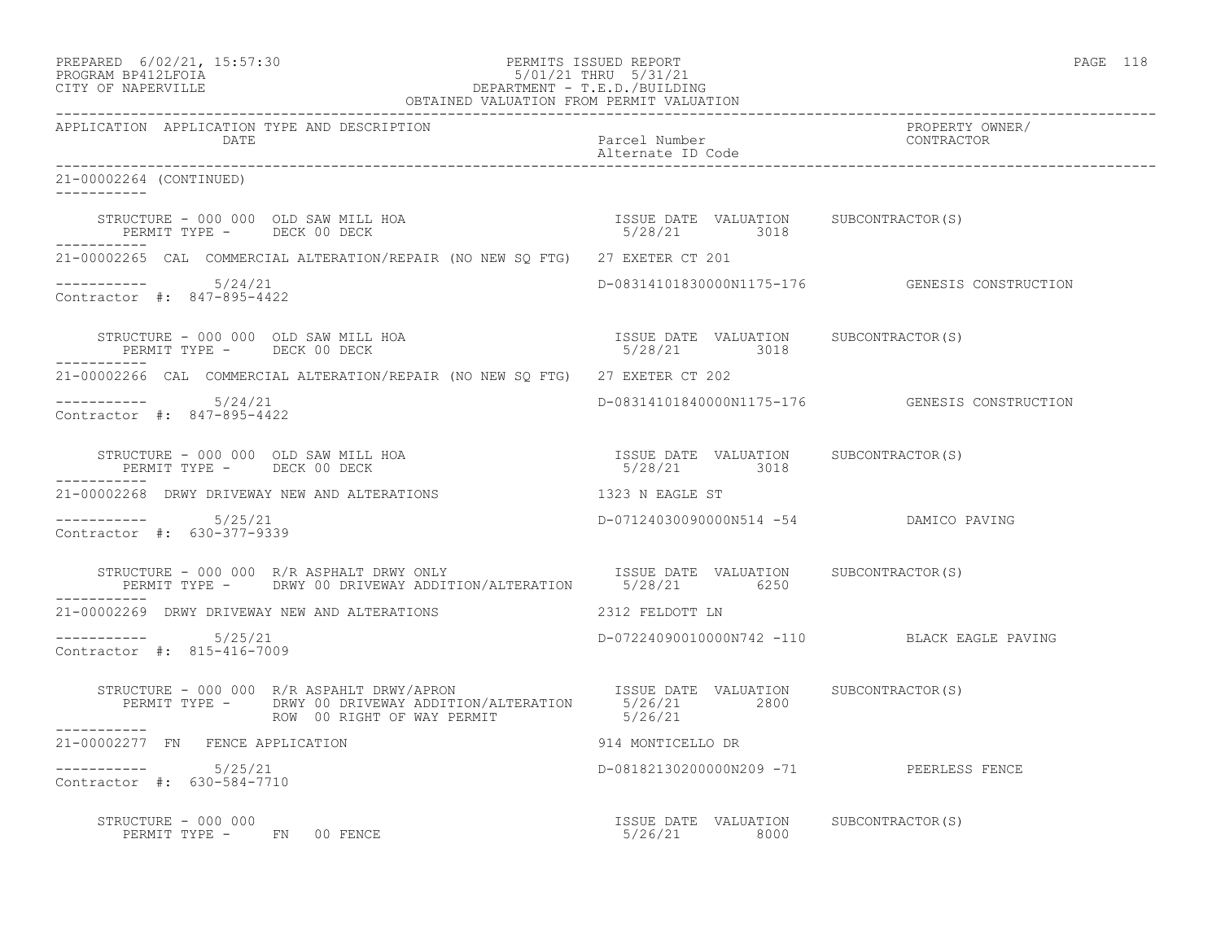PREPARED 6/02/21, 15:57:30 PERMITS ISSUED REPORT
PROGRAM BP412LFOIA 5/01/21 THRU 5/31/21
CITY OF NAPERVILLE DEPARTMENT - T.E.D./BUILDING
OBTAINED VALUATION FROM PERMIT VALUATION

APPLICATION APPLICATION TYPE AND DESCRIPTION | Parcel Number | PROPERTY OWNER/
DATE | Alternate ID Code | CONTRACTOR

21-00002264 (CONTINUED)

```
     STRUCTURE - 000 000  OLD SAW MILL HOA                          ISSUE DATE  VALUATION     SUBCONTRACTOR(S)
        PERMIT TYPE -      DECK 00 DECK                              5/28/21        3018
-----------
21-00002265  CAL  COMMERCIAL ALTERATION/REPAIR (NO NEW SQ FTG)  27 EXETER CT 201

-----------        5/24/21                                      D-08314101830000N1175-176          GENESIS CONSTRUCTION
Contractor #:  847-895-4422

     STRUCTURE - 000 000  OLD SAW MILL HOA                          ISSUE DATE  VALUATION     SUBCONTRACTOR(S)
        PERMIT TYPE -      DECK 00 DECK                              5/28/21        3018
-----------
21-00002266  CAL  COMMERCIAL ALTERATION/REPAIR (NO NEW SQ FTG)  27 EXETER CT 202

-----------        5/24/21                                      D-08314101840000N1175-176          GENESIS CONSTRUCTION
Contractor #:  847-895-4422

     STRUCTURE - 000 000  OLD SAW MILL HOA                          ISSUE DATE  VALUATION     SUBCONTRACTOR(S)
        PERMIT TYPE -      DECK 00 DECK                              5/28/21        3018
-----------
21-00002268  DRWY DRIVEWAY NEW AND ALTERATIONS                   1323 N EAGLE ST

-----------        5/25/21                                      D-07124030090000N514 -54           DAMICO PAVING
Contractor #:  630-377-9339

     STRUCTURE - 000 000  R/R ASPHALT DRWY ONLY                     ISSUE DATE  VALUATION     SUBCONTRACTOR(S)
        PERMIT TYPE -      DRWY 00 DRIVEWAY ADDITION/ALTERATION      5/28/21        6250
-----------
21-00002269  DRWY DRIVEWAY NEW AND ALTERATIONS                   2312 FELDOTT LN

-----------        5/25/21                                      D-07224090010000N742 -110          BLACK EAGLE PAVING
Contractor #:  815-416-7009

     STRUCTURE - 000 000  R/R ASPAHLT DRWY/APRON                    ISSUE DATE  VALUATION     SUBCONTRACTOR(S)
        PERMIT TYPE -      DRWY 00 DRIVEWAY ADDITION/ALTERATION      5/26/21        2800
                           ROW  00 RIGHT OF WAY PERMIT               5/26/21
-----------
21-00002277  FN   FENCE APPLICATION                              914 MONTICELLO DR

-----------        5/25/21                                      D-08182130200000N209 -71           PEERLESS FENCE
Contractor #:  630-584-7710

     STRUCTURE - 000 000                                            ISSUE DATE  VALUATION     SUBCONTRACTOR(S)
        PERMIT TYPE -      FN   00 FENCE                             5/26/21        8000
```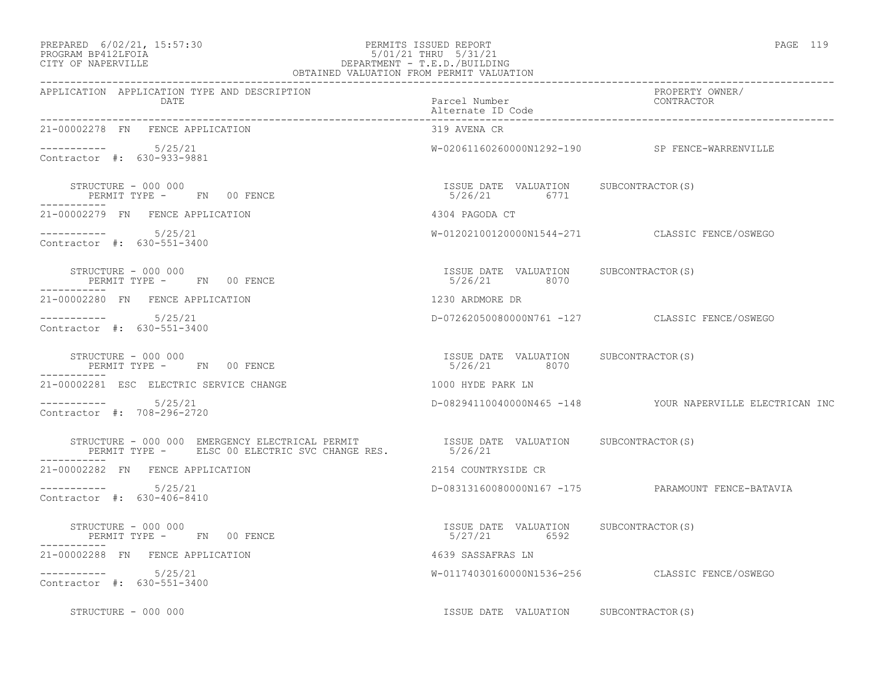PREPARED 6/02/21, 15:57:30 PERMITS ISSUED REPORT
PROGRAM BP412LFOIA 5/01/21 THRU 5/31/21
CITY OF NAPERVILLE DEPARTMENT - T.E.D./BUILDING
OBTAINED VALUATION FROM PERMIT VALUATION

| APPLICATION | APPLICATION TYPE AND DESCRIPTION / DATE | Parcel Number / Alternate ID Code | PROPERTY OWNER/ CONTRACTOR |
|---|---|---|---|
| 21-00002278 | FN FENCE APPLICATION | 319 AVENA CR | |
| ----------- | 5/25/21 | W-02061160260000N1292-190 | SP FENCE-WARRENVILLE |
| Contractor #: 630-933-9881 | | | |
| STRUCTURE - 000 000 | PERMIT TYPE - FN 00 FENCE | ISSUE DATE 5/26/21 VALUATION 6771 | SUBCONTRACTOR(S) |
| 21-00002279 | FN FENCE APPLICATION | 4304 PAGODA CT | |
| ----------- | 5/25/21 | W-01202100120000N1544-271 | CLASSIC FENCE/OSWEGO |
| Contractor #: 630-551-3400 | | | |
| STRUCTURE - 000 000 | PERMIT TYPE - FN 00 FENCE | ISSUE DATE 5/26/21 VALUATION 8070 | SUBCONTRACTOR(S) |
| 21-00002280 | FN FENCE APPLICATION | 1230 ARDMORE DR | |
| ----------- | 5/25/21 | D-07262050080000N761 -127 | CLASSIC FENCE/OSWEGO |
| Contractor #: 630-551-3400 | | | |
| STRUCTURE - 000 000 | PERMIT TYPE - FN 00 FENCE | ISSUE DATE 5/26/21 VALUATION 8070 | SUBCONTRACTOR(S) |
| 21-00002281 | ESC ELECTRIC SERVICE CHANGE | 1000 HYDE PARK LN | |
| ----------- | 5/25/21 | D-08294110040000N465 -148 | YOUR NAPERVILLE ELECTRICAN INC |
| Contractor #: 708-296-2720 | | | |
| STRUCTURE - 000 000 EMERGENCY ELECTRICAL PERMIT | PERMIT TYPE - ELSC 00 ELECTRIC SVC CHANGE RES. | ISSUE DATE 5/26/21 VALUATION | SUBCONTRACTOR(S) |
| 21-00002282 | FN FENCE APPLICATION | 2154 COUNTRYSIDE CR | |
| ----------- | 5/25/21 | D-08313160080000N167 -175 | PARAMOUNT FENCE-BATAVIA |
| Contractor #: 630-406-8410 | | | |
| STRUCTURE - 000 000 | PERMIT TYPE - FN 00 FENCE | ISSUE DATE 5/27/21 VALUATION 6592 | SUBCONTRACTOR(S) |
| 21-00002288 | FN FENCE APPLICATION | 4639 SASSAFRAS LN | |
| ----------- | 5/25/21 | W-01174030160000N1536-256 | CLASSIC FENCE/OSWEGO |
| Contractor #: 630-551-3400 | | | |
| STRUCTURE - 000 000 | | ISSUE DATE VALUATION | SUBCONTRACTOR(S) |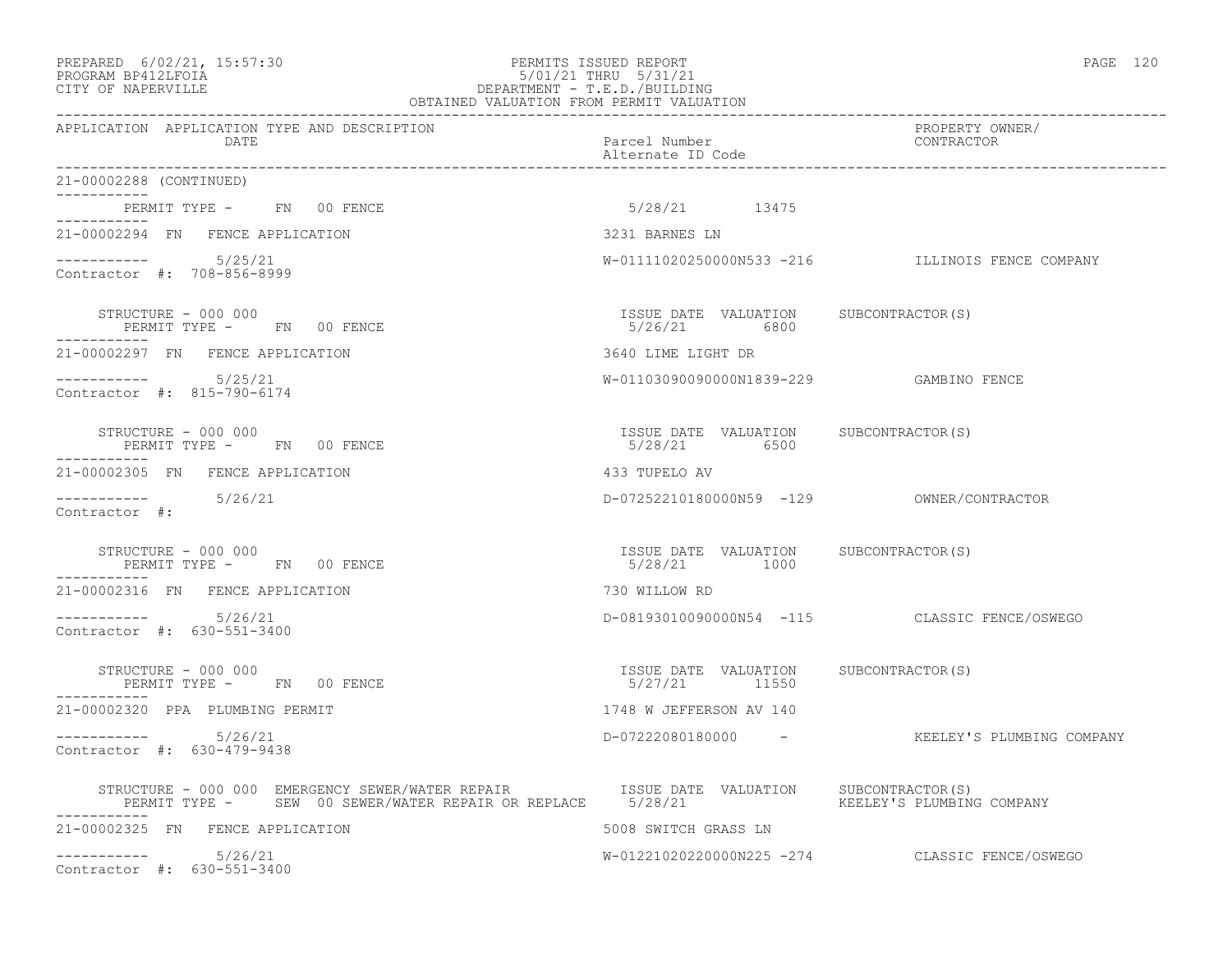PREPARED 6/02/21, 15:57:30
PROGRAM BP412LFOIA
CITY OF NAPERVILLE

PERMITS ISSUED REPORT
5/01/21 THRU 5/31/21
DEPARTMENT - T.E.D./BUILDING
OBTAINED VALUATION FROM PERMIT VALUATION

| APPLICATION | APPLICATION TYPE AND DESCRIPTION / DATE | Parcel Number / Alternate ID Code | PROPERTY OWNER/ CONTRACTOR |
|---|---|---|---|

21-00002288 (CONTINUED)

PERMIT TYPE - FN 00 FENCE — 5/28/21 — 13475

---

**21-00002294 FN FENCE APPLICATION** — 3231 BARNES LN

5/25/21 — W-01111020250000N533 -216 — ILLINOIS FENCE COMPANY

Contractor #: 708-856-8999

STRUCTURE - 000 000 — ISSUE DATE 5/26/21 — VALUATION 6800 — SUBCONTRACTOR(S)

PERMIT TYPE - FN 00 FENCE

---

**21-00002297 FN FENCE APPLICATION** — 3640 LIME LIGHT DR

5/25/21 — W-01103090090000N1839-229 — GAMBINO FENCE

Contractor #: 815-790-6174

STRUCTURE - 000 000 — ISSUE DATE 5/28/21 — VALUATION 6500 — SUBCONTRACTOR(S)

PERMIT TYPE - FN 00 FENCE

---

**21-00002305 FN FENCE APPLICATION** — 433 TUPELO AV

5/26/21 — D-07252210180000N59 -129 — OWNER/CONTRACTOR

Contractor #:

STRUCTURE - 000 000 — ISSUE DATE 5/28/21 — VALUATION 1000 — SUBCONTRACTOR(S)

PERMIT TYPE - FN 00 FENCE

---

**21-00002316 FN FENCE APPLICATION** — 730 WILLOW RD

5/26/21 — D-08193010090000N54 -115 — CLASSIC FENCE/OSWEGO

Contractor #: 630-551-3400

STRUCTURE - 000 000 — ISSUE DATE 5/27/21 — VALUATION 11550 — SUBCONTRACTOR(S)

PERMIT TYPE - FN 00 FENCE

---

**21-00002320 PPA PLUMBING PERMIT** — 1748 W JEFFERSON AV 140

5/26/21 — D-07222080180000 - — KEELEY'S PLUMBING COMPANY

Contractor #: 630-479-9438

STRUCTURE - 000 000 EMERGENCY SEWER/WATER REPAIR — ISSUE DATE 5/28/21 — VALUATION — SUBCONTRACTOR(S) KEELEY'S PLUMBING COMPANY

PERMIT TYPE - SEW 00 SEWER/WATER REPAIR OR REPLACE

---

**21-00002325 FN FENCE APPLICATION** — 5008 SWITCH GRASS LN

5/26/21 — W-01221020220000N225 -274 — CLASSIC FENCE/OSWEGO

Contractor #: 630-551-3400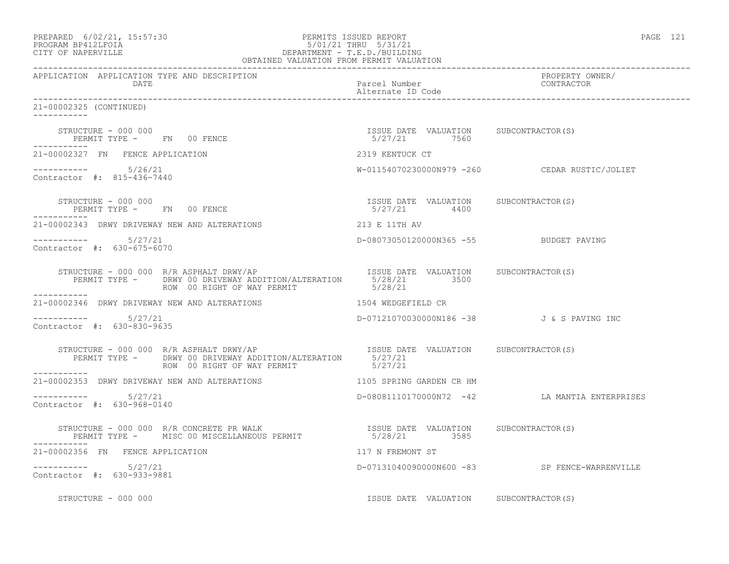PREPARED 6/02/21, 15:57:30 PERMITS ISSUED REPORT
PROGRAM BP412LFOIA 5/01/21 THRU 5/31/21
CITY OF NAPERVILLE DEPARTMENT - T.E.D./BUILDING
OBTAINED VALUATION FROM PERMIT VALUATION

| APPLICATION | APPLICATION TYPE AND DESCRIPTION / DATE | Parcel Number / Alternate ID Code | PROPERTY OWNER/ CONTRACTOR |
|---|---|---|---|

21-00002325 (CONTINUED)

STRUCTURE - 000 000
PERMIT TYPE - FN 00 FENCE
ISSUE DATE 5/27/21 VALUATION 7560 SUBCONTRACTOR(S)

21-00002327 FN FENCE APPLICATION — 2319 KENTUCK CT
5/26/21 — W-01154070230000N979 -260 — CEDAR RUSTIC/JOLIET
Contractor #: 815-436-7440

STRUCTURE - 000 000
PERMIT TYPE - FN 00 FENCE
ISSUE DATE 5/27/21 VALUATION 4400 SUBCONTRACTOR(S)

21-00002343 DRWY DRIVEWAY NEW AND ALTERATIONS — 213 E 11TH AV
5/27/21 — D-08073050120000N365 -55 — BUDGET PAVING
Contractor #: 630-675-6070

STRUCTURE - 000 000 R/R ASPHALT DRWY/AP
PERMIT TYPE - DRWY 00 DRIVEWAY ADDITION/ALTERATION — ISSUE DATE 5/28/21 VALUATION 3500 SUBCONTRACTOR(S)
ROW 00 RIGHT OF WAY PERMIT — 5/28/21

21-00002346 DRWY DRIVEWAY NEW AND ALTERATIONS — 1504 WEDGEFIELD CR
5/27/21 — D-07121070030000N186 -38 — J & S PAVING INC
Contractor #: 630-830-9635

STRUCTURE - 000 000 R/R ASPHALT DRWY/AP
PERMIT TYPE - DRWY 00 DRIVEWAY ADDITION/ALTERATION — ISSUE DATE 5/27/21 VALUATION SUBCONTRACTOR(S)
ROW 00 RIGHT OF WAY PERMIT — 5/27/21

21-00002353 DRWY DRIVEWAY NEW AND ALTERATIONS — 1105 SPRING GARDEN CR HM
5/27/21 — D-08081110170000N72 -42 — LA MANTIA ENTERPRISES
Contractor #: 630-968-0140

STRUCTURE - 000 000 R/R CONCRETE PR WALK
PERMIT TYPE - MISC 00 MISCELLANEOUS PERMIT — ISSUE DATE 5/28/21 VALUATION 3585 SUBCONTRACTOR(S)

21-00002356 FN FENCE APPLICATION — 117 N FREMONT ST
5/27/21 — D-07131040090000N600 -83 — SP FENCE-WARRENVILLE
Contractor #: 630-933-9881

STRUCTURE - 000 000 — ISSUE DATE VALUATION SUBCONTRACTOR(S)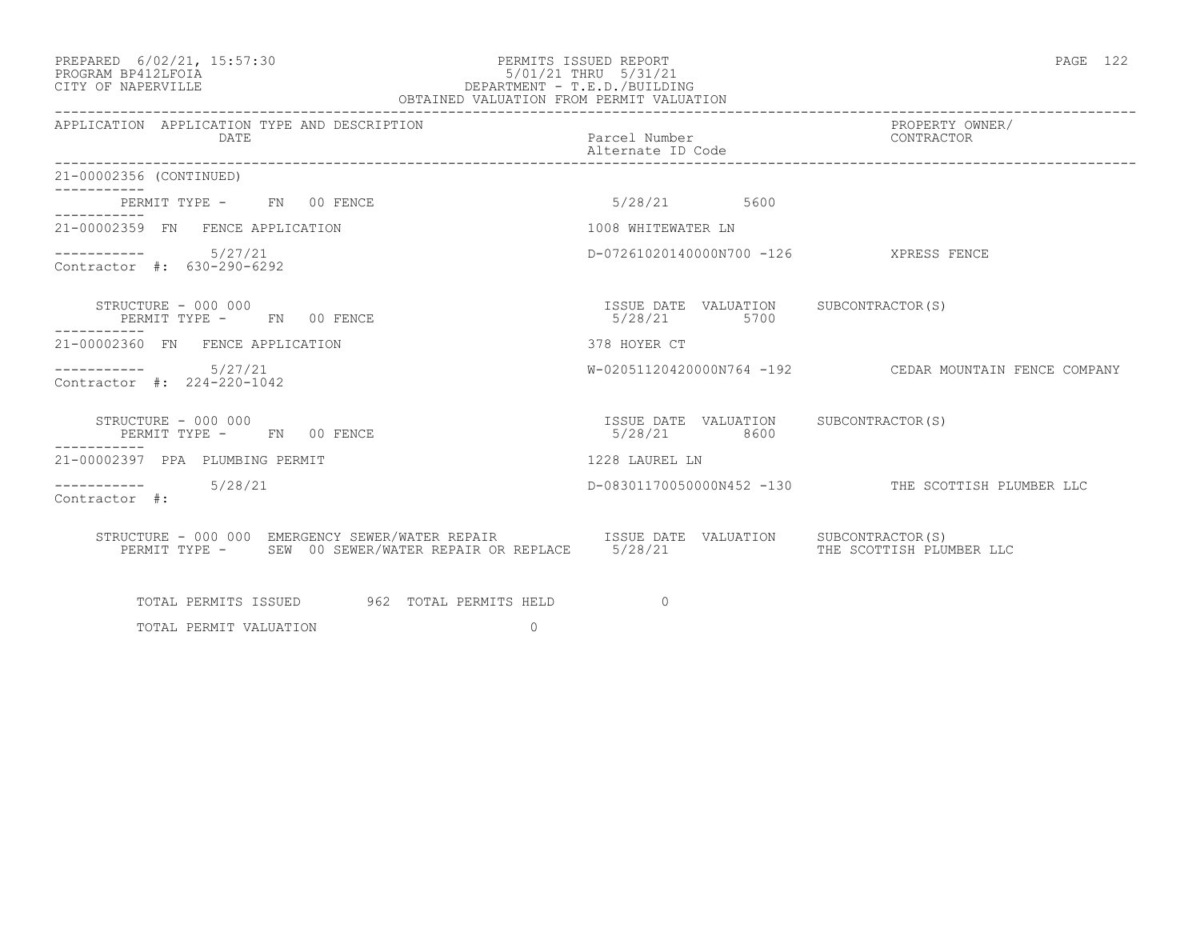PREPARED 6/02/21, 15:57:30
PROGRAM BP412LFOIA
CITY OF NAPERVILLE

PERMITS ISSUED REPORT
5/01/21 THRU 5/31/21
DEPARTMENT - T.E.D./BUILDING
OBTAINED VALUATION FROM PERMIT VALUATION

| APPLICATION | APPLICATION TYPE AND DESCRIPTION / DATE | Parcel Number / Alternate ID Code | PROPERTY OWNER/ CONTRACTOR |
|---|---|---|---|

21-00002356 (CONTINUED)

PERMIT TYPE - FN 00 FENCE — 5/28/21 — 5600

---

21-00002359 FN FENCE APPLICATION — 1008 WHITEWATER LN

5/27/21 — D-07261020140000N700 -126 — XPRESS FENCE

Contractor #: 630-290-6292

STRUCTURE - 000 000 — ISSUE DATE 5/28/21 — VALUATION 5700 — SUBCONTRACTOR(S)

PERMIT TYPE - FN 00 FENCE

---

21-00002360 FN FENCE APPLICATION — 378 HOYER CT

5/27/21 — W-02051120420000N764 -192 — CEDAR MOUNTAIN FENCE COMPANY

Contractor #: 224-220-1042

STRUCTURE - 000 000 — ISSUE DATE 5/28/21 — VALUATION 8600 — SUBCONTRACTOR(S)

PERMIT TYPE - FN 00 FENCE

---

21-00002397 PPA PLUMBING PERMIT — 1228 LAUREL LN

5/28/21 — D-08301170050000N452 -130 — THE SCOTTISH PLUMBER LLC

Contractor #:

STRUCTURE - 000 000 EMERGENCY SEWER/WATER REPAIR — ISSUE DATE 5/28/21 — VALUATION — SUBCONTRACTOR(S) THE SCOTTISH PLUMBER LLC

PERMIT TYPE - SEW 00 SEWER/WATER REPAIR OR REPLACE

---

TOTAL PERMITS ISSUED 962 TOTAL PERMITS HELD 0

TOTAL PERMIT VALUATION 0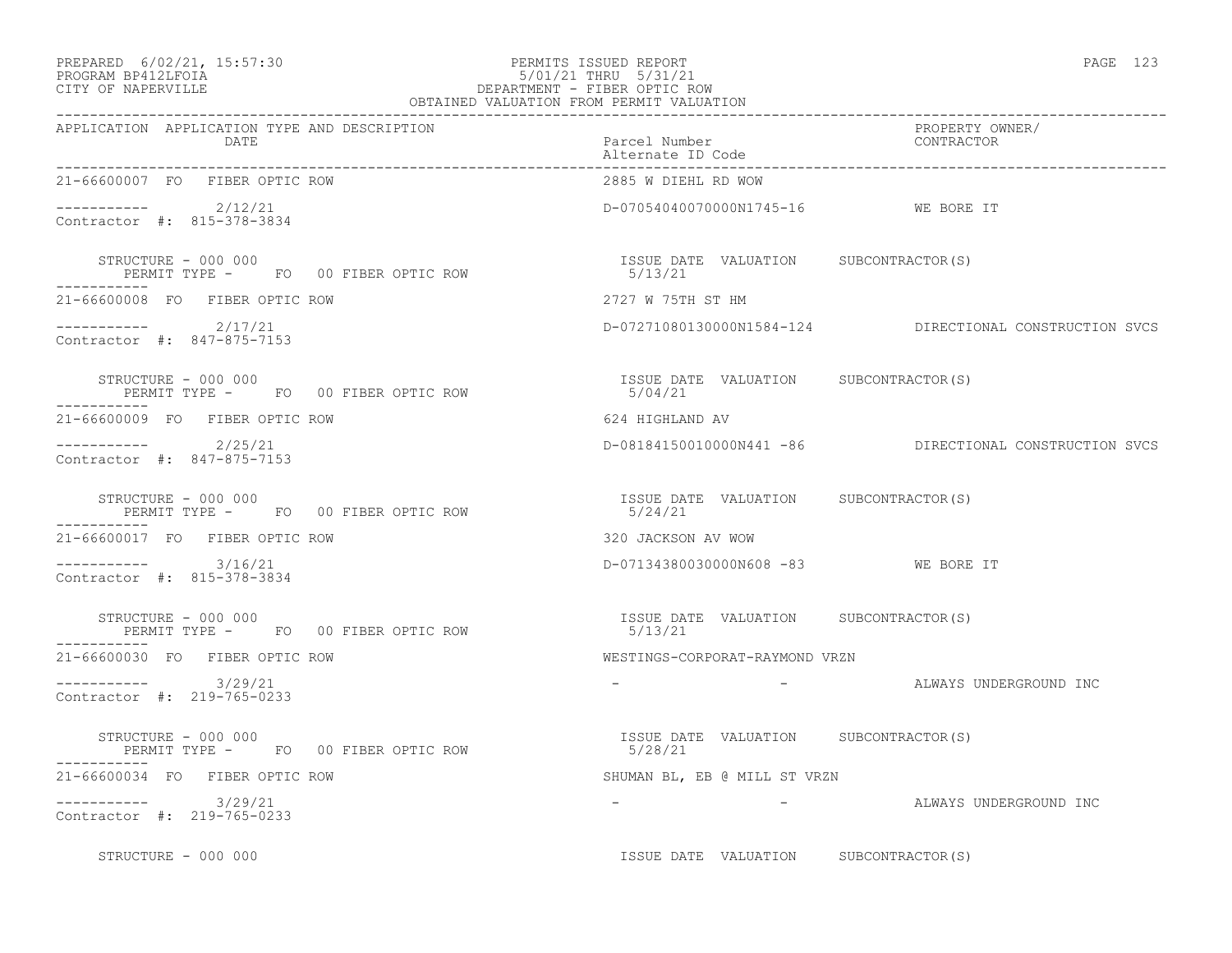PREPARED 6/02/21, 15:57:30
PROGRAM BP412LFOIA
CITY OF NAPERVILLE

PERMITS ISSUED REPORT
5/01/21 THRU 5/31/21
DEPARTMENT - FIBER OPTIC ROW
OBTAINED VALUATION FROM PERMIT VALUATION

| APPLICATION | APPLICATION TYPE AND DESCRIPTION / DATE | Parcel Number / Alternate ID Code | PROPERTY OWNER/ CONTRACTOR |
|---|---|---|---|
| 21-66600007 | FO FIBER OPTIC ROW | 2885 W DIEHL RD WOW | |
| ----------- | 2/12/21 | D-07054040070000N1745-16 | WE BORE IT |
| Contractor #: 815-378-3834 | | | |
| STRUCTURE - 000 000 | PERMIT TYPE - FO 00 FIBER OPTIC ROW | ISSUE DATE 5/13/21 VALUATION | SUBCONTRACTOR(S) |
| 21-66600008 | FO FIBER OPTIC ROW | 2727 W 75TH ST HM | |
| ----------- | 2/17/21 | D-07271080130000N1584-124 | DIRECTIONAL CONSTRUCTION SVCS |
| Contractor #: 847-875-7153 | | | |
| STRUCTURE - 000 000 | PERMIT TYPE - FO 00 FIBER OPTIC ROW | ISSUE DATE 5/04/21 VALUATION | SUBCONTRACTOR(S) |
| 21-66600009 | FO FIBER OPTIC ROW | 624 HIGHLAND AV | |
| ----------- | 2/25/21 | D-08184150010000N441 -86 | DIRECTIONAL CONSTRUCTION SVCS |
| Contractor #: 847-875-7153 | | | |
| STRUCTURE - 000 000 | PERMIT TYPE - FO 00 FIBER OPTIC ROW | ISSUE DATE 5/24/21 VALUATION | SUBCONTRACTOR(S) |
| 21-66600017 | FO FIBER OPTIC ROW | 320 JACKSON AV WOW | |
| ----------- | 3/16/21 | D-07134380030000N608 -83 | WE BORE IT |
| Contractor #: 815-378-3834 | | | |
| STRUCTURE - 000 000 | PERMIT TYPE - FO 00 FIBER OPTIC ROW | ISSUE DATE 5/13/21 VALUATION | SUBCONTRACTOR(S) |
| 21-66600030 | FO FIBER OPTIC ROW | WESTINGS-CORPORAT-RAYMOND VRZN | |
| ----------- | 3/29/21 | - - | ALWAYS UNDERGROUND INC |
| Contractor #: 219-765-0233 | | | |
| STRUCTURE - 000 000 | PERMIT TYPE - FO 00 FIBER OPTIC ROW | ISSUE DATE 5/28/21 VALUATION | SUBCONTRACTOR(S) |
| 21-66600034 | FO FIBER OPTIC ROW | SHUMAN BL, EB @ MILL ST VRZN | |
| ----------- | 3/29/21 | - - | ALWAYS UNDERGROUND INC |
| Contractor #: 219-765-0233 | | | |
| STRUCTURE - 000 000 | | ISSUE DATE VALUATION | SUBCONTRACTOR(S) |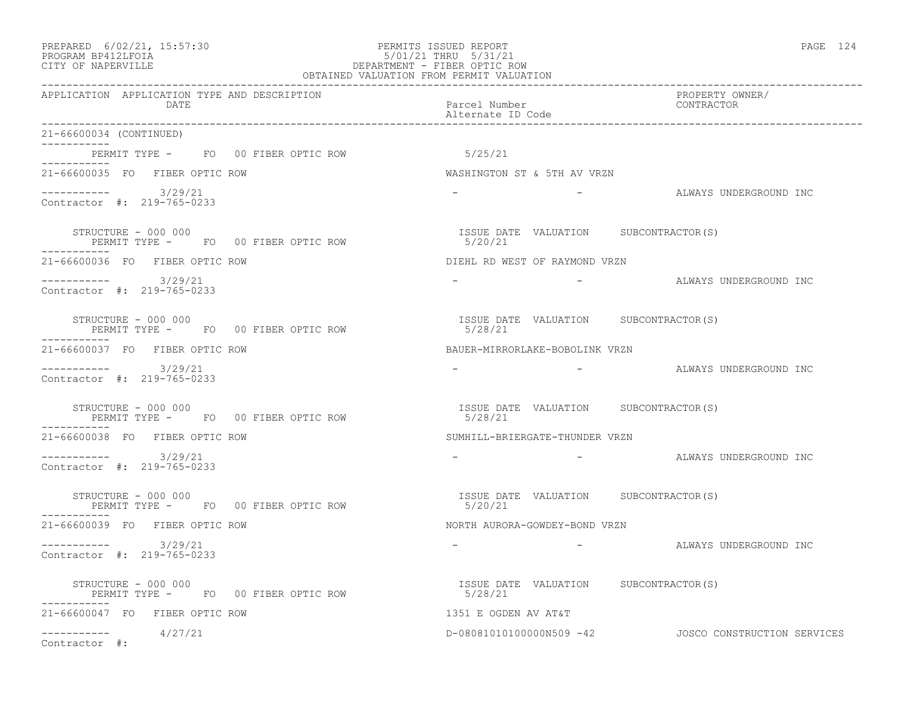PREPARED 6/02/21, 15:57:30 PERMITS ISSUED REPORT
PROGRAM BP412LFOIA 5/01/21 THRU 5/31/21
CITY OF NAPERVILLE DEPARTMENT - FIBER OPTIC ROW
OBTAINED VALUATION FROM PERMIT VALUATION

| APPLICATION | APPLICATION TYPE AND DESCRIPTION DATE | Parcel Number Alternate ID Code | PROPERTY OWNER/ CONTRACTOR |
|---|---|---|---|

21-66600034 (CONTINUED)

PERMIT TYPE - FO 00 FIBER OPTIC ROW 5/25/21

21-66600035 FO FIBER OPTIC ROW — WASHINGTON ST & 5TH AV VRZN
----------- 3/29/21 — - - — ALWAYS UNDERGROUND INC
Contractor #: 219-765-0233

STRUCTURE - 000 000 — ISSUE DATE VALUATION SUBCONTRACTOR(S)
PERMIT TYPE - FO 00 FIBER OPTIC ROW — 5/20/21

21-66600036 FO FIBER OPTIC ROW — DIEHL RD WEST OF RAYMOND VRZN
----------- 3/29/21 — - - — ALWAYS UNDERGROUND INC
Contractor #: 219-765-0233

STRUCTURE - 000 000 — ISSUE DATE VALUATION SUBCONTRACTOR(S)
PERMIT TYPE - FO 00 FIBER OPTIC ROW — 5/28/21

21-66600037 FO FIBER OPTIC ROW — BAUER-MIRRORLAKE-BOBOLINK VRZN
----------- 3/29/21 — - - — ALWAYS UNDERGROUND INC
Contractor #: 219-765-0233

STRUCTURE - 000 000 — ISSUE DATE VALUATION SUBCONTRACTOR(S)
PERMIT TYPE - FO 00 FIBER OPTIC ROW — 5/28/21

21-66600038 FO FIBER OPTIC ROW — SUMHILL-BRIERGATE-THUNDER VRZN
----------- 3/29/21 — - - — ALWAYS UNDERGROUND INC
Contractor #: 219-765-0233

STRUCTURE - 000 000 — ISSUE DATE VALUATION SUBCONTRACTOR(S)
PERMIT TYPE - FO 00 FIBER OPTIC ROW — 5/20/21

21-66600039 FO FIBER OPTIC ROW — NORTH AURORA-GOWDEY-BOND VRZN
----------- 3/29/21 — - - — ALWAYS UNDERGROUND INC
Contractor #: 219-765-0233

STRUCTURE - 000 000 — ISSUE DATE VALUATION SUBCONTRACTOR(S)
PERMIT TYPE - FO 00 FIBER OPTIC ROW — 5/28/21

21-66600047 FO FIBER OPTIC ROW — 1351 E OGDEN AV AT&T
----------- 4/27/21 — D-08081010100000N509 -42 — JOSCO CONSTRUCTION SERVICES
Contractor #: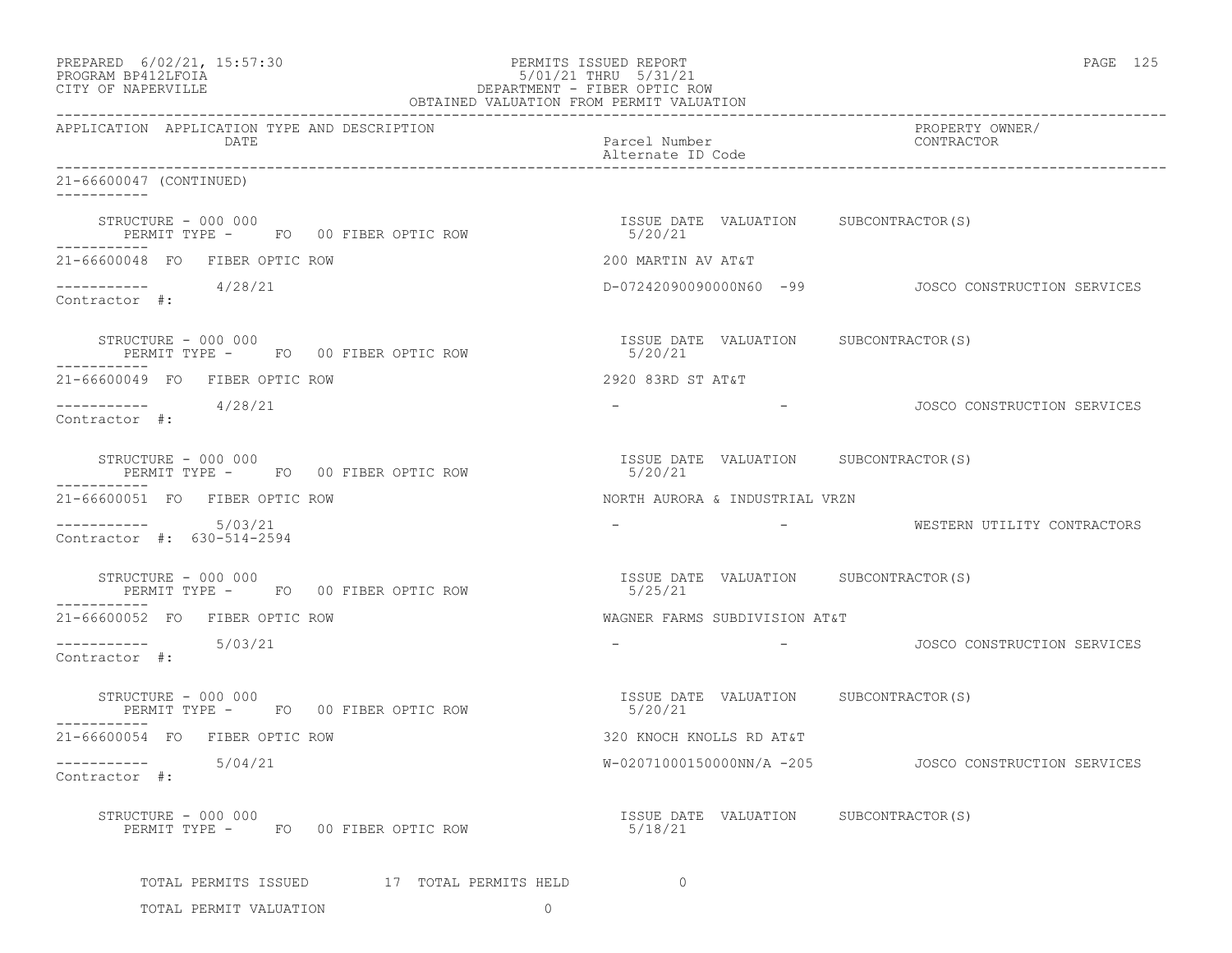PREPARED 6/02/21, 15:57:30
PROGRAM BP412LFOIA
CITY OF NAPERVILLE

PERMITS ISSUED REPORT
5/01/21 THRU 5/31/21
DEPARTMENT - FIBER OPTIC ROW
OBTAINED VALUATION FROM PERMIT VALUATION

| APPLICATION | APPLICATION TYPE AND DESCRIPTION DATE | Parcel Number Alternate ID Code | PROPERTY OWNER/ CONTRACTOR |
|---|---|---|---|

21-66600047 (CONTINUED)

STRUCTURE - 000 000
PERMIT TYPE - FO 00 FIBER OPTIC ROW
ISSUE DATE 5/20/21 VALUATION SUBCONTRACTOR(S)

21-66600048 FO FIBER OPTIC ROW — 200 MARTIN AV AT&T
4/28/21 — D-07242090090000N60 -99 — JOSCO CONSTRUCTION SERVICES
Contractor #:

STRUCTURE - 000 000
PERMIT TYPE - FO 00 FIBER OPTIC ROW
ISSUE DATE 5/20/21 VALUATION SUBCONTRACTOR(S)

21-66600049 FO FIBER OPTIC ROW — 2920 83RD ST AT&T
4/28/21 — - - — JOSCO CONSTRUCTION SERVICES
Contractor #:

STRUCTURE - 000 000
PERMIT TYPE - FO 00 FIBER OPTIC ROW
ISSUE DATE 5/20/21 VALUATION SUBCONTRACTOR(S)

21-66600051 FO FIBER OPTIC ROW — NORTH AURORA & INDUSTRIAL VRZN
5/03/21 — - - — WESTERN UTILITY CONTRACTORS
Contractor #: 630-514-2594

STRUCTURE - 000 000
PERMIT TYPE - FO 00 FIBER OPTIC ROW
ISSUE DATE 5/25/21 VALUATION SUBCONTRACTOR(S)

21-66600052 FO FIBER OPTIC ROW — WAGNER FARMS SUBDIVISION AT&T
5/03/21 — - - — JOSCO CONSTRUCTION SERVICES
Contractor #:

STRUCTURE - 000 000
PERMIT TYPE - FO 00 FIBER OPTIC ROW
ISSUE DATE 5/20/21 VALUATION SUBCONTRACTOR(S)

21-66600054 FO FIBER OPTIC ROW — 320 KNOCH KNOLLS RD AT&T
5/04/21 — W-02071000150000NN/A -205 — JOSCO CONSTRUCTION SERVICES
Contractor #:

STRUCTURE - 000 000
PERMIT TYPE - FO 00 FIBER OPTIC ROW
ISSUE DATE 5/18/21 VALUATION SUBCONTRACTOR(S)

TOTAL PERMITS ISSUED 17 TOTAL PERMITS HELD 0

TOTAL PERMIT VALUATION 0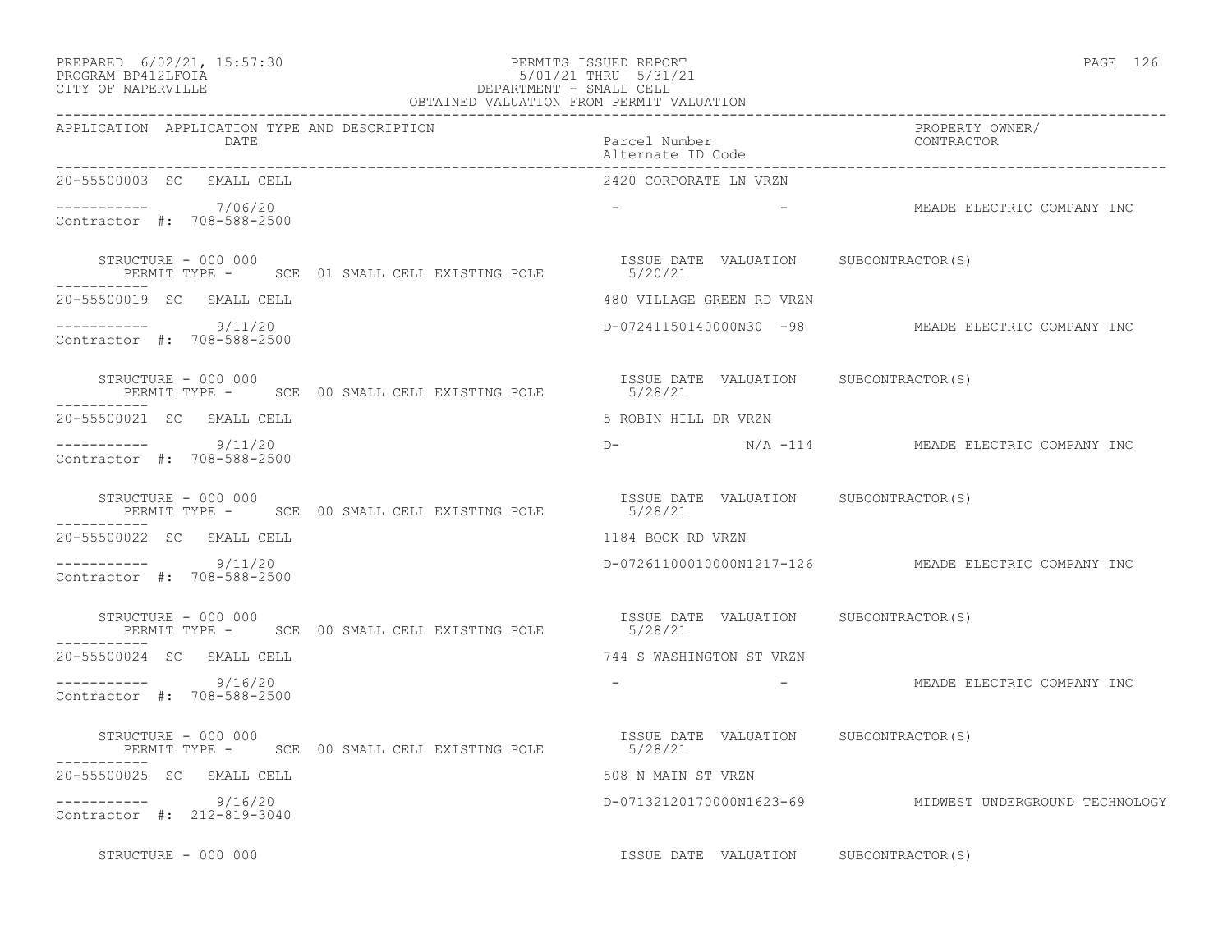PREPARED 6/02/21, 15:57:30 PERMITS ISSUED REPORT
PROGRAM BP412LFOIA 5/01/21 THRU 5/31/21
CITY OF NAPERVILLE DEPARTMENT - SMALL CELL
OBTAINED VALUATION FROM PERMIT VALUATION

| APPLICATION | APPLICATION TYPE AND DESCRIPTION / DATE | Parcel Number / Alternate ID Code | PROPERTY OWNER/ CONTRACTOR |
|---|---|---|---|
| 20-55500003 SC | SMALL CELL | 2420 CORPORATE LN VRZN | |
| ----------- | 7/06/20 | - - | MEADE ELECTRIC COMPANY INC |
| Contractor #: 708-588-2500 | | | |
| STRUCTURE - 000 000 | PERMIT TYPE - SCE 01 SMALL CELL EXISTING POLE | ISSUE DATE 5/20/21 VALUATION | SUBCONTRACTOR(S) |
| 20-55500019 SC | SMALL CELL | 480 VILLAGE GREEN RD VRZN | |
| ----------- | 9/11/20 | D-07241150140000N30 -98 | MEADE ELECTRIC COMPANY INC |
| Contractor #: 708-588-2500 | | | |
| STRUCTURE - 000 000 | PERMIT TYPE - SCE 00 SMALL CELL EXISTING POLE | ISSUE DATE 5/28/21 VALUATION | SUBCONTRACTOR(S) |
| 20-55500021 SC | SMALL CELL | 5 ROBIN HILL DR VRZN | |
| ----------- | 9/11/20 | D- N/A -114 | MEADE ELECTRIC COMPANY INC |
| Contractor #: 708-588-2500 | | | |
| STRUCTURE - 000 000 | PERMIT TYPE - SCE 00 SMALL CELL EXISTING POLE | ISSUE DATE 5/28/21 VALUATION | SUBCONTRACTOR(S) |
| 20-55500022 SC | SMALL CELL | 1184 BOOK RD VRZN | |
| ----------- | 9/11/20 | D-07261100010000N1217-126 | MEADE ELECTRIC COMPANY INC |
| Contractor #: 708-588-2500 | | | |
| STRUCTURE - 000 000 | PERMIT TYPE - SCE 00 SMALL CELL EXISTING POLE | ISSUE DATE 5/28/21 VALUATION | SUBCONTRACTOR(S) |
| 20-55500024 SC | SMALL CELL | 744 S WASHINGTON ST VRZN | |
| ----------- | 9/16/20 | - - | MEADE ELECTRIC COMPANY INC |
| Contractor #: 708-588-2500 | | | |
| STRUCTURE - 000 000 | PERMIT TYPE - SCE 00 SMALL CELL EXISTING POLE | ISSUE DATE 5/28/21 VALUATION | SUBCONTRACTOR(S) |
| 20-55500025 SC | SMALL CELL | 508 N MAIN ST VRZN | |
| ----------- | 9/16/20 | D-07132120170000N1623-69 | MIDWEST UNDERGROUND TECHNOLOGY |
| Contractor #: 212-819-3040 | | | |
| STRUCTURE - 000 000 | | ISSUE DATE VALUATION | SUBCONTRACTOR(S) |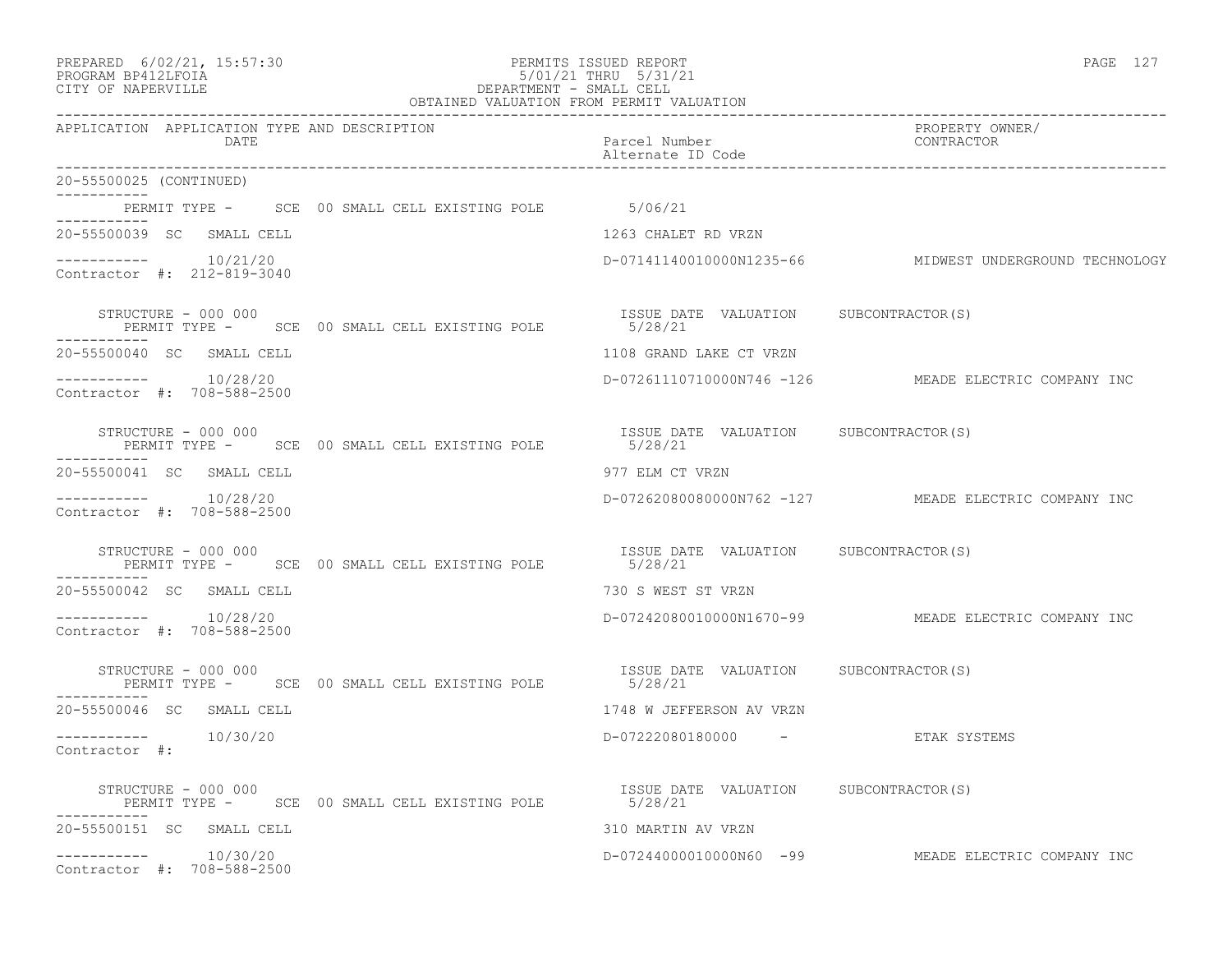PREPARED 6/02/21, 15:57:30 PERMITS ISSUED REPORT
PROGRAM BP412LFOIA 5/01/21 THRU 5/31/21
CITY OF NAPERVILLE DEPARTMENT - SMALL CELL
OBTAINED VALUATION FROM PERMIT VALUATION

| APPLICATION | APPLICATION TYPE AND DESCRIPTION / DATE | Parcel Number / Alternate ID Code | PROPERTY OWNER/ CONTRACTOR |
|---|---|---|---|

20-55500025 (CONTINUED)

PERMIT TYPE - SCE 00 SMALL CELL EXISTING POLE 5/06/21

---

**20-55500039 SC SMALL CELL** — 1263 CHALET RD VRZN
10/21/20 — D-07141140010000N1235-66 — MIDWEST UNDERGROUND TECHNOLOGY
Contractor #: 212-819-3040

STRUCTURE - 000 000 — ISSUE DATE VALUATION SUBCONTRACTOR(S)
PERMIT TYPE - SCE 00 SMALL CELL EXISTING POLE 5/28/21

---

**20-55500040 SC SMALL CELL** — 1108 GRAND LAKE CT VRZN
10/28/20 — D-07261110710000N746 -126 — MEADE ELECTRIC COMPANY INC
Contractor #: 708-588-2500

STRUCTURE - 000 000 — ISSUE DATE VALUATION SUBCONTRACTOR(S)
PERMIT TYPE - SCE 00 SMALL CELL EXISTING POLE 5/28/21

---

**20-55500041 SC SMALL CELL** — 977 ELM CT VRZN
10/28/20 — D-07262080080000N762 -127 — MEADE ELECTRIC COMPANY INC
Contractor #: 708-588-2500

STRUCTURE - 000 000 — ISSUE DATE VALUATION SUBCONTRACTOR(S)
PERMIT TYPE - SCE 00 SMALL CELL EXISTING POLE 5/28/21

---

**20-55500042 SC SMALL CELL** — 730 S WEST ST VRZN
10/28/20 — D-07242080010000N1670-99 — MEADE ELECTRIC COMPANY INC
Contractor #: 708-588-2500

STRUCTURE - 000 000 — ISSUE DATE VALUATION SUBCONTRACTOR(S)
PERMIT TYPE - SCE 00 SMALL CELL EXISTING POLE 5/28/21

---

**20-55500046 SC SMALL CELL** — 1748 W JEFFERSON AV VRZN
10/30/20 — D-07222080180000 - — ETAK SYSTEMS
Contractor #:

STRUCTURE - 000 000 — ISSUE DATE VALUATION SUBCONTRACTOR(S)
PERMIT TYPE - SCE 00 SMALL CELL EXISTING POLE 5/28/21

---

**20-55500151 SC SMALL CELL** — 310 MARTIN AV VRZN
10/30/20 — D-07244000010000N60 -99 — MEADE ELECTRIC COMPANY INC
Contractor #: 708-588-2500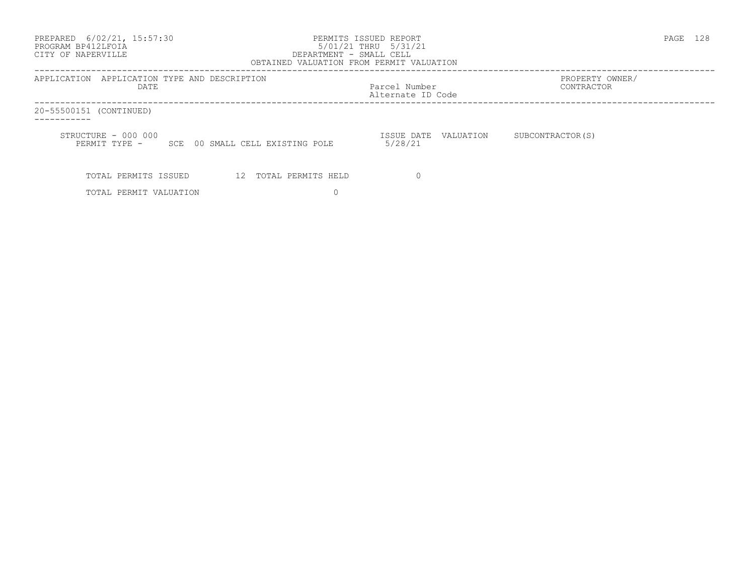PERMITS ISSUED REPORT
5/01/21 THRU 5/31/21
DEPARTMENT - SMALL CELL
OBTAINED VALUATION FROM PERMIT VALUATION

| APPLICATION DATE | APPLICATION TYPE AND DESCRIPTION | Parcel Number / Alternate ID Code | PROPERTY OWNER/ CONTRACTOR |
|---|---|---|---|

20-55500151 (CONTINUED)

STRUCTURE - 000 000
PERMIT TYPE - SCE 00 SMALL CELL EXISTING POLE

| ISSUE DATE | VALUATION | SUBCONTRACTOR(S) |
|---|---|---|
| 5/28/21 | | |

TOTAL PERMITS ISSUED 12 TOTAL PERMITS HELD 0

TOTAL PERMIT VALUATION 0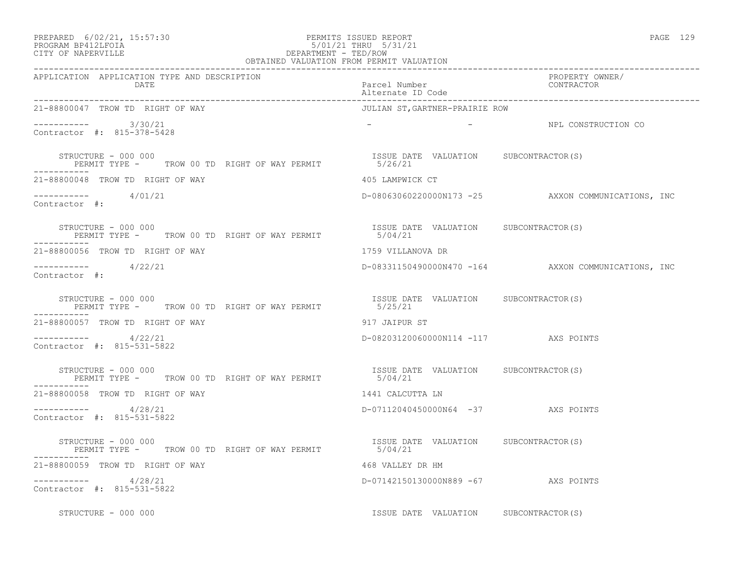PREPARED 6/02/21, 15:57:30 PERMITS ISSUED REPORT
PROGRAM BP412LFOIA 5/01/21 THRU 5/31/21
CITY OF NAPERVILLE DEPARTMENT - TED/ROW
OBTAINED VALUATION FROM PERMIT VALUATION

| APPLICATION | APPLICATION TYPE AND DESCRIPTION DATE | Parcel Number / Alternate ID Code | PROPERTY OWNER/ CONTRACTOR |
|---|---|---|---|
| 21-88800047 | TROW TD RIGHT OF WAY | JULIAN ST,GARTNER-PRAIRIE ROW | |
| ----------- | 3/30/21 | - - | NPL CONSTRUCTION CO |
| Contractor #: 815-378-5428 | | | |
| STRUCTURE - 000 000 | PERMIT TYPE - TROW 00 TD RIGHT OF WAY PERMIT | ISSUE DATE 5/26/21 VALUATION | SUBCONTRACTOR(S) |
| 21-88800048 | TROW TD RIGHT OF WAY | 405 LAMPWICK CT | |
| ----------- | 4/01/21 | D-08063060220000N173 -25 | AXXON COMMUNICATIONS, INC |
| Contractor #: | | | |
| STRUCTURE - 000 000 | PERMIT TYPE - TROW 00 TD RIGHT OF WAY PERMIT | ISSUE DATE 5/04/21 VALUATION | SUBCONTRACTOR(S) |
| 21-88800056 | TROW TD RIGHT OF WAY | 1759 VILLANOVA DR | |
| ----------- | 4/22/21 | D-08331150490000N470 -164 | AXXON COMMUNICATIONS, INC |
| Contractor #: | | | |
| STRUCTURE - 000 000 | PERMIT TYPE - TROW 00 TD RIGHT OF WAY PERMIT | ISSUE DATE 5/25/21 VALUATION | SUBCONTRACTOR(S) |
| 21-88800057 | TROW TD RIGHT OF WAY | 917 JAIPUR ST | |
| ----------- | 4/22/21 | D-08203120060000N114 -117 | AXS POINTS |
| Contractor #: 815-531-5822 | | | |
| STRUCTURE - 000 000 | PERMIT TYPE - TROW 00 TD RIGHT OF WAY PERMIT | ISSUE DATE 5/04/21 VALUATION | SUBCONTRACTOR(S) |
| 21-88800058 | TROW TD RIGHT OF WAY | 1441 CALCUTTA LN | |
| ----------- | 4/28/21 | D-07112040450000N64 -37 | AXS POINTS |
| Contractor #: 815-531-5822 | | | |
| STRUCTURE - 000 000 | PERMIT TYPE - TROW 00 TD RIGHT OF WAY PERMIT | ISSUE DATE 5/04/21 VALUATION | SUBCONTRACTOR(S) |
| 21-88800059 | TROW TD RIGHT OF WAY | 468 VALLEY DR HM | |
| ----------- | 4/28/21 | D-07142150130000N889 -67 | AXS POINTS |
| Contractor #: 815-531-5822 | | | |
| STRUCTURE - 000 000 | | ISSUE DATE VALUATION | SUBCONTRACTOR(S) |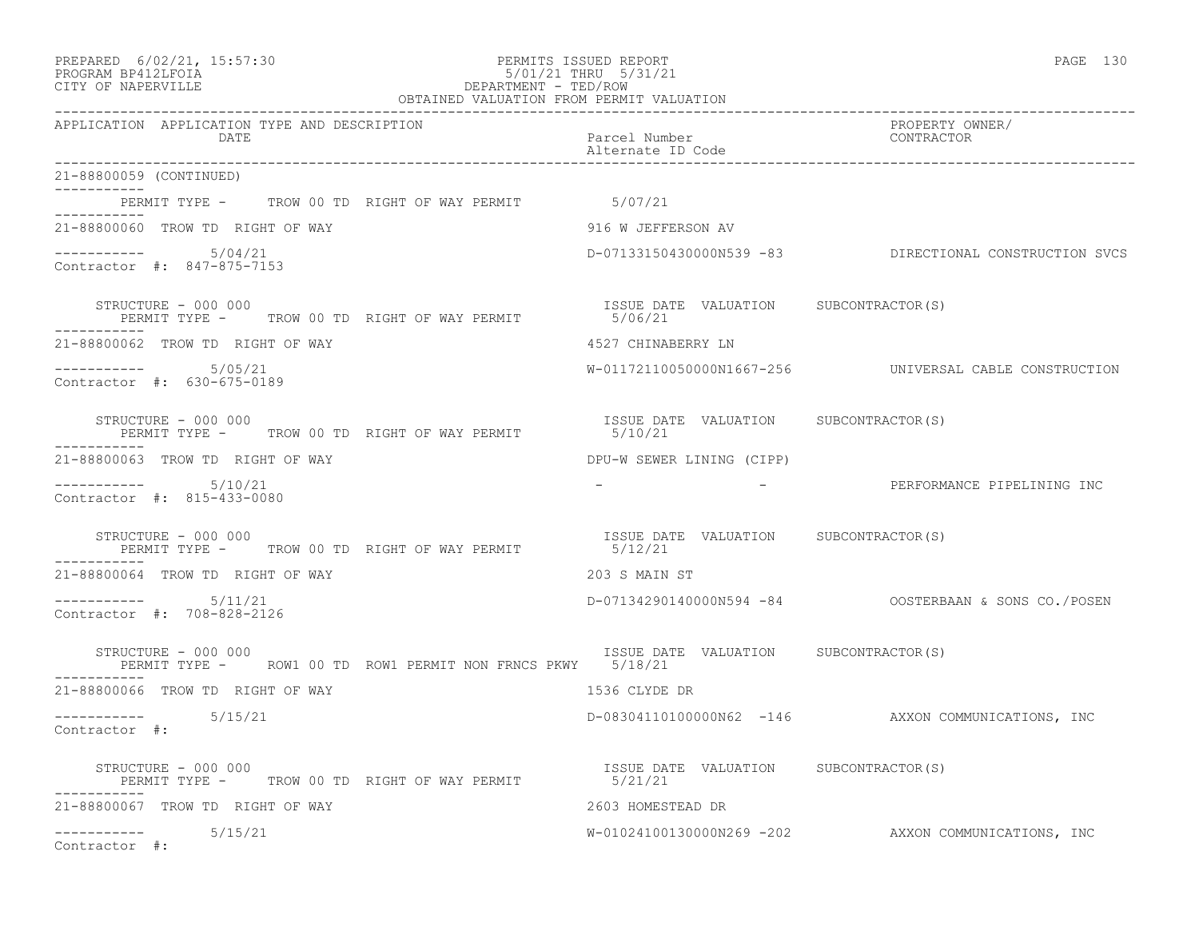PREPARED 6/02/21, 15:57:30
PROGRAM BP412LFOIA
CITY OF NAPERVILLE

PERMITS ISSUED REPORT
5/01/21 THRU 5/31/21
DEPARTMENT - TED/ROW
OBTAINED VALUATION FROM PERMIT VALUATION

| APPLICATION | APPLICATION TYPE AND DESCRIPTION DATE | Parcel Number Alternate ID Code | PROPERTY OWNER/ CONTRACTOR |
|---|---|---|---|

21-88800059 (CONTINUED)

PERMIT TYPE - TROW 00 TD RIGHT OF WAY PERMIT 5/07/21

21-88800060 TROW TD RIGHT OF WAY — 916 W JEFFERSON AV
5/04/21 — D-07133150430000N539 -83 — DIRECTIONAL CONSTRUCTION SVCS
Contractor #: 847-875-7153

STRUCTURE - 000 000 — ISSUE DATE VALUATION SUBCONTRACTOR(S)
PERMIT TYPE - TROW 00 TD RIGHT OF WAY PERMIT 5/06/21

21-88800062 TROW TD RIGHT OF WAY — 4527 CHINABERRY LN
5/05/21 — W-01172110050000N1667-256 — UNIVERSAL CABLE CONSTRUCTION
Contractor #: 630-675-0189

STRUCTURE - 000 000 — ISSUE DATE VALUATION SUBCONTRACTOR(S)
PERMIT TYPE - TROW 00 TD RIGHT OF WAY PERMIT 5/10/21

21-88800063 TROW TD RIGHT OF WAY — DPU-W SEWER LINING (CIPP)
5/10/21 — - - — PERFORMANCE PIPELINING INC
Contractor #: 815-433-0080

STRUCTURE - 000 000 — ISSUE DATE VALUATION SUBCONTRACTOR(S)
PERMIT TYPE - TROW 00 TD RIGHT OF WAY PERMIT 5/12/21

21-88800064 TROW TD RIGHT OF WAY — 203 S MAIN ST
5/11/21 — D-07134290140000N594 -84 — OOSTERBAAN & SONS CO./POSEN
Contractor #: 708-828-2126

STRUCTURE - 000 000 — ISSUE DATE VALUATION SUBCONTRACTOR(S)
PERMIT TYPE - ROW1 00 TD ROW1 PERMIT NON FRNCS PKWY 5/18/21

21-88800066 TROW TD RIGHT OF WAY — 1536 CLYDE DR
5/15/21 — D-08304110100000N62 -146 — AXXON COMMUNICATIONS, INC
Contractor #:

STRUCTURE - 000 000 — ISSUE DATE VALUATION SUBCONTRACTOR(S)
PERMIT TYPE - TROW 00 TD RIGHT OF WAY PERMIT 5/21/21

21-88800067 TROW TD RIGHT OF WAY — 2603 HOMESTEAD DR
5/15/21 — W-01024100130000N269 -202 — AXXON COMMUNICATIONS, INC
Contractor #: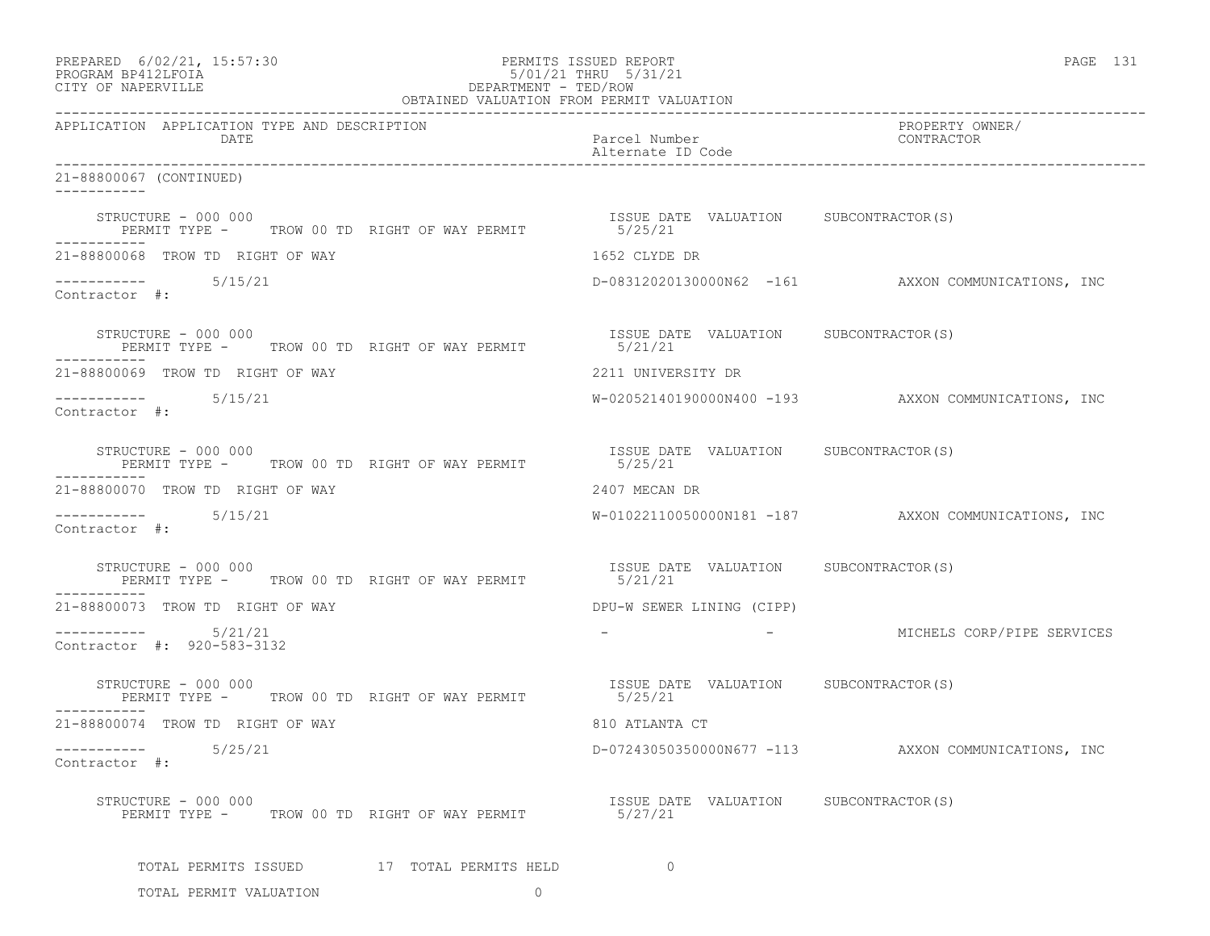PREPARED 6/02/21, 15:57:30 PERMITS ISSUED REPORT
PROGRAM BP412LFOIA 5/01/21 THRU 5/31/21
CITY OF NAPERVILLE DEPARTMENT - TED/ROW
OBTAINED VALUATION FROM PERMIT VALUATION

| APPLICATION | APPLICATION TYPE AND DESCRIPTION / DATE | Parcel Number / Alternate ID Code | PROPERTY OWNER/ CONTRACTOR |
|---|---|---|---|

21-88800067 (CONTINUED)

STRUCTURE - 000 000 — PERMIT TYPE - TROW 00 TD RIGHT OF WAY PERMIT — ISSUE DATE 5/25/21 — VALUATION — SUBCONTRACTOR(S)

21-88800068 TROW TD RIGHT OF WAY — 1652 CLYDE DR
5/15/21 — D-08312020130000N62 -161 — AXXON COMMUNICATIONS, INC
Contractor #:

STRUCTURE - 000 000 — PERMIT TYPE - TROW 00 TD RIGHT OF WAY PERMIT — ISSUE DATE 5/21/21 — VALUATION — SUBCONTRACTOR(S)

21-88800069 TROW TD RIGHT OF WAY — 2211 UNIVERSITY DR
5/15/21 — W-02052140190000N400 -193 — AXXON COMMUNICATIONS, INC
Contractor #:

STRUCTURE - 000 000 — PERMIT TYPE - TROW 00 TD RIGHT OF WAY PERMIT — ISSUE DATE 5/25/21 — VALUATION — SUBCONTRACTOR(S)

21-88800070 TROW TD RIGHT OF WAY — 2407 MECAN DR
5/15/21 — W-01022110050000N181 -187 — AXXON COMMUNICATIONS, INC
Contractor #:

STRUCTURE - 000 000 — PERMIT TYPE - TROW 00 TD RIGHT OF WAY PERMIT — ISSUE DATE 5/21/21 — VALUATION — SUBCONTRACTOR(S)

21-88800073 TROW TD RIGHT OF WAY — DPU-W SEWER LINING (CIPP)
5/21/21 — - - — MICHELS CORP/PIPE SERVICES
Contractor #: 920-583-3132

STRUCTURE - 000 000 — PERMIT TYPE - TROW 00 TD RIGHT OF WAY PERMIT — ISSUE DATE 5/25/21 — VALUATION — SUBCONTRACTOR(S)

21-88800074 TROW TD RIGHT OF WAY — 810 ATLANTA CT
5/25/21 — D-07243050350000N677 -113 — AXXON COMMUNICATIONS, INC
Contractor #:

STRUCTURE - 000 000 — PERMIT TYPE - TROW 00 TD RIGHT OF WAY PERMIT — ISSUE DATE 5/27/21 — VALUATION — SUBCONTRACTOR(S)

TOTAL PERMITS ISSUED 17 TOTAL PERMITS HELD 0

TOTAL PERMIT VALUATION 0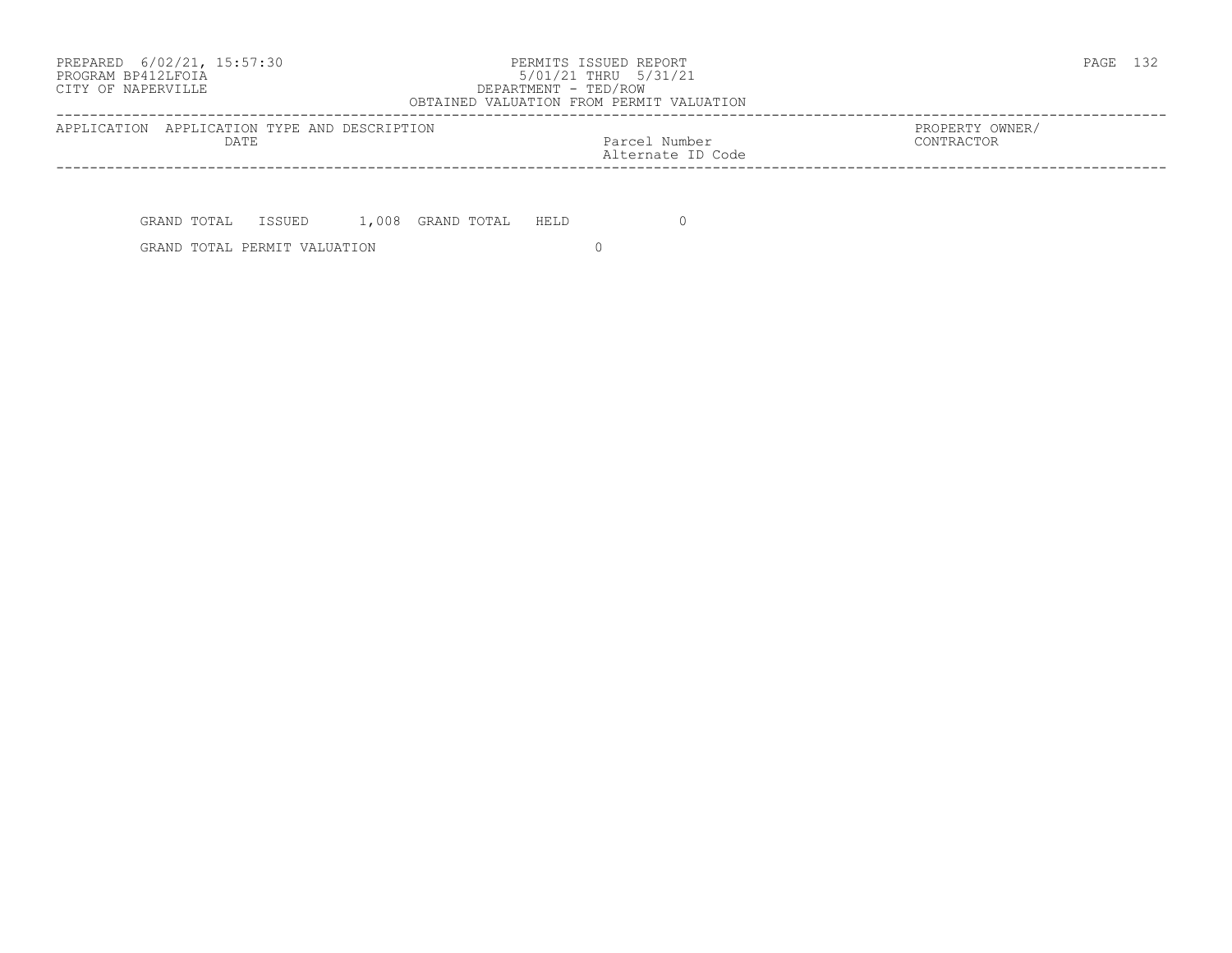PREPARED 6/02/21, 15:57:30
PROGRAM BP412LFOIA
CITY OF NAPERVILLE

PERMITS ISSUED REPORT
5/01/21 THRU 5/31/21
DEPARTMENT - TED/ROW
OBTAINED VALUATION FROM PERMIT VALUATION

| APPLICATION | APPLICATION TYPE AND DESCRIPTION DATE | Parcel Number Alternate ID Code | PROPERTY OWNER/ CONTRACTOR |
|---|---|---|---|

GRAND TOTAL ISSUED 1,008 GRAND TOTAL HELD 0

GRAND TOTAL PERMIT VALUATION 0